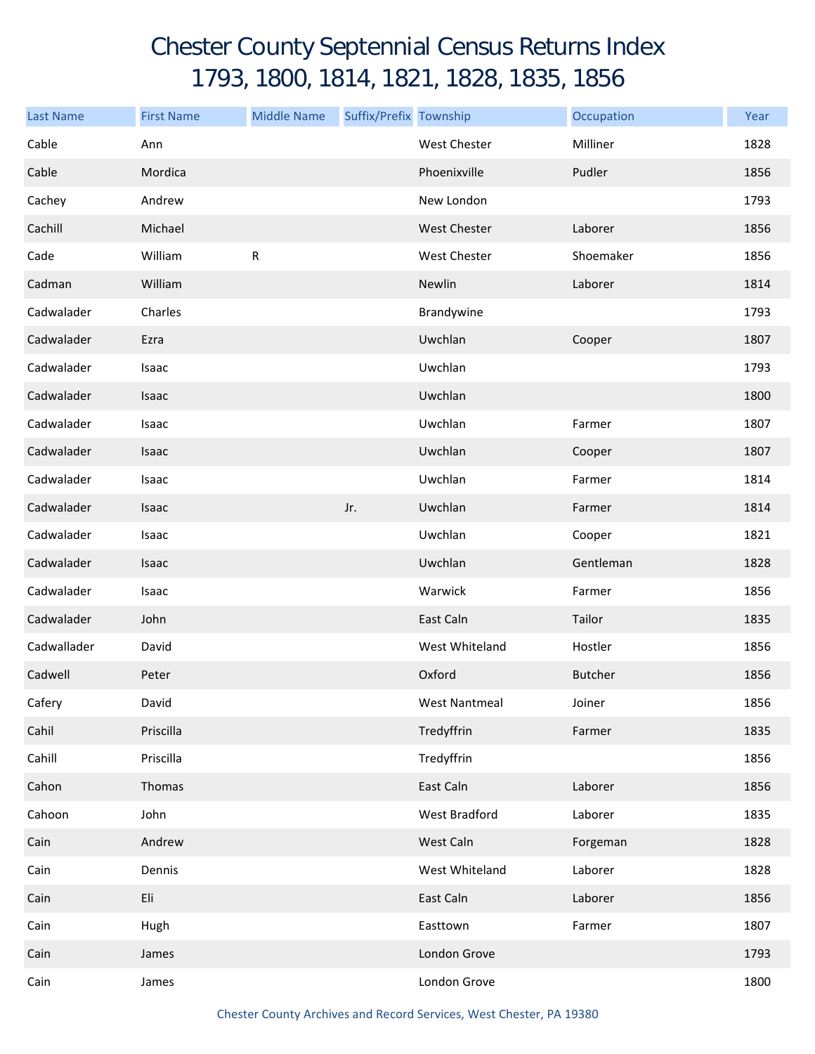# Chester County Septennial Census Returns Index
# 1793, 1800, 1814, 1821, 1828, 1835, 1856

| Last Name | First Name | Middle Name | Suffix/Prefix | Township | Occupation | Year |
|---|---|---|---|---|---|---|
| Cable | Ann | | | West Chester | Milliner | 1828 |
| Cable | Mordica | | | Phoenixville | Pudler | 1856 |
| Cachey | Andrew | | | New London | | 1793 |
| Cachill | Michael | | | West Chester | Laborer | 1856 |
| Cade | William | R | | West Chester | Shoemaker | 1856 |
| Cadman | William | | | Newlin | Laborer | 1814 |
| Cadwalader | Charles | | | Brandywine | | 1793 |
| Cadwalader | Ezra | | | Uwchlan | Cooper | 1807 |
| Cadwalader | Isaac | | | Uwchlan | | 1793 |
| Cadwalader | Isaac | | | Uwchlan | | 1800 |
| Cadwalader | Isaac | | | Uwchlan | Farmer | 1807 |
| Cadwalader | Isaac | | | Uwchlan | Cooper | 1807 |
| Cadwalader | Isaac | | | Uwchlan | Farmer | 1814 |
| Cadwalader | Isaac | | Jr. | Uwchlan | Farmer | 1814 |
| Cadwalader | Isaac | | | Uwchlan | Cooper | 1821 |
| Cadwalader | Isaac | | | Uwchlan | Gentleman | 1828 |
| Cadwalader | Isaac | | | Warwick | Farmer | 1856 |
| Cadwalader | John | | | East Caln | Tailor | 1835 |
| Cadwallader | David | | | West Whiteland | Hostler | 1856 |
| Cadwell | Peter | | | Oxford | Butcher | 1856 |
| Cafery | David | | | West Nantmeal | Joiner | 1856 |
| Cahil | Priscilla | | | Tredyffrin | Farmer | 1835 |
| Cahill | Priscilla | | | Tredyffrin | | 1856 |
| Cahon | Thomas | | | East Caln | Laborer | 1856 |
| Cahoon | John | | | West Bradford | Laborer | 1835 |
| Cain | Andrew | | | West Caln | Forgeman | 1828 |
| Cain | Dennis | | | West Whiteland | Laborer | 1828 |
| Cain | Eli | | | East Caln | Laborer | 1856 |
| Cain | Hugh | | | Easttown | Farmer | 1807 |
| Cain | James | | | London Grove | | 1793 |
| Cain | James | | | London Grove | | 1800 |

Chester County Archives and Record Services, West Chester, PA 19380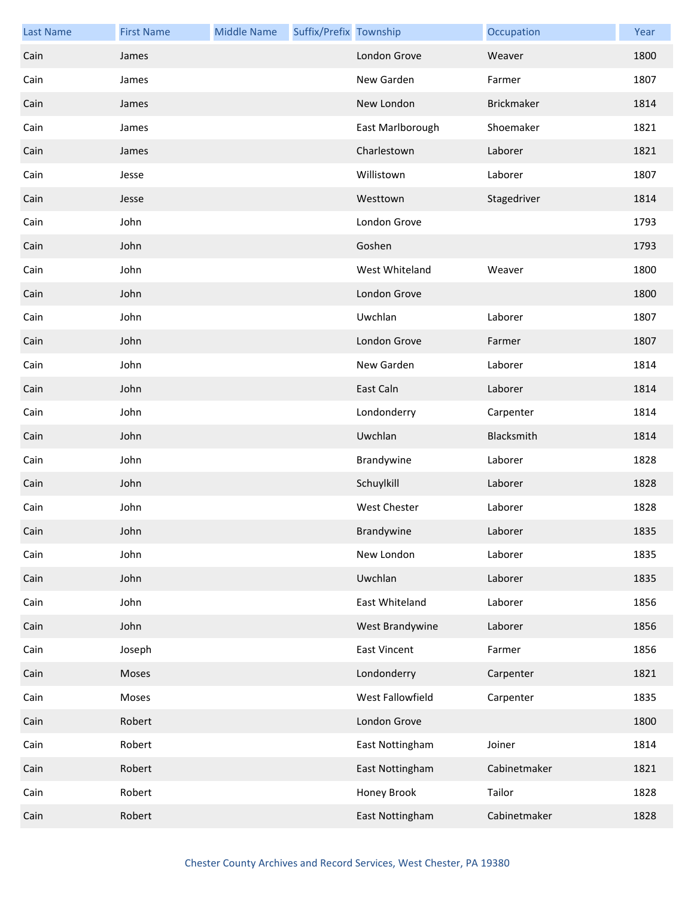| Last Name | First Name | Middle Name | Suffix/Prefix | Township | Occupation | Year |
|---|---|---|---|---|---|---|
| Cain | James | | | London Grove | Weaver | 1800 |
| Cain | James | | | New Garden | Farmer | 1807 |
| Cain | James | | | New London | Brickmaker | 1814 |
| Cain | James | | | East Marlborough | Shoemaker | 1821 |
| Cain | James | | | Charlestown | Laborer | 1821 |
| Cain | Jesse | | | Willistown | Laborer | 1807 |
| Cain | Jesse | | | Westtown | Stagedriver | 1814 |
| Cain | John | | | London Grove | | 1793 |
| Cain | John | | | Goshen | | 1793 |
| Cain | John | | | West Whiteland | Weaver | 1800 |
| Cain | John | | | London Grove | | 1800 |
| Cain | John | | | Uwchlan | Laborer | 1807 |
| Cain | John | | | London Grove | Farmer | 1807 |
| Cain | John | | | New Garden | Laborer | 1814 |
| Cain | John | | | East Caln | Laborer | 1814 |
| Cain | John | | | Londonderry | Carpenter | 1814 |
| Cain | John | | | Uwchlan | Blacksmith | 1814 |
| Cain | John | | | Brandywine | Laborer | 1828 |
| Cain | John | | | Schuylkill | Laborer | 1828 |
| Cain | John | | | West Chester | Laborer | 1828 |
| Cain | John | | | Brandywine | Laborer | 1835 |
| Cain | John | | | New London | Laborer | 1835 |
| Cain | John | | | Uwchlan | Laborer | 1835 |
| Cain | John | | | East Whiteland | Laborer | 1856 |
| Cain | John | | | West Brandywine | Laborer | 1856 |
| Cain | Joseph | | | East Vincent | Farmer | 1856 |
| Cain | Moses | | | Londonderry | Carpenter | 1821 |
| Cain | Moses | | | West Fallowfield | Carpenter | 1835 |
| Cain | Robert | | | London Grove | | 1800 |
| Cain | Robert | | | East Nottingham | Joiner | 1814 |
| Cain | Robert | | | East Nottingham | Cabinetmaker | 1821 |
| Cain | Robert | | | Honey Brook | Tailor | 1828 |
| Cain | Robert | | | East Nottingham | Cabinetmaker | 1828 |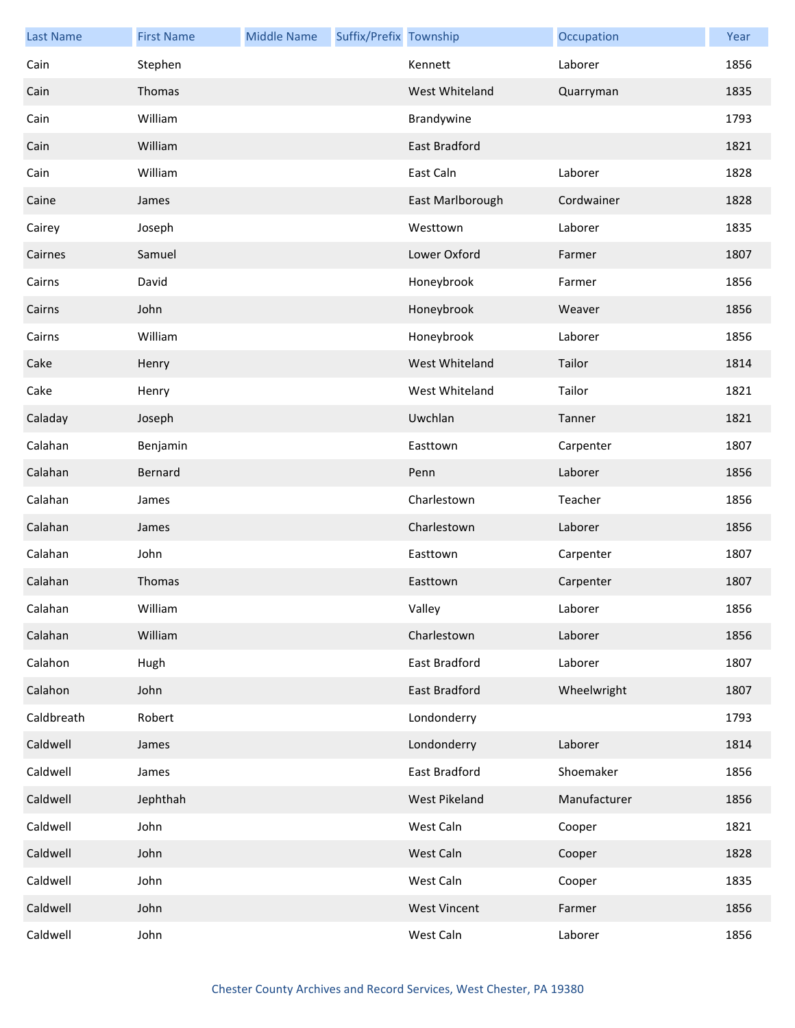| Last Name | First Name | Middle Name | Suffix/Prefix | Township | Occupation | Year |
|---|---|---|---|---|---|---|
| Cain | Stephen | | | Kennett | Laborer | 1856 |
| Cain | Thomas | | | West Whiteland | Quarryman | 1835 |
| Cain | William | | | Brandywine | | 1793 |
| Cain | William | | | East Bradford | | 1821 |
| Cain | William | | | East Caln | Laborer | 1828 |
| Caine | James | | | East Marlborough | Cordwainer | 1828 |
| Cairey | Joseph | | | Westtown | Laborer | 1835 |
| Cairnes | Samuel | | | Lower Oxford | Farmer | 1807 |
| Cairns | David | | | Honeybrook | Farmer | 1856 |
| Cairns | John | | | Honeybrook | Weaver | 1856 |
| Cairns | William | | | Honeybrook | Laborer | 1856 |
| Cake | Henry | | | West Whiteland | Tailor | 1814 |
| Cake | Henry | | | West Whiteland | Tailor | 1821 |
| Caladay | Joseph | | | Uwchlan | Tanner | 1821 |
| Calahan | Benjamin | | | Easttown | Carpenter | 1807 |
| Calahan | Bernard | | | Penn | Laborer | 1856 |
| Calahan | James | | | Charlestown | Teacher | 1856 |
| Calahan | James | | | Charlestown | Laborer | 1856 |
| Calahan | John | | | Easttown | Carpenter | 1807 |
| Calahan | Thomas | | | Easttown | Carpenter | 1807 |
| Calahan | William | | | Valley | Laborer | 1856 |
| Calahan | William | | | Charlestown | Laborer | 1856 |
| Calahon | Hugh | | | East Bradford | Laborer | 1807 |
| Calahon | John | | | East Bradford | Wheelwright | 1807 |
| Caldbreath | Robert | | | Londonderry | | 1793 |
| Caldwell | James | | | Londonderry | Laborer | 1814 |
| Caldwell | James | | | East Bradford | Shoemaker | 1856 |
| Caldwell | Jephthah | | | West Pikeland | Manufacturer | 1856 |
| Caldwell | John | | | West Caln | Cooper | 1821 |
| Caldwell | John | | | West Caln | Cooper | 1828 |
| Caldwell | John | | | West Caln | Cooper | 1835 |
| Caldwell | John | | | West Vincent | Farmer | 1856 |
| Caldwell | John | | | West Caln | Laborer | 1856 |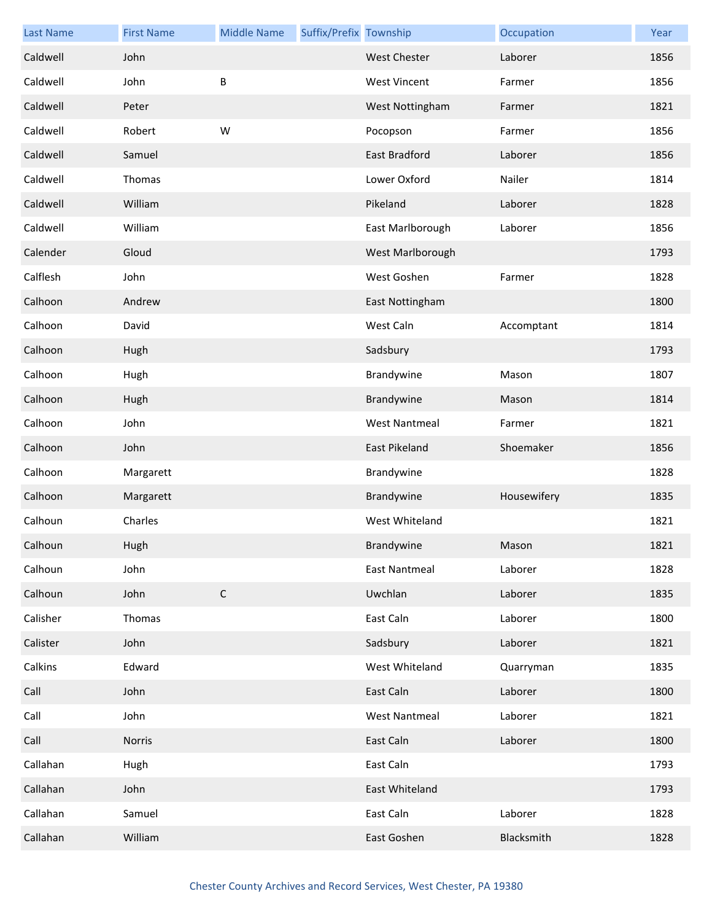| Last Name | First Name | Middle Name | Suffix/Prefix | Township | Occupation | Year |
|---|---|---|---|---|---|---|
| Caldwell | John | | | West Chester | Laborer | 1856 |
| Caldwell | John | B | | West Vincent | Farmer | 1856 |
| Caldwell | Peter | | | West Nottingham | Farmer | 1821 |
| Caldwell | Robert | W | | Pocopson | Farmer | 1856 |
| Caldwell | Samuel | | | East Bradford | Laborer | 1856 |
| Caldwell | Thomas | | | Lower Oxford | Nailer | 1814 |
| Caldwell | William | | | Pikeland | Laborer | 1828 |
| Caldwell | William | | | East Marlborough | Laborer | 1856 |
| Calender | Gloud | | | West Marlborough | | 1793 |
| Calflesh | John | | | West Goshen | Farmer | 1828 |
| Calhoon | Andrew | | | East Nottingham | | 1800 |
| Calhoon | David | | | West Caln | Accomptant | 1814 |
| Calhoon | Hugh | | | Sadsbury | | 1793 |
| Calhoon | Hugh | | | Brandywine | Mason | 1807 |
| Calhoon | Hugh | | | Brandywine | Mason | 1814 |
| Calhoon | John | | | West Nantmeal | Farmer | 1821 |
| Calhoon | John | | | East Pikeland | Shoemaker | 1856 |
| Calhoon | Margarett | | | Brandywine | | 1828 |
| Calhoon | Margarett | | | Brandywine | Housewifery | 1835 |
| Calhoun | Charles | | | West Whiteland | | 1821 |
| Calhoun | Hugh | | | Brandywine | Mason | 1821 |
| Calhoun | John | | | East Nantmeal | Laborer | 1828 |
| Calhoun | John | C | | Uwchlan | Laborer | 1835 |
| Calisher | Thomas | | | East Caln | Laborer | 1800 |
| Calister | John | | | Sadsbury | Laborer | 1821 |
| Calkins | Edward | | | West Whiteland | Quarryman | 1835 |
| Call | John | | | East Caln | Laborer | 1800 |
| Call | John | | | West Nantmeal | Laborer | 1821 |
| Call | Norris | | | East Caln | Laborer | 1800 |
| Callahan | Hugh | | | East Caln | | 1793 |
| Callahan | John | | | East Whiteland | | 1793 |
| Callahan | Samuel | | | East Caln | Laborer | 1828 |
| Callahan | William | | | East Goshen | Blacksmith | 1828 |

Chester County Archives and Record Services, West Chester, PA 19380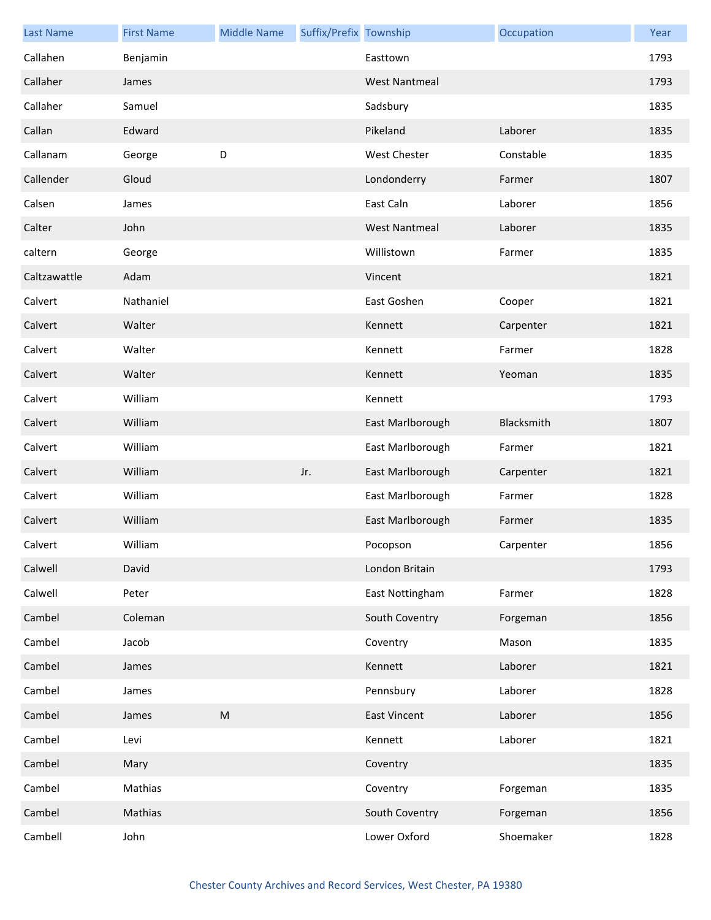| Last Name | First Name | Middle Name | Suffix/Prefix | Township | Occupation | Year |
|---|---|---|---|---|---|---|
| Callahen | Benjamin | | | Easttown | | 1793 |
| Callaher | James | | | West Nantmeal | | 1793 |
| Callaher | Samuel | | | Sadsbury | | 1835 |
| Callan | Edward | | | Pikeland | Laborer | 1835 |
| Callanam | George | D | | West Chester | Constable | 1835 |
| Callender | Gloud | | | Londonderry | Farmer | 1807 |
| Calsen | James | | | East Caln | Laborer | 1856 |
| Calter | John | | | West Nantmeal | Laborer | 1835 |
| caltern | George | | | Willistown | Farmer | 1835 |
| Caltzawattle | Adam | | | Vincent | | 1821 |
| Calvert | Nathaniel | | | East Goshen | Cooper | 1821 |
| Calvert | Walter | | | Kennett | Carpenter | 1821 |
| Calvert | Walter | | | Kennett | Farmer | 1828 |
| Calvert | Walter | | | Kennett | Yeoman | 1835 |
| Calvert | William | | | Kennett | | 1793 |
| Calvert | William | | | East Marlborough | Blacksmith | 1807 |
| Calvert | William | | | East Marlborough | Farmer | 1821 |
| Calvert | William | | Jr. | East Marlborough | Carpenter | 1821 |
| Calvert | William | | | East Marlborough | Farmer | 1828 |
| Calvert | William | | | East Marlborough | Farmer | 1835 |
| Calvert | William | | | Pocopson | Carpenter | 1856 |
| Calwell | David | | | London Britain | | 1793 |
| Calwell | Peter | | | East Nottingham | Farmer | 1828 |
| Cambel | Coleman | | | South Coventry | Forgeman | 1856 |
| Cambel | Jacob | | | Coventry | Mason | 1835 |
| Cambel | James | | | Kennett | Laborer | 1821 |
| Cambel | James | | | Pennsbury | Laborer | 1828 |
| Cambel | James | M | | East Vincent | Laborer | 1856 |
| Cambel | Levi | | | Kennett | Laborer | 1821 |
| Cambel | Mary | | | Coventry | | 1835 |
| Cambel | Mathias | | | Coventry | Forgeman | 1835 |
| Cambel | Mathias | | | South Coventry | Forgeman | 1856 |
| Cambell | John | | | Lower Oxford | Shoemaker | 1828 |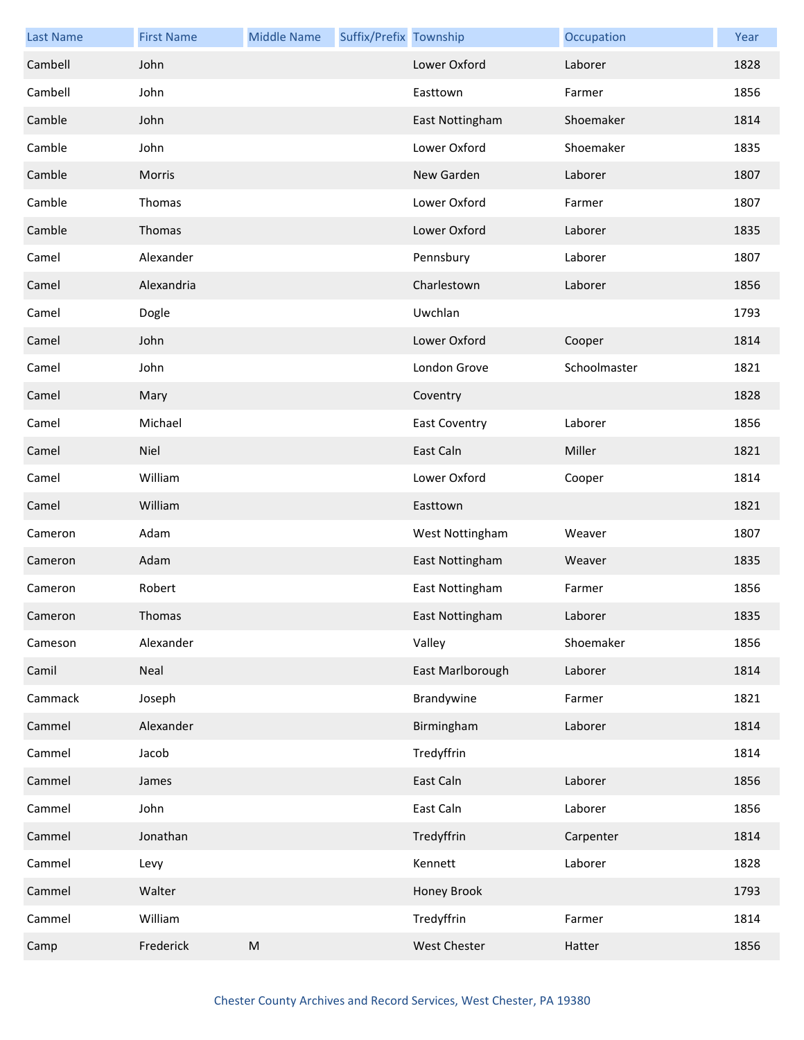| Last Name | First Name | Middle Name | Suffix/Prefix | Township | Occupation | Year |
| --- | --- | --- | --- | --- | --- | --- |
| Cambell | John | | | Lower Oxford | Laborer | 1828 |
| Cambell | John | | | Easttown | Farmer | 1856 |
| Camble | John | | | East Nottingham | Shoemaker | 1814 |
| Camble | John | | | Lower Oxford | Shoemaker | 1835 |
| Camble | Morris | | | New Garden | Laborer | 1807 |
| Camble | Thomas | | | Lower Oxford | Farmer | 1807 |
| Camble | Thomas | | | Lower Oxford | Laborer | 1835 |
| Camel | Alexander | | | Pennsbury | Laborer | 1807 |
| Camel | Alexandria | | | Charlestown | Laborer | 1856 |
| Camel | Dogle | | | Uwchlan | | 1793 |
| Camel | John | | | Lower Oxford | Cooper | 1814 |
| Camel | John | | | London Grove | Schoolmaster | 1821 |
| Camel | Mary | | | Coventry | | 1828 |
| Camel | Michael | | | East Coventry | Laborer | 1856 |
| Camel | Niel | | | East Caln | Miller | 1821 |
| Camel | William | | | Lower Oxford | Cooper | 1814 |
| Camel | William | | | Easttown | | 1821 |
| Cameron | Adam | | | West Nottingham | Weaver | 1807 |
| Cameron | Adam | | | East Nottingham | Weaver | 1835 |
| Cameron | Robert | | | East Nottingham | Farmer | 1856 |
| Cameron | Thomas | | | East Nottingham | Laborer | 1835 |
| Cameson | Alexander | | | Valley | Shoemaker | 1856 |
| Camil | Neal | | | East Marlborough | Laborer | 1814 |
| Cammack | Joseph | | | Brandywine | Farmer | 1821 |
| Cammel | Alexander | | | Birmingham | Laborer | 1814 |
| Cammel | Jacob | | | Tredyffrin | | 1814 |
| Cammel | James | | | East Caln | Laborer | 1856 |
| Cammel | John | | | East Caln | Laborer | 1856 |
| Cammel | Jonathan | | | Tredyffrin | Carpenter | 1814 |
| Cammel | Levy | | | Kennett | Laborer | 1828 |
| Cammel | Walter | | | Honey Brook | | 1793 |
| Cammel | William | | | Tredyffrin | Farmer | 1814 |
| Camp | Frederick | M | | West Chester | Hatter | 1856 |

Chester County Archives and Record Services, West Chester, PA 19380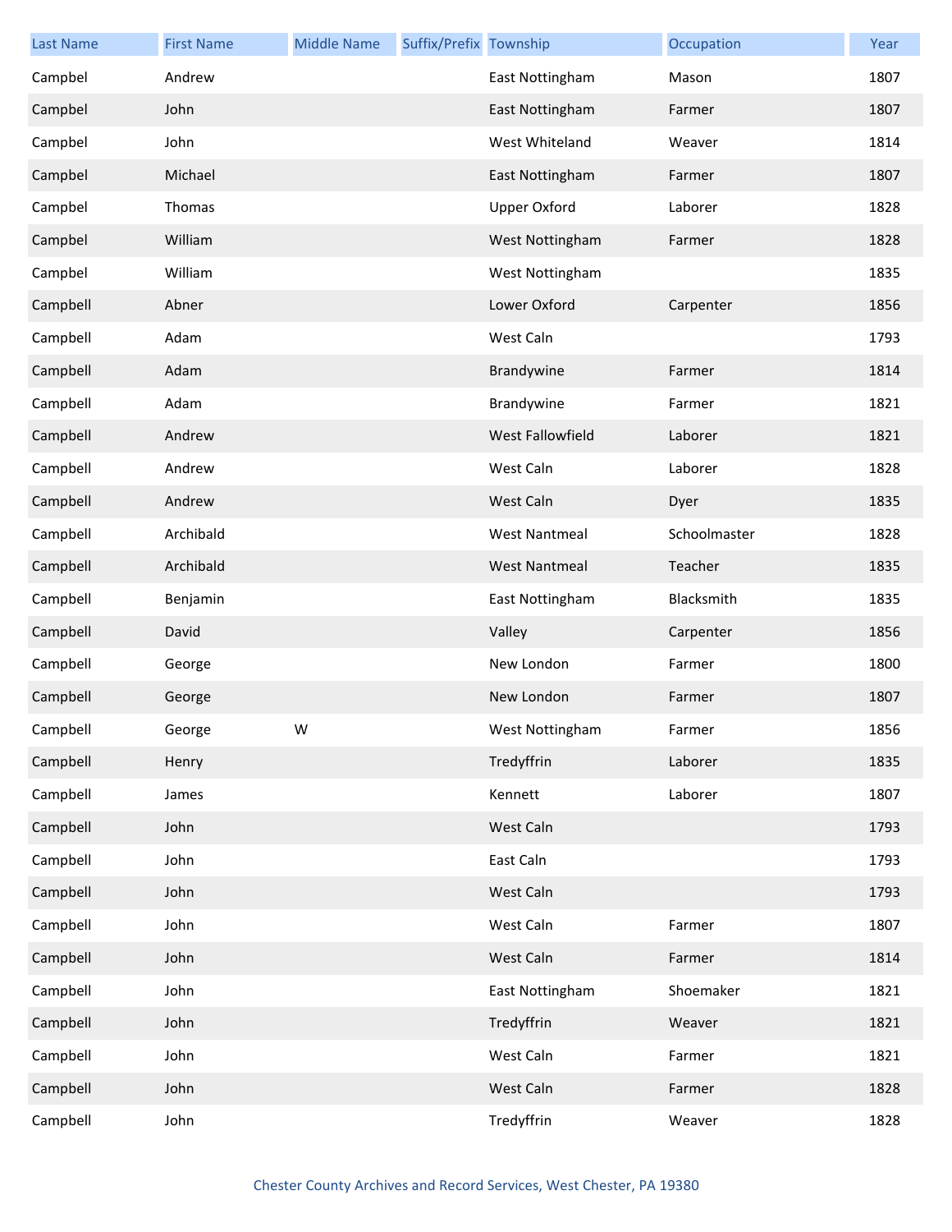| Last Name | First Name | Middle Name | Suffix/Prefix | Township | Occupation | Year |
|---|---|---|---|---|---|---|
| Campbel | Andrew | | | East Nottingham | Mason | 1807 |
| Campbel | John | | | East Nottingham | Farmer | 1807 |
| Campbel | John | | | West Whiteland | Weaver | 1814 |
| Campbel | Michael | | | East Nottingham | Farmer | 1807 |
| Campbel | Thomas | | | Upper Oxford | Laborer | 1828 |
| Campbel | William | | | West Nottingham | Farmer | 1828 |
| Campbel | William | | | West Nottingham | | 1835 |
| Campbell | Abner | | | Lower Oxford | Carpenter | 1856 |
| Campbell | Adam | | | West Caln | | 1793 |
| Campbell | Adam | | | Brandywine | Farmer | 1814 |
| Campbell | Adam | | | Brandywine | Farmer | 1821 |
| Campbell | Andrew | | | West Fallowfield | Laborer | 1821 |
| Campbell | Andrew | | | West Caln | Laborer | 1828 |
| Campbell | Andrew | | | West Caln | Dyer | 1835 |
| Campbell | Archibald | | | West Nantmeal | Schoolmaster | 1828 |
| Campbell | Archibald | | | West Nantmeal | Teacher | 1835 |
| Campbell | Benjamin | | | East Nottingham | Blacksmith | 1835 |
| Campbell | David | | | Valley | Carpenter | 1856 |
| Campbell | George | | | New London | Farmer | 1800 |
| Campbell | George | | | New London | Farmer | 1807 |
| Campbell | George | W | | West Nottingham | Farmer | 1856 |
| Campbell | Henry | | | Tredyffrin | Laborer | 1835 |
| Campbell | James | | | Kennett | Laborer | 1807 |
| Campbell | John | | | West Caln | | 1793 |
| Campbell | John | | | East Caln | | 1793 |
| Campbell | John | | | West Caln | | 1793 |
| Campbell | John | | | West Caln | Farmer | 1807 |
| Campbell | John | | | West Caln | Farmer | 1814 |
| Campbell | John | | | East Nottingham | Shoemaker | 1821 |
| Campbell | John | | | Tredyffrin | Weaver | 1821 |
| Campbell | John | | | West Caln | Farmer | 1821 |
| Campbell | John | | | West Caln | Farmer | 1828 |
| Campbell | John | | | Tredyffrin | Weaver | 1828 |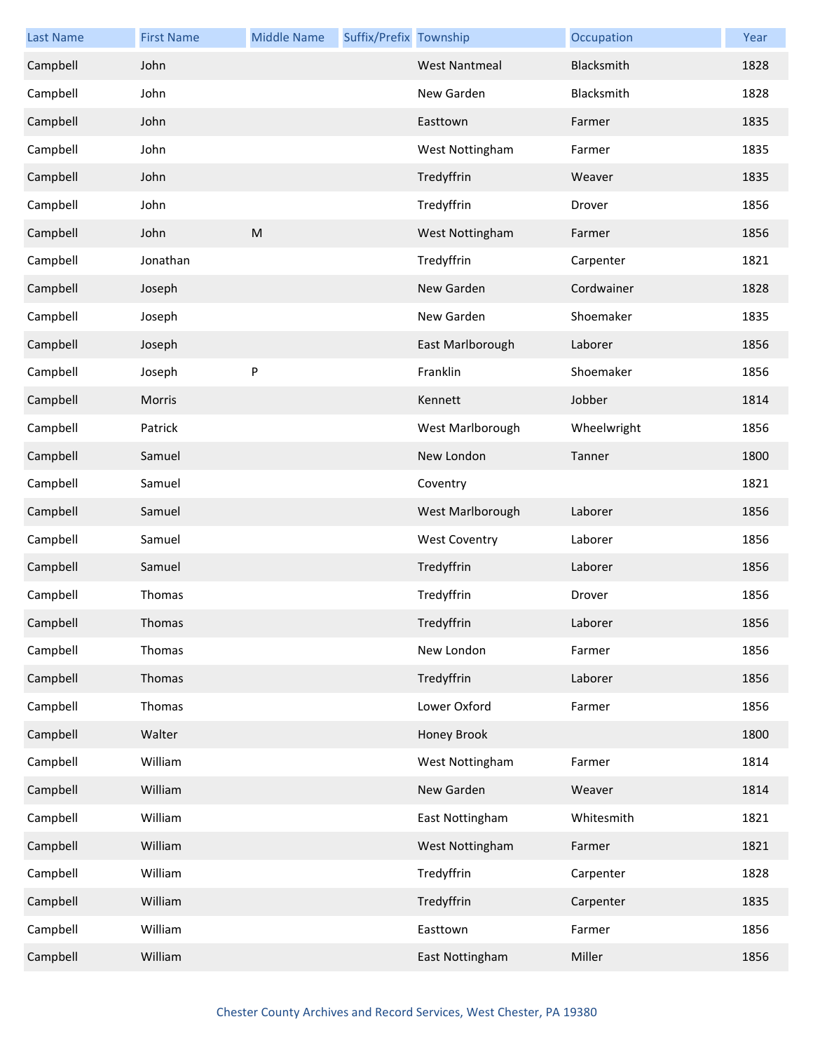| Last Name | First Name | Middle Name | Suffix/Prefix | Township | Occupation | Year |
|---|---|---|---|---|---|---|
| Campbell | John | | | West Nantmeal | Blacksmith | 1828 |
| Campbell | John | | | New Garden | Blacksmith | 1828 |
| Campbell | John | | | Easttown | Farmer | 1835 |
| Campbell | John | | | West Nottingham | Farmer | 1835 |
| Campbell | John | | | Tredyffrin | Weaver | 1835 |
| Campbell | John | | | Tredyffrin | Drover | 1856 |
| Campbell | John | M | | West Nottingham | Farmer | 1856 |
| Campbell | Jonathan | | | Tredyffrin | Carpenter | 1821 |
| Campbell | Joseph | | | New Garden | Cordwainer | 1828 |
| Campbell | Joseph | | | New Garden | Shoemaker | 1835 |
| Campbell | Joseph | | | East Marlborough | Laborer | 1856 |
| Campbell | Joseph | P | | Franklin | Shoemaker | 1856 |
| Campbell | Morris | | | Kennett | Jobber | 1814 |
| Campbell | Patrick | | | West Marlborough | Wheelwright | 1856 |
| Campbell | Samuel | | | New London | Tanner | 1800 |
| Campbell | Samuel | | | Coventry | | 1821 |
| Campbell | Samuel | | | West Marlborough | Laborer | 1856 |
| Campbell | Samuel | | | West Coventry | Laborer | 1856 |
| Campbell | Samuel | | | Tredyffrin | Laborer | 1856 |
| Campbell | Thomas | | | Tredyffrin | Drover | 1856 |
| Campbell | Thomas | | | Tredyffrin | Laborer | 1856 |
| Campbell | Thomas | | | New London | Farmer | 1856 |
| Campbell | Thomas | | | Tredyffrin | Laborer | 1856 |
| Campbell | Thomas | | | Lower Oxford | Farmer | 1856 |
| Campbell | Walter | | | Honey Brook | | 1800 |
| Campbell | William | | | West Nottingham | Farmer | 1814 |
| Campbell | William | | | New Garden | Weaver | 1814 |
| Campbell | William | | | East Nottingham | Whitesmith | 1821 |
| Campbell | William | | | West Nottingham | Farmer | 1821 |
| Campbell | William | | | Tredyffrin | Carpenter | 1828 |
| Campbell | William | | | Tredyffrin | Carpenter | 1835 |
| Campbell | William | | | Easttown | Farmer | 1856 |
| Campbell | William | | | East Nottingham | Miller | 1856 |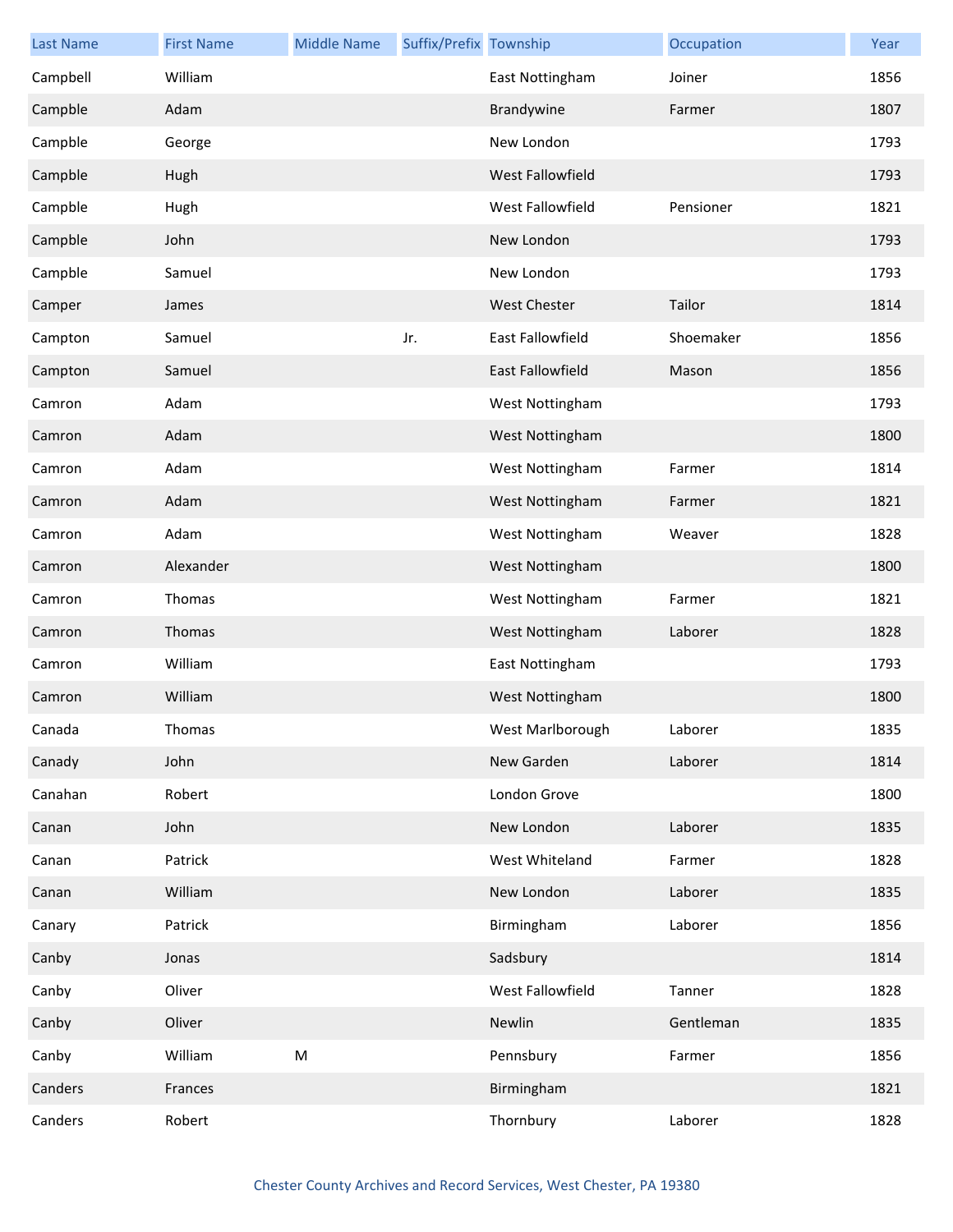| Last Name | First Name | Middle Name | Suffix/Prefix | Township | Occupation | Year |
|---|---|---|---|---|---|---|
| Campbell | William | | | East Nottingham | Joiner | 1856 |
| Campble | Adam | | | Brandywine | Farmer | 1807 |
| Campble | George | | | New London | | 1793 |
| Campble | Hugh | | | West Fallowfield | | 1793 |
| Campble | Hugh | | | West Fallowfield | Pensioner | 1821 |
| Campble | John | | | New London | | 1793 |
| Campble | Samuel | | | New London | | 1793 |
| Camper | James | | | West Chester | Tailor | 1814 |
| Campton | Samuel | | Jr. | East Fallowfield | Shoemaker | 1856 |
| Campton | Samuel | | | East Fallowfield | Mason | 1856 |
| Camron | Adam | | | West Nottingham | | 1793 |
| Camron | Adam | | | West Nottingham | | 1800 |
| Camron | Adam | | | West Nottingham | Farmer | 1814 |
| Camron | Adam | | | West Nottingham | Farmer | 1821 |
| Camron | Adam | | | West Nottingham | Weaver | 1828 |
| Camron | Alexander | | | West Nottingham | | 1800 |
| Camron | Thomas | | | West Nottingham | Farmer | 1821 |
| Camron | Thomas | | | West Nottingham | Laborer | 1828 |
| Camron | William | | | East Nottingham | | 1793 |
| Camron | William | | | West Nottingham | | 1800 |
| Canada | Thomas | | | West Marlborough | Laborer | 1835 |
| Canady | John | | | New Garden | Laborer | 1814 |
| Canahan | Robert | | | London Grove | | 1800 |
| Canan | John | | | New London | Laborer | 1835 |
| Canan | Patrick | | | West Whiteland | Farmer | 1828 |
| Canan | William | | | New London | Laborer | 1835 |
| Canary | Patrick | | | Birmingham | Laborer | 1856 |
| Canby | Jonas | | | Sadsbury | | 1814 |
| Canby | Oliver | | | West Fallowfield | Tanner | 1828 |
| Canby | Oliver | | | Newlin | Gentleman | 1835 |
| Canby | William | M | | Pennsbury | Farmer | 1856 |
| Canders | Frances | | | Birmingham | | 1821 |
| Canders | Robert | | | Thornbury | Laborer | 1828 |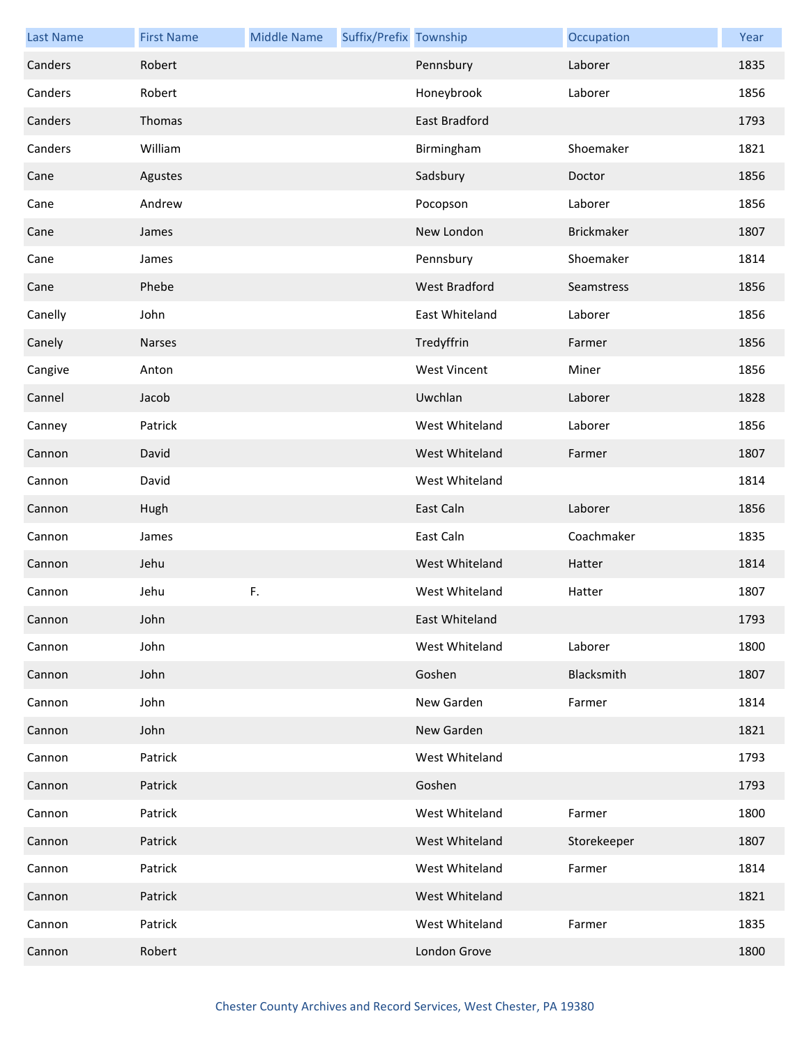| Last Name | First Name | Middle Name | Suffix/Prefix | Township | Occupation | Year |
|---|---|---|---|---|---|---|
| Canders | Robert | | | Pennsbury | Laborer | 1835 |
| Canders | Robert | | | Honeybrook | Laborer | 1856 |
| Canders | Thomas | | | East Bradford | | 1793 |
| Canders | William | | | Birmingham | Shoemaker | 1821 |
| Cane | Agustes | | | Sadsbury | Doctor | 1856 |
| Cane | Andrew | | | Pocopson | Laborer | 1856 |
| Cane | James | | | New London | Brickmaker | 1807 |
| Cane | James | | | Pennsbury | Shoemaker | 1814 |
| Cane | Phebe | | | West Bradford | Seamstress | 1856 |
| Canelly | John | | | East Whiteland | Laborer | 1856 |
| Canely | Narses | | | Tredyffrin | Farmer | 1856 |
| Cangive | Anton | | | West Vincent | Miner | 1856 |
| Cannel | Jacob | | | Uwchlan | Laborer | 1828 |
| Canney | Patrick | | | West Whiteland | Laborer | 1856 |
| Cannon | David | | | West Whiteland | Farmer | 1807 |
| Cannon | David | | | West Whiteland | | 1814 |
| Cannon | Hugh | | | East Caln | Laborer | 1856 |
| Cannon | James | | | East Caln | Coachmaker | 1835 |
| Cannon | Jehu | | | West Whiteland | Hatter | 1814 |
| Cannon | Jehu | F. | | West Whiteland | Hatter | 1807 |
| Cannon | John | | | East Whiteland | | 1793 |
| Cannon | John | | | West Whiteland | Laborer | 1800 |
| Cannon | John | | | Goshen | Blacksmith | 1807 |
| Cannon | John | | | New Garden | Farmer | 1814 |
| Cannon | John | | | New Garden | | 1821 |
| Cannon | Patrick | | | West Whiteland | | 1793 |
| Cannon | Patrick | | | Goshen | | 1793 |
| Cannon | Patrick | | | West Whiteland | Farmer | 1800 |
| Cannon | Patrick | | | West Whiteland | Storekeeper | 1807 |
| Cannon | Patrick | | | West Whiteland | Farmer | 1814 |
| Cannon | Patrick | | | West Whiteland | | 1821 |
| Cannon | Patrick | | | West Whiteland | Farmer | 1835 |
| Cannon | Robert | | | London Grove | | 1800 |

Chester County Archives and Record Services, West Chester, PA 19380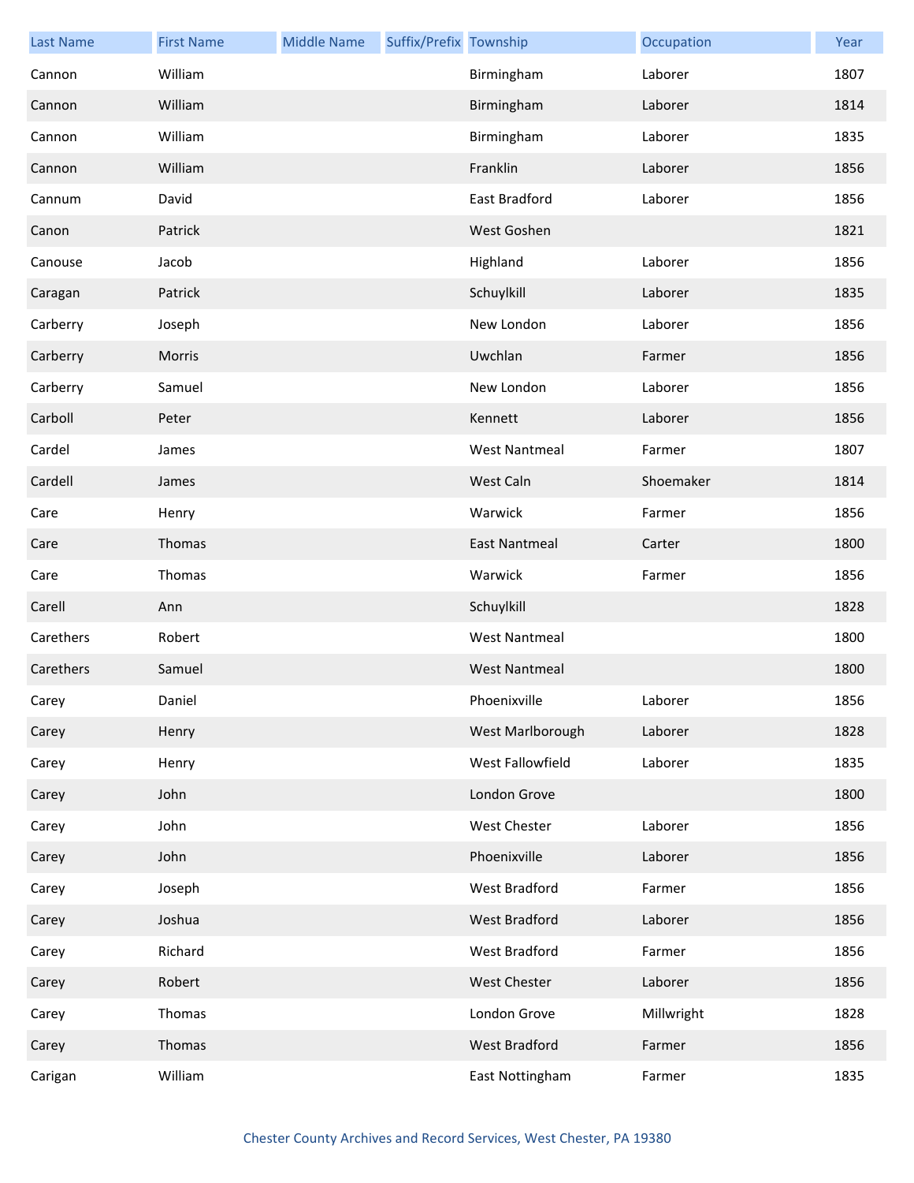| Last Name | First Name | Middle Name | Suffix/Prefix | Township | Occupation | Year |
|---|---|---|---|---|---|---|
| Cannon | William | | | Birmingham | Laborer | 1807 |
| Cannon | William | | | Birmingham | Laborer | 1814 |
| Cannon | William | | | Birmingham | Laborer | 1835 |
| Cannon | William | | | Franklin | Laborer | 1856 |
| Cannum | David | | | East Bradford | Laborer | 1856 |
| Canon | Patrick | | | West Goshen | | 1821 |
| Canouse | Jacob | | | Highland | Laborer | 1856 |
| Caragan | Patrick | | | Schuylkill | Laborer | 1835 |
| Carberry | Joseph | | | New London | Laborer | 1856 |
| Carberry | Morris | | | Uwchlan | Farmer | 1856 |
| Carberry | Samuel | | | New London | Laborer | 1856 |
| Carboll | Peter | | | Kennett | Laborer | 1856 |
| Cardel | James | | | West Nantmeal | Farmer | 1807 |
| Cardell | James | | | West Caln | Shoemaker | 1814 |
| Care | Henry | | | Warwick | Farmer | 1856 |
| Care | Thomas | | | East Nantmeal | Carter | 1800 |
| Care | Thomas | | | Warwick | Farmer | 1856 |
| Carell | Ann | | | Schuylkill | | 1828 |
| Carethers | Robert | | | West Nantmeal | | 1800 |
| Carethers | Samuel | | | West Nantmeal | | 1800 |
| Carey | Daniel | | | Phoenixville | Laborer | 1856 |
| Carey | Henry | | | West Marlborough | Laborer | 1828 |
| Carey | Henry | | | West Fallowfield | Laborer | 1835 |
| Carey | John | | | London Grove | | 1800 |
| Carey | John | | | West Chester | Laborer | 1856 |
| Carey | John | | | Phoenixville | Laborer | 1856 |
| Carey | Joseph | | | West Bradford | Farmer | 1856 |
| Carey | Joshua | | | West Bradford | Laborer | 1856 |
| Carey | Richard | | | West Bradford | Farmer | 1856 |
| Carey | Robert | | | West Chester | Laborer | 1856 |
| Carey | Thomas | | | London Grove | Millwright | 1828 |
| Carey | Thomas | | | West Bradford | Farmer | 1856 |
| Carigan | William | | | East Nottingham | Farmer | 1835 |

Chester County Archives and Record Services, West Chester, PA 19380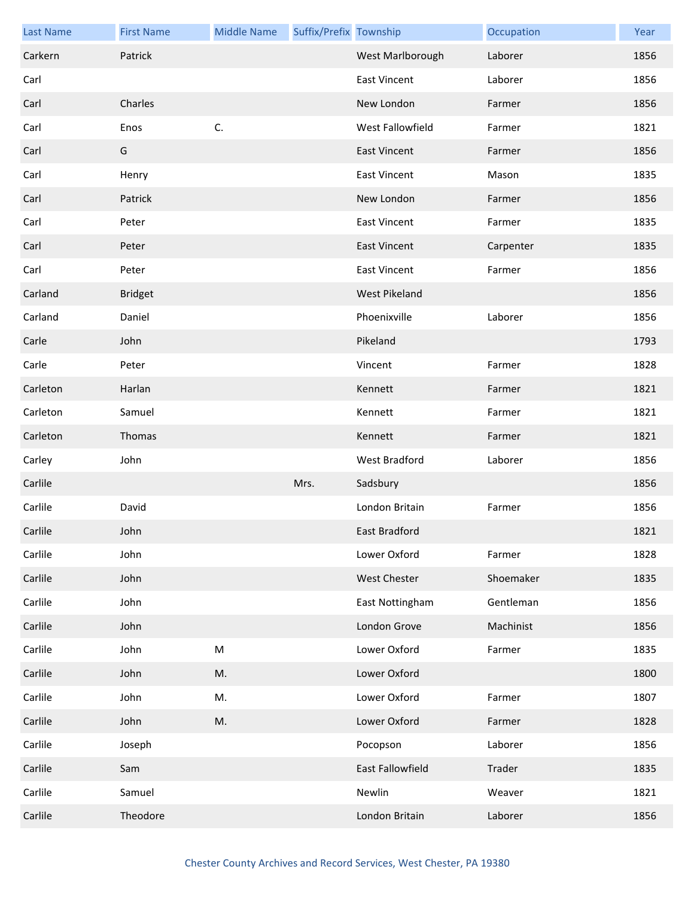| Last Name | First Name | Middle Name | Suffix/Prefix | Township | Occupation | Year |
|---|---|---|---|---|---|---|
| Carkern | Patrick | | | West Marlborough | Laborer | 1856 |
| Carl | | | | East Vincent | Laborer | 1856 |
| Carl | Charles | | | New London | Farmer | 1856 |
| Carl | Enos | C. | | West Fallowfield | Farmer | 1821 |
| Carl | G | | | East Vincent | Farmer | 1856 |
| Carl | Henry | | | East Vincent | Mason | 1835 |
| Carl | Patrick | | | New London | Farmer | 1856 |
| Carl | Peter | | | East Vincent | Farmer | 1835 |
| Carl | Peter | | | East Vincent | Carpenter | 1835 |
| Carl | Peter | | | East Vincent | Farmer | 1856 |
| Carland | Bridget | | | West Pikeland | | 1856 |
| Carland | Daniel | | | Phoenixville | Laborer | 1856 |
| Carle | John | | | Pikeland | | 1793 |
| Carle | Peter | | | Vincent | Farmer | 1828 |
| Carleton | Harlan | | | Kennett | Farmer | 1821 |
| Carleton | Samuel | | | Kennett | Farmer | 1821 |
| Carleton | Thomas | | | Kennett | Farmer | 1821 |
| Carley | John | | | West Bradford | Laborer | 1856 |
| Carlile | | | Mrs. | Sadsbury | | 1856 |
| Carlile | David | | | London Britain | Farmer | 1856 |
| Carlile | John | | | East Bradford | | 1821 |
| Carlile | John | | | Lower Oxford | Farmer | 1828 |
| Carlile | John | | | West Chester | Shoemaker | 1835 |
| Carlile | John | | | East Nottingham | Gentleman | 1856 |
| Carlile | John | | | London Grove | Machinist | 1856 |
| Carlile | John | M | | Lower Oxford | Farmer | 1835 |
| Carlile | John | M. | | Lower Oxford | | 1800 |
| Carlile | John | M. | | Lower Oxford | Farmer | 1807 |
| Carlile | John | M. | | Lower Oxford | Farmer | 1828 |
| Carlile | Joseph | | | Pocopson | Laborer | 1856 |
| Carlile | Sam | | | East Fallowfield | Trader | 1835 |
| Carlile | Samuel | | | Newlin | Weaver | 1821 |
| Carlile | Theodore | | | London Britain | Laborer | 1856 |

Chester County Archives and Record Services, West Chester, PA 19380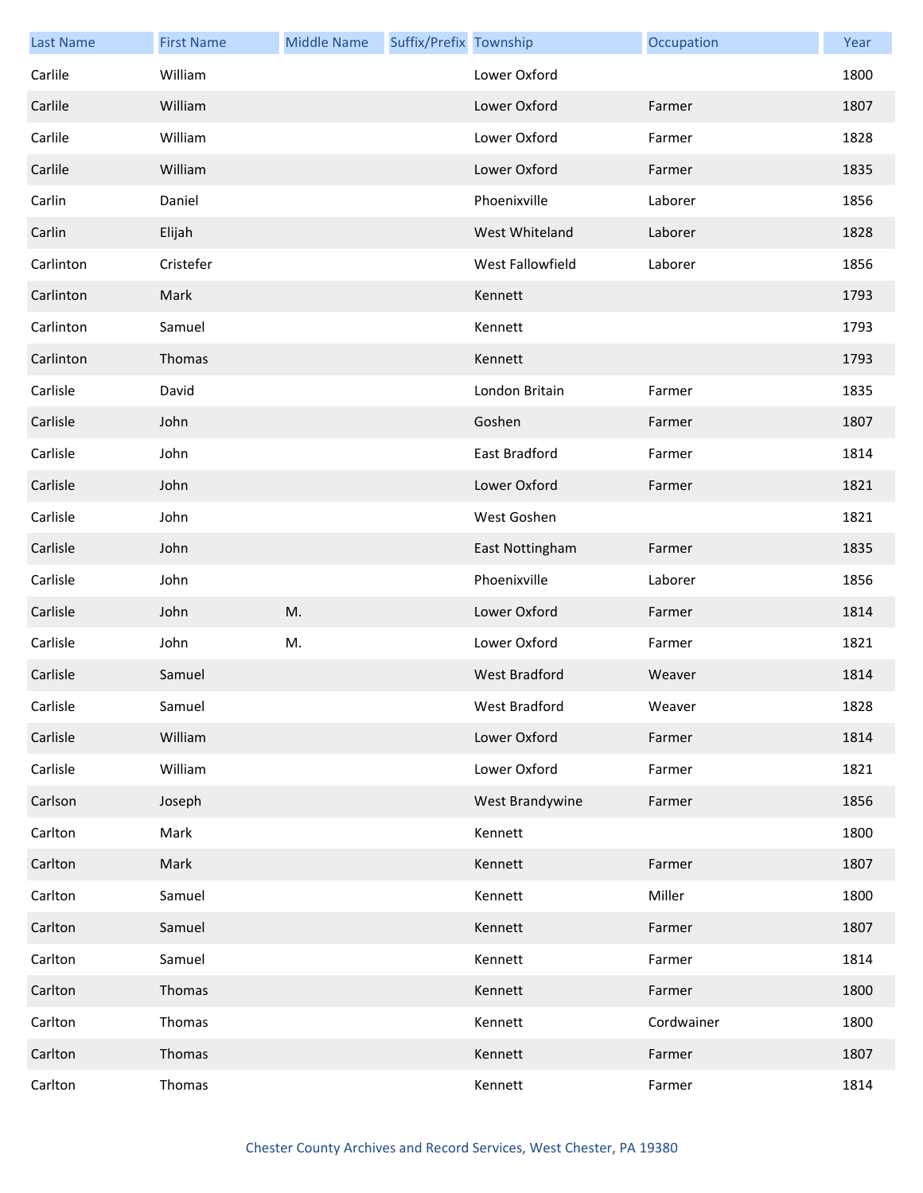| Last Name | First Name | Middle Name | Suffix/Prefix | Township | Occupation | Year |
| --- | --- | --- | --- | --- | --- | --- |
| Carlile | William | | | Lower Oxford | | 1800 |
| Carlile | William | | | Lower Oxford | Farmer | 1807 |
| Carlile | William | | | Lower Oxford | Farmer | 1828 |
| Carlile | William | | | Lower Oxford | Farmer | 1835 |
| Carlin | Daniel | | | Phoenixville | Laborer | 1856 |
| Carlin | Elijah | | | West Whiteland | Laborer | 1828 |
| Carlinton | Cristefer | | | West Fallowfield | Laborer | 1856 |
| Carlinton | Mark | | | Kennett | | 1793 |
| Carlinton | Samuel | | | Kennett | | 1793 |
| Carlinton | Thomas | | | Kennett | | 1793 |
| Carlisle | David | | | London Britain | Farmer | 1835 |
| Carlisle | John | | | Goshen | Farmer | 1807 |
| Carlisle | John | | | East Bradford | Farmer | 1814 |
| Carlisle | John | | | Lower Oxford | Farmer | 1821 |
| Carlisle | John | | | West Goshen | | 1821 |
| Carlisle | John | | | East Nottingham | Farmer | 1835 |
| Carlisle | John | | | Phoenixville | Laborer | 1856 |
| Carlisle | John | M. | | Lower Oxford | Farmer | 1814 |
| Carlisle | John | M. | | Lower Oxford | Farmer | 1821 |
| Carlisle | Samuel | | | West Bradford | Weaver | 1814 |
| Carlisle | Samuel | | | West Bradford | Weaver | 1828 |
| Carlisle | William | | | Lower Oxford | Farmer | 1814 |
| Carlisle | William | | | Lower Oxford | Farmer | 1821 |
| Carlson | Joseph | | | West Brandywine | Farmer | 1856 |
| Carlton | Mark | | | Kennett | | 1800 |
| Carlton | Mark | | | Kennett | Farmer | 1807 |
| Carlton | Samuel | | | Kennett | Miller | 1800 |
| Carlton | Samuel | | | Kennett | Farmer | 1807 |
| Carlton | Samuel | | | Kennett | Farmer | 1814 |
| Carlton | Thomas | | | Kennett | Farmer | 1800 |
| Carlton | Thomas | | | Kennett | Cordwainer | 1800 |
| Carlton | Thomas | | | Kennett | Farmer | 1807 |
| Carlton | Thomas | | | Kennett | Farmer | 1814 |

Chester County Archives and Record Services, West Chester, PA 19380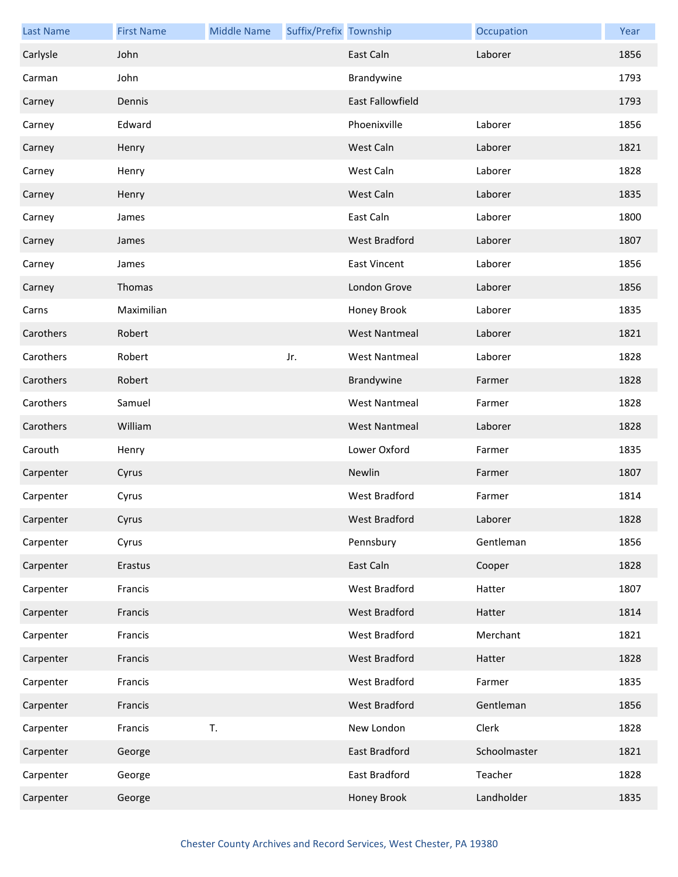| Last Name | First Name | Middle Name | Suffix/Prefix | Township | Occupation | Year |
|---|---|---|---|---|---|---|
| Carlysle | John | | | East Caln | Laborer | 1856 |
| Carman | John | | | Brandywine | | 1793 |
| Carney | Dennis | | | East Fallowfield | | 1793 |
| Carney | Edward | | | Phoenixville | Laborer | 1856 |
| Carney | Henry | | | West Caln | Laborer | 1821 |
| Carney | Henry | | | West Caln | Laborer | 1828 |
| Carney | Henry | | | West Caln | Laborer | 1835 |
| Carney | James | | | East Caln | Laborer | 1800 |
| Carney | James | | | West Bradford | Laborer | 1807 |
| Carney | James | | | East Vincent | Laborer | 1856 |
| Carney | Thomas | | | London Grove | Laborer | 1856 |
| Carns | Maximilian | | | Honey Brook | Laborer | 1835 |
| Carothers | Robert | | | West Nantmeal | Laborer | 1821 |
| Carothers | Robert | | Jr. | West Nantmeal | Laborer | 1828 |
| Carothers | Robert | | | Brandywine | Farmer | 1828 |
| Carothers | Samuel | | | West Nantmeal | Farmer | 1828 |
| Carothers | William | | | West Nantmeal | Laborer | 1828 |
| Carouth | Henry | | | Lower Oxford | Farmer | 1835 |
| Carpenter | Cyrus | | | Newlin | Farmer | 1807 |
| Carpenter | Cyrus | | | West Bradford | Farmer | 1814 |
| Carpenter | Cyrus | | | West Bradford | Laborer | 1828 |
| Carpenter | Cyrus | | | Pennsbury | Gentleman | 1856 |
| Carpenter | Erastus | | | East Caln | Cooper | 1828 |
| Carpenter | Francis | | | West Bradford | Hatter | 1807 |
| Carpenter | Francis | | | West Bradford | Hatter | 1814 |
| Carpenter | Francis | | | West Bradford | Merchant | 1821 |
| Carpenter | Francis | | | West Bradford | Hatter | 1828 |
| Carpenter | Francis | | | West Bradford | Farmer | 1835 |
| Carpenter | Francis | | | West Bradford | Gentleman | 1856 |
| Carpenter | Francis | T. | | New London | Clerk | 1828 |
| Carpenter | George | | | East Bradford | Schoolmaster | 1821 |
| Carpenter | George | | | East Bradford | Teacher | 1828 |
| Carpenter | George | | | Honey Brook | Landholder | 1835 |

Chester County Archives and Record Services, West Chester, PA 19380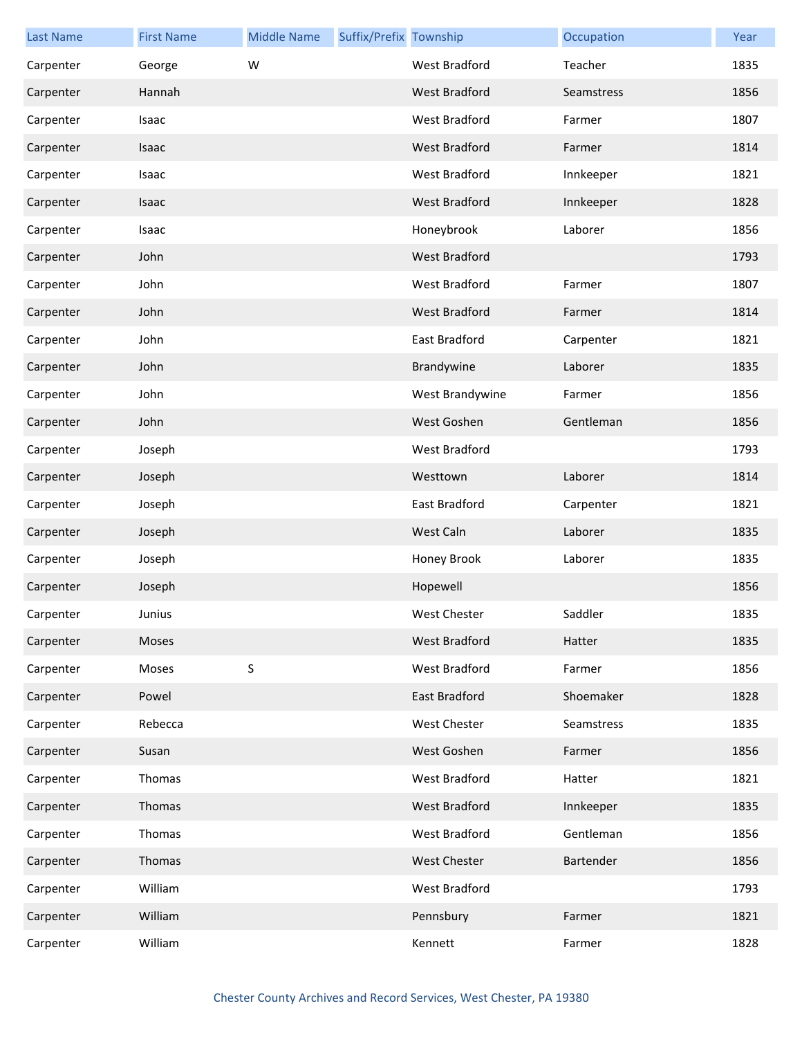| Last Name | First Name | Middle Name | Suffix/Prefix | Township | Occupation | Year |
|---|---|---|---|---|---|---|
| Carpenter | George | W | | West Bradford | Teacher | 1835 |
| Carpenter | Hannah | | | West Bradford | Seamstress | 1856 |
| Carpenter | Isaac | | | West Bradford | Farmer | 1807 |
| Carpenter | Isaac | | | West Bradford | Farmer | 1814 |
| Carpenter | Isaac | | | West Bradford | Innkeeper | 1821 |
| Carpenter | Isaac | | | West Bradford | Innkeeper | 1828 |
| Carpenter | Isaac | | | Honeybrook | Laborer | 1856 |
| Carpenter | John | | | West Bradford | | 1793 |
| Carpenter | John | | | West Bradford | Farmer | 1807 |
| Carpenter | John | | | West Bradford | Farmer | 1814 |
| Carpenter | John | | | East Bradford | Carpenter | 1821 |
| Carpenter | John | | | Brandywine | Laborer | 1835 |
| Carpenter | John | | | West Brandywine | Farmer | 1856 |
| Carpenter | John | | | West Goshen | Gentleman | 1856 |
| Carpenter | Joseph | | | West Bradford | | 1793 |
| Carpenter | Joseph | | | Westtown | Laborer | 1814 |
| Carpenter | Joseph | | | East Bradford | Carpenter | 1821 |
| Carpenter | Joseph | | | West Caln | Laborer | 1835 |
| Carpenter | Joseph | | | Honey Brook | Laborer | 1835 |
| Carpenter | Joseph | | | Hopewell | | 1856 |
| Carpenter | Junius | | | West Chester | Saddler | 1835 |
| Carpenter | Moses | | | West Bradford | Hatter | 1835 |
| Carpenter | Moses | S | | West Bradford | Farmer | 1856 |
| Carpenter | Powel | | | East Bradford | Shoemaker | 1828 |
| Carpenter | Rebecca | | | West Chester | Seamstress | 1835 |
| Carpenter | Susan | | | West Goshen | Farmer | 1856 |
| Carpenter | Thomas | | | West Bradford | Hatter | 1821 |
| Carpenter | Thomas | | | West Bradford | Innkeeper | 1835 |
| Carpenter | Thomas | | | West Bradford | Gentleman | 1856 |
| Carpenter | Thomas | | | West Chester | Bartender | 1856 |
| Carpenter | William | | | West Bradford | | 1793 |
| Carpenter | William | | | Pennsbury | Farmer | 1821 |
| Carpenter | William | | | Kennett | Farmer | 1828 |

Chester County Archives and Record Services, West Chester, PA 19380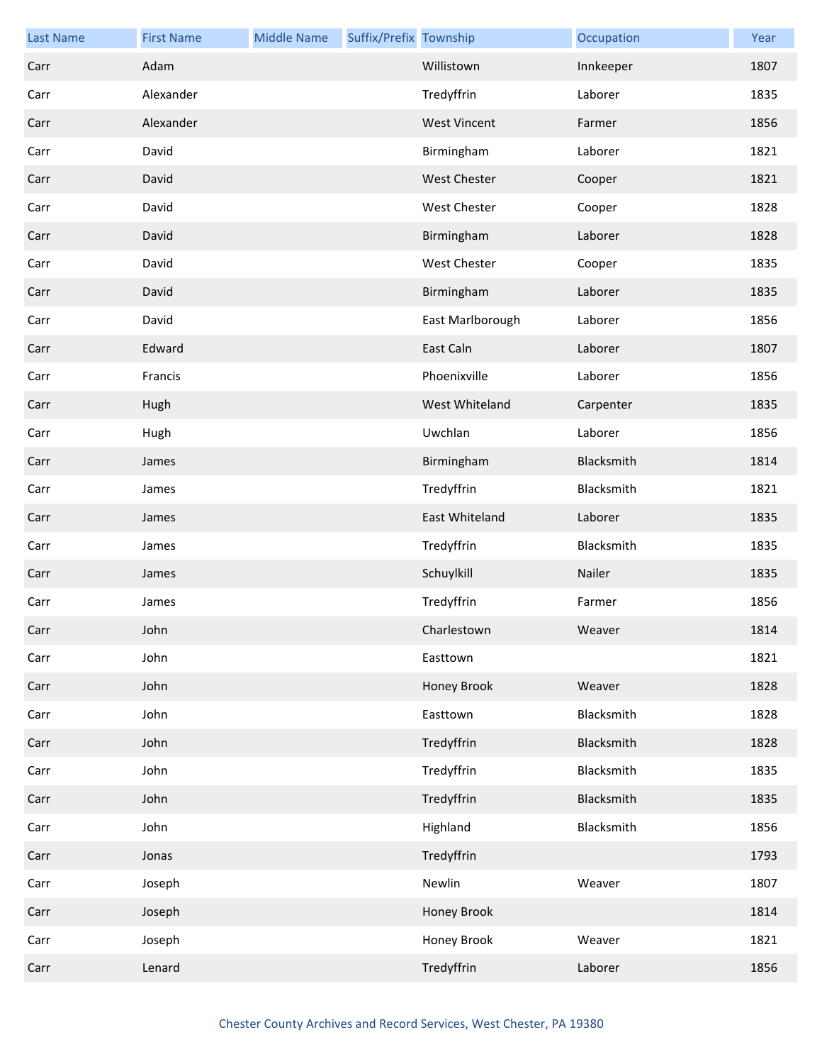| Last Name | First Name | Middle Name | Suffix/Prefix | Township | Occupation | Year |
|---|---|---|---|---|---|---|
| Carr | Adam | | | Willistown | Innkeeper | 1807 |
| Carr | Alexander | | | Tredyffrin | Laborer | 1835 |
| Carr | Alexander | | | West Vincent | Farmer | 1856 |
| Carr | David | | | Birmingham | Laborer | 1821 |
| Carr | David | | | West Chester | Cooper | 1821 |
| Carr | David | | | West Chester | Cooper | 1828 |
| Carr | David | | | Birmingham | Laborer | 1828 |
| Carr | David | | | West Chester | Cooper | 1835 |
| Carr | David | | | Birmingham | Laborer | 1835 |
| Carr | David | | | East Marlborough | Laborer | 1856 |
| Carr | Edward | | | East Caln | Laborer | 1807 |
| Carr | Francis | | | Phoenixville | Laborer | 1856 |
| Carr | Hugh | | | West Whiteland | Carpenter | 1835 |
| Carr | Hugh | | | Uwchlan | Laborer | 1856 |
| Carr | James | | | Birmingham | Blacksmith | 1814 |
| Carr | James | | | Tredyffrin | Blacksmith | 1821 |
| Carr | James | | | East Whiteland | Laborer | 1835 |
| Carr | James | | | Tredyffrin | Blacksmith | 1835 |
| Carr | James | | | Schuylkill | Nailer | 1835 |
| Carr | James | | | Tredyffrin | Farmer | 1856 |
| Carr | John | | | Charlestown | Weaver | 1814 |
| Carr | John | | | Easttown | | 1821 |
| Carr | John | | | Honey Brook | Weaver | 1828 |
| Carr | John | | | Easttown | Blacksmith | 1828 |
| Carr | John | | | Tredyffrin | Blacksmith | 1828 |
| Carr | John | | | Tredyffrin | Blacksmith | 1835 |
| Carr | John | | | Tredyffrin | Blacksmith | 1835 |
| Carr | John | | | Highland | Blacksmith | 1856 |
| Carr | Jonas | | | Tredyffrin | | 1793 |
| Carr | Joseph | | | Newlin | Weaver | 1807 |
| Carr | Joseph | | | Honey Brook | | 1814 |
| Carr | Joseph | | | Honey Brook | Weaver | 1821 |
| Carr | Lenard | | | Tredyffrin | Laborer | 1856 |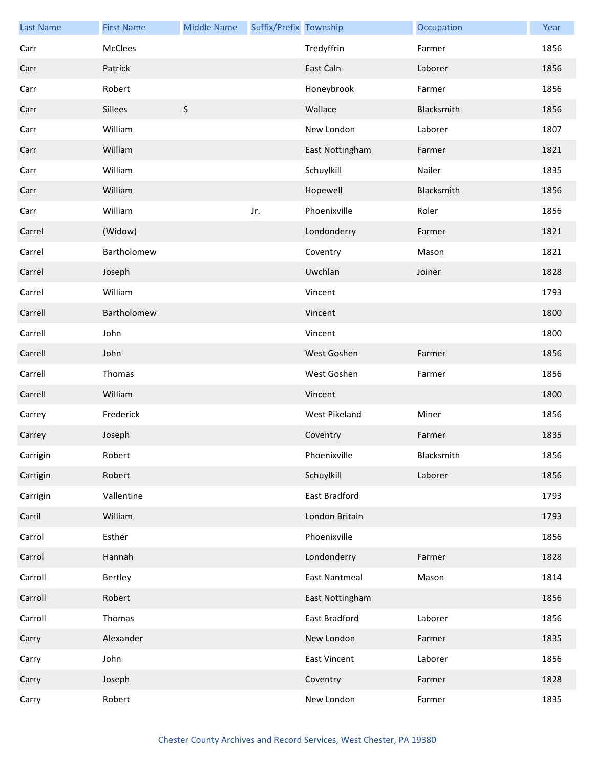| Last Name | First Name | Middle Name | Suffix/Prefix | Township | Occupation | Year |
| --- | --- | --- | --- | --- | --- | --- |
| Carr | McClees | | | Tredyffrin | Farmer | 1856 |
| Carr | Patrick | | | East Caln | Laborer | 1856 |
| Carr | Robert | | | Honeybrook | Farmer | 1856 |
| Carr | Sillees | S | | Wallace | Blacksmith | 1856 |
| Carr | William | | | New London | Laborer | 1807 |
| Carr | William | | | East Nottingham | Farmer | 1821 |
| Carr | William | | | Schuylkill | Nailer | 1835 |
| Carr | William | | | Hopewell | Blacksmith | 1856 |
| Carr | William | | Jr. | Phoenixville | Roler | 1856 |
| Carrel | (Widow) | | | Londonderry | Farmer | 1821 |
| Carrel | Bartholomew | | | Coventry | Mason | 1821 |
| Carrel | Joseph | | | Uwchlan | Joiner | 1828 |
| Carrel | William | | | Vincent | | 1793 |
| Carrell | Bartholomew | | | Vincent | | 1800 |
| Carrell | John | | | Vincent | | 1800 |
| Carrell | John | | | West Goshen | Farmer | 1856 |
| Carrell | Thomas | | | West Goshen | Farmer | 1856 |
| Carrell | William | | | Vincent | | 1800 |
| Carrey | Frederick | | | West Pikeland | Miner | 1856 |
| Carrey | Joseph | | | Coventry | Farmer | 1835 |
| Carrigin | Robert | | | Phoenixville | Blacksmith | 1856 |
| Carrigin | Robert | | | Schuylkill | Laborer | 1856 |
| Carrigin | Vallentine | | | East Bradford | | 1793 |
| Carril | William | | | London Britain | | 1793 |
| Carrol | Esther | | | Phoenixville | | 1856 |
| Carrol | Hannah | | | Londonderry | Farmer | 1828 |
| Carroll | Bertley | | | East Nantmeal | Mason | 1814 |
| Carroll | Robert | | | East Nottingham | | 1856 |
| Carroll | Thomas | | | East Bradford | Laborer | 1856 |
| Carry | Alexander | | | New London | Farmer | 1835 |
| Carry | John | | | East Vincent | Laborer | 1856 |
| Carry | Joseph | | | Coventry | Farmer | 1828 |
| Carry | Robert | | | New London | Farmer | 1835 |

Chester County Archives and Record Services, West Chester, PA 19380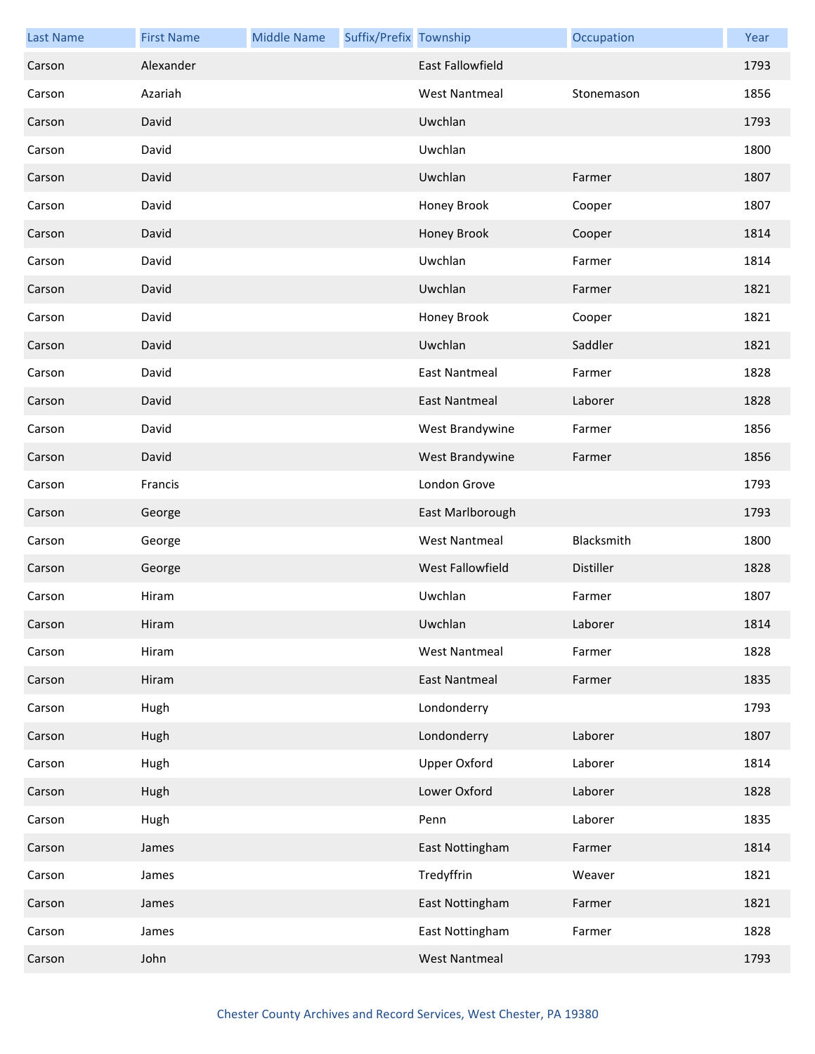| Last Name | First Name | Middle Name | Suffix/Prefix | Township | Occupation | Year |
|---|---|---|---|---|---|---|
| Carson | Alexander | | | East Fallowfield | | 1793 |
| Carson | Azariah | | | West Nantmeal | Stonemason | 1856 |
| Carson | David | | | Uwchlan | | 1793 |
| Carson | David | | | Uwchlan | | 1800 |
| Carson | David | | | Uwchlan | Farmer | 1807 |
| Carson | David | | | Honey Brook | Cooper | 1807 |
| Carson | David | | | Honey Brook | Cooper | 1814 |
| Carson | David | | | Uwchlan | Farmer | 1814 |
| Carson | David | | | Uwchlan | Farmer | 1821 |
| Carson | David | | | Honey Brook | Cooper | 1821 |
| Carson | David | | | Uwchlan | Saddler | 1821 |
| Carson | David | | | East Nantmeal | Farmer | 1828 |
| Carson | David | | | East Nantmeal | Laborer | 1828 |
| Carson | David | | | West Brandywine | Farmer | 1856 |
| Carson | David | | | West Brandywine | Farmer | 1856 |
| Carson | Francis | | | London Grove | | 1793 |
| Carson | George | | | East Marlborough | | 1793 |
| Carson | George | | | West Nantmeal | Blacksmith | 1800 |
| Carson | George | | | West Fallowfield | Distiller | 1828 |
| Carson | Hiram | | | Uwchlan | Farmer | 1807 |
| Carson | Hiram | | | Uwchlan | Laborer | 1814 |
| Carson | Hiram | | | West Nantmeal | Farmer | 1828 |
| Carson | Hiram | | | East Nantmeal | Farmer | 1835 |
| Carson | Hugh | | | Londonderry | | 1793 |
| Carson | Hugh | | | Londonderry | Laborer | 1807 |
| Carson | Hugh | | | Upper Oxford | Laborer | 1814 |
| Carson | Hugh | | | Lower Oxford | Laborer | 1828 |
| Carson | Hugh | | | Penn | Laborer | 1835 |
| Carson | James | | | East Nottingham | Farmer | 1814 |
| Carson | James | | | Tredyffrin | Weaver | 1821 |
| Carson | James | | | East Nottingham | Farmer | 1821 |
| Carson | James | | | East Nottingham | Farmer | 1828 |
| Carson | John | | | West Nantmeal | | 1793 |

Chester County Archives and Record Services, West Chester, PA 19380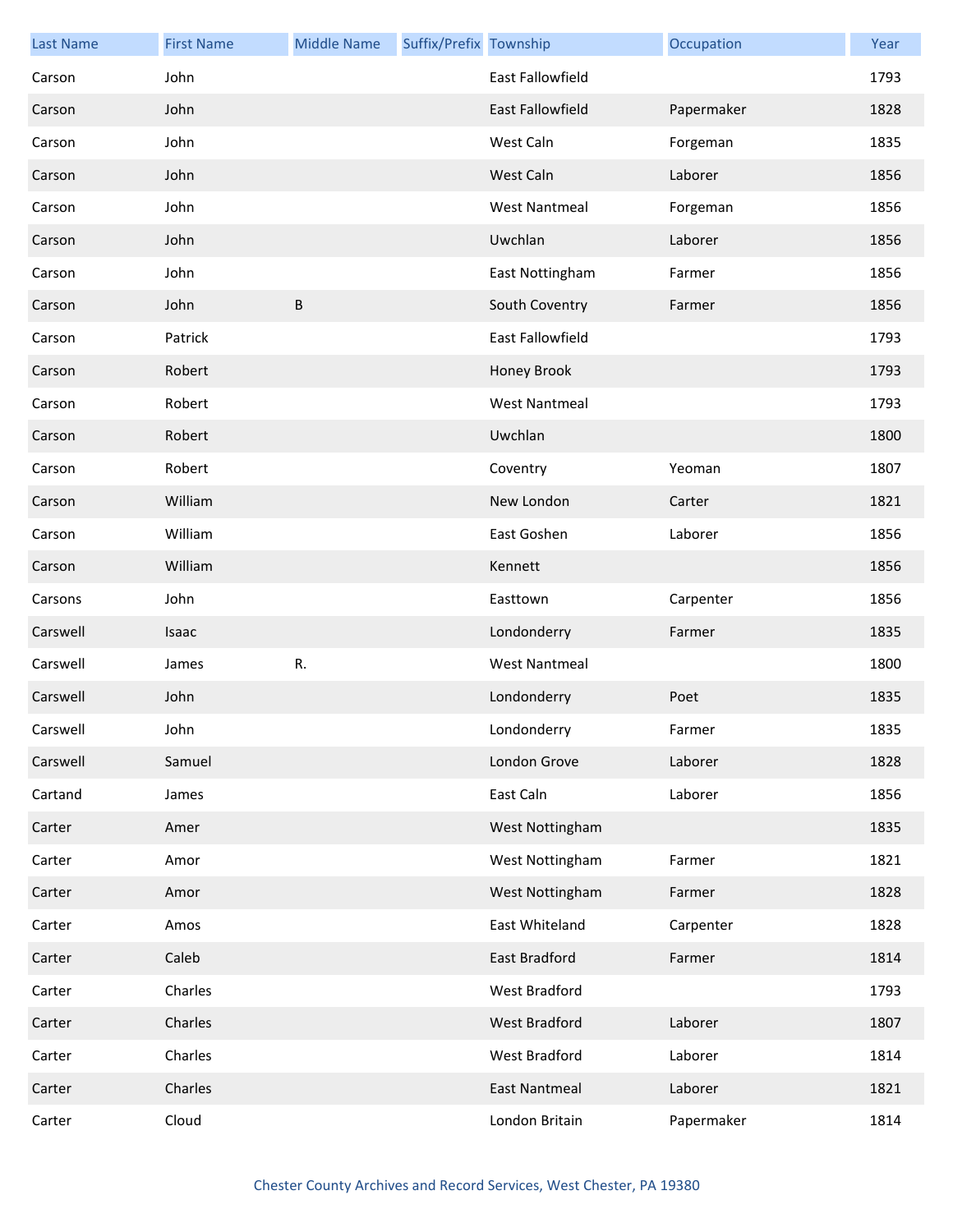| Last Name | First Name | Middle Name | Suffix/Prefix | Township | Occupation | Year |
| --- | --- | --- | --- | --- | --- | --- |
| Carson | John | | | East Fallowfield | | 1793 |
| Carson | John | | | East Fallowfield | Papermaker | 1828 |
| Carson | John | | | West Caln | Forgeman | 1835 |
| Carson | John | | | West Caln | Laborer | 1856 |
| Carson | John | | | West Nantmeal | Forgeman | 1856 |
| Carson | John | | | Uwchlan | Laborer | 1856 |
| Carson | John | | | East Nottingham | Farmer | 1856 |
| Carson | John | B | | South Coventry | Farmer | 1856 |
| Carson | Patrick | | | East Fallowfield | | 1793 |
| Carson | Robert | | | Honey Brook | | 1793 |
| Carson | Robert | | | West Nantmeal | | 1793 |
| Carson | Robert | | | Uwchlan | | 1800 |
| Carson | Robert | | | Coventry | Yeoman | 1807 |
| Carson | William | | | New London | Carter | 1821 |
| Carson | William | | | East Goshen | Laborer | 1856 |
| Carson | William | | | Kennett | | 1856 |
| Carsons | John | | | Easttown | Carpenter | 1856 |
| Carswell | Isaac | | | Londonderry | Farmer | 1835 |
| Carswell | James | R. | | West Nantmeal | | 1800 |
| Carswell | John | | | Londonderry | Poet | 1835 |
| Carswell | John | | | Londonderry | Farmer | 1835 |
| Carswell | Samuel | | | London Grove | Laborer | 1828 |
| Cartand | James | | | East Caln | Laborer | 1856 |
| Carter | Amer | | | West Nottingham | | 1835 |
| Carter | Amor | | | West Nottingham | Farmer | 1821 |
| Carter | Amor | | | West Nottingham | Farmer | 1828 |
| Carter | Amos | | | East Whiteland | Carpenter | 1828 |
| Carter | Caleb | | | East Bradford | Farmer | 1814 |
| Carter | Charles | | | West Bradford | | 1793 |
| Carter | Charles | | | West Bradford | Laborer | 1807 |
| Carter | Charles | | | West Bradford | Laborer | 1814 |
| Carter | Charles | | | East Nantmeal | Laborer | 1821 |
| Carter | Cloud | | | London Britain | Papermaker | 1814 |

Chester County Archives and Record Services, West Chester, PA 19380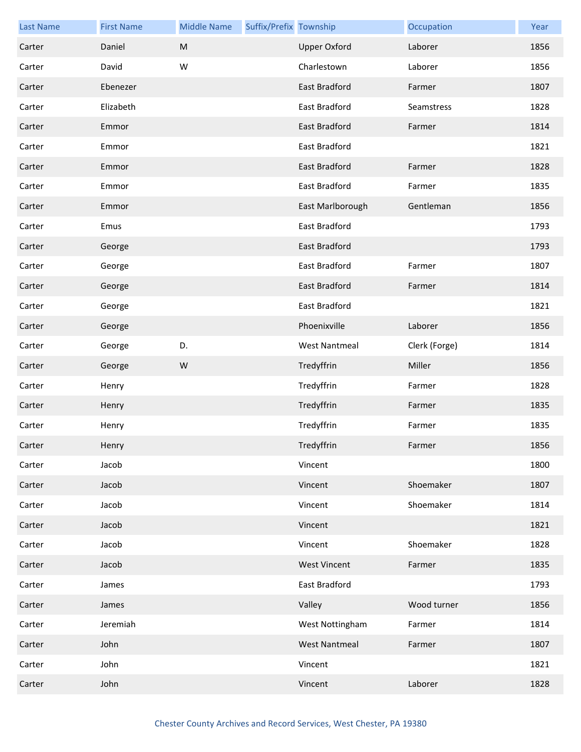| Last Name | First Name | Middle Name | Suffix/Prefix | Township | Occupation | Year |
|---|---|---|---|---|---|---|
| Carter | Daniel | M | | Upper Oxford | Laborer | 1856 |
| Carter | David | W | | Charlestown | Laborer | 1856 |
| Carter | Ebenezer | | | East Bradford | Farmer | 1807 |
| Carter | Elizabeth | | | East Bradford | Seamstress | 1828 |
| Carter | Emmor | | | East Bradford | Farmer | 1814 |
| Carter | Emmor | | | East Bradford | | 1821 |
| Carter | Emmor | | | East Bradford | Farmer | 1828 |
| Carter | Emmor | | | East Bradford | Farmer | 1835 |
| Carter | Emmor | | | East Marlborough | Gentleman | 1856 |
| Carter | Emus | | | East Bradford | | 1793 |
| Carter | George | | | East Bradford | | 1793 |
| Carter | George | | | East Bradford | Farmer | 1807 |
| Carter | George | | | East Bradford | Farmer | 1814 |
| Carter | George | | | East Bradford | | 1821 |
| Carter | George | | | Phoenixville | Laborer | 1856 |
| Carter | George | D. | | West Nantmeal | Clerk (Forge) | 1814 |
| Carter | George | W | | Tredyffrin | Miller | 1856 |
| Carter | Henry | | | Tredyffrin | Farmer | 1828 |
| Carter | Henry | | | Tredyffrin | Farmer | 1835 |
| Carter | Henry | | | Tredyffrin | Farmer | 1835 |
| Carter | Henry | | | Tredyffrin | Farmer | 1856 |
| Carter | Jacob | | | Vincent | | 1800 |
| Carter | Jacob | | | Vincent | Shoemaker | 1807 |
| Carter | Jacob | | | Vincent | Shoemaker | 1814 |
| Carter | Jacob | | | Vincent | | 1821 |
| Carter | Jacob | | | Vincent | Shoemaker | 1828 |
| Carter | Jacob | | | West Vincent | Farmer | 1835 |
| Carter | James | | | East Bradford | | 1793 |
| Carter | James | | | Valley | Wood turner | 1856 |
| Carter | Jeremiah | | | West Nottingham | Farmer | 1814 |
| Carter | John | | | West Nantmeal | Farmer | 1807 |
| Carter | John | | | Vincent | | 1821 |
| Carter | John | | | Vincent | Laborer | 1828 |

Chester County Archives and Record Services, West Chester, PA 19380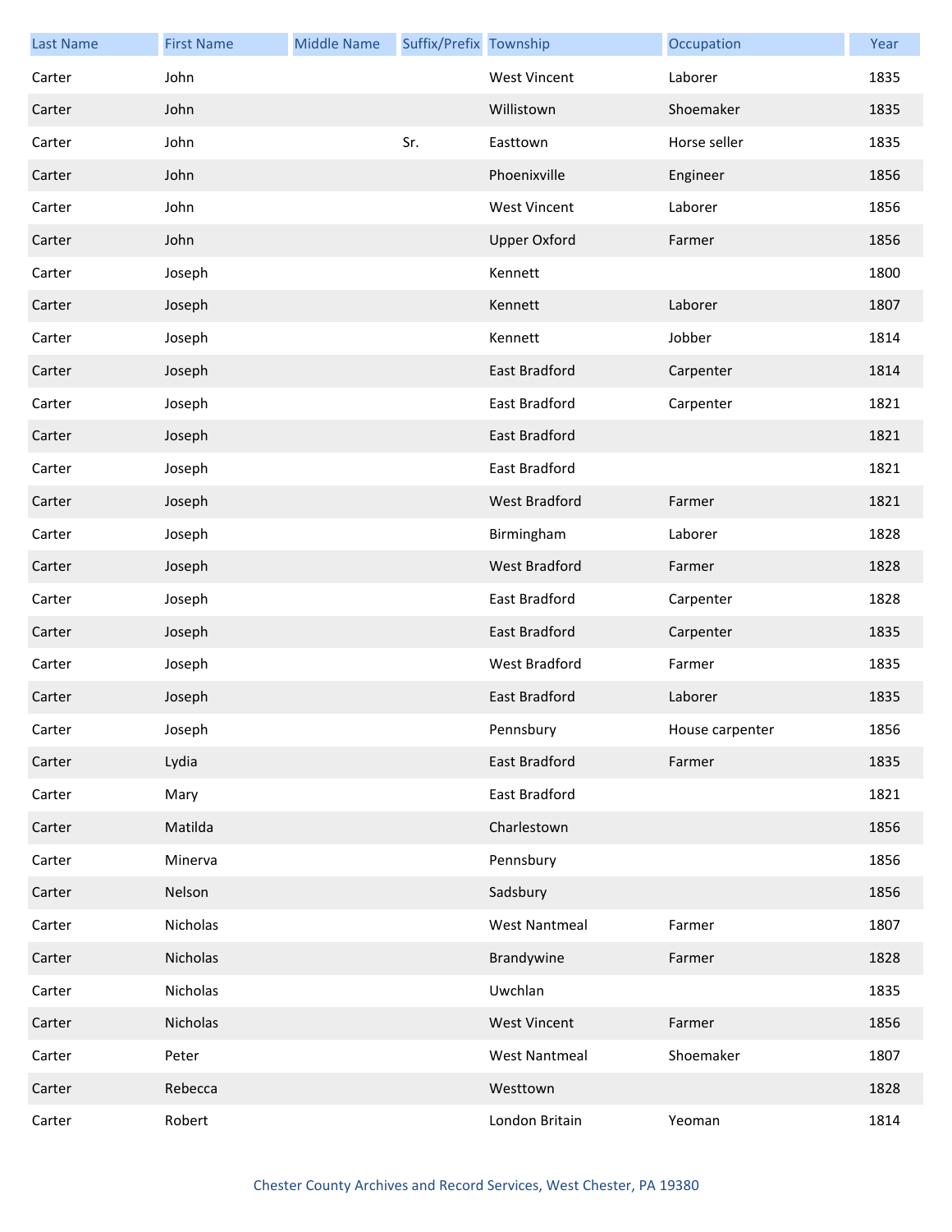| Last Name | First Name | Middle Name | Suffix/Prefix | Township | Occupation | Year |
| --- | --- | --- | --- | --- | --- | --- |
| Carter | John | | | West Vincent | Laborer | 1835 |
| Carter | John | | | Willistown | Shoemaker | 1835 |
| Carter | John | | Sr. | Easttown | Horse seller | 1835 |
| Carter | John | | | Phoenixville | Engineer | 1856 |
| Carter | John | | | West Vincent | Laborer | 1856 |
| Carter | John | | | Upper Oxford | Farmer | 1856 |
| Carter | Joseph | | | Kennett | | 1800 |
| Carter | Joseph | | | Kennett | Laborer | 1807 |
| Carter | Joseph | | | Kennett | Jobber | 1814 |
| Carter | Joseph | | | East Bradford | Carpenter | 1814 |
| Carter | Joseph | | | East Bradford | Carpenter | 1821 |
| Carter | Joseph | | | East Bradford | | 1821 |
| Carter | Joseph | | | East Bradford | | 1821 |
| Carter | Joseph | | | West Bradford | Farmer | 1821 |
| Carter | Joseph | | | Birmingham | Laborer | 1828 |
| Carter | Joseph | | | West Bradford | Farmer | 1828 |
| Carter | Joseph | | | East Bradford | Carpenter | 1828 |
| Carter | Joseph | | | East Bradford | Carpenter | 1835 |
| Carter | Joseph | | | West Bradford | Farmer | 1835 |
| Carter | Joseph | | | East Bradford | Laborer | 1835 |
| Carter | Joseph | | | Pennsbury | House carpenter | 1856 |
| Carter | Lydia | | | East Bradford | Farmer | 1835 |
| Carter | Mary | | | East Bradford | | 1821 |
| Carter | Matilda | | | Charlestown | | 1856 |
| Carter | Minerva | | | Pennsbury | | 1856 |
| Carter | Nelson | | | Sadsbury | | 1856 |
| Carter | Nicholas | | | West Nantmeal | Farmer | 1807 |
| Carter | Nicholas | | | Brandywine | Farmer | 1828 |
| Carter | Nicholas | | | Uwchlan | | 1835 |
| Carter | Nicholas | | | West Vincent | Farmer | 1856 |
| Carter | Peter | | | West Nantmeal | Shoemaker | 1807 |
| Carter | Rebecca | | | Westtown | | 1828 |
| Carter | Robert | | | London Britain | Yeoman | 1814 |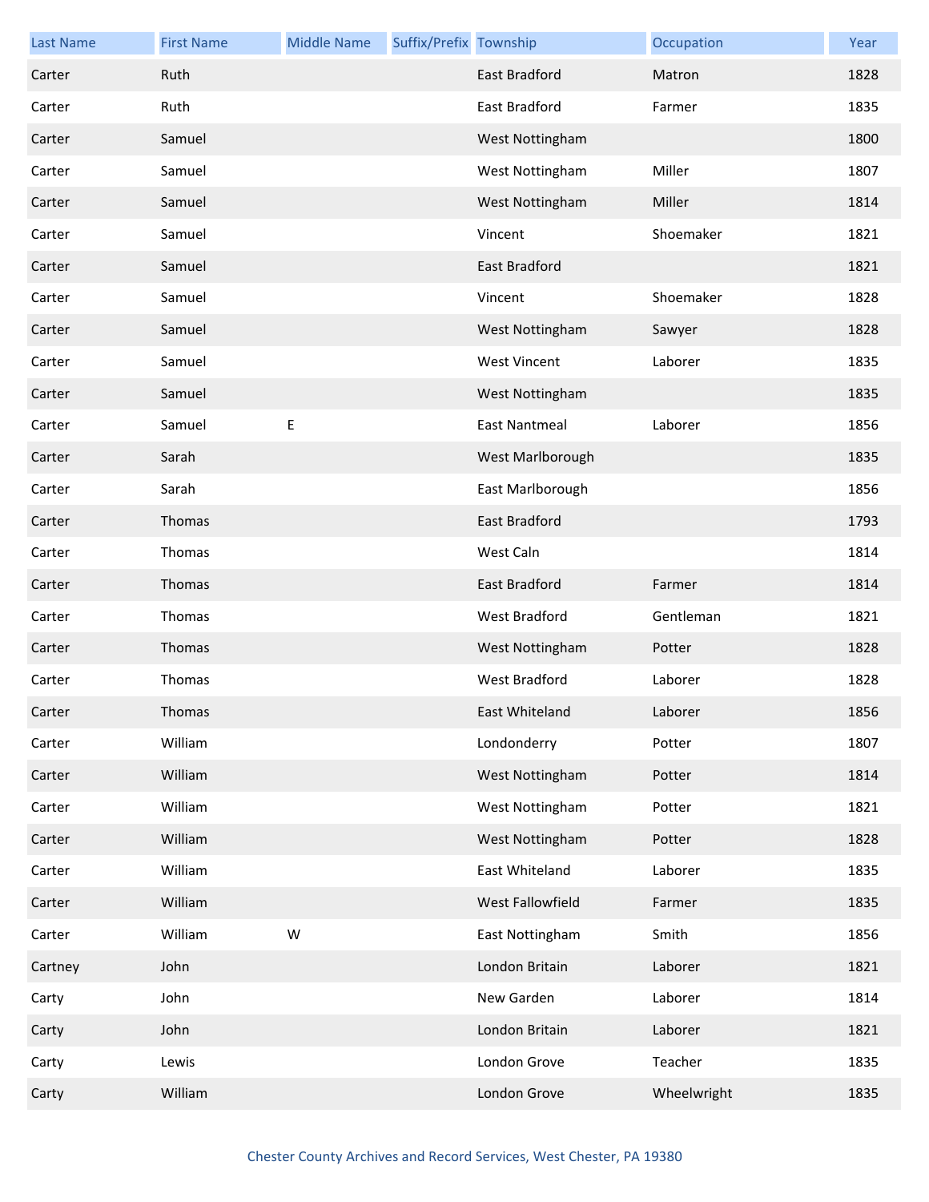| Last Name | First Name | Middle Name | Suffix/Prefix | Township | Occupation | Year |
|---|---|---|---|---|---|---|
| Carter | Ruth | | | East Bradford | Matron | 1828 |
| Carter | Ruth | | | East Bradford | Farmer | 1835 |
| Carter | Samuel | | | West Nottingham | | 1800 |
| Carter | Samuel | | | West Nottingham | Miller | 1807 |
| Carter | Samuel | | | West Nottingham | Miller | 1814 |
| Carter | Samuel | | | Vincent | Shoemaker | 1821 |
| Carter | Samuel | | | East Bradford | | 1821 |
| Carter | Samuel | | | Vincent | Shoemaker | 1828 |
| Carter | Samuel | | | West Nottingham | Sawyer | 1828 |
| Carter | Samuel | | | West Vincent | Laborer | 1835 |
| Carter | Samuel | | | West Nottingham | | 1835 |
| Carter | Samuel | E | | East Nantmeal | Laborer | 1856 |
| Carter | Sarah | | | West Marlborough | | 1835 |
| Carter | Sarah | | | East Marlborough | | 1856 |
| Carter | Thomas | | | East Bradford | | 1793 |
| Carter | Thomas | | | West Caln | | 1814 |
| Carter | Thomas | | | East Bradford | Farmer | 1814 |
| Carter | Thomas | | | West Bradford | Gentleman | 1821 |
| Carter | Thomas | | | West Nottingham | Potter | 1828 |
| Carter | Thomas | | | West Bradford | Laborer | 1828 |
| Carter | Thomas | | | East Whiteland | Laborer | 1856 |
| Carter | William | | | Londonderry | Potter | 1807 |
| Carter | William | | | West Nottingham | Potter | 1814 |
| Carter | William | | | West Nottingham | Potter | 1821 |
| Carter | William | | | West Nottingham | Potter | 1828 |
| Carter | William | | | East Whiteland | Laborer | 1835 |
| Carter | William | | | West Fallowfield | Farmer | 1835 |
| Carter | William | W | | East Nottingham | Smith | 1856 |
| Cartney | John | | | London Britain | Laborer | 1821 |
| Carty | John | | | New Garden | Laborer | 1814 |
| Carty | John | | | London Britain | Laborer | 1821 |
| Carty | Lewis | | | London Grove | Teacher | 1835 |
| Carty | William | | | London Grove | Wheelwright | 1835 |

Chester County Archives and Record Services, West Chester, PA 19380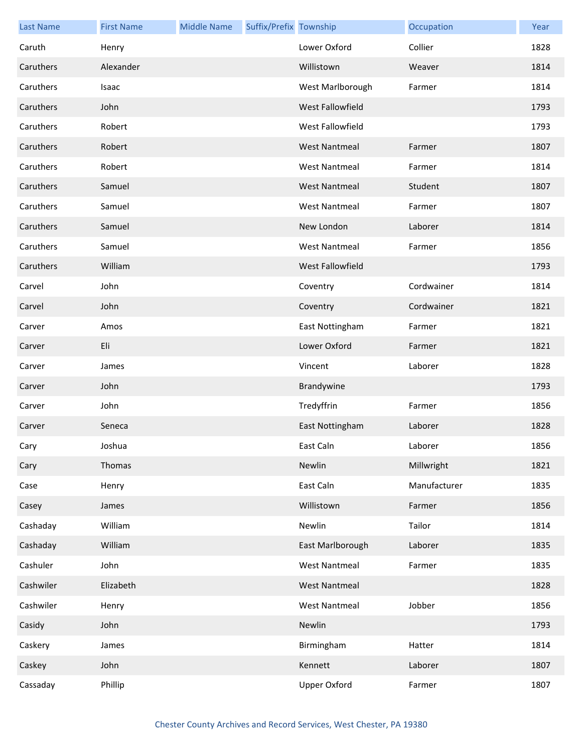| Last Name | First Name | Middle Name | Suffix/Prefix | Township | Occupation | Year |
|---|---|---|---|---|---|---|
| Caruth | Henry | | | Lower Oxford | Collier | 1828 |
| Caruthers | Alexander | | | Willistown | Weaver | 1814 |
| Caruthers | Isaac | | | West Marlborough | Farmer | 1814 |
| Caruthers | John | | | West Fallowfield | | 1793 |
| Caruthers | Robert | | | West Fallowfield | | 1793 |
| Caruthers | Robert | | | West Nantmeal | Farmer | 1807 |
| Caruthers | Robert | | | West Nantmeal | Farmer | 1814 |
| Caruthers | Samuel | | | West Nantmeal | Student | 1807 |
| Caruthers | Samuel | | | West Nantmeal | Farmer | 1807 |
| Caruthers | Samuel | | | New London | Laborer | 1814 |
| Caruthers | Samuel | | | West Nantmeal | Farmer | 1856 |
| Caruthers | William | | | West Fallowfield | | 1793 |
| Carvel | John | | | Coventry | Cordwainer | 1814 |
| Carvel | John | | | Coventry | Cordwainer | 1821 |
| Carver | Amos | | | East Nottingham | Farmer | 1821 |
| Carver | Eli | | | Lower Oxford | Farmer | 1821 |
| Carver | James | | | Vincent | Laborer | 1828 |
| Carver | John | | | Brandywine | | 1793 |
| Carver | John | | | Tredyffrin | Farmer | 1856 |
| Carver | Seneca | | | East Nottingham | Laborer | 1828 |
| Cary | Joshua | | | East Caln | Laborer | 1856 |
| Cary | Thomas | | | Newlin | Millwright | 1821 |
| Case | Henry | | | East Caln | Manufacturer | 1835 |
| Casey | James | | | Willistown | Farmer | 1856 |
| Cashaday | William | | | Newlin | Tailor | 1814 |
| Cashaday | William | | | East Marlborough | Laborer | 1835 |
| Cashuler | John | | | West Nantmeal | Farmer | 1835 |
| Cashwiler | Elizabeth | | | West Nantmeal | | 1828 |
| Cashwiler | Henry | | | West Nantmeal | Jobber | 1856 |
| Casidy | John | | | Newlin | | 1793 |
| Caskery | James | | | Birmingham | Hatter | 1814 |
| Caskey | John | | | Kennett | Laborer | 1807 |
| Cassaday | Phillip | | | Upper Oxford | Farmer | 1807 |

Chester County Archives and Record Services, West Chester, PA 19380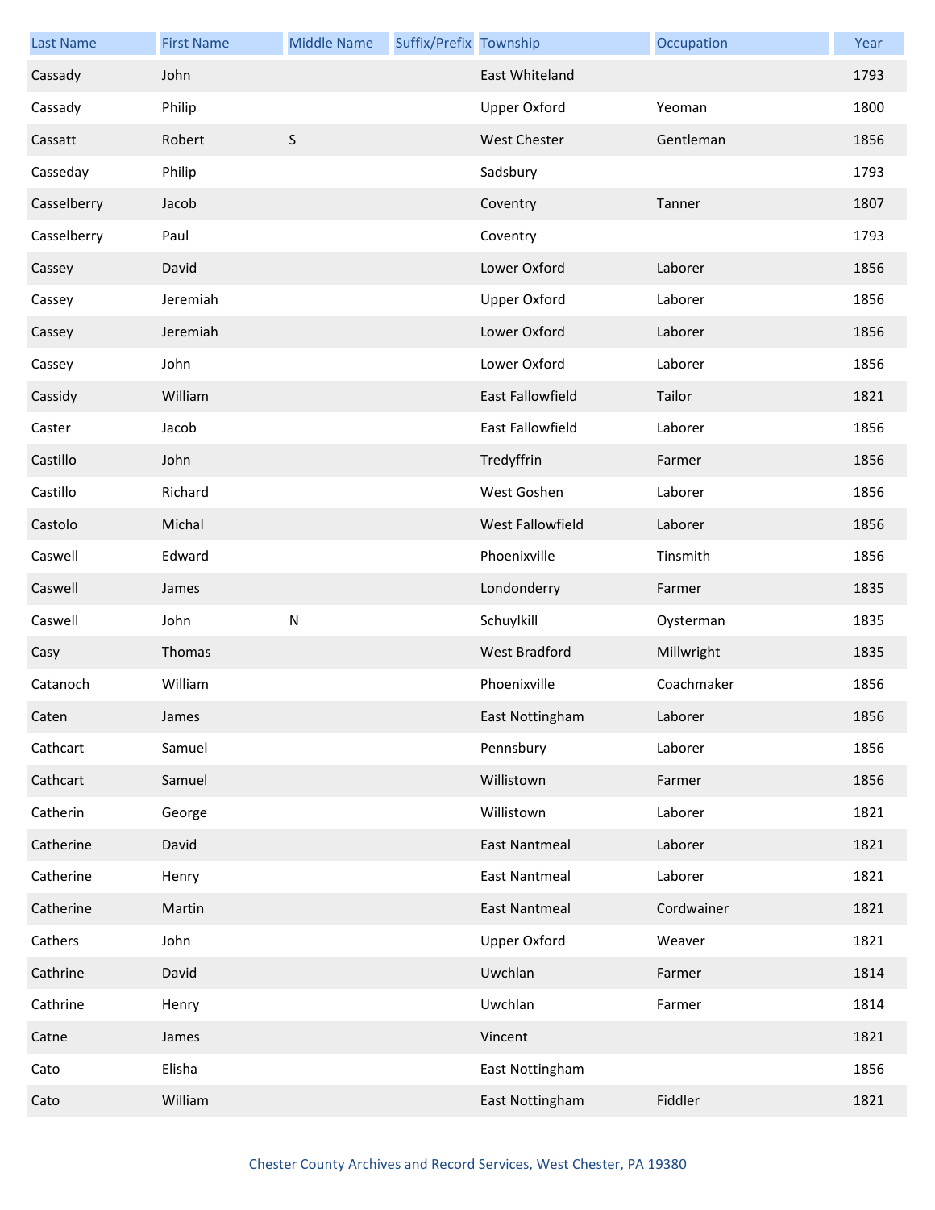| Last Name | First Name | Middle Name | Suffix/Prefix | Township | Occupation | Year |
| --- | --- | --- | --- | --- | --- | --- |
| Cassady | John | | | East Whiteland | | 1793 |
| Cassady | Philip | | | Upper Oxford | Yeoman | 1800 |
| Cassatt | Robert | S | | West Chester | Gentleman | 1856 |
| Casseday | Philip | | | Sadsbury | | 1793 |
| Casselberry | Jacob | | | Coventry | Tanner | 1807 |
| Casselberry | Paul | | | Coventry | | 1793 |
| Cassey | David | | | Lower Oxford | Laborer | 1856 |
| Cassey | Jeremiah | | | Upper Oxford | Laborer | 1856 |
| Cassey | Jeremiah | | | Lower Oxford | Laborer | 1856 |
| Cassey | John | | | Lower Oxford | Laborer | 1856 |
| Cassidy | William | | | East Fallowfield | Tailor | 1821 |
| Caster | Jacob | | | East Fallowfield | Laborer | 1856 |
| Castillo | John | | | Tredyffrin | Farmer | 1856 |
| Castillo | Richard | | | West Goshen | Laborer | 1856 |
| Castolo | Michal | | | West Fallowfield | Laborer | 1856 |
| Caswell | Edward | | | Phoenixville | Tinsmith | 1856 |
| Caswell | James | | | Londonderry | Farmer | 1835 |
| Caswell | John | N | | Schuylkill | Oysterman | 1835 |
| Casy | Thomas | | | West Bradford | Millwright | 1835 |
| Catanoch | William | | | Phoenixville | Coachmaker | 1856 |
| Caten | James | | | East Nottingham | Laborer | 1856 |
| Cathcart | Samuel | | | Pennsbury | Laborer | 1856 |
| Cathcart | Samuel | | | Willistown | Farmer | 1856 |
| Catherin | George | | | Willistown | Laborer | 1821 |
| Catherine | David | | | East Nantmeal | Laborer | 1821 |
| Catherine | Henry | | | East Nantmeal | Laborer | 1821 |
| Catherine | Martin | | | East Nantmeal | Cordwainer | 1821 |
| Cathers | John | | | Upper Oxford | Weaver | 1821 |
| Cathrine | David | | | Uwchlan | Farmer | 1814 |
| Cathrine | Henry | | | Uwchlan | Farmer | 1814 |
| Catne | James | | | Vincent | | 1821 |
| Cato | Elisha | | | East Nottingham | | 1856 |
| Cato | William | | | East Nottingham | Fiddler | 1821 |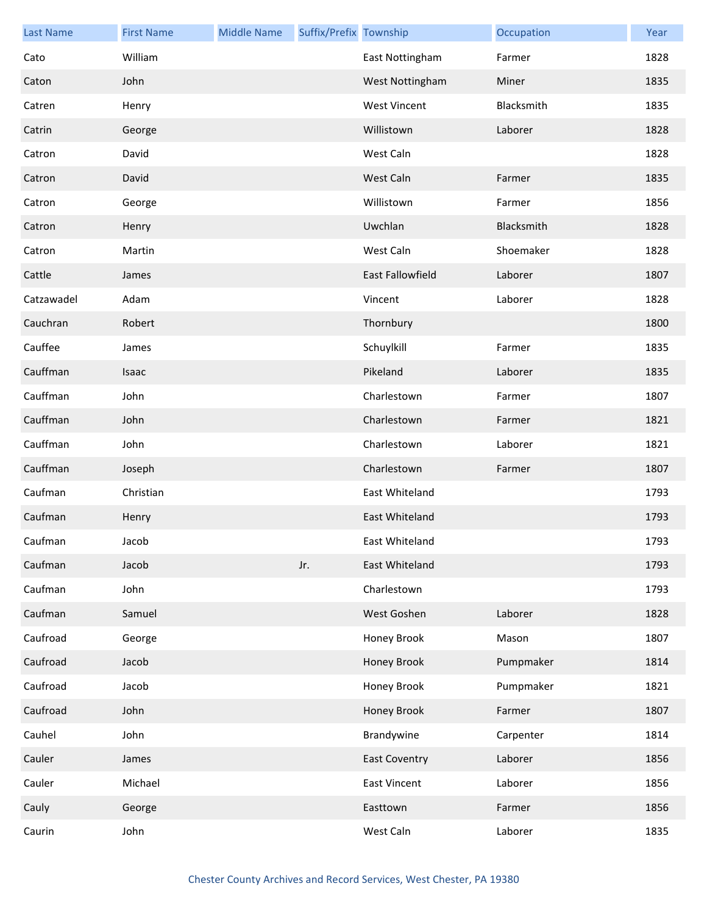| Last Name | First Name | Middle Name | Suffix/Prefix | Township | Occupation | Year |
|---|---|---|---|---|---|---|
| Cato | William | | | East Nottingham | Farmer | 1828 |
| Caton | John | | | West Nottingham | Miner | 1835 |
| Catren | Henry | | | West Vincent | Blacksmith | 1835 |
| Catrin | George | | | Willistown | Laborer | 1828 |
| Catron | David | | | West Caln | | 1828 |
| Catron | David | | | West Caln | Farmer | 1835 |
| Catron | George | | | Willistown | Farmer | 1856 |
| Catron | Henry | | | Uwchlan | Blacksmith | 1828 |
| Catron | Martin | | | West Caln | Shoemaker | 1828 |
| Cattle | James | | | East Fallowfield | Laborer | 1807 |
| Catzawadel | Adam | | | Vincent | Laborer | 1828 |
| Cauchran | Robert | | | Thornbury | | 1800 |
| Cauffee | James | | | Schuylkill | Farmer | 1835 |
| Cauffman | Isaac | | | Pikeland | Laborer | 1835 |
| Cauffman | John | | | Charlestown | Farmer | 1807 |
| Cauffman | John | | | Charlestown | Farmer | 1821 |
| Cauffman | John | | | Charlestown | Laborer | 1821 |
| Cauffman | Joseph | | | Charlestown | Farmer | 1807 |
| Caufman | Christian | | | East Whiteland | | 1793 |
| Caufman | Henry | | | East Whiteland | | 1793 |
| Caufman | Jacob | | | East Whiteland | | 1793 |
| Caufman | Jacob | | Jr. | East Whiteland | | 1793 |
| Caufman | John | | | Charlestown | | 1793 |
| Caufman | Samuel | | | West Goshen | Laborer | 1828 |
| Caufroad | George | | | Honey Brook | Mason | 1807 |
| Caufroad | Jacob | | | Honey Brook | Pumpmaker | 1814 |
| Caufroad | Jacob | | | Honey Brook | Pumpmaker | 1821 |
| Caufroad | John | | | Honey Brook | Farmer | 1807 |
| Cauhel | John | | | Brandywine | Carpenter | 1814 |
| Cauler | James | | | East Coventry | Laborer | 1856 |
| Cauler | Michael | | | East Vincent | Laborer | 1856 |
| Cauly | George | | | Easttown | Farmer | 1856 |
| Caurin | John | | | West Caln | Laborer | 1835 |

Chester County Archives and Record Services, West Chester, PA 19380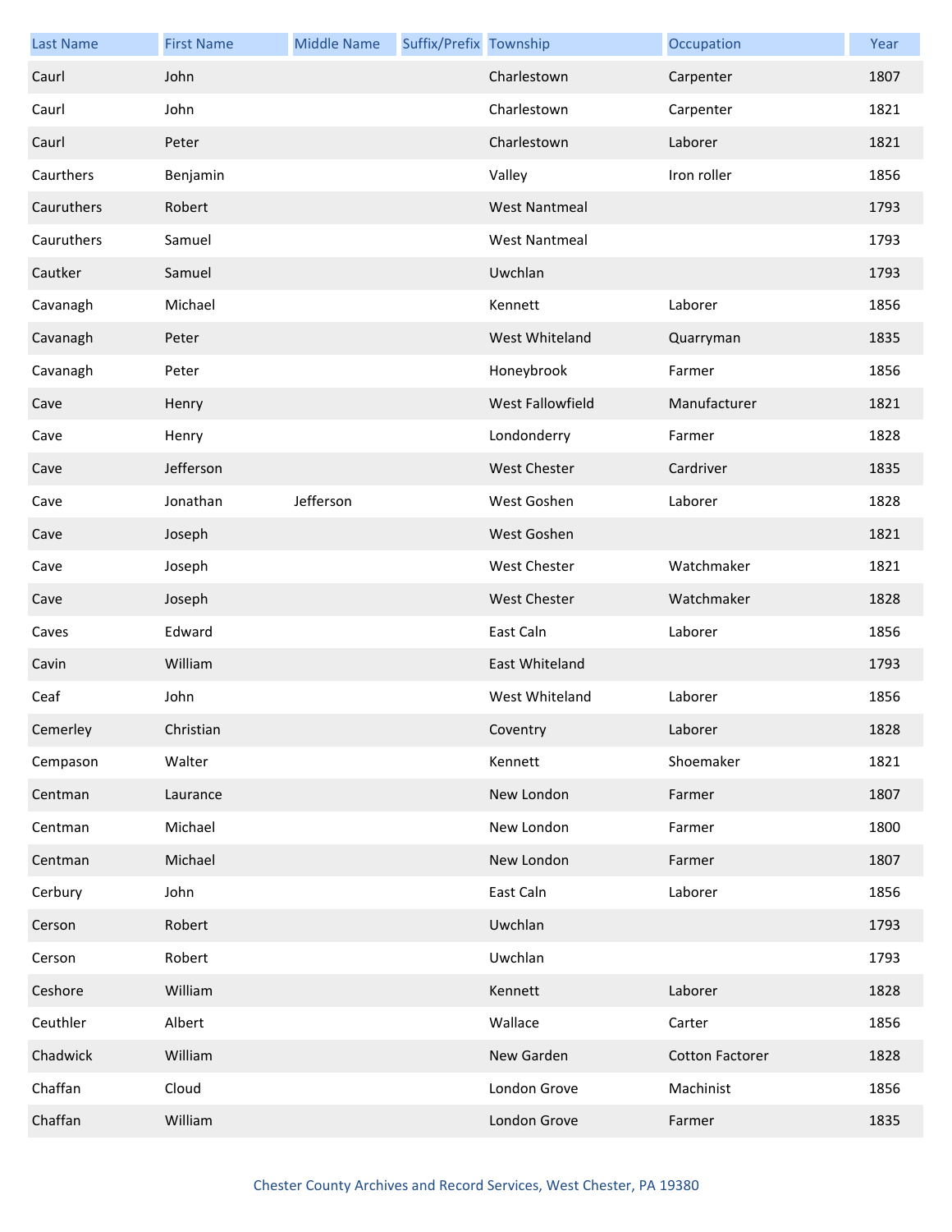| Last Name | First Name | Middle Name | Suffix/Prefix | Township | Occupation | Year |
|---|---|---|---|---|---|---|
| Caurl | John | | | Charlestown | Carpenter | 1807 |
| Caurl | John | | | Charlestown | Carpenter | 1821 |
| Caurl | Peter | | | Charlestown | Laborer | 1821 |
| Caurthers | Benjamin | | | Valley | Iron roller | 1856 |
| Cauruthers | Robert | | | West Nantmeal | | 1793 |
| Cauruthers | Samuel | | | West Nantmeal | | 1793 |
| Cautker | Samuel | | | Uwchlan | | 1793 |
| Cavanagh | Michael | | | Kennett | Laborer | 1856 |
| Cavanagh | Peter | | | West Whiteland | Quarryman | 1835 |
| Cavanagh | Peter | | | Honeybrook | Farmer | 1856 |
| Cave | Henry | | | West Fallowfield | Manufacturer | 1821 |
| Cave | Henry | | | Londonderry | Farmer | 1828 |
| Cave | Jefferson | | | West Chester | Cardriver | 1835 |
| Cave | Jonathan | Jefferson | | West Goshen | Laborer | 1828 |
| Cave | Joseph | | | West Goshen | | 1821 |
| Cave | Joseph | | | West Chester | Watchmaker | 1821 |
| Cave | Joseph | | | West Chester | Watchmaker | 1828 |
| Caves | Edward | | | East Caln | Laborer | 1856 |
| Cavin | William | | | East Whiteland | | 1793 |
| Ceaf | John | | | West Whiteland | Laborer | 1856 |
| Cemerley | Christian | | | Coventry | Laborer | 1828 |
| Cempason | Walter | | | Kennett | Shoemaker | 1821 |
| Centman | Laurance | | | New London | Farmer | 1807 |
| Centman | Michael | | | New London | Farmer | 1800 |
| Centman | Michael | | | New London | Farmer | 1807 |
| Cerbury | John | | | East Caln | Laborer | 1856 |
| Cerson | Robert | | | Uwchlan | | 1793 |
| Cerson | Robert | | | Uwchlan | | 1793 |
| Ceshore | William | | | Kennett | Laborer | 1828 |
| Ceuthler | Albert | | | Wallace | Carter | 1856 |
| Chadwick | William | | | New Garden | Cotton Factorer | 1828 |
| Chaffan | Cloud | | | London Grove | Machinist | 1856 |
| Chaffan | William | | | London Grove | Farmer | 1835 |

Chester County Archives and Record Services, West Chester, PA 19380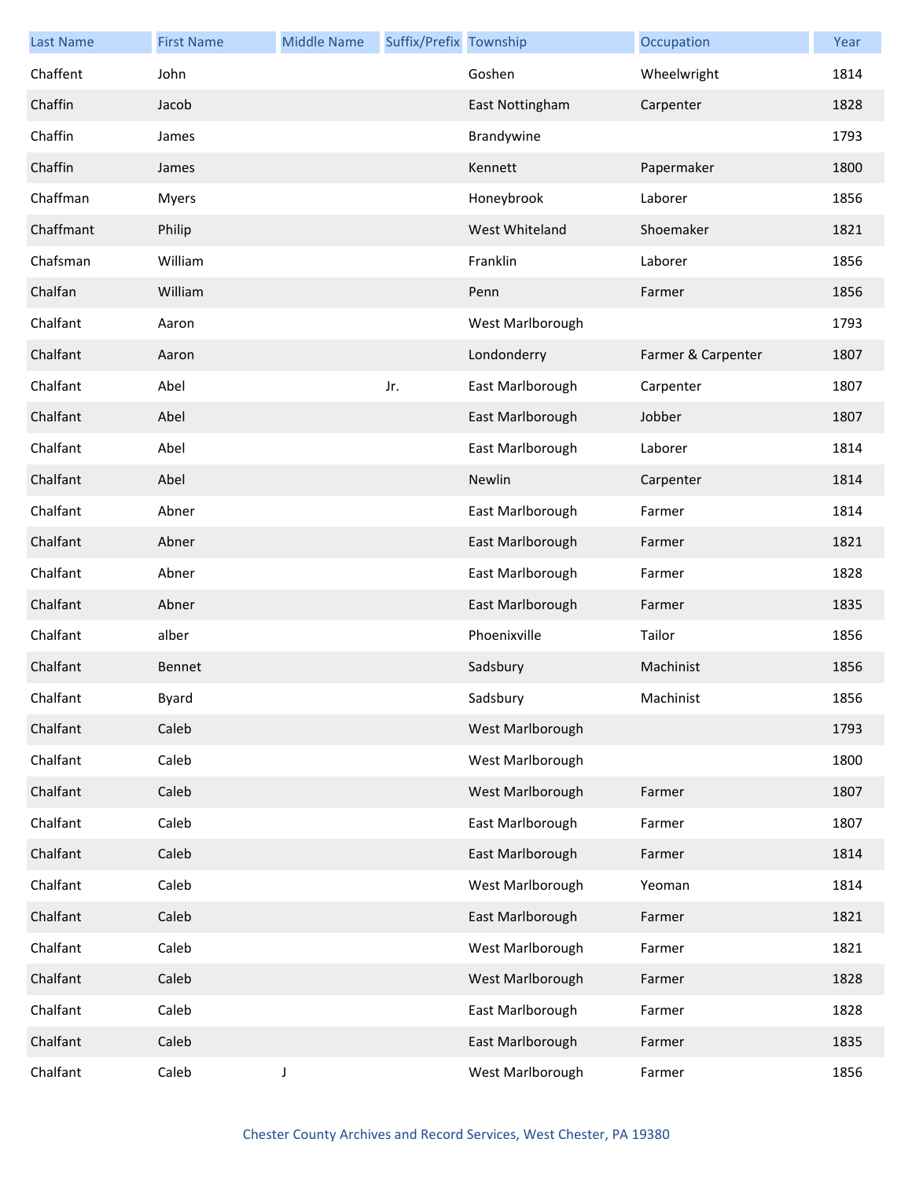| Last Name | First Name | Middle Name | Suffix/Prefix | Township | Occupation | Year |
|---|---|---|---|---|---|---|
| Chaffent | John | | | Goshen | Wheelwright | 1814 |
| Chaffin | Jacob | | | East Nottingham | Carpenter | 1828 |
| Chaffin | James | | | Brandywine | | 1793 |
| Chaffin | James | | | Kennett | Papermaker | 1800 |
| Chaffman | Myers | | | Honeybrook | Laborer | 1856 |
| Chaffmant | Philip | | | West Whiteland | Shoemaker | 1821 |
| Chafsman | William | | | Franklin | Laborer | 1856 |
| Chalfan | William | | | Penn | Farmer | 1856 |
| Chalfant | Aaron | | | West Marlborough | | 1793 |
| Chalfant | Aaron | | | Londonderry | Farmer & Carpenter | 1807 |
| Chalfant | Abel | | Jr. | East Marlborough | Carpenter | 1807 |
| Chalfant | Abel | | | East Marlborough | Jobber | 1807 |
| Chalfant | Abel | | | East Marlborough | Laborer | 1814 |
| Chalfant | Abel | | | Newlin | Carpenter | 1814 |
| Chalfant | Abner | | | East Marlborough | Farmer | 1814 |
| Chalfant | Abner | | | East Marlborough | Farmer | 1821 |
| Chalfant | Abner | | | East Marlborough | Farmer | 1828 |
| Chalfant | Abner | | | East Marlborough | Farmer | 1835 |
| Chalfant | alber | | | Phoenixville | Tailor | 1856 |
| Chalfant | Bennet | | | Sadsbury | Machinist | 1856 |
| Chalfant | Byard | | | Sadsbury | Machinist | 1856 |
| Chalfant | Caleb | | | West Marlborough | | 1793 |
| Chalfant | Caleb | | | West Marlborough | | 1800 |
| Chalfant | Caleb | | | West Marlborough | Farmer | 1807 |
| Chalfant | Caleb | | | East Marlborough | Farmer | 1807 |
| Chalfant | Caleb | | | East Marlborough | Farmer | 1814 |
| Chalfant | Caleb | | | West Marlborough | Yeoman | 1814 |
| Chalfant | Caleb | | | East Marlborough | Farmer | 1821 |
| Chalfant | Caleb | | | West Marlborough | Farmer | 1821 |
| Chalfant | Caleb | | | West Marlborough | Farmer | 1828 |
| Chalfant | Caleb | | | East Marlborough | Farmer | 1828 |
| Chalfant | Caleb | | | East Marlborough | Farmer | 1835 |
| Chalfant | Caleb | J | | West Marlborough | Farmer | 1856 |

Chester County Archives and Record Services, West Chester, PA 19380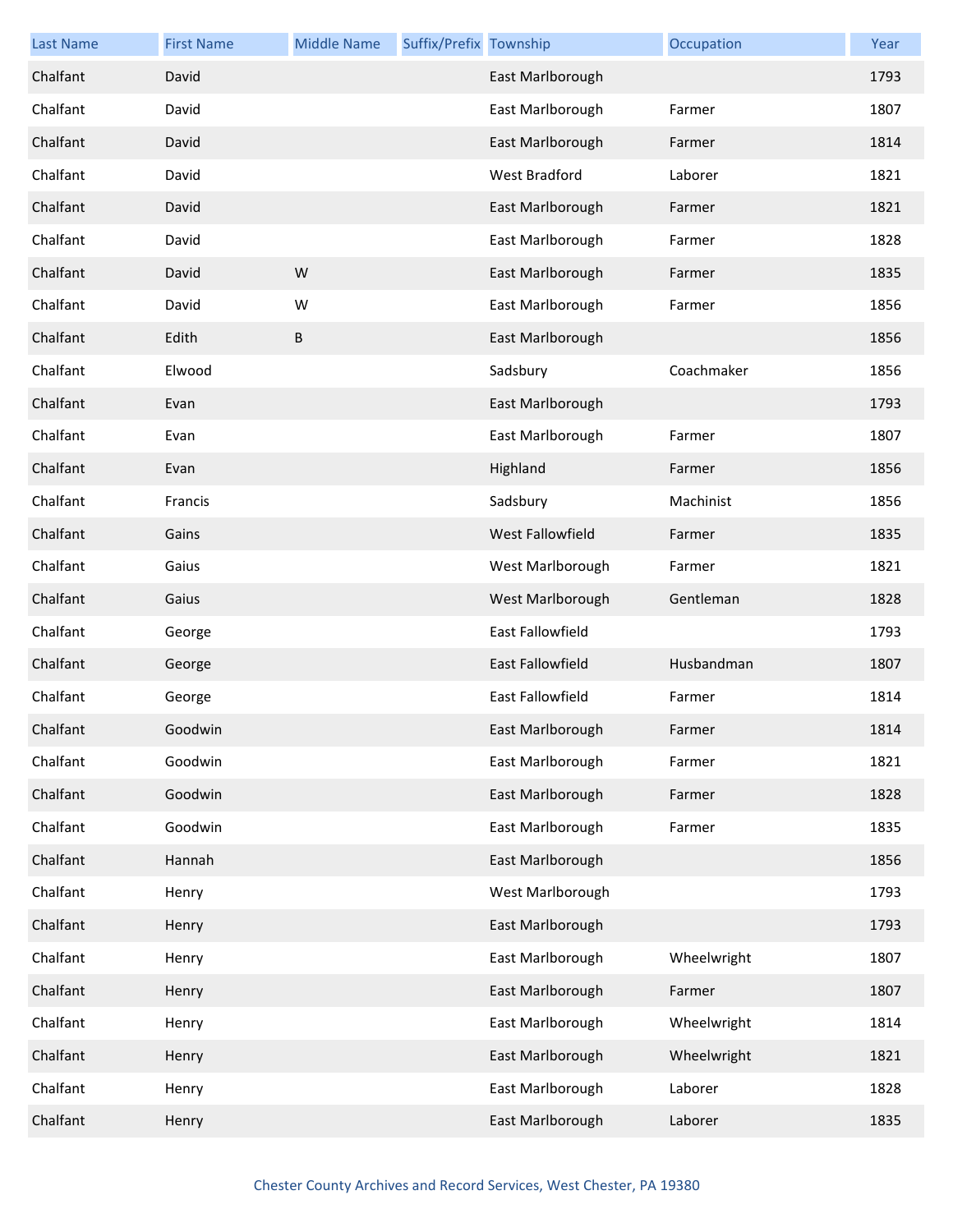| Last Name | First Name | Middle Name | Suffix/Prefix | Township | Occupation | Year |
| --- | --- | --- | --- | --- | --- | --- |
| Chalfant | David | | | East Marlborough | | 1793 |
| Chalfant | David | | | East Marlborough | Farmer | 1807 |
| Chalfant | David | | | East Marlborough | Farmer | 1814 |
| Chalfant | David | | | West Bradford | Laborer | 1821 |
| Chalfant | David | | | East Marlborough | Farmer | 1821 |
| Chalfant | David | | | East Marlborough | Farmer | 1828 |
| Chalfant | David | W | | East Marlborough | Farmer | 1835 |
| Chalfant | David | W | | East Marlborough | Farmer | 1856 |
| Chalfant | Edith | B | | East Marlborough | | 1856 |
| Chalfant | Elwood | | | Sadsbury | Coachmaker | 1856 |
| Chalfant | Evan | | | East Marlborough | | 1793 |
| Chalfant | Evan | | | East Marlborough | Farmer | 1807 |
| Chalfant | Evan | | | Highland | Farmer | 1856 |
| Chalfant | Francis | | | Sadsbury | Machinist | 1856 |
| Chalfant | Gains | | | West Fallowfield | Farmer | 1835 |
| Chalfant | Gaius | | | West Marlborough | Farmer | 1821 |
| Chalfant | Gaius | | | West Marlborough | Gentleman | 1828 |
| Chalfant | George | | | East Fallowfield | | 1793 |
| Chalfant | George | | | East Fallowfield | Husbandman | 1807 |
| Chalfant | George | | | East Fallowfield | Farmer | 1814 |
| Chalfant | Goodwin | | | East Marlborough | Farmer | 1814 |
| Chalfant | Goodwin | | | East Marlborough | Farmer | 1821 |
| Chalfant | Goodwin | | | East Marlborough | Farmer | 1828 |
| Chalfant | Goodwin | | | East Marlborough | Farmer | 1835 |
| Chalfant | Hannah | | | East Marlborough | | 1856 |
| Chalfant | Henry | | | West Marlborough | | 1793 |
| Chalfant | Henry | | | East Marlborough | | 1793 |
| Chalfant | Henry | | | East Marlborough | Wheelwright | 1807 |
| Chalfant | Henry | | | East Marlborough | Farmer | 1807 |
| Chalfant | Henry | | | East Marlborough | Wheelwright | 1814 |
| Chalfant | Henry | | | East Marlborough | Wheelwright | 1821 |
| Chalfant | Henry | | | East Marlborough | Laborer | 1828 |
| Chalfant | Henry | | | East Marlborough | Laborer | 1835 |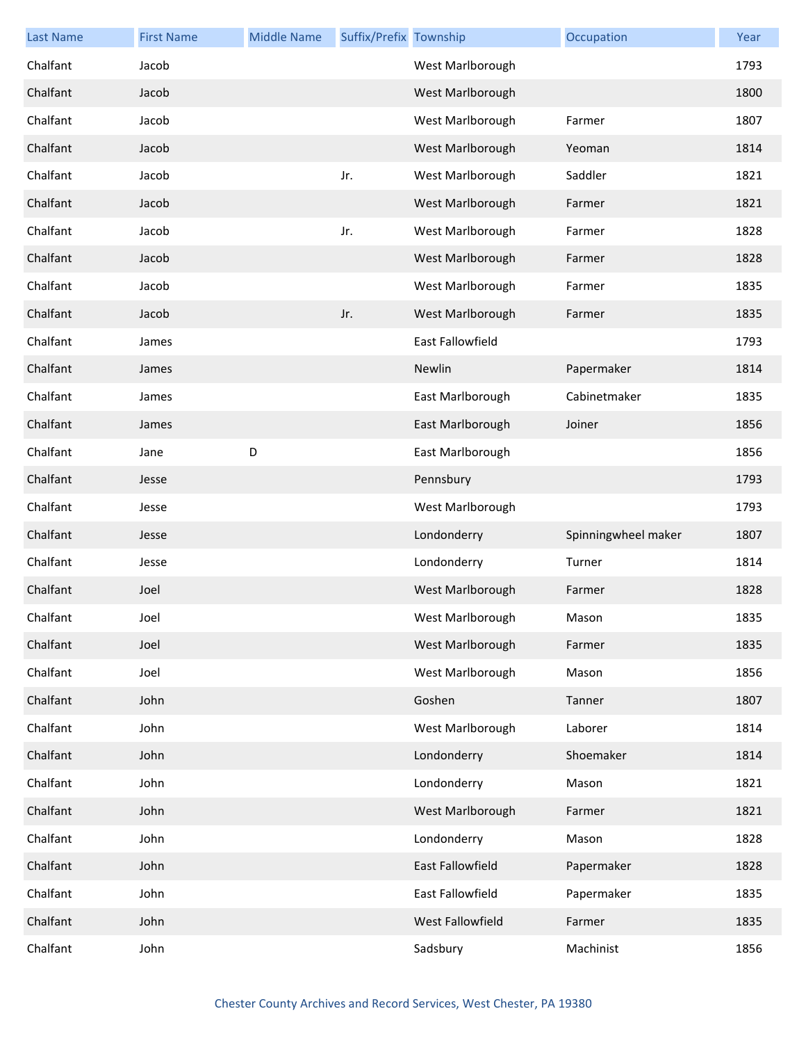| Last Name | First Name | Middle Name | Suffix/Prefix | Township | Occupation | Year |
|---|---|---|---|---|---|---|
| Chalfant | Jacob | | | West Marlborough | | 1793 |
| Chalfant | Jacob | | | West Marlborough | | 1800 |
| Chalfant | Jacob | | | West Marlborough | Farmer | 1807 |
| Chalfant | Jacob | | | West Marlborough | Yeoman | 1814 |
| Chalfant | Jacob | | Jr. | West Marlborough | Saddler | 1821 |
| Chalfant | Jacob | | | West Marlborough | Farmer | 1821 |
| Chalfant | Jacob | | Jr. | West Marlborough | Farmer | 1828 |
| Chalfant | Jacob | | | West Marlborough | Farmer | 1828 |
| Chalfant | Jacob | | | West Marlborough | Farmer | 1835 |
| Chalfant | Jacob | | Jr. | West Marlborough | Farmer | 1835 |
| Chalfant | James | | | East Fallowfield | | 1793 |
| Chalfant | James | | | Newlin | Papermaker | 1814 |
| Chalfant | James | | | East Marlborough | Cabinetmaker | 1835 |
| Chalfant | James | | | East Marlborough | Joiner | 1856 |
| Chalfant | Jane | D | | East Marlborough | | 1856 |
| Chalfant | Jesse | | | Pennsbury | | 1793 |
| Chalfant | Jesse | | | West Marlborough | | 1793 |
| Chalfant | Jesse | | | Londonderry | Spinningwheel maker | 1807 |
| Chalfant | Jesse | | | Londonderry | Turner | 1814 |
| Chalfant | Joel | | | West Marlborough | Farmer | 1828 |
| Chalfant | Joel | | | West Marlborough | Mason | 1835 |
| Chalfant | Joel | | | West Marlborough | Farmer | 1835 |
| Chalfant | Joel | | | West Marlborough | Mason | 1856 |
| Chalfant | John | | | Goshen | Tanner | 1807 |
| Chalfant | John | | | West Marlborough | Laborer | 1814 |
| Chalfant | John | | | Londonderry | Shoemaker | 1814 |
| Chalfant | John | | | Londonderry | Mason | 1821 |
| Chalfant | John | | | West Marlborough | Farmer | 1821 |
| Chalfant | John | | | Londonderry | Mason | 1828 |
| Chalfant | John | | | East Fallowfield | Papermaker | 1828 |
| Chalfant | John | | | East Fallowfield | Papermaker | 1835 |
| Chalfant | John | | | West Fallowfield | Farmer | 1835 |
| Chalfant | John | | | Sadsbury | Machinist | 1856 |

Chester County Archives and Record Services, West Chester, PA 19380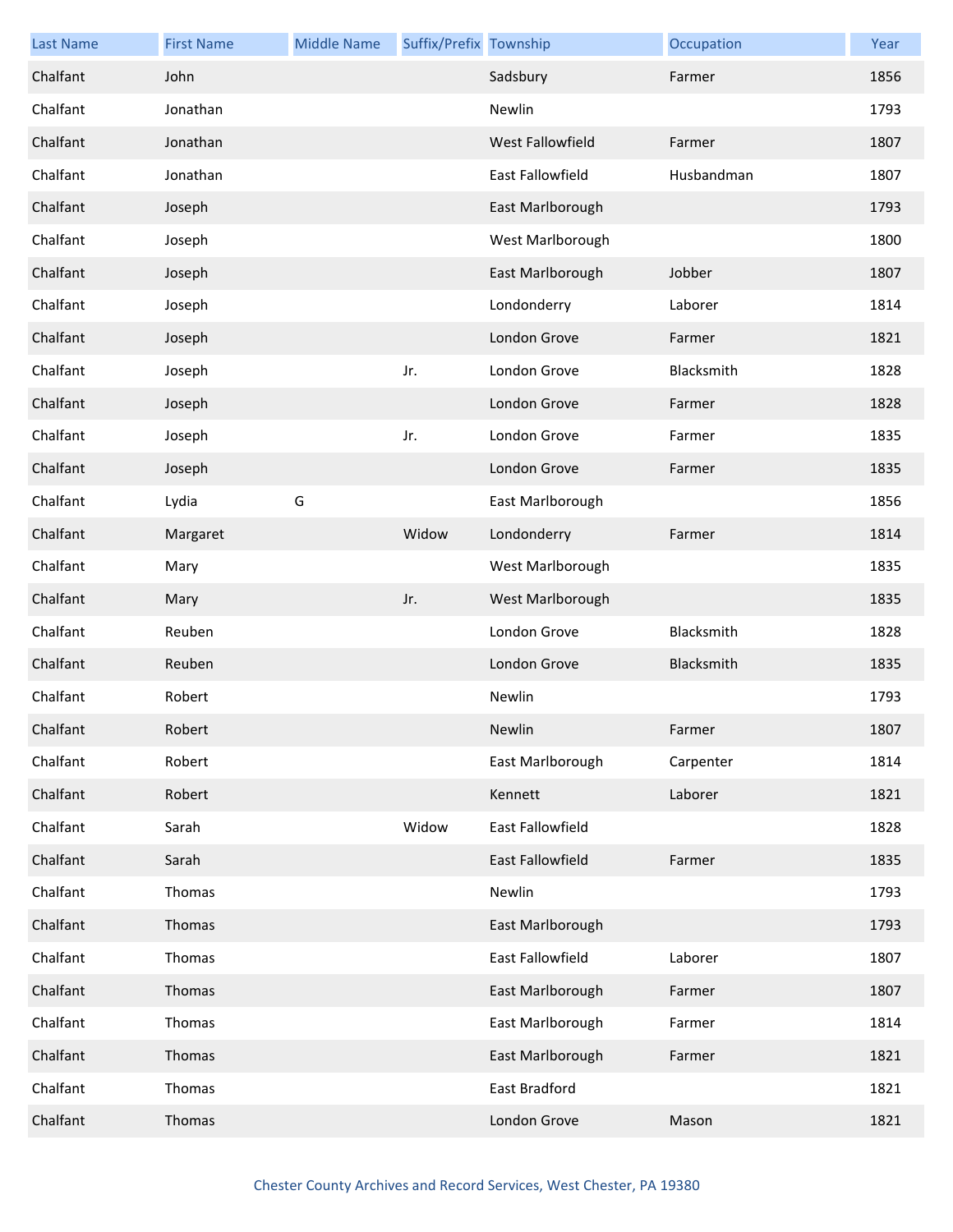| Last Name | First Name | Middle Name | Suffix/Prefix | Township | Occupation | Year |
| --- | --- | --- | --- | --- | --- | --- |
| Chalfant | John | | | Sadsbury | Farmer | 1856 |
| Chalfant | Jonathan | | | Newlin | | 1793 |
| Chalfant | Jonathan | | | West Fallowfield | Farmer | 1807 |
| Chalfant | Jonathan | | | East Fallowfield | Husbandman | 1807 |
| Chalfant | Joseph | | | East Marlborough | | 1793 |
| Chalfant | Joseph | | | West Marlborough | | 1800 |
| Chalfant | Joseph | | | East Marlborough | Jobber | 1807 |
| Chalfant | Joseph | | | Londonderry | Laborer | 1814 |
| Chalfant | Joseph | | | London Grove | Farmer | 1821 |
| Chalfant | Joseph | | Jr. | London Grove | Blacksmith | 1828 |
| Chalfant | Joseph | | | London Grove | Farmer | 1828 |
| Chalfant | Joseph | | Jr. | London Grove | Farmer | 1835 |
| Chalfant | Joseph | | | London Grove | Farmer | 1835 |
| Chalfant | Lydia | G | | East Marlborough | | 1856 |
| Chalfant | Margaret | | Widow | Londonderry | Farmer | 1814 |
| Chalfant | Mary | | | West Marlborough | | 1835 |
| Chalfant | Mary | | Jr. | West Marlborough | | 1835 |
| Chalfant | Reuben | | | London Grove | Blacksmith | 1828 |
| Chalfant | Reuben | | | London Grove | Blacksmith | 1835 |
| Chalfant | Robert | | | Newlin | | 1793 |
| Chalfant | Robert | | | Newlin | Farmer | 1807 |
| Chalfant | Robert | | | East Marlborough | Carpenter | 1814 |
| Chalfant | Robert | | | Kennett | Laborer | 1821 |
| Chalfant | Sarah | | Widow | East Fallowfield | | 1828 |
| Chalfant | Sarah | | | East Fallowfield | Farmer | 1835 |
| Chalfant | Thomas | | | Newlin | | 1793 |
| Chalfant | Thomas | | | East Marlborough | | 1793 |
| Chalfant | Thomas | | | East Fallowfield | Laborer | 1807 |
| Chalfant | Thomas | | | East Marlborough | Farmer | 1807 |
| Chalfant | Thomas | | | East Marlborough | Farmer | 1814 |
| Chalfant | Thomas | | | East Marlborough | Farmer | 1821 |
| Chalfant | Thomas | | | East Bradford | | 1821 |
| Chalfant | Thomas | | | London Grove | Mason | 1821 |

Chester County Archives and Record Services, West Chester, PA 19380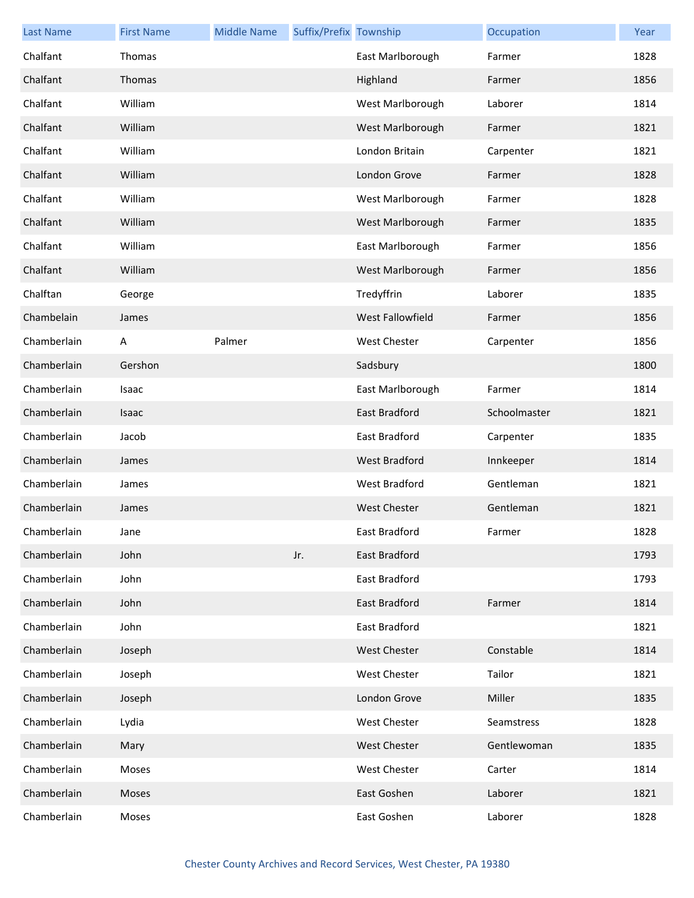| Last Name | First Name | Middle Name | Suffix/Prefix | Township | Occupation | Year |
|---|---|---|---|---|---|---|
| Chalfant | Thomas | | | East Marlborough | Farmer | 1828 |
| Chalfant | Thomas | | | Highland | Farmer | 1856 |
| Chalfant | William | | | West Marlborough | Laborer | 1814 |
| Chalfant | William | | | West Marlborough | Farmer | 1821 |
| Chalfant | William | | | London Britain | Carpenter | 1821 |
| Chalfant | William | | | London Grove | Farmer | 1828 |
| Chalfant | William | | | West Marlborough | Farmer | 1828 |
| Chalfant | William | | | West Marlborough | Farmer | 1835 |
| Chalfant | William | | | East Marlborough | Farmer | 1856 |
| Chalfant | William | | | West Marlborough | Farmer | 1856 |
| Chalftan | George | | | Tredyffrin | Laborer | 1835 |
| Chambelain | James | | | West Fallowfield | Farmer | 1856 |
| Chamberlain | A | Palmer | | West Chester | Carpenter | 1856 |
| Chamberlain | Gershon | | | Sadsbury | | 1800 |
| Chamberlain | Isaac | | | East Marlborough | Farmer | 1814 |
| Chamberlain | Isaac | | | East Bradford | Schoolmaster | 1821 |
| Chamberlain | Jacob | | | East Bradford | Carpenter | 1835 |
| Chamberlain | James | | | West Bradford | Innkeeper | 1814 |
| Chamberlain | James | | | West Bradford | Gentleman | 1821 |
| Chamberlain | James | | | West Chester | Gentleman | 1821 |
| Chamberlain | Jane | | | East Bradford | Farmer | 1828 |
| Chamberlain | John | | Jr. | East Bradford | | 1793 |
| Chamberlain | John | | | East Bradford | | 1793 |
| Chamberlain | John | | | East Bradford | Farmer | 1814 |
| Chamberlain | John | | | East Bradford | | 1821 |
| Chamberlain | Joseph | | | West Chester | Constable | 1814 |
| Chamberlain | Joseph | | | West Chester | Tailor | 1821 |
| Chamberlain | Joseph | | | London Grove | Miller | 1835 |
| Chamberlain | Lydia | | | West Chester | Seamstress | 1828 |
| Chamberlain | Mary | | | West Chester | Gentlewoman | 1835 |
| Chamberlain | Moses | | | West Chester | Carter | 1814 |
| Chamberlain | Moses | | | East Goshen | Laborer | 1821 |
| Chamberlain | Moses | | | East Goshen | Laborer | 1828 |

Chester County Archives and Record Services, West Chester, PA 19380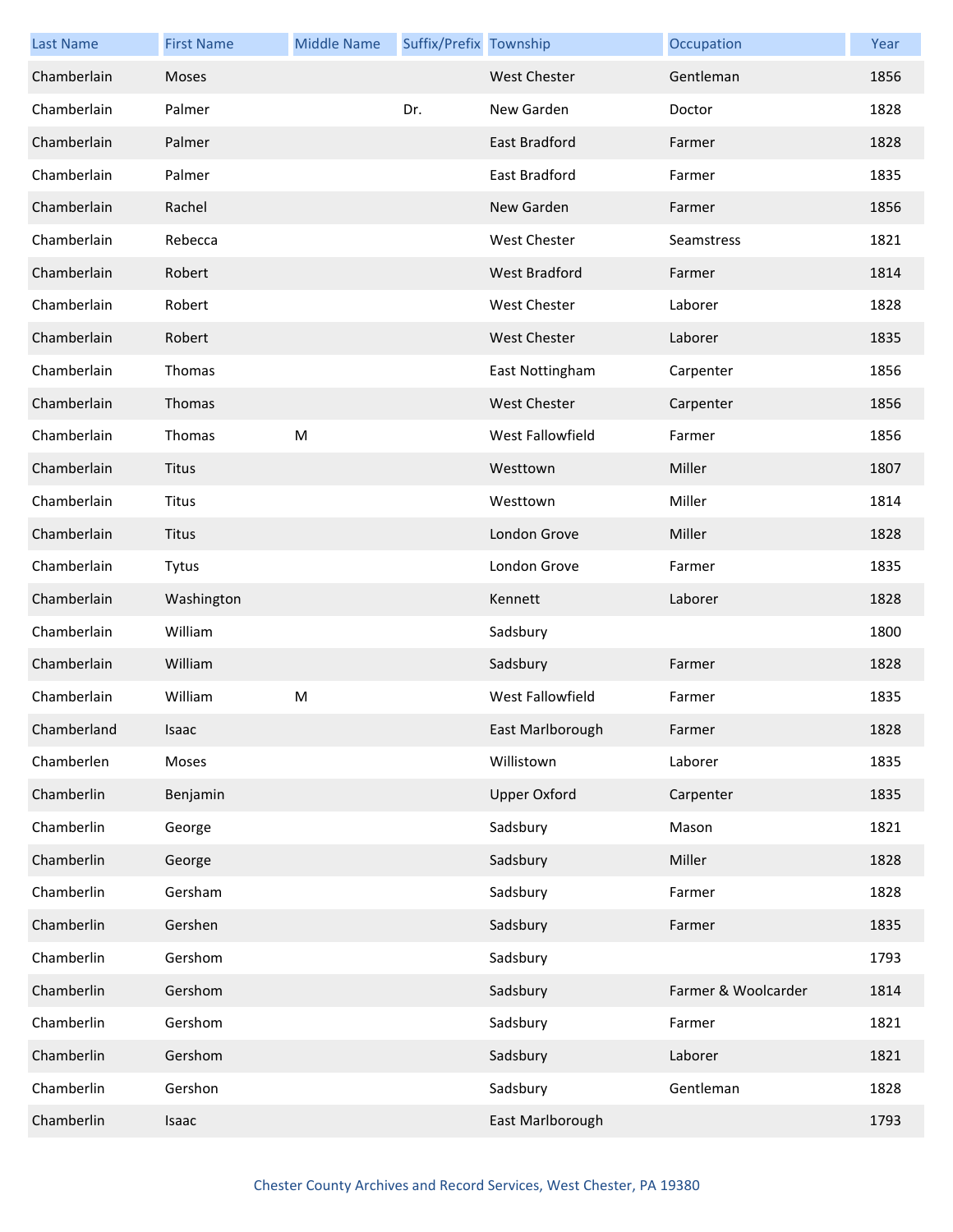| Last Name | First Name | Middle Name | Suffix/Prefix | Township | Occupation | Year |
|---|---|---|---|---|---|---|
| Chamberlain | Moses | | | West Chester | Gentleman | 1856 |
| Chamberlain | Palmer | | Dr. | New Garden | Doctor | 1828 |
| Chamberlain | Palmer | | | East Bradford | Farmer | 1828 |
| Chamberlain | Palmer | | | East Bradford | Farmer | 1835 |
| Chamberlain | Rachel | | | New Garden | Farmer | 1856 |
| Chamberlain | Rebecca | | | West Chester | Seamstress | 1821 |
| Chamberlain | Robert | | | West Bradford | Farmer | 1814 |
| Chamberlain | Robert | | | West Chester | Laborer | 1828 |
| Chamberlain | Robert | | | West Chester | Laborer | 1835 |
| Chamberlain | Thomas | | | East Nottingham | Carpenter | 1856 |
| Chamberlain | Thomas | | | West Chester | Carpenter | 1856 |
| Chamberlain | Thomas | M | | West Fallowfield | Farmer | 1856 |
| Chamberlain | Titus | | | Westtown | Miller | 1807 |
| Chamberlain | Titus | | | Westtown | Miller | 1814 |
| Chamberlain | Titus | | | London Grove | Miller | 1828 |
| Chamberlain | Tytus | | | London Grove | Farmer | 1835 |
| Chamberlain | Washington | | | Kennett | Laborer | 1828 |
| Chamberlain | William | | | Sadsbury | | 1800 |
| Chamberlain | William | | | Sadsbury | Farmer | 1828 |
| Chamberlain | William | M | | West Fallowfield | Farmer | 1835 |
| Chamberland | Isaac | | | East Marlborough | Farmer | 1828 |
| Chamberlen | Moses | | | Willistown | Laborer | 1835 |
| Chamberlin | Benjamin | | | Upper Oxford | Carpenter | 1835 |
| Chamberlin | George | | | Sadsbury | Mason | 1821 |
| Chamberlin | George | | | Sadsbury | Miller | 1828 |
| Chamberlin | Gersham | | | Sadsbury | Farmer | 1828 |
| Chamberlin | Gershen | | | Sadsbury | Farmer | 1835 |
| Chamberlin | Gershom | | | Sadsbury | | 1793 |
| Chamberlin | Gershom | | | Sadsbury | Farmer & Woolcarder | 1814 |
| Chamberlin | Gershom | | | Sadsbury | Farmer | 1821 |
| Chamberlin | Gershom | | | Sadsbury | Laborer | 1821 |
| Chamberlin | Gershon | | | Sadsbury | Gentleman | 1828 |
| Chamberlin | Isaac | | | East Marlborough | | 1793 |

Chester County Archives and Record Services, West Chester, PA 19380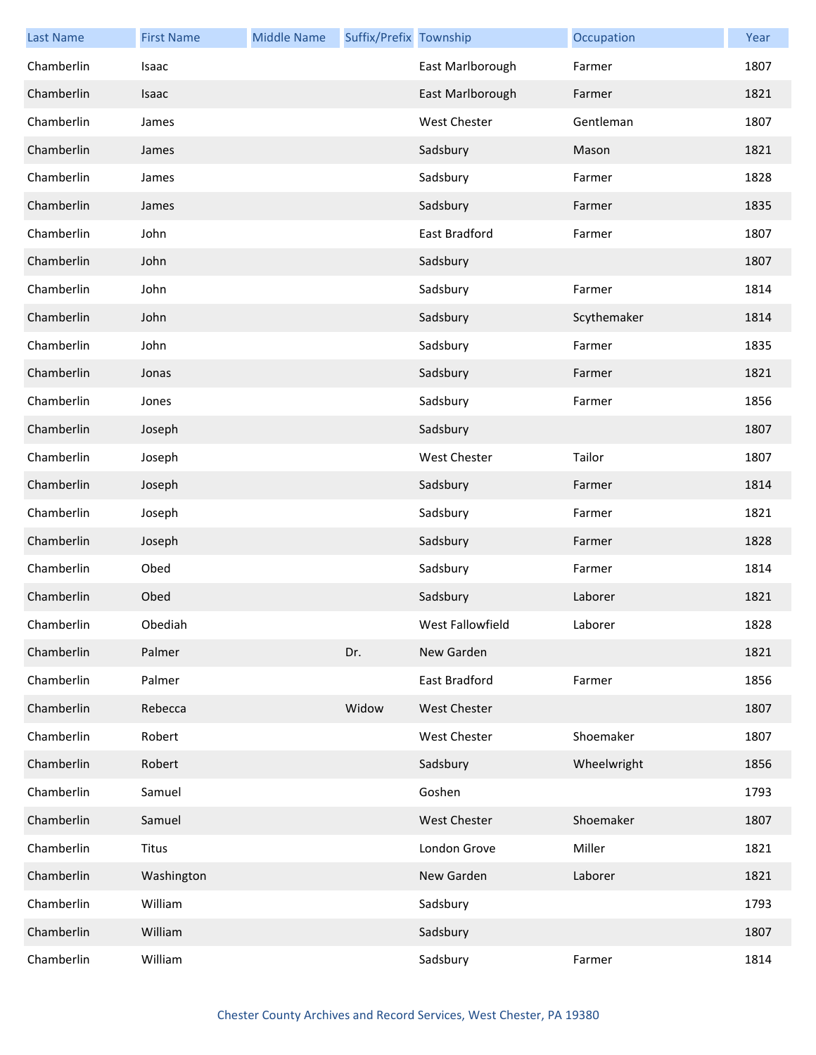| Last Name | First Name | Middle Name | Suffix/Prefix | Township | Occupation | Year |
|---|---|---|---|---|---|---|
| Chamberlin | Isaac | | | East Marlborough | Farmer | 1807 |
| Chamberlin | Isaac | | | East Marlborough | Farmer | 1821 |
| Chamberlin | James | | | West Chester | Gentleman | 1807 |
| Chamberlin | James | | | Sadsbury | Mason | 1821 |
| Chamberlin | James | | | Sadsbury | Farmer | 1828 |
| Chamberlin | James | | | Sadsbury | Farmer | 1835 |
| Chamberlin | John | | | East Bradford | Farmer | 1807 |
| Chamberlin | John | | | Sadsbury | | 1807 |
| Chamberlin | John | | | Sadsbury | Farmer | 1814 |
| Chamberlin | John | | | Sadsbury | Scythemaker | 1814 |
| Chamberlin | John | | | Sadsbury | Farmer | 1835 |
| Chamberlin | Jonas | | | Sadsbury | Farmer | 1821 |
| Chamberlin | Jones | | | Sadsbury | Farmer | 1856 |
| Chamberlin | Joseph | | | Sadsbury | | 1807 |
| Chamberlin | Joseph | | | West Chester | Tailor | 1807 |
| Chamberlin | Joseph | | | Sadsbury | Farmer | 1814 |
| Chamberlin | Joseph | | | Sadsbury | Farmer | 1821 |
| Chamberlin | Joseph | | | Sadsbury | Farmer | 1828 |
| Chamberlin | Obed | | | Sadsbury | Farmer | 1814 |
| Chamberlin | Obed | | | Sadsbury | Laborer | 1821 |
| Chamberlin | Obediah | | | West Fallowfield | Laborer | 1828 |
| Chamberlin | Palmer | | Dr. | New Garden | | 1821 |
| Chamberlin | Palmer | | | East Bradford | Farmer | 1856 |
| Chamberlin | Rebecca | | Widow | West Chester | | 1807 |
| Chamberlin | Robert | | | West Chester | Shoemaker | 1807 |
| Chamberlin | Robert | | | Sadsbury | Wheelwright | 1856 |
| Chamberlin | Samuel | | | Goshen | | 1793 |
| Chamberlin | Samuel | | | West Chester | Shoemaker | 1807 |
| Chamberlin | Titus | | | London Grove | Miller | 1821 |
| Chamberlin | Washington | | | New Garden | Laborer | 1821 |
| Chamberlin | William | | | Sadsbury | | 1793 |
| Chamberlin | William | | | Sadsbury | | 1807 |
| Chamberlin | William | | | Sadsbury | Farmer | 1814 |

Chester County Archives and Record Services, West Chester, PA 19380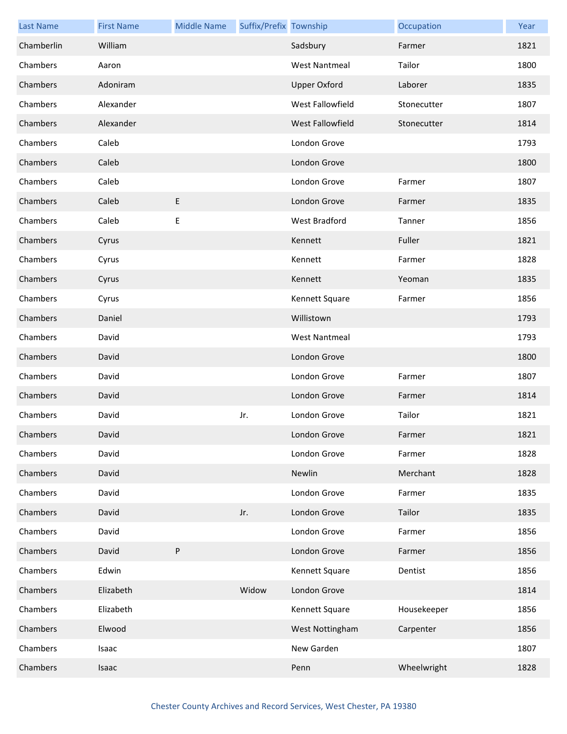| Last Name | First Name | Middle Name | Suffix/Prefix | Township | Occupation | Year |
|---|---|---|---|---|---|---|
| Chamberlin | William | | | Sadsbury | Farmer | 1821 |
| Chambers | Aaron | | | West Nantmeal | Tailor | 1800 |
| Chambers | Adoniram | | | Upper Oxford | Laborer | 1835 |
| Chambers | Alexander | | | West Fallowfield | Stonecutter | 1807 |
| Chambers | Alexander | | | West Fallowfield | Stonecutter | 1814 |
| Chambers | Caleb | | | London Grove | | 1793 |
| Chambers | Caleb | | | London Grove | | 1800 |
| Chambers | Caleb | | | London Grove | Farmer | 1807 |
| Chambers | Caleb | E | | London Grove | Farmer | 1835 |
| Chambers | Caleb | E | | West Bradford | Tanner | 1856 |
| Chambers | Cyrus | | | Kennett | Fuller | 1821 |
| Chambers | Cyrus | | | Kennett | Farmer | 1828 |
| Chambers | Cyrus | | | Kennett | Yeoman | 1835 |
| Chambers | Cyrus | | | Kennett Square | Farmer | 1856 |
| Chambers | Daniel | | | Willistown | | 1793 |
| Chambers | David | | | West Nantmeal | | 1793 |
| Chambers | David | | | London Grove | | 1800 |
| Chambers | David | | | London Grove | Farmer | 1807 |
| Chambers | David | | | London Grove | Farmer | 1814 |
| Chambers | David | | Jr. | London Grove | Tailor | 1821 |
| Chambers | David | | | London Grove | Farmer | 1821 |
| Chambers | David | | | London Grove | Farmer | 1828 |
| Chambers | David | | | Newlin | Merchant | 1828 |
| Chambers | David | | | London Grove | Farmer | 1835 |
| Chambers | David | | Jr. | London Grove | Tailor | 1835 |
| Chambers | David | | | London Grove | Farmer | 1856 |
| Chambers | David | P | | London Grove | Farmer | 1856 |
| Chambers | Edwin | | | Kennett Square | Dentist | 1856 |
| Chambers | Elizabeth | | Widow | London Grove | | 1814 |
| Chambers | Elizabeth | | | Kennett Square | Housekeeper | 1856 |
| Chambers | Elwood | | | West Nottingham | Carpenter | 1856 |
| Chambers | Isaac | | | New Garden | | 1807 |
| Chambers | Isaac | | | Penn | Wheelwright | 1828 |

Chester County Archives and Record Services, West Chester, PA 19380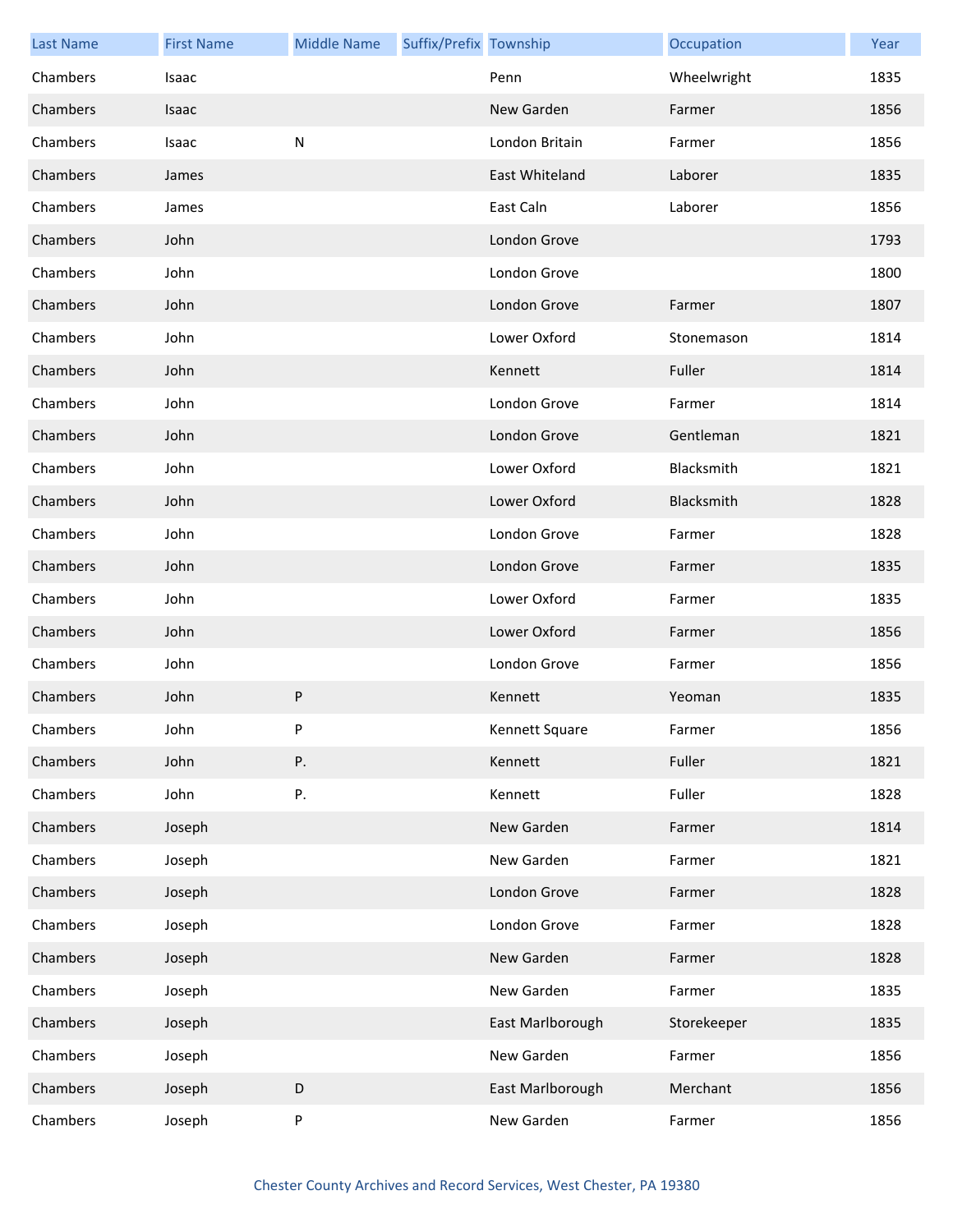| Last Name | First Name | Middle Name | Suffix/Prefix | Township | Occupation | Year |
|---|---|---|---|---|---|---|
| Chambers | Isaac | | | Penn | Wheelwright | 1835 |
| Chambers | Isaac | | | New Garden | Farmer | 1856 |
| Chambers | Isaac | N | | London Britain | Farmer | 1856 |
| Chambers | James | | | East Whiteland | Laborer | 1835 |
| Chambers | James | | | East Caln | Laborer | 1856 |
| Chambers | John | | | London Grove | | 1793 |
| Chambers | John | | | London Grove | | 1800 |
| Chambers | John | | | London Grove | Farmer | 1807 |
| Chambers | John | | | Lower Oxford | Stonemason | 1814 |
| Chambers | John | | | Kennett | Fuller | 1814 |
| Chambers | John | | | London Grove | Farmer | 1814 |
| Chambers | John | | | London Grove | Gentleman | 1821 |
| Chambers | John | | | Lower Oxford | Blacksmith | 1821 |
| Chambers | John | | | Lower Oxford | Blacksmith | 1828 |
| Chambers | John | | | London Grove | Farmer | 1828 |
| Chambers | John | | | London Grove | Farmer | 1835 |
| Chambers | John | | | Lower Oxford | Farmer | 1835 |
| Chambers | John | | | Lower Oxford | Farmer | 1856 |
| Chambers | John | | | London Grove | Farmer | 1856 |
| Chambers | John | P | | Kennett | Yeoman | 1835 |
| Chambers | John | P | | Kennett Square | Farmer | 1856 |
| Chambers | John | P. | | Kennett | Fuller | 1821 |
| Chambers | John | P. | | Kennett | Fuller | 1828 |
| Chambers | Joseph | | | New Garden | Farmer | 1814 |
| Chambers | Joseph | | | New Garden | Farmer | 1821 |
| Chambers | Joseph | | | London Grove | Farmer | 1828 |
| Chambers | Joseph | | | London Grove | Farmer | 1828 |
| Chambers | Joseph | | | New Garden | Farmer | 1828 |
| Chambers | Joseph | | | New Garden | Farmer | 1835 |
| Chambers | Joseph | | | East Marlborough | Storekeeper | 1835 |
| Chambers | Joseph | | | New Garden | Farmer | 1856 |
| Chambers | Joseph | D | | East Marlborough | Merchant | 1856 |
| Chambers | Joseph | P | | New Garden | Farmer | 1856 |

Chester County Archives and Record Services, West Chester, PA 19380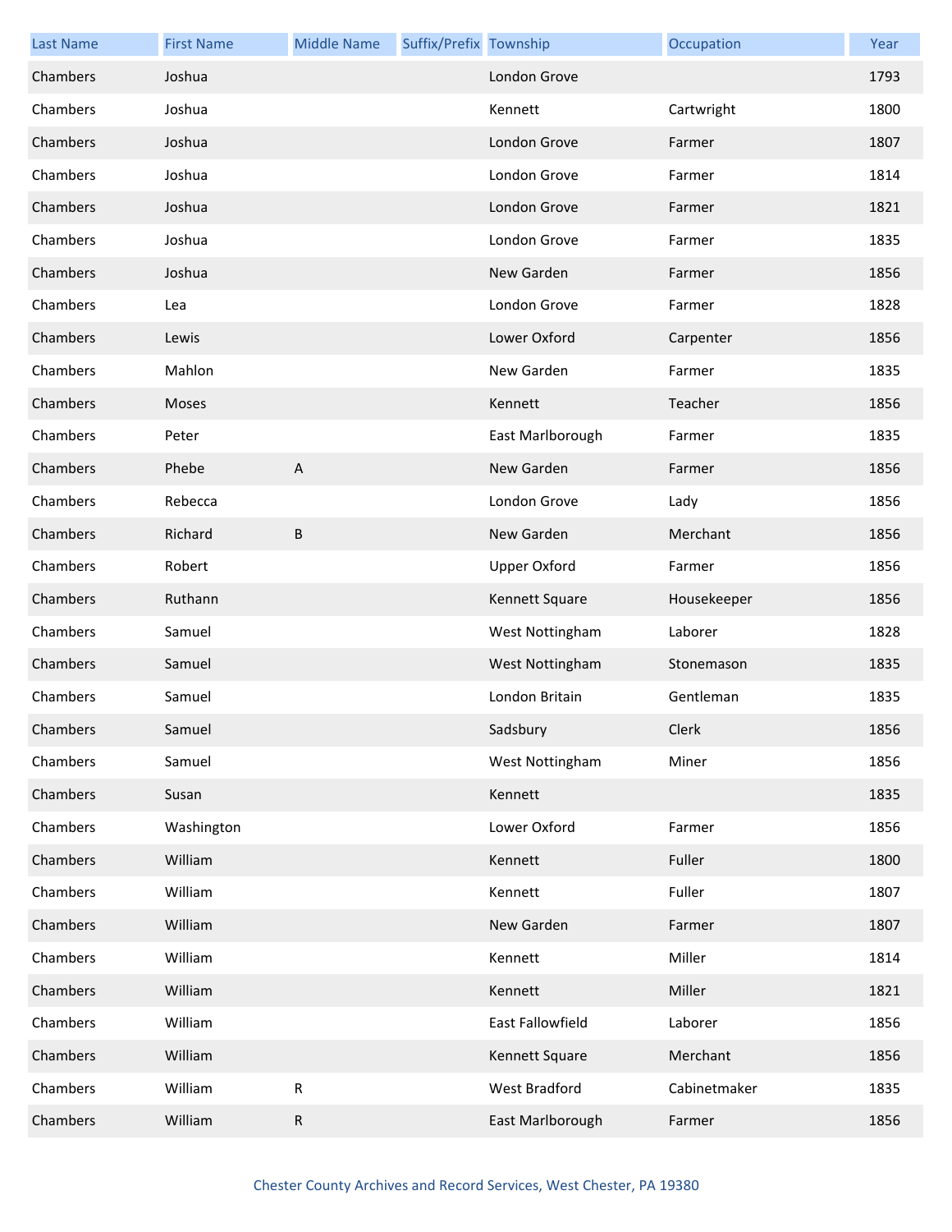| Last Name | First Name | Middle Name | Suffix/Prefix | Township | Occupation | Year |
|---|---|---|---|---|---|---|
| Chambers | Joshua | | | London Grove | | 1793 |
| Chambers | Joshua | | | Kennett | Cartwright | 1800 |
| Chambers | Joshua | | | London Grove | Farmer | 1807 |
| Chambers | Joshua | | | London Grove | Farmer | 1814 |
| Chambers | Joshua | | | London Grove | Farmer | 1821 |
| Chambers | Joshua | | | London Grove | Farmer | 1835 |
| Chambers | Joshua | | | New Garden | Farmer | 1856 |
| Chambers | Lea | | | London Grove | Farmer | 1828 |
| Chambers | Lewis | | | Lower Oxford | Carpenter | 1856 |
| Chambers | Mahlon | | | New Garden | Farmer | 1835 |
| Chambers | Moses | | | Kennett | Teacher | 1856 |
| Chambers | Peter | | | East Marlborough | Farmer | 1835 |
| Chambers | Phebe | A | | New Garden | Farmer | 1856 |
| Chambers | Rebecca | | | London Grove | Lady | 1856 |
| Chambers | Richard | B | | New Garden | Merchant | 1856 |
| Chambers | Robert | | | Upper Oxford | Farmer | 1856 |
| Chambers | Ruthann | | | Kennett Square | Housekeeper | 1856 |
| Chambers | Samuel | | | West Nottingham | Laborer | 1828 |
| Chambers | Samuel | | | West Nottingham | Stonemason | 1835 |
| Chambers | Samuel | | | London Britain | Gentleman | 1835 |
| Chambers | Samuel | | | Sadsbury | Clerk | 1856 |
| Chambers | Samuel | | | West Nottingham | Miner | 1856 |
| Chambers | Susan | | | Kennett | | 1835 |
| Chambers | Washington | | | Lower Oxford | Farmer | 1856 |
| Chambers | William | | | Kennett | Fuller | 1800 |
| Chambers | William | | | Kennett | Fuller | 1807 |
| Chambers | William | | | New Garden | Farmer | 1807 |
| Chambers | William | | | Kennett | Miller | 1814 |
| Chambers | William | | | Kennett | Miller | 1821 |
| Chambers | William | | | East Fallowfield | Laborer | 1856 |
| Chambers | William | | | Kennett Square | Merchant | 1856 |
| Chambers | William | R | | West Bradford | Cabinetmaker | 1835 |
| Chambers | William | R | | East Marlborough | Farmer | 1856 |

Chester County Archives and Record Services, West Chester, PA 19380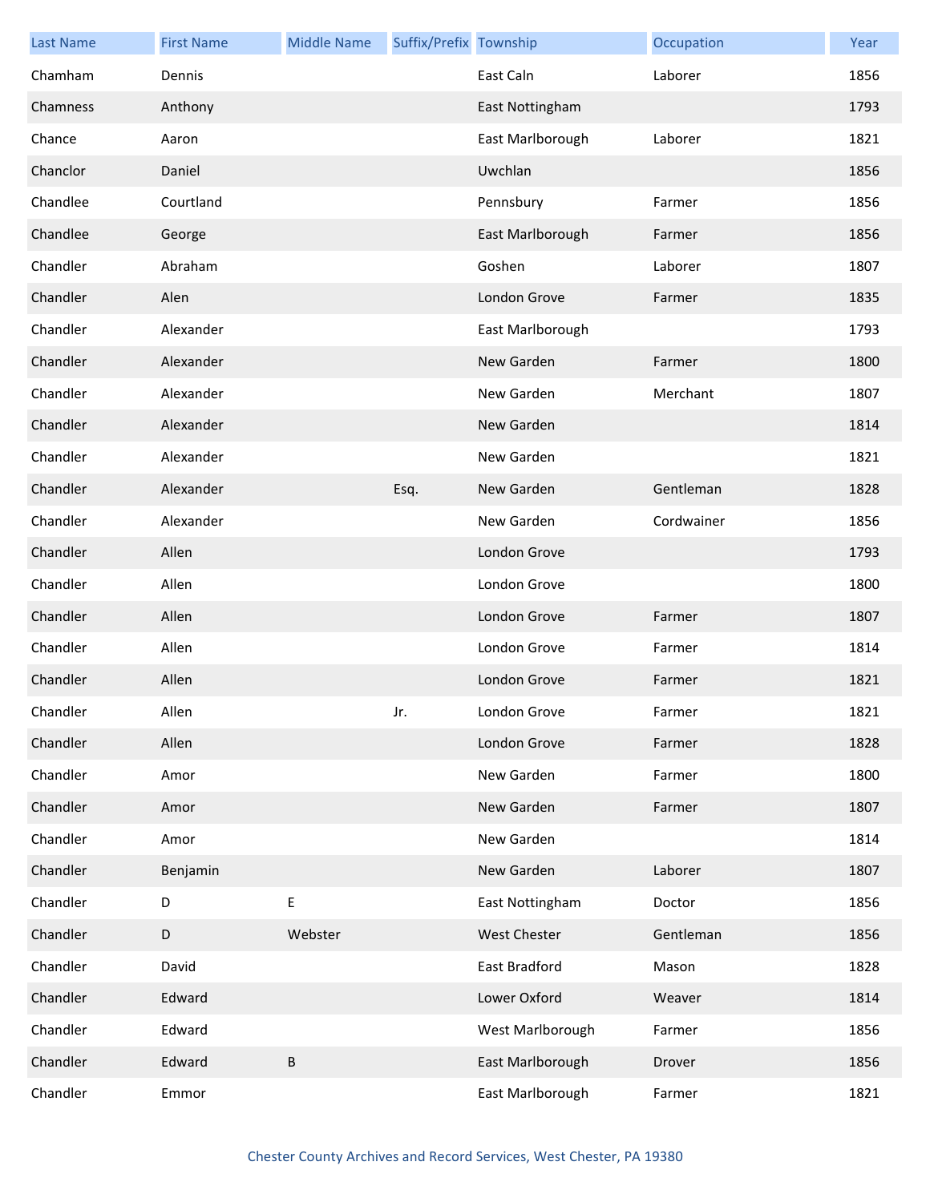| Last Name | First Name | Middle Name | Suffix/Prefix | Township | Occupation | Year |
|---|---|---|---|---|---|---|
| Chamham | Dennis | | | East Caln | Laborer | 1856 |
| Chamness | Anthony | | | East Nottingham | | 1793 |
| Chance | Aaron | | | East Marlborough | Laborer | 1821 |
| Chanclor | Daniel | | | Uwchlan | | 1856 |
| Chandlee | Courtland | | | Pennsbury | Farmer | 1856 |
| Chandlee | George | | | East Marlborough | Farmer | 1856 |
| Chandler | Abraham | | | Goshen | Laborer | 1807 |
| Chandler | Alen | | | London Grove | Farmer | 1835 |
| Chandler | Alexander | | | East Marlborough | | 1793 |
| Chandler | Alexander | | | New Garden | Farmer | 1800 |
| Chandler | Alexander | | | New Garden | Merchant | 1807 |
| Chandler | Alexander | | | New Garden | | 1814 |
| Chandler | Alexander | | | New Garden | | 1821 |
| Chandler | Alexander | | Esq. | New Garden | Gentleman | 1828 |
| Chandler | Alexander | | | New Garden | Cordwainer | 1856 |
| Chandler | Allen | | | London Grove | | 1793 |
| Chandler | Allen | | | London Grove | | 1800 |
| Chandler | Allen | | | London Grove | Farmer | 1807 |
| Chandler | Allen | | | London Grove | Farmer | 1814 |
| Chandler | Allen | | | London Grove | Farmer | 1821 |
| Chandler | Allen | | Jr. | London Grove | Farmer | 1821 |
| Chandler | Allen | | | London Grove | Farmer | 1828 |
| Chandler | Amor | | | New Garden | Farmer | 1800 |
| Chandler | Amor | | | New Garden | Farmer | 1807 |
| Chandler | Amor | | | New Garden | | 1814 |
| Chandler | Benjamin | | | New Garden | Laborer | 1807 |
| Chandler | D | E | | East Nottingham | Doctor | 1856 |
| Chandler | D | Webster | | West Chester | Gentleman | 1856 |
| Chandler | David | | | East Bradford | Mason | 1828 |
| Chandler | Edward | | | Lower Oxford | Weaver | 1814 |
| Chandler | Edward | | | West Marlborough | Farmer | 1856 |
| Chandler | Edward | B | | East Marlborough | Drover | 1856 |
| Chandler | Emmor | | | East Marlborough | Farmer | 1821 |

Chester County Archives and Record Services, West Chester, PA 19380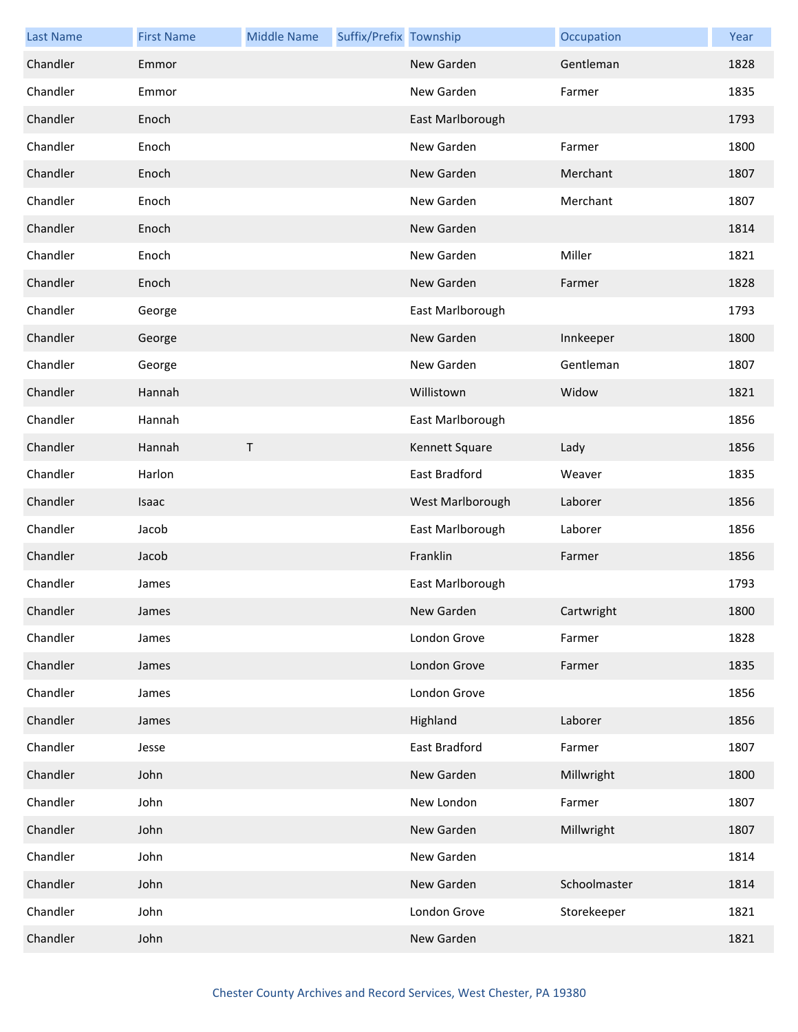| Last Name | First Name | Middle Name | Suffix/Prefix | Township | Occupation | Year |
|---|---|---|---|---|---|---|
| Chandler | Emmor | | | New Garden | Gentleman | 1828 |
| Chandler | Emmor | | | New Garden | Farmer | 1835 |
| Chandler | Enoch | | | East Marlborough | | 1793 |
| Chandler | Enoch | | | New Garden | Farmer | 1800 |
| Chandler | Enoch | | | New Garden | Merchant | 1807 |
| Chandler | Enoch | | | New Garden | Merchant | 1807 |
| Chandler | Enoch | | | New Garden | | 1814 |
| Chandler | Enoch | | | New Garden | Miller | 1821 |
| Chandler | Enoch | | | New Garden | Farmer | 1828 |
| Chandler | George | | | East Marlborough | | 1793 |
| Chandler | George | | | New Garden | Innkeeper | 1800 |
| Chandler | George | | | New Garden | Gentleman | 1807 |
| Chandler | Hannah | | | Willistown | Widow | 1821 |
| Chandler | Hannah | | | East Marlborough | | 1856 |
| Chandler | Hannah | T | | Kennett Square | Lady | 1856 |
| Chandler | Harlon | | | East Bradford | Weaver | 1835 |
| Chandler | Isaac | | | West Marlborough | Laborer | 1856 |
| Chandler | Jacob | | | East Marlborough | Laborer | 1856 |
| Chandler | Jacob | | | Franklin | Farmer | 1856 |
| Chandler | James | | | East Marlborough | | 1793 |
| Chandler | James | | | New Garden | Cartwright | 1800 |
| Chandler | James | | | London Grove | Farmer | 1828 |
| Chandler | James | | | London Grove | Farmer | 1835 |
| Chandler | James | | | London Grove | | 1856 |
| Chandler | James | | | Highland | Laborer | 1856 |
| Chandler | Jesse | | | East Bradford | Farmer | 1807 |
| Chandler | John | | | New Garden | Millwright | 1800 |
| Chandler | John | | | New London | Farmer | 1807 |
| Chandler | John | | | New Garden | Millwright | 1807 |
| Chandler | John | | | New Garden | | 1814 |
| Chandler | John | | | New Garden | Schoolmaster | 1814 |
| Chandler | John | | | London Grove | Storekeeper | 1821 |
| Chandler | John | | | New Garden | | 1821 |

Chester County Archives and Record Services, West Chester, PA 19380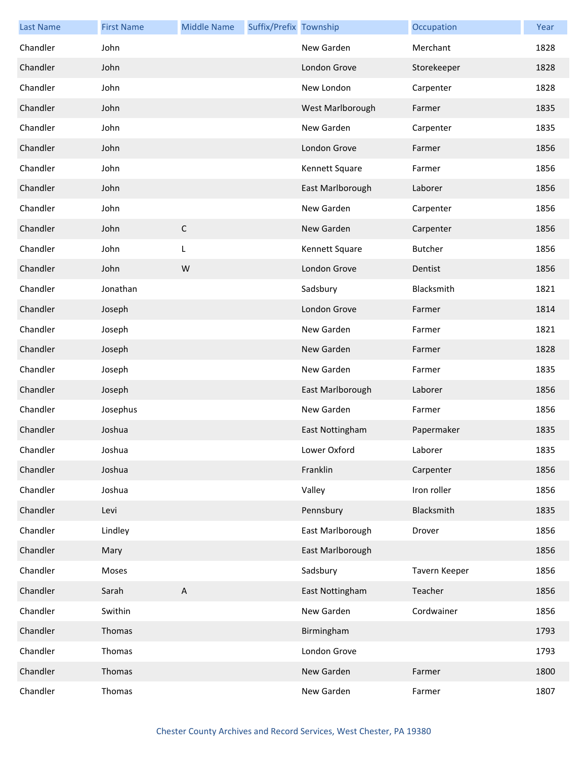| Last Name | First Name | Middle Name | Suffix/Prefix | Township | Occupation | Year |
|---|---|---|---|---|---|---|
| Chandler | John | | | New Garden | Merchant | 1828 |
| Chandler | John | | | London Grove | Storekeeper | 1828 |
| Chandler | John | | | New London | Carpenter | 1828 |
| Chandler | John | | | West Marlborough | Farmer | 1835 |
| Chandler | John | | | New Garden | Carpenter | 1835 |
| Chandler | John | | | London Grove | Farmer | 1856 |
| Chandler | John | | | Kennett Square | Farmer | 1856 |
| Chandler | John | | | East Marlborough | Laborer | 1856 |
| Chandler | John | | | New Garden | Carpenter | 1856 |
| Chandler | John | C | | New Garden | Carpenter | 1856 |
| Chandler | John | L | | Kennett Square | Butcher | 1856 |
| Chandler | John | W | | London Grove | Dentist | 1856 |
| Chandler | Jonathan | | | Sadsbury | Blacksmith | 1821 |
| Chandler | Joseph | | | London Grove | Farmer | 1814 |
| Chandler | Joseph | | | New Garden | Farmer | 1821 |
| Chandler | Joseph | | | New Garden | Farmer | 1828 |
| Chandler | Joseph | | | New Garden | Farmer | 1835 |
| Chandler | Joseph | | | East Marlborough | Laborer | 1856 |
| Chandler | Josephus | | | New Garden | Farmer | 1856 |
| Chandler | Joshua | | | East Nottingham | Papermaker | 1835 |
| Chandler | Joshua | | | Lower Oxford | Laborer | 1835 |
| Chandler | Joshua | | | Franklin | Carpenter | 1856 |
| Chandler | Joshua | | | Valley | Iron roller | 1856 |
| Chandler | Levi | | | Pennsbury | Blacksmith | 1835 |
| Chandler | Lindley | | | East Marlborough | Drover | 1856 |
| Chandler | Mary | | | East Marlborough | | 1856 |
| Chandler | Moses | | | Sadsbury | Tavern Keeper | 1856 |
| Chandler | Sarah | A | | East Nottingham | Teacher | 1856 |
| Chandler | Swithin | | | New Garden | Cordwainer | 1856 |
| Chandler | Thomas | | | Birmingham | | 1793 |
| Chandler | Thomas | | | London Grove | | 1793 |
| Chandler | Thomas | | | New Garden | Farmer | 1800 |
| Chandler | Thomas | | | New Garden | Farmer | 1807 |

Chester County Archives and Record Services, West Chester, PA 19380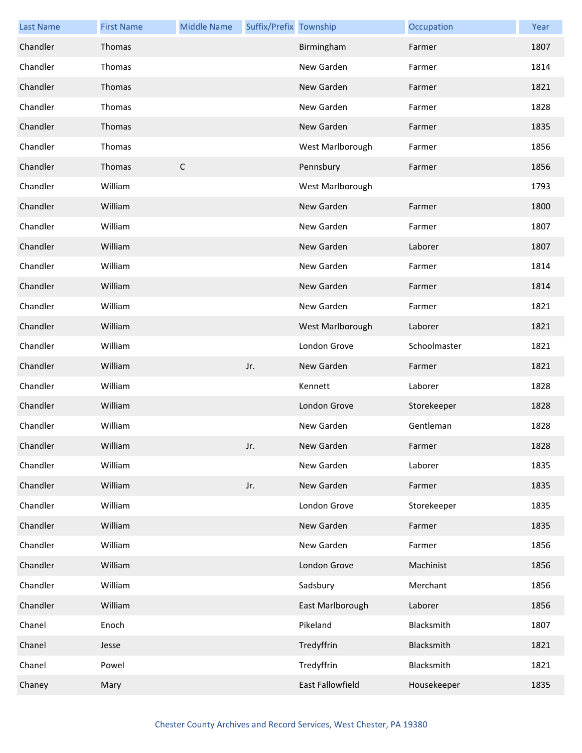| Last Name | First Name | Middle Name | Suffix/Prefix | Township | Occupation | Year |
|---|---|---|---|---|---|---|
| Chandler | Thomas | | | Birmingham | Farmer | 1807 |
| Chandler | Thomas | | | New Garden | Farmer | 1814 |
| Chandler | Thomas | | | New Garden | Farmer | 1821 |
| Chandler | Thomas | | | New Garden | Farmer | 1828 |
| Chandler | Thomas | | | New Garden | Farmer | 1835 |
| Chandler | Thomas | | | West Marlborough | Farmer | 1856 |
| Chandler | Thomas | C | | Pennsbury | Farmer | 1856 |
| Chandler | William | | | West Marlborough | | 1793 |
| Chandler | William | | | New Garden | Farmer | 1800 |
| Chandler | William | | | New Garden | Farmer | 1807 |
| Chandler | William | | | New Garden | Laborer | 1807 |
| Chandler | William | | | New Garden | Farmer | 1814 |
| Chandler | William | | | New Garden | Farmer | 1814 |
| Chandler | William | | | New Garden | Farmer | 1821 |
| Chandler | William | | | West Marlborough | Laborer | 1821 |
| Chandler | William | | | London Grove | Schoolmaster | 1821 |
| Chandler | William | | Jr. | New Garden | Farmer | 1821 |
| Chandler | William | | | Kennett | Laborer | 1828 |
| Chandler | William | | | London Grove | Storekeeper | 1828 |
| Chandler | William | | | New Garden | Gentleman | 1828 |
| Chandler | William | | Jr. | New Garden | Farmer | 1828 |
| Chandler | William | | | New Garden | Laborer | 1835 |
| Chandler | William | | Jr. | New Garden | Farmer | 1835 |
| Chandler | William | | | London Grove | Storekeeper | 1835 |
| Chandler | William | | | New Garden | Farmer | 1835 |
| Chandler | William | | | New Garden | Farmer | 1856 |
| Chandler | William | | | London Grove | Machinist | 1856 |
| Chandler | William | | | Sadsbury | Merchant | 1856 |
| Chandler | William | | | East Marlborough | Laborer | 1856 |
| Chanel | Enoch | | | Pikeland | Blacksmith | 1807 |
| Chanel | Jesse | | | Tredyffrin | Blacksmith | 1821 |
| Chanel | Powel | | | Tredyffrin | Blacksmith | 1821 |
| Chaney | Mary | | | East Fallowfield | Housekeeper | 1835 |

Chester County Archives and Record Services, West Chester, PA 19380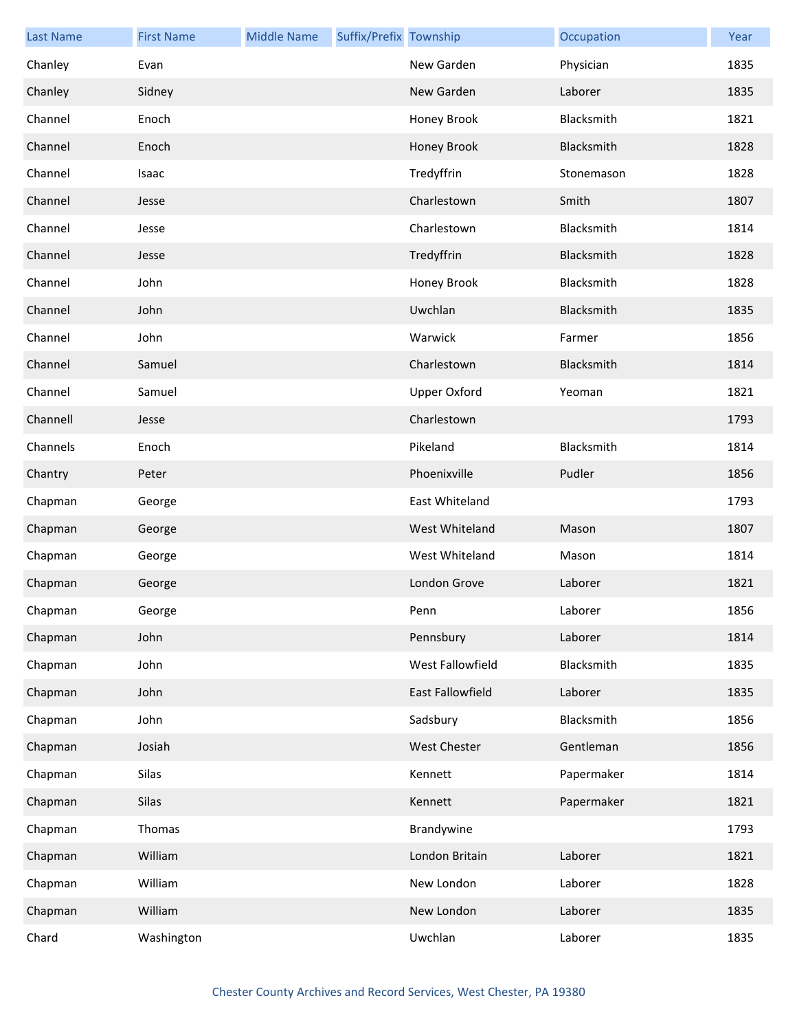| Last Name | First Name | Middle Name | Suffix/Prefix | Township | Occupation | Year |
|---|---|---|---|---|---|---|
| Chanley | Evan | | | New Garden | Physician | 1835 |
| Chanley | Sidney | | | New Garden | Laborer | 1835 |
| Channel | Enoch | | | Honey Brook | Blacksmith | 1821 |
| Channel | Enoch | | | Honey Brook | Blacksmith | 1828 |
| Channel | Isaac | | | Tredyffrin | Stonemason | 1828 |
| Channel | Jesse | | | Charlestown | Smith | 1807 |
| Channel | Jesse | | | Charlestown | Blacksmith | 1814 |
| Channel | Jesse | | | Tredyffrin | Blacksmith | 1828 |
| Channel | John | | | Honey Brook | Blacksmith | 1828 |
| Channel | John | | | Uwchlan | Blacksmith | 1835 |
| Channel | John | | | Warwick | Farmer | 1856 |
| Channel | Samuel | | | Charlestown | Blacksmith | 1814 |
| Channel | Samuel | | | Upper Oxford | Yeoman | 1821 |
| Channell | Jesse | | | Charlestown | | 1793 |
| Channels | Enoch | | | Pikeland | Blacksmith | 1814 |
| Chantry | Peter | | | Phoenixville | Pudler | 1856 |
| Chapman | George | | | East Whiteland | | 1793 |
| Chapman | George | | | West Whiteland | Mason | 1807 |
| Chapman | George | | | West Whiteland | Mason | 1814 |
| Chapman | George | | | London Grove | Laborer | 1821 |
| Chapman | George | | | Penn | Laborer | 1856 |
| Chapman | John | | | Pennsbury | Laborer | 1814 |
| Chapman | John | | | West Fallowfield | Blacksmith | 1835 |
| Chapman | John | | | East Fallowfield | Laborer | 1835 |
| Chapman | John | | | Sadsbury | Blacksmith | 1856 |
| Chapman | Josiah | | | West Chester | Gentleman | 1856 |
| Chapman | Silas | | | Kennett | Papermaker | 1814 |
| Chapman | Silas | | | Kennett | Papermaker | 1821 |
| Chapman | Thomas | | | Brandywine | | 1793 |
| Chapman | William | | | London Britain | Laborer | 1821 |
| Chapman | William | | | New London | Laborer | 1828 |
| Chapman | William | | | New London | Laborer | 1835 |
| Chard | Washington | | | Uwchlan | Laborer | 1835 |

Chester County Archives and Record Services, West Chester, PA 19380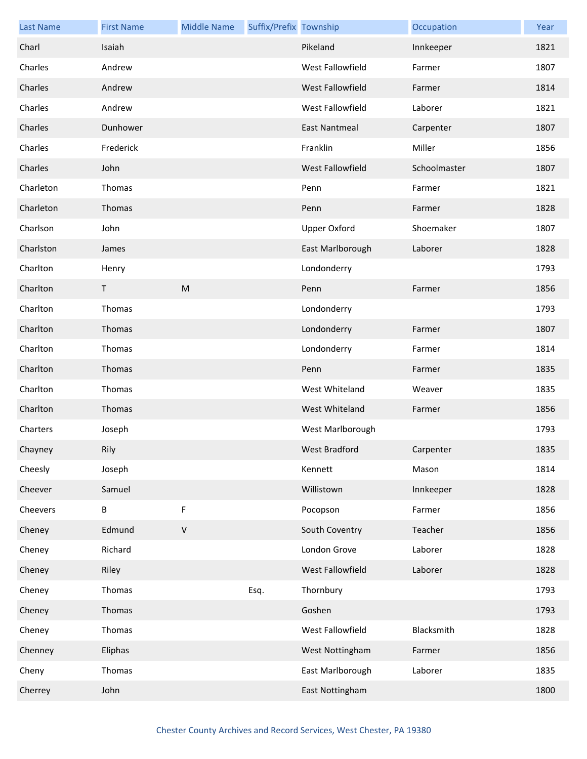| Last Name | First Name | Middle Name | Suffix/Prefix | Township | Occupation | Year |
| --- | --- | --- | --- | --- | --- | --- |
| Charl | Isaiah | | | Pikeland | Innkeeper | 1821 |
| Charles | Andrew | | | West Fallowfield | Farmer | 1807 |
| Charles | Andrew | | | West Fallowfield | Farmer | 1814 |
| Charles | Andrew | | | West Fallowfield | Laborer | 1821 |
| Charles | Dunhower | | | East Nantmeal | Carpenter | 1807 |
| Charles | Frederick | | | Franklin | Miller | 1856 |
| Charles | John | | | West Fallowfield | Schoolmaster | 1807 |
| Charleton | Thomas | | | Penn | Farmer | 1821 |
| Charleton | Thomas | | | Penn | Farmer | 1828 |
| Charlson | John | | | Upper Oxford | Shoemaker | 1807 |
| Charlston | James | | | East Marlborough | Laborer | 1828 |
| Charlton | Henry | | | Londonderry | | 1793 |
| Charlton | T | M | | Penn | Farmer | 1856 |
| Charlton | Thomas | | | Londonderry | | 1793 |
| Charlton | Thomas | | | Londonderry | Farmer | 1807 |
| Charlton | Thomas | | | Londonderry | Farmer | 1814 |
| Charlton | Thomas | | | Penn | Farmer | 1835 |
| Charlton | Thomas | | | West Whiteland | Weaver | 1835 |
| Charlton | Thomas | | | West Whiteland | Farmer | 1856 |
| Charters | Joseph | | | West Marlborough | | 1793 |
| Chayney | Rily | | | West Bradford | Carpenter | 1835 |
| Cheesly | Joseph | | | Kennett | Mason | 1814 |
| Cheever | Samuel | | | Willistown | Innkeeper | 1828 |
| Cheevers | B | F | | Pocopson | Farmer | 1856 |
| Cheney | Edmund | V | | South Coventry | Teacher | 1856 |
| Cheney | Richard | | | London Grove | Laborer | 1828 |
| Cheney | Riley | | | West Fallowfield | Laborer | 1828 |
| Cheney | Thomas | | Esq. | Thornbury | | 1793 |
| Cheney | Thomas | | | Goshen | | 1793 |
| Cheney | Thomas | | | West Fallowfield | Blacksmith | 1828 |
| Chenney | Eliphas | | | West Nottingham | Farmer | 1856 |
| Cheny | Thomas | | | East Marlborough | Laborer | 1835 |
| Cherrey | John | | | East Nottingham | | 1800 |

Chester County Archives and Record Services, West Chester, PA 19380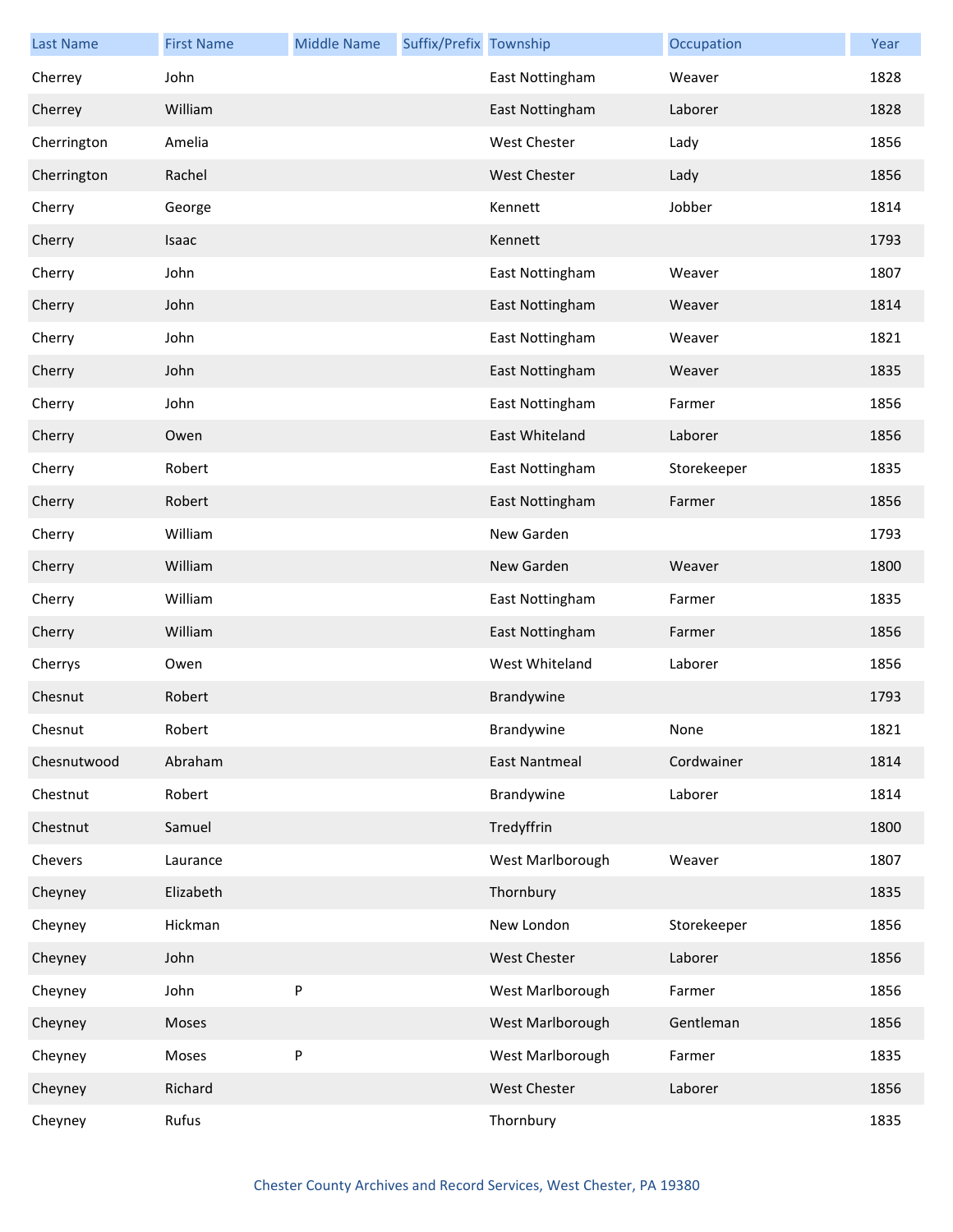| Last Name | First Name | Middle Name | Suffix/Prefix | Township | Occupation | Year |
|---|---|---|---|---|---|---|
| Cherrey | John | | | East Nottingham | Weaver | 1828 |
| Cherrey | William | | | East Nottingham | Laborer | 1828 |
| Cherrington | Amelia | | | West Chester | Lady | 1856 |
| Cherrington | Rachel | | | West Chester | Lady | 1856 |
| Cherry | George | | | Kennett | Jobber | 1814 |
| Cherry | Isaac | | | Kennett | | 1793 |
| Cherry | John | | | East Nottingham | Weaver | 1807 |
| Cherry | John | | | East Nottingham | Weaver | 1814 |
| Cherry | John | | | East Nottingham | Weaver | 1821 |
| Cherry | John | | | East Nottingham | Weaver | 1835 |
| Cherry | John | | | East Nottingham | Farmer | 1856 |
| Cherry | Owen | | | East Whiteland | Laborer | 1856 |
| Cherry | Robert | | | East Nottingham | Storekeeper | 1835 |
| Cherry | Robert | | | East Nottingham | Farmer | 1856 |
| Cherry | William | | | New Garden | | 1793 |
| Cherry | William | | | New Garden | Weaver | 1800 |
| Cherry | William | | | East Nottingham | Farmer | 1835 |
| Cherry | William | | | East Nottingham | Farmer | 1856 |
| Cherrys | Owen | | | West Whiteland | Laborer | 1856 |
| Chesnut | Robert | | | Brandywine | | 1793 |
| Chesnut | Robert | | | Brandywine | None | 1821 |
| Chesnutwood | Abraham | | | East Nantmeal | Cordwainer | 1814 |
| Chestnut | Robert | | | Brandywine | Laborer | 1814 |
| Chestnut | Samuel | | | Tredyffrin | | 1800 |
| Chevers | Laurance | | | West Marlborough | Weaver | 1807 |
| Cheyney | Elizabeth | | | Thornbury | | 1835 |
| Cheyney | Hickman | | | New London | Storekeeper | 1856 |
| Cheyney | John | | | West Chester | Laborer | 1856 |
| Cheyney | John | P | | West Marlborough | Farmer | 1856 |
| Cheyney | Moses | | | West Marlborough | Gentleman | 1856 |
| Cheyney | Moses | P | | West Marlborough | Farmer | 1835 |
| Cheyney | Richard | | | West Chester | Laborer | 1856 |
| Cheyney | Rufus | | | Thornbury | | 1835 |

Chester County Archives and Record Services, West Chester, PA 19380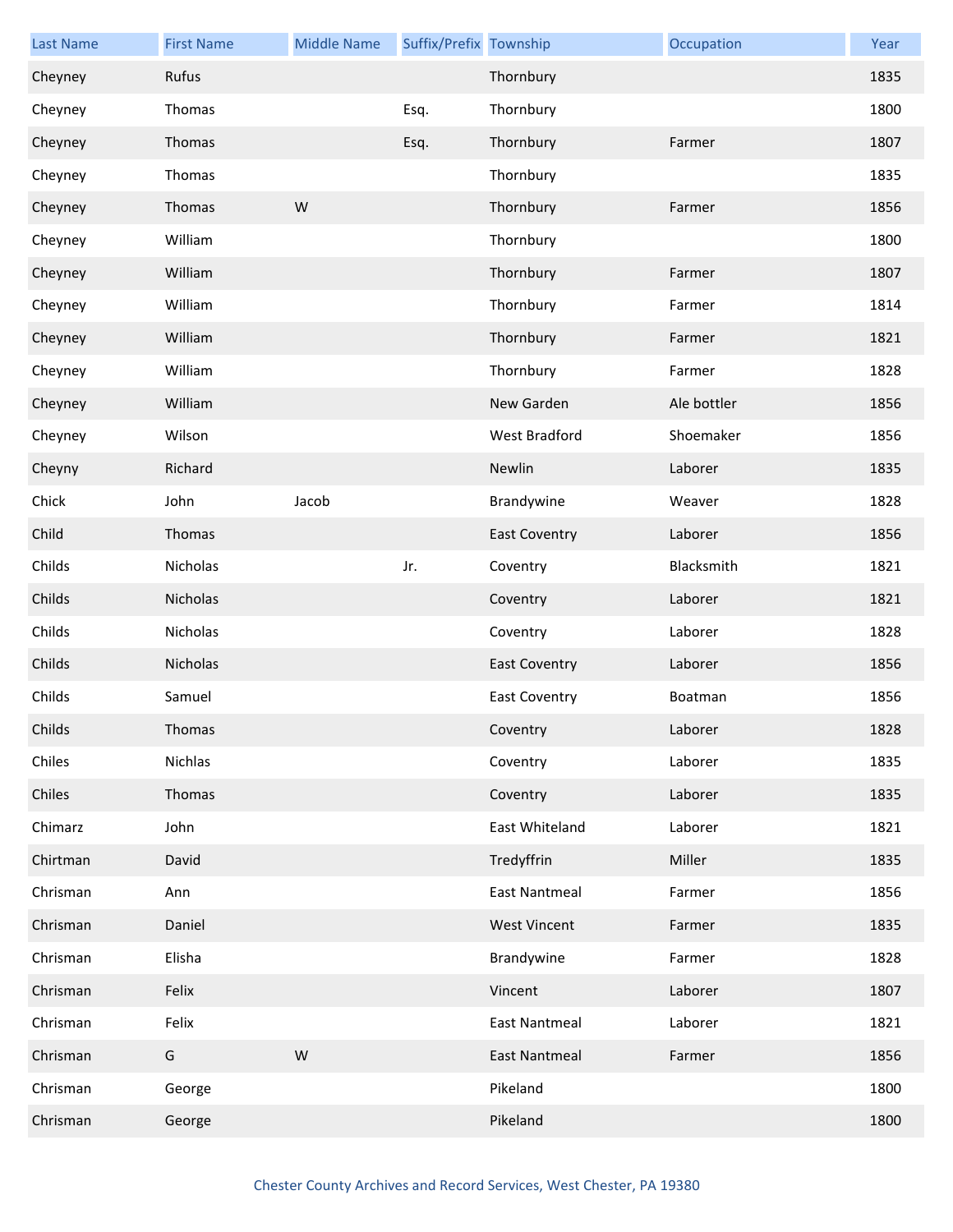| Last Name | First Name | Middle Name | Suffix/Prefix | Township | Occupation | Year |
| --- | --- | --- | --- | --- | --- | --- |
| Cheyney | Rufus | | | Thornbury | | 1835 |
| Cheyney | Thomas | | Esq. | Thornbury | | 1800 |
| Cheyney | Thomas | | Esq. | Thornbury | Farmer | 1807 |
| Cheyney | Thomas | | | Thornbury | | 1835 |
| Cheyney | Thomas | W | | Thornbury | Farmer | 1856 |
| Cheyney | William | | | Thornbury | | 1800 |
| Cheyney | William | | | Thornbury | Farmer | 1807 |
| Cheyney | William | | | Thornbury | Farmer | 1814 |
| Cheyney | William | | | Thornbury | Farmer | 1821 |
| Cheyney | William | | | Thornbury | Farmer | 1828 |
| Cheyney | William | | | New Garden | Ale bottler | 1856 |
| Cheyney | Wilson | | | West Bradford | Shoemaker | 1856 |
| Cheyny | Richard | | | Newlin | Laborer | 1835 |
| Chick | John | Jacob | | Brandywine | Weaver | 1828 |
| Child | Thomas | | | East Coventry | Laborer | 1856 |
| Childs | Nicholas | | Jr. | Coventry | Blacksmith | 1821 |
| Childs | Nicholas | | | Coventry | Laborer | 1821 |
| Childs | Nicholas | | | Coventry | Laborer | 1828 |
| Childs | Nicholas | | | East Coventry | Laborer | 1856 |
| Childs | Samuel | | | East Coventry | Boatman | 1856 |
| Childs | Thomas | | | Coventry | Laborer | 1828 |
| Chiles | Nichlas | | | Coventry | Laborer | 1835 |
| Chiles | Thomas | | | Coventry | Laborer | 1835 |
| Chimarz | John | | | East Whiteland | Laborer | 1821 |
| Chirtman | David | | | Tredyffrin | Miller | 1835 |
| Chrisman | Ann | | | East Nantmeal | Farmer | 1856 |
| Chrisman | Daniel | | | West Vincent | Farmer | 1835 |
| Chrisman | Elisha | | | Brandywine | Farmer | 1828 |
| Chrisman | Felix | | | Vincent | Laborer | 1807 |
| Chrisman | Felix | | | East Nantmeal | Laborer | 1821 |
| Chrisman | G | W | | East Nantmeal | Farmer | 1856 |
| Chrisman | George | | | Pikeland | | 1800 |
| Chrisman | George | | | Pikeland | | 1800 |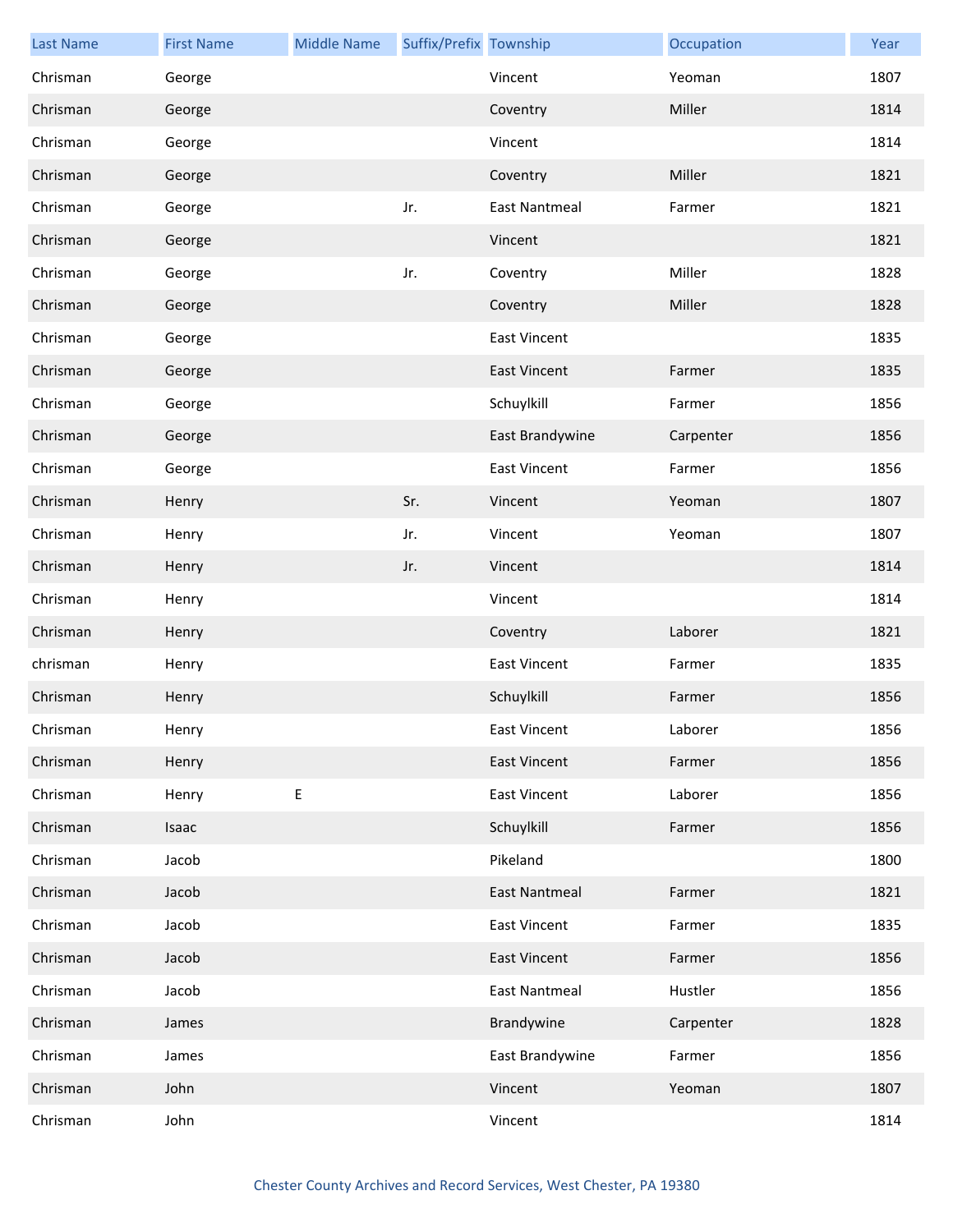| Last Name | First Name | Middle Name | Suffix/Prefix | Township | Occupation | Year |
|---|---|---|---|---|---|---|
| Chrisman | George | | | Vincent | Yeoman | 1807 |
| Chrisman | George | | | Coventry | Miller | 1814 |
| Chrisman | George | | | Vincent | | 1814 |
| Chrisman | George | | | Coventry | Miller | 1821 |
| Chrisman | George | | Jr. | East Nantmeal | Farmer | 1821 |
| Chrisman | George | | | Vincent | | 1821 |
| Chrisman | George | | Jr. | Coventry | Miller | 1828 |
| Chrisman | George | | | Coventry | Miller | 1828 |
| Chrisman | George | | | East Vincent | | 1835 |
| Chrisman | George | | | East Vincent | Farmer | 1835 |
| Chrisman | George | | | Schuylkill | Farmer | 1856 |
| Chrisman | George | | | East Brandywine | Carpenter | 1856 |
| Chrisman | George | | | East Vincent | Farmer | 1856 |
| Chrisman | Henry | | Sr. | Vincent | Yeoman | 1807 |
| Chrisman | Henry | | Jr. | Vincent | Yeoman | 1807 |
| Chrisman | Henry | | Jr. | Vincent | | 1814 |
| Chrisman | Henry | | | Vincent | | 1814 |
| Chrisman | Henry | | | Coventry | Laborer | 1821 |
| chrisman | Henry | | | East Vincent | Farmer | 1835 |
| Chrisman | Henry | | | Schuylkill | Farmer | 1856 |
| Chrisman | Henry | | | East Vincent | Laborer | 1856 |
| Chrisman | Henry | | | East Vincent | Farmer | 1856 |
| Chrisman | Henry | E | | East Vincent | Laborer | 1856 |
| Chrisman | Isaac | | | Schuylkill | Farmer | 1856 |
| Chrisman | Jacob | | | Pikeland | | 1800 |
| Chrisman | Jacob | | | East Nantmeal | Farmer | 1821 |
| Chrisman | Jacob | | | East Vincent | Farmer | 1835 |
| Chrisman | Jacob | | | East Vincent | Farmer | 1856 |
| Chrisman | Jacob | | | East Nantmeal | Hustler | 1856 |
| Chrisman | James | | | Brandywine | Carpenter | 1828 |
| Chrisman | James | | | East Brandywine | Farmer | 1856 |
| Chrisman | John | | | Vincent | Yeoman | 1807 |
| Chrisman | John | | | Vincent | | 1814 |

Chester County Archives and Record Services, West Chester, PA 19380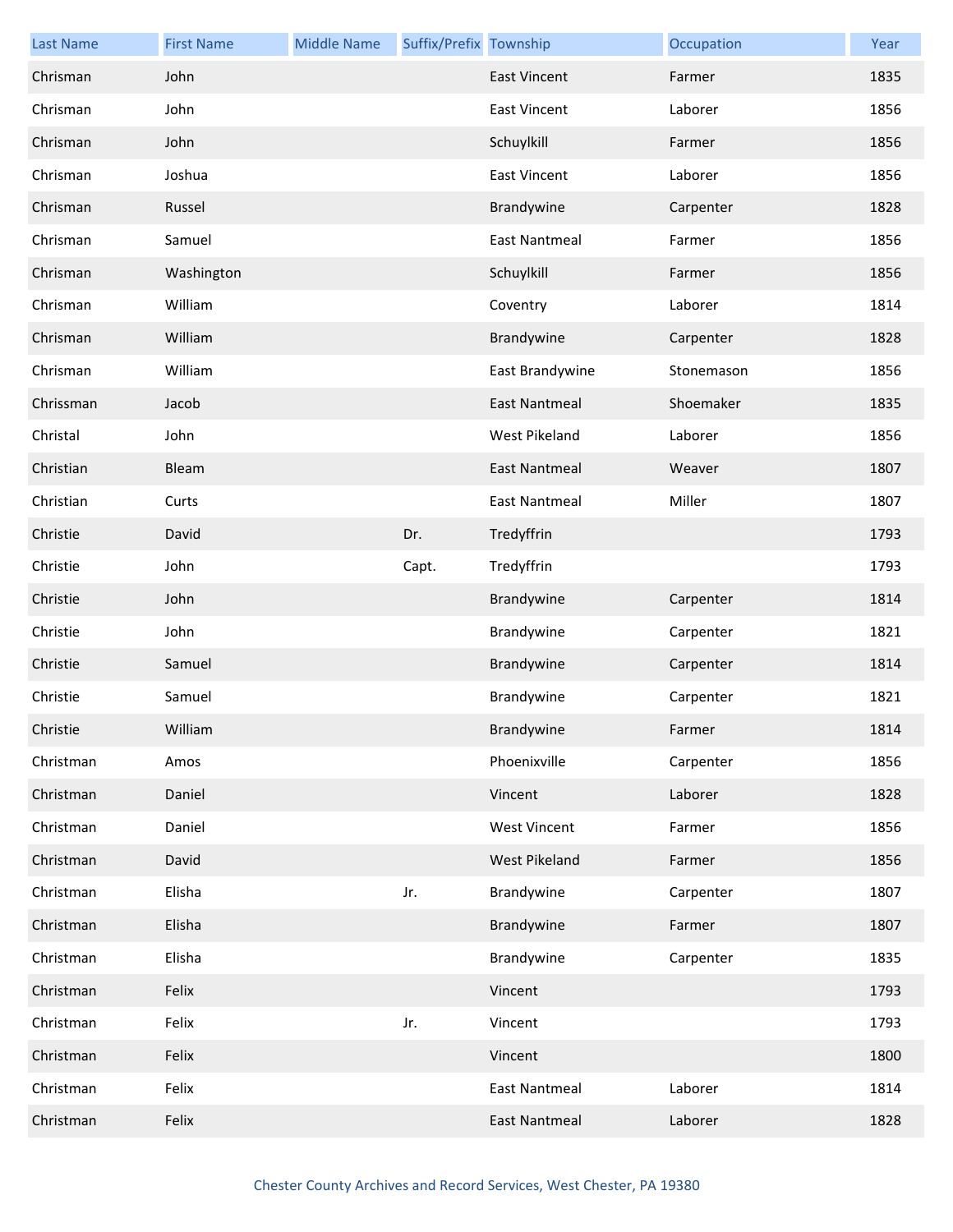| Last Name | First Name | Middle Name | Suffix/Prefix | Township | Occupation | Year |
|---|---|---|---|---|---|---|
| Chrisman | John | | | East Vincent | Farmer | 1835 |
| Chrisman | John | | | East Vincent | Laborer | 1856 |
| Chrisman | John | | | Schuylkill | Farmer | 1856 |
| Chrisman | Joshua | | | East Vincent | Laborer | 1856 |
| Chrisman | Russel | | | Brandywine | Carpenter | 1828 |
| Chrisman | Samuel | | | East Nantmeal | Farmer | 1856 |
| Chrisman | Washington | | | Schuylkill | Farmer | 1856 |
| Chrisman | William | | | Coventry | Laborer | 1814 |
| Chrisman | William | | | Brandywine | Carpenter | 1828 |
| Chrisman | William | | | East Brandywine | Stonemason | 1856 |
| Chrissman | Jacob | | | East Nantmeal | Shoemaker | 1835 |
| Christal | John | | | West Pikeland | Laborer | 1856 |
| Christian | Bleam | | | East Nantmeal | Weaver | 1807 |
| Christian | Curts | | | East Nantmeal | Miller | 1807 |
| Christie | David | | Dr. | Tredyffrin | | 1793 |
| Christie | John | | Capt. | Tredyffrin | | 1793 |
| Christie | John | | | Brandywine | Carpenter | 1814 |
| Christie | John | | | Brandywine | Carpenter | 1821 |
| Christie | Samuel | | | Brandywine | Carpenter | 1814 |
| Christie | Samuel | | | Brandywine | Carpenter | 1821 |
| Christie | William | | | Brandywine | Farmer | 1814 |
| Christman | Amos | | | Phoenixville | Carpenter | 1856 |
| Christman | Daniel | | | Vincent | Laborer | 1828 |
| Christman | Daniel | | | West Vincent | Farmer | 1856 |
| Christman | David | | | West Pikeland | Farmer | 1856 |
| Christman | Elisha | | Jr. | Brandywine | Carpenter | 1807 |
| Christman | Elisha | | | Brandywine | Farmer | 1807 |
| Christman | Elisha | | | Brandywine | Carpenter | 1835 |
| Christman | Felix | | | Vincent | | 1793 |
| Christman | Felix | | Jr. | Vincent | | 1793 |
| Christman | Felix | | | Vincent | | 1800 |
| Christman | Felix | | | East Nantmeal | Laborer | 1814 |
| Christman | Felix | | | East Nantmeal | Laborer | 1828 |

Chester County Archives and Record Services, West Chester, PA 19380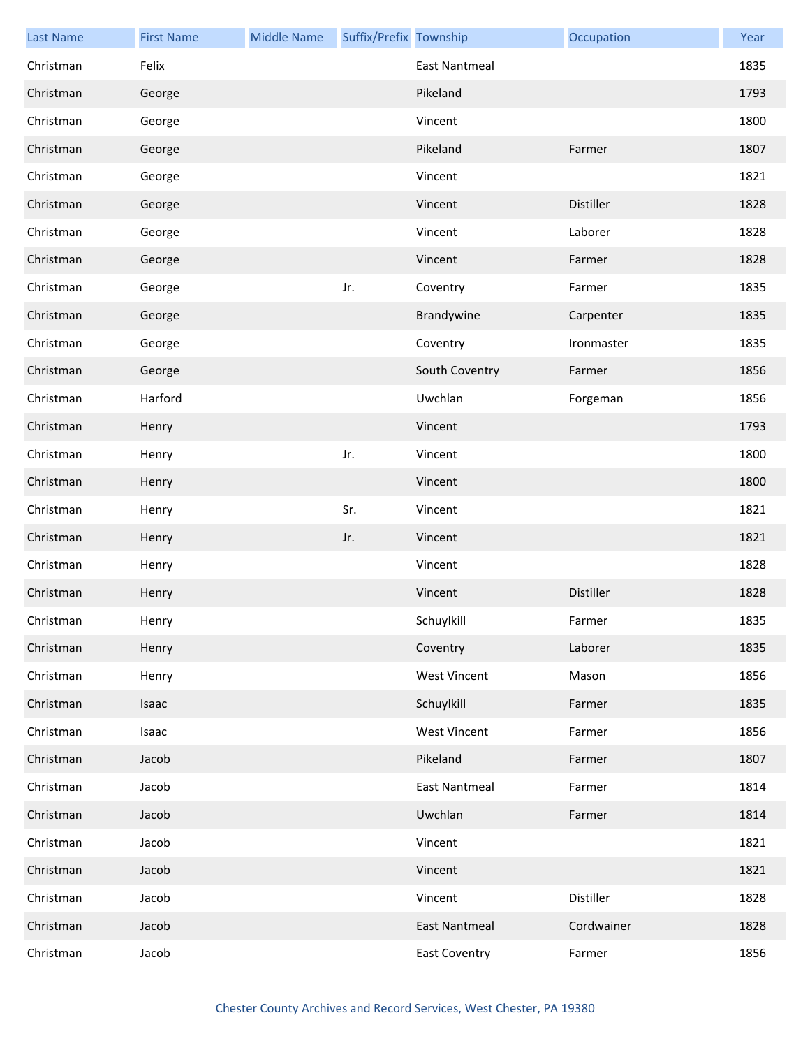| Last Name | First Name | Middle Name | Suffix/Prefix | Township | Occupation | Year |
| --- | --- | --- | --- | --- | --- | --- |
| Christman | Felix | | | East Nantmeal | | 1835 |
| Christman | George | | | Pikeland | | 1793 |
| Christman | George | | | Vincent | | 1800 |
| Christman | George | | | Pikeland | Farmer | 1807 |
| Christman | George | | | Vincent | | 1821 |
| Christman | George | | | Vincent | Distiller | 1828 |
| Christman | George | | | Vincent | Laborer | 1828 |
| Christman | George | | | Vincent | Farmer | 1828 |
| Christman | George | | Jr. | Coventry | Farmer | 1835 |
| Christman | George | | | Brandywine | Carpenter | 1835 |
| Christman | George | | | Coventry | Ironmaster | 1835 |
| Christman | George | | | South Coventry | Farmer | 1856 |
| Christman | Harford | | | Uwchlan | Forgeman | 1856 |
| Christman | Henry | | | Vincent | | 1793 |
| Christman | Henry | | Jr. | Vincent | | 1800 |
| Christman | Henry | | | Vincent | | 1800 |
| Christman | Henry | | Sr. | Vincent | | 1821 |
| Christman | Henry | | Jr. | Vincent | | 1821 |
| Christman | Henry | | | Vincent | | 1828 |
| Christman | Henry | | | Vincent | Distiller | 1828 |
| Christman | Henry | | | Schuylkill | Farmer | 1835 |
| Christman | Henry | | | Coventry | Laborer | 1835 |
| Christman | Henry | | | West Vincent | Mason | 1856 |
| Christman | Isaac | | | Schuylkill | Farmer | 1835 |
| Christman | Isaac | | | West Vincent | Farmer | 1856 |
| Christman | Jacob | | | Pikeland | Farmer | 1807 |
| Christman | Jacob | | | East Nantmeal | Farmer | 1814 |
| Christman | Jacob | | | Uwchlan | Farmer | 1814 |
| Christman | Jacob | | | Vincent | | 1821 |
| Christman | Jacob | | | Vincent | | 1821 |
| Christman | Jacob | | | Vincent | Distiller | 1828 |
| Christman | Jacob | | | East Nantmeal | Cordwainer | 1828 |
| Christman | Jacob | | | East Coventry | Farmer | 1856 |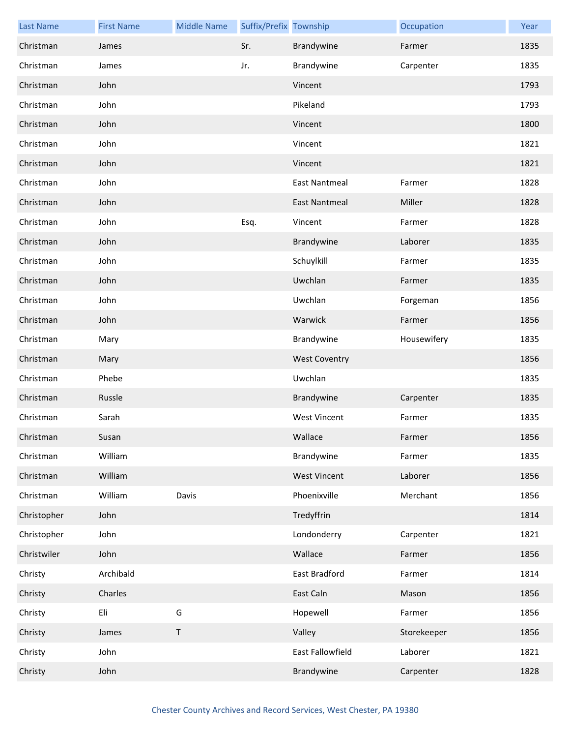| Last Name | First Name | Middle Name | Suffix/Prefix | Township | Occupation | Year |
|---|---|---|---|---|---|---|
| Christman | James | | Sr. | Brandywine | Farmer | 1835 |
| Christman | James | | Jr. | Brandywine | Carpenter | 1835 |
| Christman | John | | | Vincent | | 1793 |
| Christman | John | | | Pikeland | | 1793 |
| Christman | John | | | Vincent | | 1800 |
| Christman | John | | | Vincent | | 1821 |
| Christman | John | | | Vincent | | 1821 |
| Christman | John | | | East Nantmeal | Farmer | 1828 |
| Christman | John | | | East Nantmeal | Miller | 1828 |
| Christman | John | | Esq. | Vincent | Farmer | 1828 |
| Christman | John | | | Brandywine | Laborer | 1835 |
| Christman | John | | | Schuylkill | Farmer | 1835 |
| Christman | John | | | Uwchlan | Farmer | 1835 |
| Christman | John | | | Uwchlan | Forgeman | 1856 |
| Christman | John | | | Warwick | Farmer | 1856 |
| Christman | Mary | | | Brandywine | Housewifery | 1835 |
| Christman | Mary | | | West Coventry | | 1856 |
| Christman | Phebe | | | Uwchlan | | 1835 |
| Christman | Russle | | | Brandywine | Carpenter | 1835 |
| Christman | Sarah | | | West Vincent | Farmer | 1835 |
| Christman | Susan | | | Wallace | Farmer | 1856 |
| Christman | William | | | Brandywine | Farmer | 1835 |
| Christman | William | | | West Vincent | Laborer | 1856 |
| Christman | William | Davis | | Phoenixville | Merchant | 1856 |
| Christopher | John | | | Tredyffrin | | 1814 |
| Christopher | John | | | Londonderry | Carpenter | 1821 |
| Christwiler | John | | | Wallace | Farmer | 1856 |
| Christy | Archibald | | | East Bradford | Farmer | 1814 |
| Christy | Charles | | | East Caln | Mason | 1856 |
| Christy | Eli | G | | Hopewell | Farmer | 1856 |
| Christy | James | T | | Valley | Storekeeper | 1856 |
| Christy | John | | | East Fallowfield | Laborer | 1821 |
| Christy | John | | | Brandywine | Carpenter | 1828 |

Chester County Archives and Record Services, West Chester, PA 19380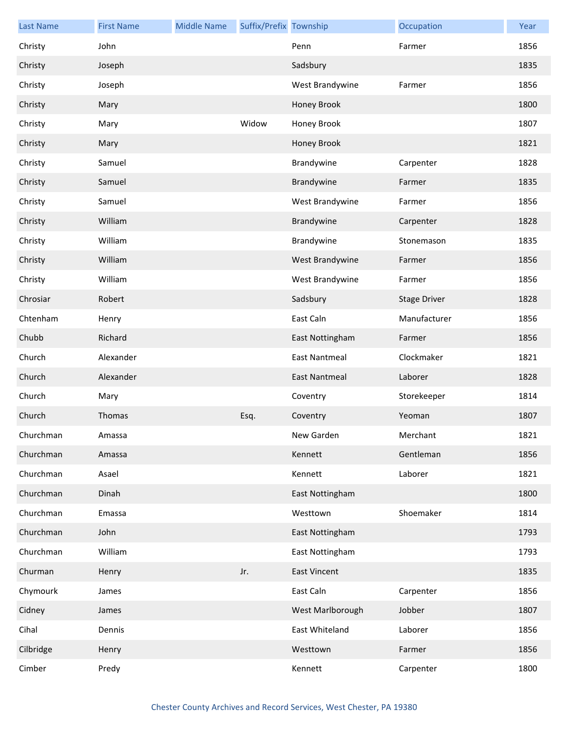| Last Name | First Name | Middle Name | Suffix/Prefix | Township | Occupation | Year |
|---|---|---|---|---|---|---|
| Christy | John | | | Penn | Farmer | 1856 |
| Christy | Joseph | | | Sadsbury | | 1835 |
| Christy | Joseph | | | West Brandywine | Farmer | 1856 |
| Christy | Mary | | | Honey Brook | | 1800 |
| Christy | Mary | | Widow | Honey Brook | | 1807 |
| Christy | Mary | | | Honey Brook | | 1821 |
| Christy | Samuel | | | Brandywine | Carpenter | 1828 |
| Christy | Samuel | | | Brandywine | Farmer | 1835 |
| Christy | Samuel | | | West Brandywine | Farmer | 1856 |
| Christy | William | | | Brandywine | Carpenter | 1828 |
| Christy | William | | | Brandywine | Stonemason | 1835 |
| Christy | William | | | West Brandywine | Farmer | 1856 |
| Christy | William | | | West Brandywine | Farmer | 1856 |
| Chrosiar | Robert | | | Sadsbury | Stage Driver | 1828 |
| Chtenham | Henry | | | East Caln | Manufacturer | 1856 |
| Chubb | Richard | | | East Nottingham | Farmer | 1856 |
| Church | Alexander | | | East Nantmeal | Clockmaker | 1821 |
| Church | Alexander | | | East Nantmeal | Laborer | 1828 |
| Church | Mary | | | Coventry | Storekeeper | 1814 |
| Church | Thomas | | Esq. | Coventry | Yeoman | 1807 |
| Churchman | Amassa | | | New Garden | Merchant | 1821 |
| Churchman | Amassa | | | Kennett | Gentleman | 1856 |
| Churchman | Asael | | | Kennett | Laborer | 1821 |
| Churchman | Dinah | | | East Nottingham | | 1800 |
| Churchman | Emassa | | | Westtown | Shoemaker | 1814 |
| Churchman | John | | | East Nottingham | | 1793 |
| Churchman | William | | | East Nottingham | | 1793 |
| Churman | Henry | | Jr. | East Vincent | | 1835 |
| Chymourk | James | | | East Caln | Carpenter | 1856 |
| Cidney | James | | | West Marlborough | Jobber | 1807 |
| Cihal | Dennis | | | East Whiteland | Laborer | 1856 |
| Cilbridge | Henry | | | Westtown | Farmer | 1856 |
| Cimber | Predy | | | Kennett | Carpenter | 1800 |

Chester County Archives and Record Services, West Chester, PA 19380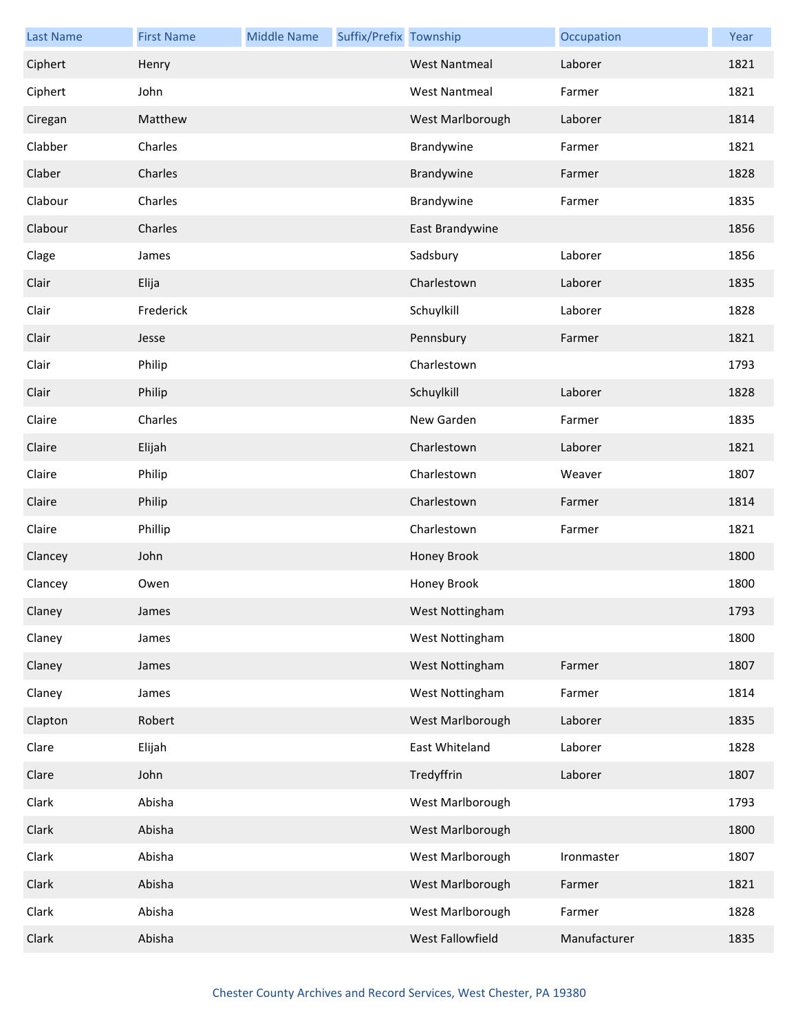| Last Name | First Name | Middle Name | Suffix/Prefix | Township | Occupation | Year |
|---|---|---|---|---|---|---|
| Ciphert | Henry | | | West Nantmeal | Laborer | 1821 |
| Ciphert | John | | | West Nantmeal | Farmer | 1821 |
| Ciregan | Matthew | | | West Marlborough | Laborer | 1814 |
| Clabber | Charles | | | Brandywine | Farmer | 1821 |
| Claber | Charles | | | Brandywine | Farmer | 1828 |
| Clabour | Charles | | | Brandywine | Farmer | 1835 |
| Clabour | Charles | | | East Brandywine | | 1856 |
| Clage | James | | | Sadsbury | Laborer | 1856 |
| Clair | Elija | | | Charlestown | Laborer | 1835 |
| Clair | Frederick | | | Schuylkill | Laborer | 1828 |
| Clair | Jesse | | | Pennsbury | Farmer | 1821 |
| Clair | Philip | | | Charlestown | | 1793 |
| Clair | Philip | | | Schuylkill | Laborer | 1828 |
| Claire | Charles | | | New Garden | Farmer | 1835 |
| Claire | Elijah | | | Charlestown | Laborer | 1821 |
| Claire | Philip | | | Charlestown | Weaver | 1807 |
| Claire | Philip | | | Charlestown | Farmer | 1814 |
| Claire | Phillip | | | Charlestown | Farmer | 1821 |
| Clancey | John | | | Honey Brook | | 1800 |
| Clancey | Owen | | | Honey Brook | | 1800 |
| Claney | James | | | West Nottingham | | 1793 |
| Claney | James | | | West Nottingham | | 1800 |
| Claney | James | | | West Nottingham | Farmer | 1807 |
| Claney | James | | | West Nottingham | Farmer | 1814 |
| Clapton | Robert | | | West Marlborough | Laborer | 1835 |
| Clare | Elijah | | | East Whiteland | Laborer | 1828 |
| Clare | John | | | Tredyffrin | Laborer | 1807 |
| Clark | Abisha | | | West Marlborough | | 1793 |
| Clark | Abisha | | | West Marlborough | | 1800 |
| Clark | Abisha | | | West Marlborough | Ironmaster | 1807 |
| Clark | Abisha | | | West Marlborough | Farmer | 1821 |
| Clark | Abisha | | | West Marlborough | Farmer | 1828 |
| Clark | Abisha | | | West Fallowfield | Manufacturer | 1835 |

Chester County Archives and Record Services, West Chester, PA 19380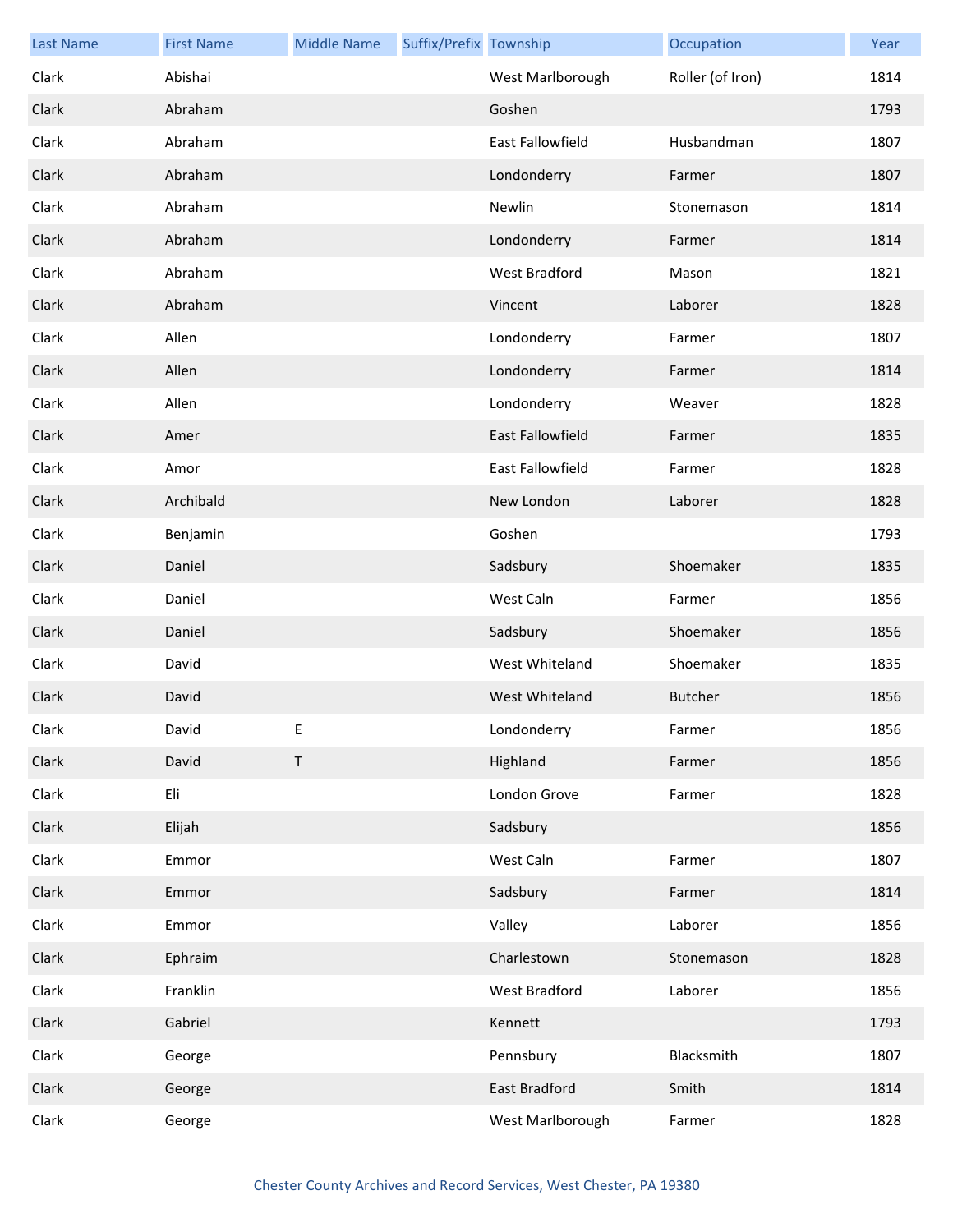| Last Name | First Name | Middle Name | Suffix/Prefix | Township | Occupation | Year |
|---|---|---|---|---|---|---|
| Clark | Abishai | | | West Marlborough | Roller (of Iron) | 1814 |
| Clark | Abraham | | | Goshen | | 1793 |
| Clark | Abraham | | | East Fallowfield | Husbandman | 1807 |
| Clark | Abraham | | | Londonderry | Farmer | 1807 |
| Clark | Abraham | | | Newlin | Stonemason | 1814 |
| Clark | Abraham | | | Londonderry | Farmer | 1814 |
| Clark | Abraham | | | West Bradford | Mason | 1821 |
| Clark | Abraham | | | Vincent | Laborer | 1828 |
| Clark | Allen | | | Londonderry | Farmer | 1807 |
| Clark | Allen | | | Londonderry | Farmer | 1814 |
| Clark | Allen | | | Londonderry | Weaver | 1828 |
| Clark | Amer | | | East Fallowfield | Farmer | 1835 |
| Clark | Amor | | | East Fallowfield | Farmer | 1828 |
| Clark | Archibald | | | New London | Laborer | 1828 |
| Clark | Benjamin | | | Goshen | | 1793 |
| Clark | Daniel | | | Sadsbury | Shoemaker | 1835 |
| Clark | Daniel | | | West Caln | Farmer | 1856 |
| Clark | Daniel | | | Sadsbury | Shoemaker | 1856 |
| Clark | David | | | West Whiteland | Shoemaker | 1835 |
| Clark | David | | | West Whiteland | Butcher | 1856 |
| Clark | David | E | | Londonderry | Farmer | 1856 |
| Clark | David | T | | Highland | Farmer | 1856 |
| Clark | Eli | | | London Grove | Farmer | 1828 |
| Clark | Elijah | | | Sadsbury | | 1856 |
| Clark | Emmor | | | West Caln | Farmer | 1807 |
| Clark | Emmor | | | Sadsbury | Farmer | 1814 |
| Clark | Emmor | | | Valley | Laborer | 1856 |
| Clark | Ephraim | | | Charlestown | Stonemason | 1828 |
| Clark | Franklin | | | West Bradford | Laborer | 1856 |
| Clark | Gabriel | | | Kennett | | 1793 |
| Clark | George | | | Pennsbury | Blacksmith | 1807 |
| Clark | George | | | East Bradford | Smith | 1814 |
| Clark | George | | | West Marlborough | Farmer | 1828 |

Chester County Archives and Record Services, West Chester, PA 19380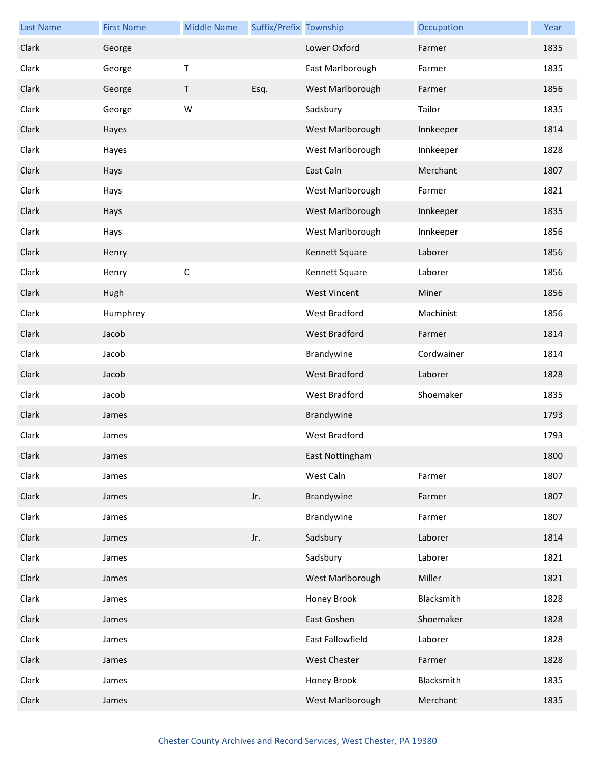| Last Name | First Name | Middle Name | Suffix/Prefix | Township | Occupation | Year |
| --- | --- | --- | --- | --- | --- | --- |
| Clark | George | | | Lower Oxford | Farmer | 1835 |
| Clark | George | T | | East Marlborough | Farmer | 1835 |
| Clark | George | T | Esq. | West Marlborough | Farmer | 1856 |
| Clark | George | W | | Sadsbury | Tailor | 1835 |
| Clark | Hayes | | | West Marlborough | Innkeeper | 1814 |
| Clark | Hayes | | | West Marlborough | Innkeeper | 1828 |
| Clark | Hays | | | East Caln | Merchant | 1807 |
| Clark | Hays | | | West Marlborough | Farmer | 1821 |
| Clark | Hays | | | West Marlborough | Innkeeper | 1835 |
| Clark | Hays | | | West Marlborough | Innkeeper | 1856 |
| Clark | Henry | | | Kennett Square | Laborer | 1856 |
| Clark | Henry | C | | Kennett Square | Laborer | 1856 |
| Clark | Hugh | | | West Vincent | Miner | 1856 |
| Clark | Humphrey | | | West Bradford | Machinist | 1856 |
| Clark | Jacob | | | West Bradford | Farmer | 1814 |
| Clark | Jacob | | | Brandywine | Cordwainer | 1814 |
| Clark | Jacob | | | West Bradford | Laborer | 1828 |
| Clark | Jacob | | | West Bradford | Shoemaker | 1835 |
| Clark | James | | | Brandywine | | 1793 |
| Clark | James | | | West Bradford | | 1793 |
| Clark | James | | | East Nottingham | | 1800 |
| Clark | James | | | West Caln | Farmer | 1807 |
| Clark | James | | Jr. | Brandywine | Farmer | 1807 |
| Clark | James | | | Brandywine | Farmer | 1807 |
| Clark | James | | Jr. | Sadsbury | Laborer | 1814 |
| Clark | James | | | Sadsbury | Laborer | 1821 |
| Clark | James | | | West Marlborough | Miller | 1821 |
| Clark | James | | | Honey Brook | Blacksmith | 1828 |
| Clark | James | | | East Goshen | Shoemaker | 1828 |
| Clark | James | | | East Fallowfield | Laborer | 1828 |
| Clark | James | | | West Chester | Farmer | 1828 |
| Clark | James | | | Honey Brook | Blacksmith | 1835 |
| Clark | James | | | West Marlborough | Merchant | 1835 |

Chester County Archives and Record Services, West Chester, PA 19380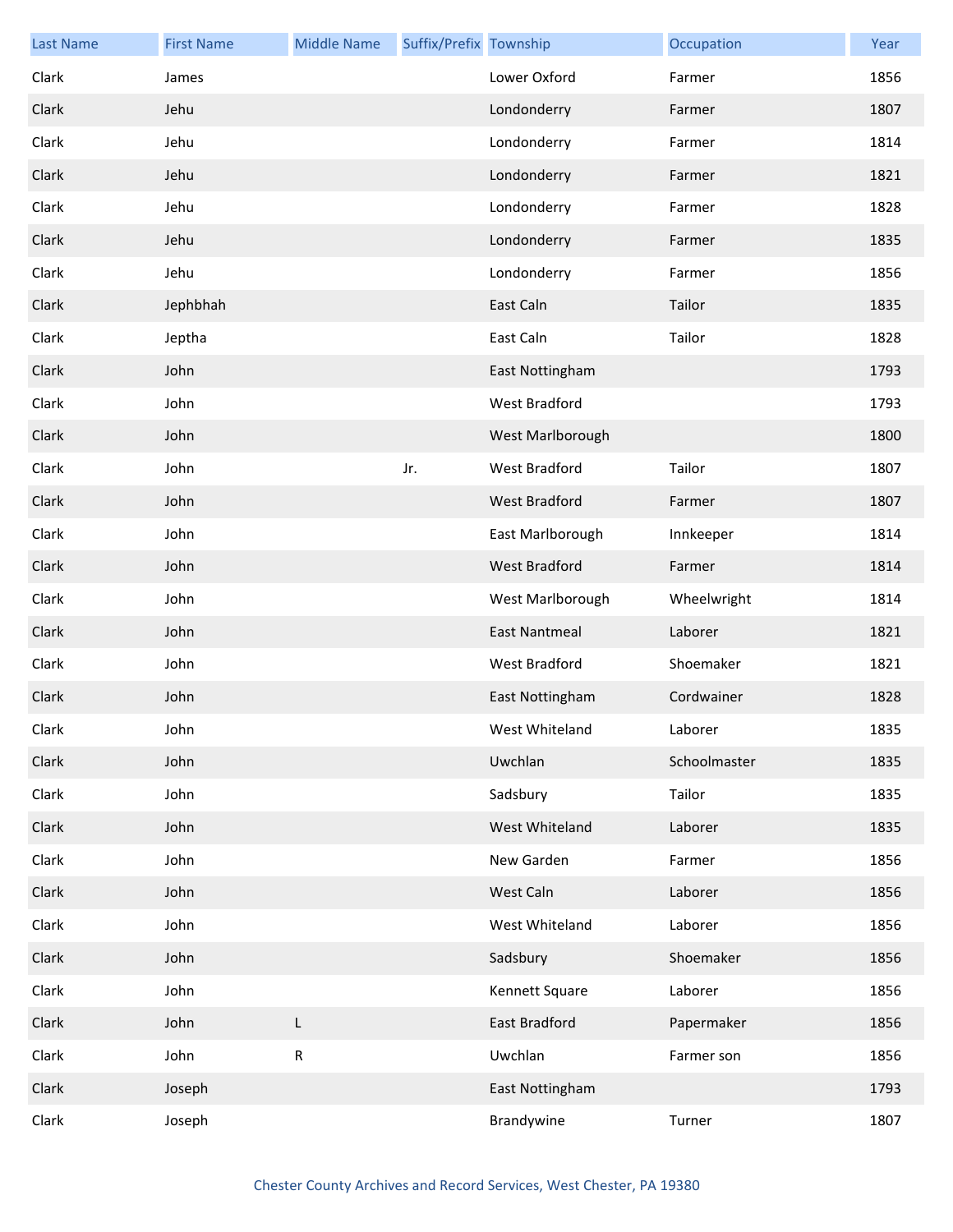| Last Name | First Name | Middle Name | Suffix/Prefix | Township | Occupation | Year |
|---|---|---|---|---|---|---|
| Clark | James | | | Lower Oxford | Farmer | 1856 |
| Clark | Jehu | | | Londonderry | Farmer | 1807 |
| Clark | Jehu | | | Londonderry | Farmer | 1814 |
| Clark | Jehu | | | Londonderry | Farmer | 1821 |
| Clark | Jehu | | | Londonderry | Farmer | 1828 |
| Clark | Jehu | | | Londonderry | Farmer | 1835 |
| Clark | Jehu | | | Londonderry | Farmer | 1856 |
| Clark | Jephbhah | | | East Caln | Tailor | 1835 |
| Clark | Jeptha | | | East Caln | Tailor | 1828 |
| Clark | John | | | East Nottingham | | 1793 |
| Clark | John | | | West Bradford | | 1793 |
| Clark | John | | | West Marlborough | | 1800 |
| Clark | John | | Jr. | West Bradford | Tailor | 1807 |
| Clark | John | | | West Bradford | Farmer | 1807 |
| Clark | John | | | East Marlborough | Innkeeper | 1814 |
| Clark | John | | | West Bradford | Farmer | 1814 |
| Clark | John | | | West Marlborough | Wheelwright | 1814 |
| Clark | John | | | East Nantmeal | Laborer | 1821 |
| Clark | John | | | West Bradford | Shoemaker | 1821 |
| Clark | John | | | East Nottingham | Cordwainer | 1828 |
| Clark | John | | | West Whiteland | Laborer | 1835 |
| Clark | John | | | Uwchlan | Schoolmaster | 1835 |
| Clark | John | | | Sadsbury | Tailor | 1835 |
| Clark | John | | | West Whiteland | Laborer | 1835 |
| Clark | John | | | New Garden | Farmer | 1856 |
| Clark | John | | | West Caln | Laborer | 1856 |
| Clark | John | | | West Whiteland | Laborer | 1856 |
| Clark | John | | | Sadsbury | Shoemaker | 1856 |
| Clark | John | | | Kennett Square | Laborer | 1856 |
| Clark | John | L | | East Bradford | Papermaker | 1856 |
| Clark | John | R | | Uwchlan | Farmer son | 1856 |
| Clark | Joseph | | | East Nottingham | | 1793 |
| Clark | Joseph | | | Brandywine | Turner | 1807 |

Chester County Archives and Record Services, West Chester, PA 19380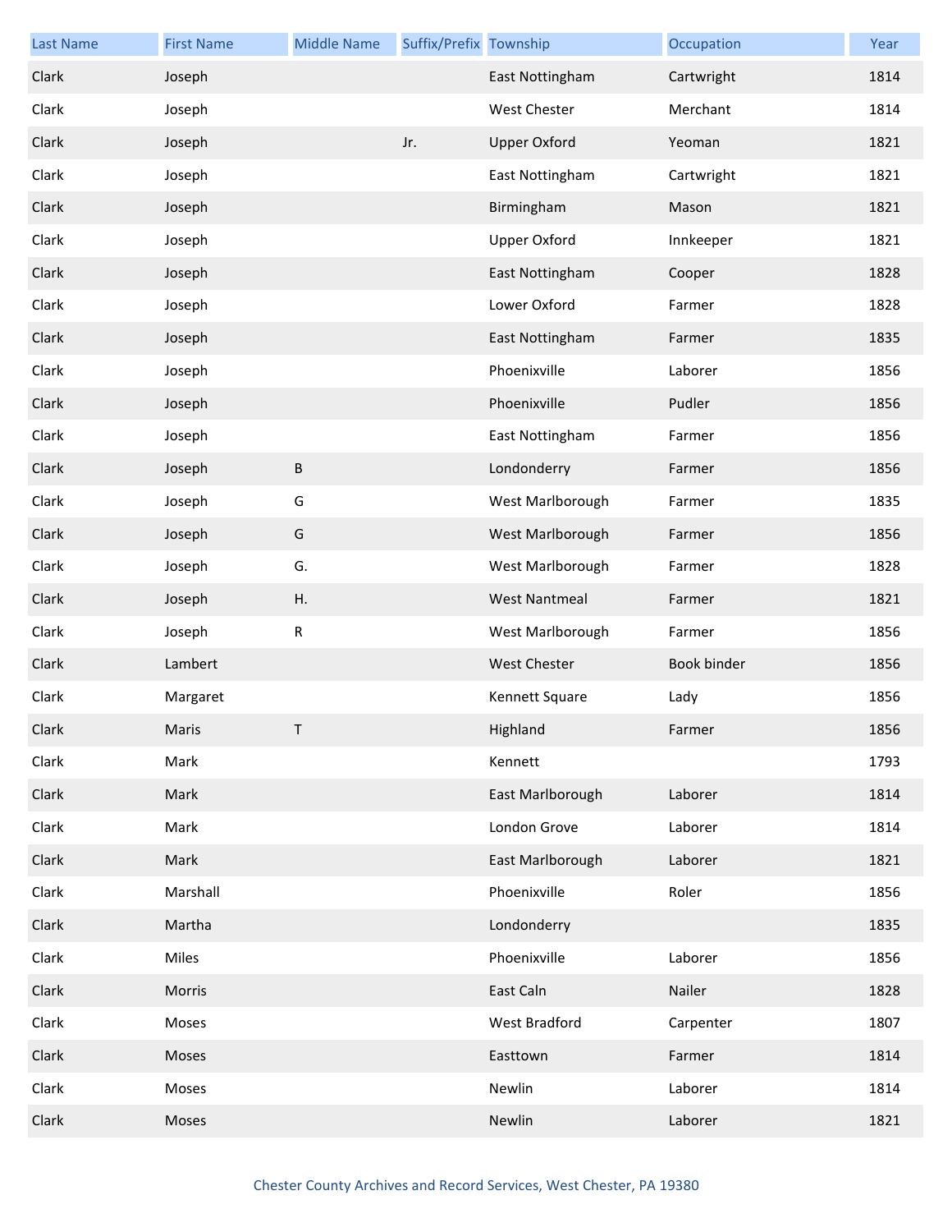| Last Name | First Name | Middle Name | Suffix/Prefix | Township | Occupation | Year |
| --- | --- | --- | --- | --- | --- | --- |
| Clark | Joseph | | | East Nottingham | Cartwright | 1814 |
| Clark | Joseph | | | West Chester | Merchant | 1814 |
| Clark | Joseph | | Jr. | Upper Oxford | Yeoman | 1821 |
| Clark | Joseph | | | East Nottingham | Cartwright | 1821 |
| Clark | Joseph | | | Birmingham | Mason | 1821 |
| Clark | Joseph | | | Upper Oxford | Innkeeper | 1821 |
| Clark | Joseph | | | East Nottingham | Cooper | 1828 |
| Clark | Joseph | | | Lower Oxford | Farmer | 1828 |
| Clark | Joseph | | | East Nottingham | Farmer | 1835 |
| Clark | Joseph | | | Phoenixville | Laborer | 1856 |
| Clark | Joseph | | | Phoenixville | Pudler | 1856 |
| Clark | Joseph | | | East Nottingham | Farmer | 1856 |
| Clark | Joseph | B | | Londonderry | Farmer | 1856 |
| Clark | Joseph | G | | West Marlborough | Farmer | 1835 |
| Clark | Joseph | G | | West Marlborough | Farmer | 1856 |
| Clark | Joseph | G. | | West Marlborough | Farmer | 1828 |
| Clark | Joseph | H. | | West Nantmeal | Farmer | 1821 |
| Clark | Joseph | R | | West Marlborough | Farmer | 1856 |
| Clark | Lambert | | | West Chester | Book binder | 1856 |
| Clark | Margaret | | | Kennett Square | Lady | 1856 |
| Clark | Maris | T | | Highland | Farmer | 1856 |
| Clark | Mark | | | Kennett | | 1793 |
| Clark | Mark | | | East Marlborough | Laborer | 1814 |
| Clark | Mark | | | London Grove | Laborer | 1814 |
| Clark | Mark | | | East Marlborough | Laborer | 1821 |
| Clark | Marshall | | | Phoenixville | Roler | 1856 |
| Clark | Martha | | | Londonderry | | 1835 |
| Clark | Miles | | | Phoenixville | Laborer | 1856 |
| Clark | Morris | | | East Caln | Nailer | 1828 |
| Clark | Moses | | | West Bradford | Carpenter | 1807 |
| Clark | Moses | | | Easttown | Farmer | 1814 |
| Clark | Moses | | | Newlin | Laborer | 1814 |
| Clark | Moses | | | Newlin | Laborer | 1821 |

Chester County Archives and Record Services, West Chester, PA 19380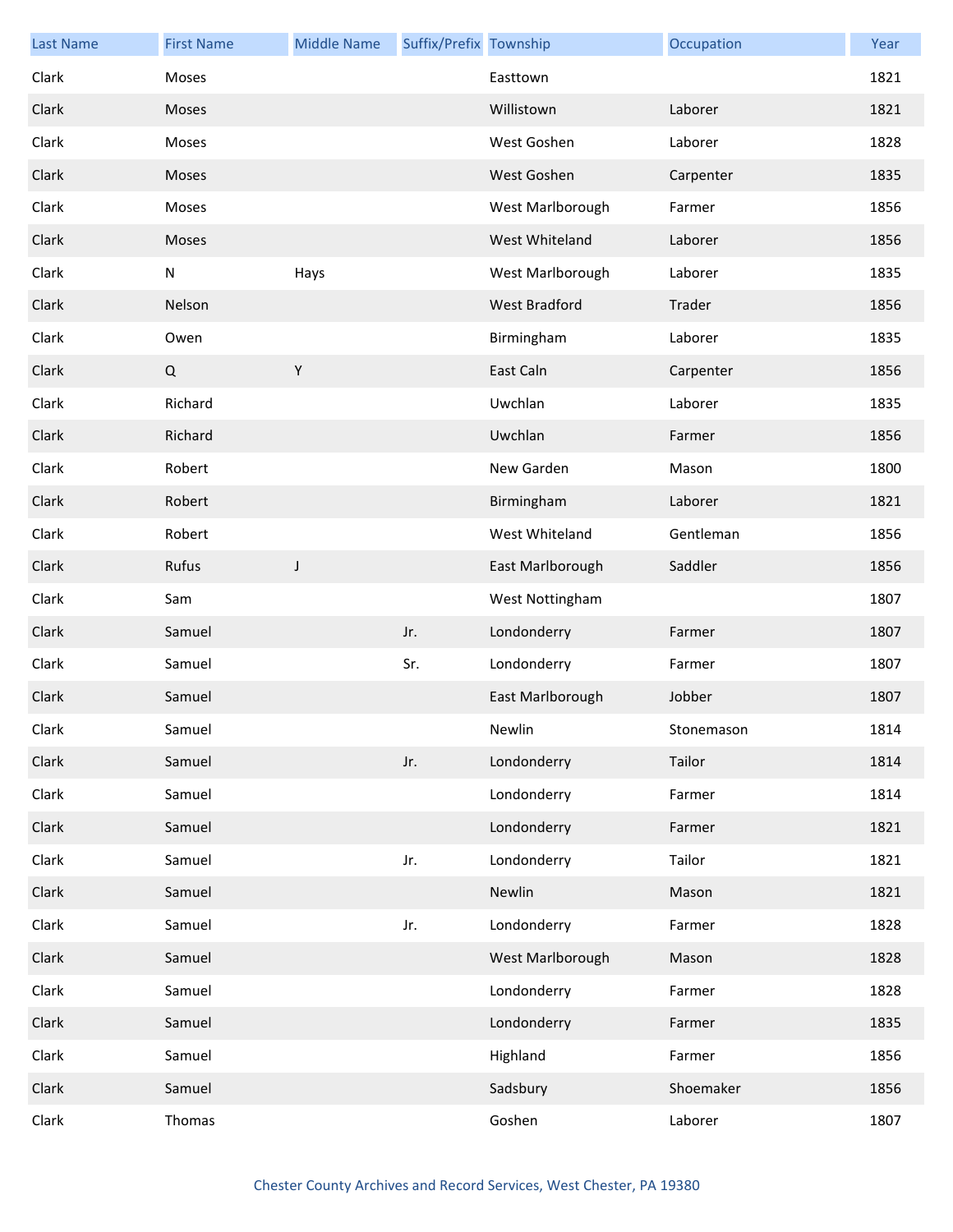| Last Name | First Name | Middle Name | Suffix/Prefix | Township | Occupation | Year |
| --- | --- | --- | --- | --- | --- | --- |
| Clark | Moses | | | Easttown | | 1821 |
| Clark | Moses | | | Willistown | Laborer | 1821 |
| Clark | Moses | | | West Goshen | Laborer | 1828 |
| Clark | Moses | | | West Goshen | Carpenter | 1835 |
| Clark | Moses | | | West Marlborough | Farmer | 1856 |
| Clark | Moses | | | West Whiteland | Laborer | 1856 |
| Clark | N | Hays | | West Marlborough | Laborer | 1835 |
| Clark | Nelson | | | West Bradford | Trader | 1856 |
| Clark | Owen | | | Birmingham | Laborer | 1835 |
| Clark | Q | Y | | East Caln | Carpenter | 1856 |
| Clark | Richard | | | Uwchlan | Laborer | 1835 |
| Clark | Richard | | | Uwchlan | Farmer | 1856 |
| Clark | Robert | | | New Garden | Mason | 1800 |
| Clark | Robert | | | Birmingham | Laborer | 1821 |
| Clark | Robert | | | West Whiteland | Gentleman | 1856 |
| Clark | Rufus | J | | East Marlborough | Saddler | 1856 |
| Clark | Sam | | | West Nottingham | | 1807 |
| Clark | Samuel | | Jr. | Londonderry | Farmer | 1807 |
| Clark | Samuel | | Sr. | Londonderry | Farmer | 1807 |
| Clark | Samuel | | | East Marlborough | Jobber | 1807 |
| Clark | Samuel | | | Newlin | Stonemason | 1814 |
| Clark | Samuel | | Jr. | Londonderry | Tailor | 1814 |
| Clark | Samuel | | | Londonderry | Farmer | 1814 |
| Clark | Samuel | | | Londonderry | Farmer | 1821 |
| Clark | Samuel | | Jr. | Londonderry | Tailor | 1821 |
| Clark | Samuel | | | Newlin | Mason | 1821 |
| Clark | Samuel | | Jr. | Londonderry | Farmer | 1828 |
| Clark | Samuel | | | West Marlborough | Mason | 1828 |
| Clark | Samuel | | | Londonderry | Farmer | 1828 |
| Clark | Samuel | | | Londonderry | Farmer | 1835 |
| Clark | Samuel | | | Highland | Farmer | 1856 |
| Clark | Samuel | | | Sadsbury | Shoemaker | 1856 |
| Clark | Thomas | | | Goshen | Laborer | 1807 |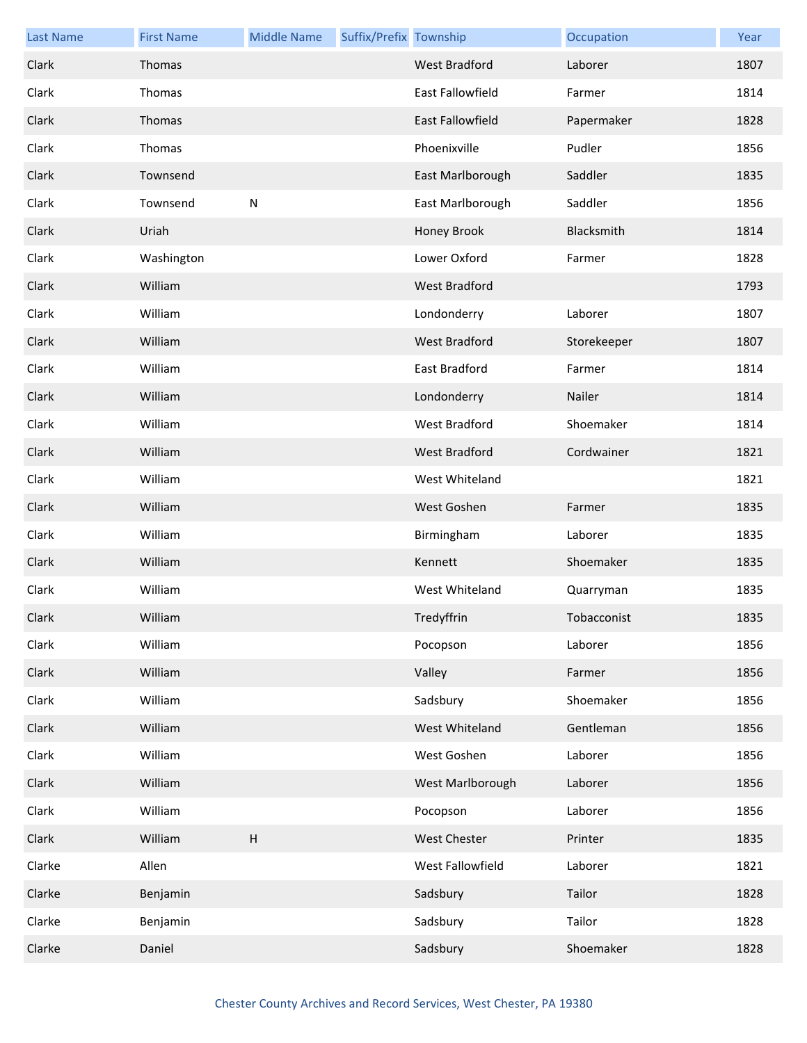| Last Name | First Name | Middle Name | Suffix/Prefix | Township | Occupation | Year |
|---|---|---|---|---|---|---|
| Clark | Thomas | | | West Bradford | Laborer | 1807 |
| Clark | Thomas | | | East Fallowfield | Farmer | 1814 |
| Clark | Thomas | | | East Fallowfield | Papermaker | 1828 |
| Clark | Thomas | | | Phoenixville | Pudler | 1856 |
| Clark | Townsend | | | East Marlborough | Saddler | 1835 |
| Clark | Townsend | N | | East Marlborough | Saddler | 1856 |
| Clark | Uriah | | | Honey Brook | Blacksmith | 1814 |
| Clark | Washington | | | Lower Oxford | Farmer | 1828 |
| Clark | William | | | West Bradford | | 1793 |
| Clark | William | | | Londonderry | Laborer | 1807 |
| Clark | William | | | West Bradford | Storekeeper | 1807 |
| Clark | William | | | East Bradford | Farmer | 1814 |
| Clark | William | | | Londonderry | Nailer | 1814 |
| Clark | William | | | West Bradford | Shoemaker | 1814 |
| Clark | William | | | West Bradford | Cordwainer | 1821 |
| Clark | William | | | West Whiteland | | 1821 |
| Clark | William | | | West Goshen | Farmer | 1835 |
| Clark | William | | | Birmingham | Laborer | 1835 |
| Clark | William | | | Kennett | Shoemaker | 1835 |
| Clark | William | | | West Whiteland | Quarryman | 1835 |
| Clark | William | | | Tredyffrin | Tobacconist | 1835 |
| Clark | William | | | Pocopson | Laborer | 1856 |
| Clark | William | | | Valley | Farmer | 1856 |
| Clark | William | | | Sadsbury | Shoemaker | 1856 |
| Clark | William | | | West Whiteland | Gentleman | 1856 |
| Clark | William | | | West Goshen | Laborer | 1856 |
| Clark | William | | | West Marlborough | Laborer | 1856 |
| Clark | William | | | Pocopson | Laborer | 1856 |
| Clark | William | H | | West Chester | Printer | 1835 |
| Clarke | Allen | | | West Fallowfield | Laborer | 1821 |
| Clarke | Benjamin | | | Sadsbury | Tailor | 1828 |
| Clarke | Benjamin | | | Sadsbury | Tailor | 1828 |
| Clarke | Daniel | | | Sadsbury | Shoemaker | 1828 |

Chester County Archives and Record Services, West Chester, PA 19380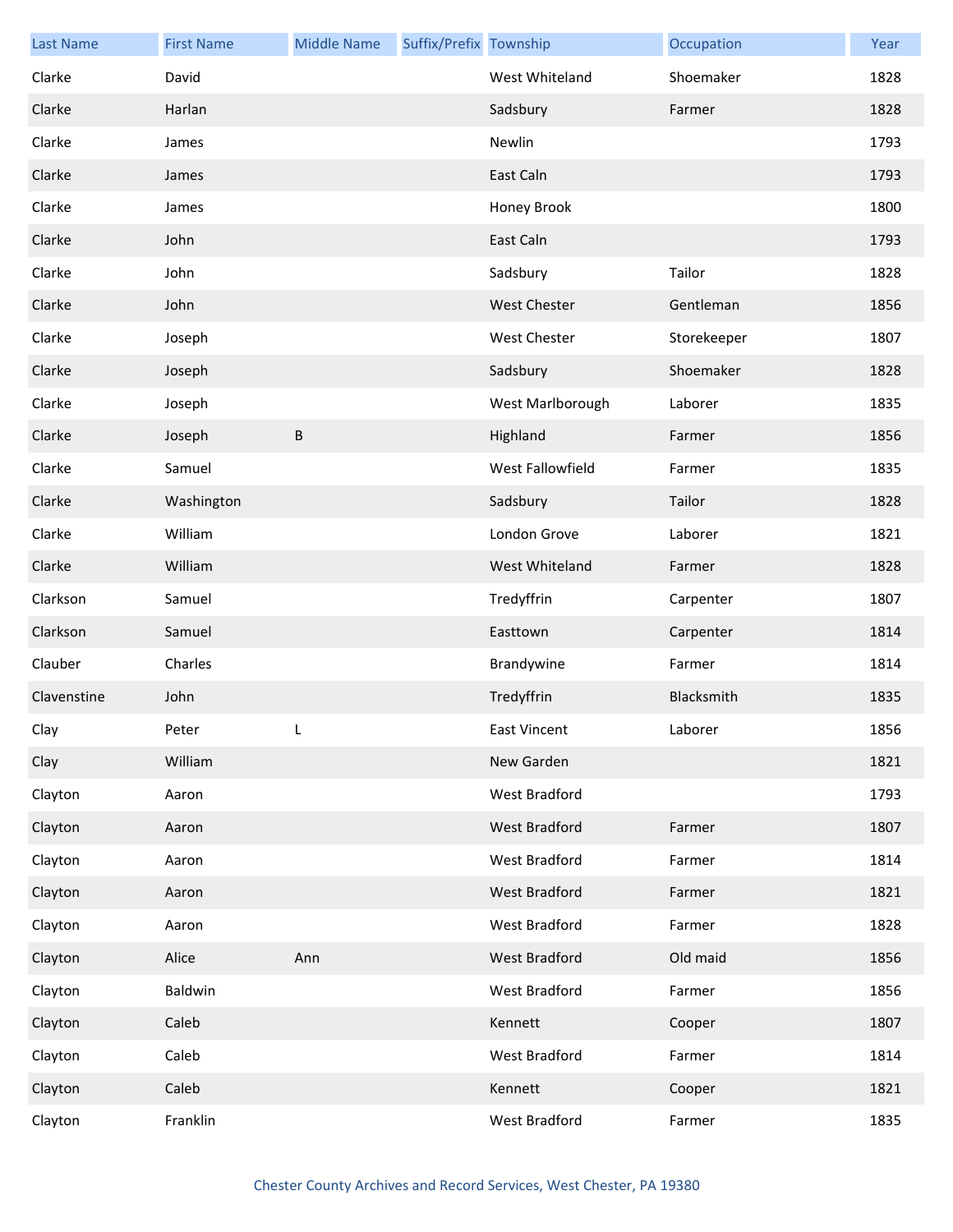| Last Name | First Name | Middle Name | Suffix/Prefix | Township | Occupation | Year |
|---|---|---|---|---|---|---|
| Clarke | David | | | West Whiteland | Shoemaker | 1828 |
| Clarke | Harlan | | | Sadsbury | Farmer | 1828 |
| Clarke | James | | | Newlin | | 1793 |
| Clarke | James | | | East Caln | | 1793 |
| Clarke | James | | | Honey Brook | | 1800 |
| Clarke | John | | | East Caln | | 1793 |
| Clarke | John | | | Sadsbury | Tailor | 1828 |
| Clarke | John | | | West Chester | Gentleman | 1856 |
| Clarke | Joseph | | | West Chester | Storekeeper | 1807 |
| Clarke | Joseph | | | Sadsbury | Shoemaker | 1828 |
| Clarke | Joseph | | | West Marlborough | Laborer | 1835 |
| Clarke | Joseph | B | | Highland | Farmer | 1856 |
| Clarke | Samuel | | | West Fallowfield | Farmer | 1835 |
| Clarke | Washington | | | Sadsbury | Tailor | 1828 |
| Clarke | William | | | London Grove | Laborer | 1821 |
| Clarke | William | | | West Whiteland | Farmer | 1828 |
| Clarkson | Samuel | | | Tredyffrin | Carpenter | 1807 |
| Clarkson | Samuel | | | Easttown | Carpenter | 1814 |
| Clauber | Charles | | | Brandywine | Farmer | 1814 |
| Clavenstine | John | | | Tredyffrin | Blacksmith | 1835 |
| Clay | Peter | L | | East Vincent | Laborer | 1856 |
| Clay | William | | | New Garden | | 1821 |
| Clayton | Aaron | | | West Bradford | | 1793 |
| Clayton | Aaron | | | West Bradford | Farmer | 1807 |
| Clayton | Aaron | | | West Bradford | Farmer | 1814 |
| Clayton | Aaron | | | West Bradford | Farmer | 1821 |
| Clayton | Aaron | | | West Bradford | Farmer | 1828 |
| Clayton | Alice | Ann | | West Bradford | Old maid | 1856 |
| Clayton | Baldwin | | | West Bradford | Farmer | 1856 |
| Clayton | Caleb | | | Kennett | Cooper | 1807 |
| Clayton | Caleb | | | West Bradford | Farmer | 1814 |
| Clayton | Caleb | | | Kennett | Cooper | 1821 |
| Clayton | Franklin | | | West Bradford | Farmer | 1835 |

Chester County Archives and Record Services, West Chester, PA 19380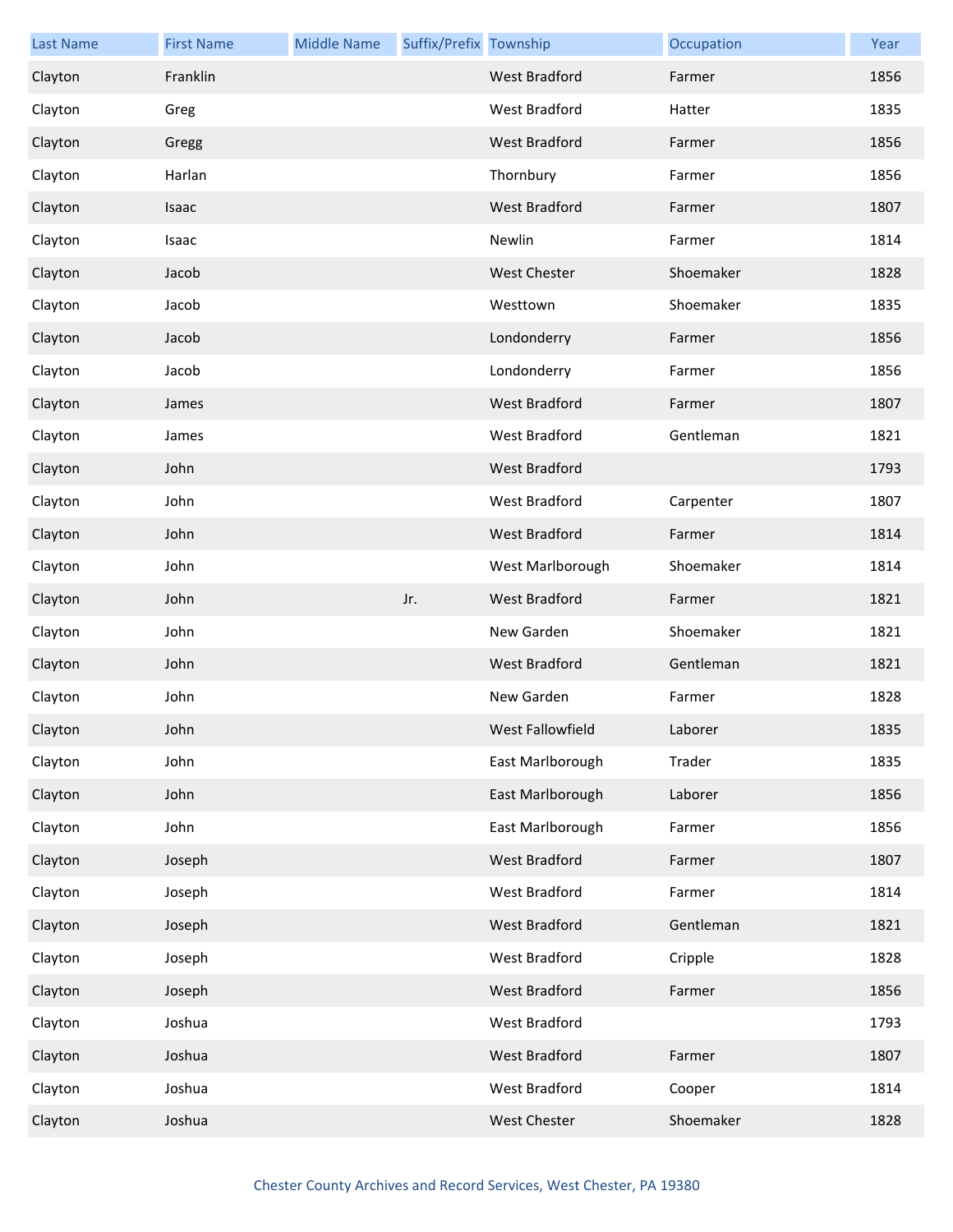| Last Name | First Name | Middle Name | Suffix/Prefix | Township | Occupation | Year |
| --- | --- | --- | --- | --- | --- | --- |
| Clayton | Franklin | | | West Bradford | Farmer | 1856 |
| Clayton | Greg | | | West Bradford | Hatter | 1835 |
| Clayton | Gregg | | | West Bradford | Farmer | 1856 |
| Clayton | Harlan | | | Thornbury | Farmer | 1856 |
| Clayton | Isaac | | | West Bradford | Farmer | 1807 |
| Clayton | Isaac | | | Newlin | Farmer | 1814 |
| Clayton | Jacob | | | West Chester | Shoemaker | 1828 |
| Clayton | Jacob | | | Westtown | Shoemaker | 1835 |
| Clayton | Jacob | | | Londonderry | Farmer | 1856 |
| Clayton | Jacob | | | Londonderry | Farmer | 1856 |
| Clayton | James | | | West Bradford | Farmer | 1807 |
| Clayton | James | | | West Bradford | Gentleman | 1821 |
| Clayton | John | | | West Bradford | | 1793 |
| Clayton | John | | | West Bradford | Carpenter | 1807 |
| Clayton | John | | | West Bradford | Farmer | 1814 |
| Clayton | John | | | West Marlborough | Shoemaker | 1814 |
| Clayton | John | | Jr. | West Bradford | Farmer | 1821 |
| Clayton | John | | | New Garden | Shoemaker | 1821 |
| Clayton | John | | | West Bradford | Gentleman | 1821 |
| Clayton | John | | | New Garden | Farmer | 1828 |
| Clayton | John | | | West Fallowfield | Laborer | 1835 |
| Clayton | John | | | East Marlborough | Trader | 1835 |
| Clayton | John | | | East Marlborough | Laborer | 1856 |
| Clayton | John | | | East Marlborough | Farmer | 1856 |
| Clayton | Joseph | | | West Bradford | Farmer | 1807 |
| Clayton | Joseph | | | West Bradford | Farmer | 1814 |
| Clayton | Joseph | | | West Bradford | Gentleman | 1821 |
| Clayton | Joseph | | | West Bradford | Cripple | 1828 |
| Clayton | Joseph | | | West Bradford | Farmer | 1856 |
| Clayton | Joshua | | | West Bradford | | 1793 |
| Clayton | Joshua | | | West Bradford | Farmer | 1807 |
| Clayton | Joshua | | | West Bradford | Cooper | 1814 |
| Clayton | Joshua | | | West Chester | Shoemaker | 1828 |

Chester County Archives and Record Services, West Chester, PA 19380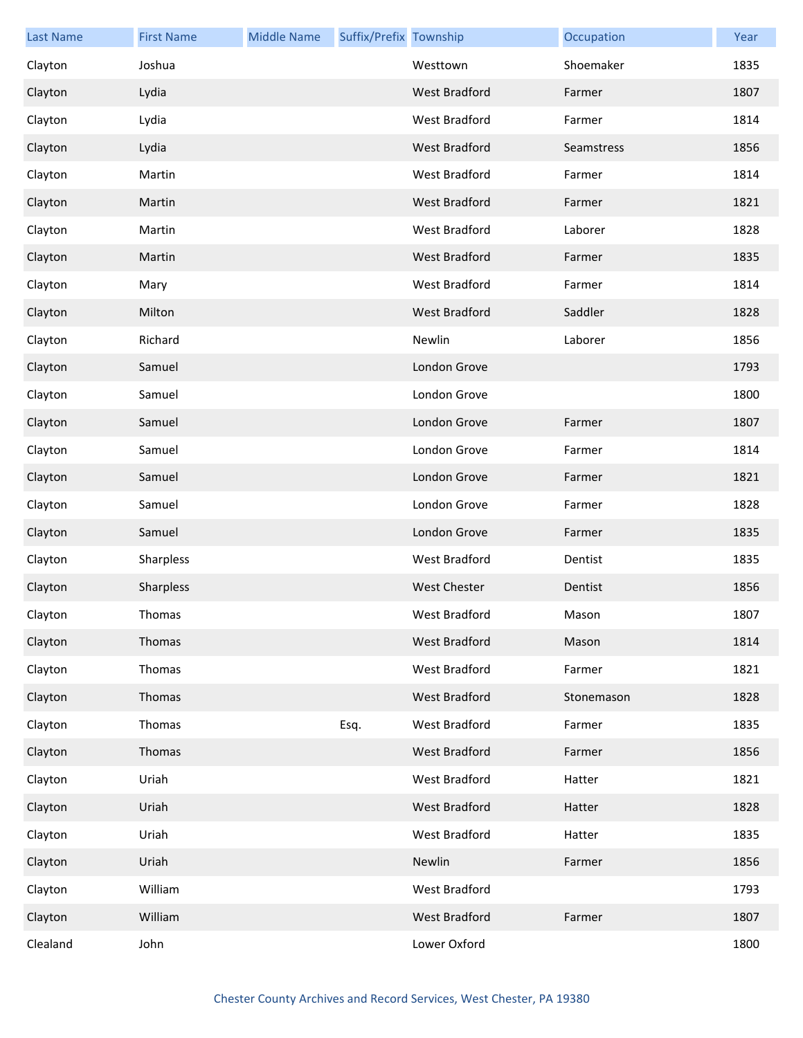| Last Name | First Name | Middle Name | Suffix/Prefix | Township | Occupation | Year |
|---|---|---|---|---|---|---|
| Clayton | Joshua | | | Westtown | Shoemaker | 1835 |
| Clayton | Lydia | | | West Bradford | Farmer | 1807 |
| Clayton | Lydia | | | West Bradford | Farmer | 1814 |
| Clayton | Lydia | | | West Bradford | Seamstress | 1856 |
| Clayton | Martin | | | West Bradford | Farmer | 1814 |
| Clayton | Martin | | | West Bradford | Farmer | 1821 |
| Clayton | Martin | | | West Bradford | Laborer | 1828 |
| Clayton | Martin | | | West Bradford | Farmer | 1835 |
| Clayton | Mary | | | West Bradford | Farmer | 1814 |
| Clayton | Milton | | | West Bradford | Saddler | 1828 |
| Clayton | Richard | | | Newlin | Laborer | 1856 |
| Clayton | Samuel | | | London Grove | | 1793 |
| Clayton | Samuel | | | London Grove | | 1800 |
| Clayton | Samuel | | | London Grove | Farmer | 1807 |
| Clayton | Samuel | | | London Grove | Farmer | 1814 |
| Clayton | Samuel | | | London Grove | Farmer | 1821 |
| Clayton | Samuel | | | London Grove | Farmer | 1828 |
| Clayton | Samuel | | | London Grove | Farmer | 1835 |
| Clayton | Sharpless | | | West Bradford | Dentist | 1835 |
| Clayton | Sharpless | | | West Chester | Dentist | 1856 |
| Clayton | Thomas | | | West Bradford | Mason | 1807 |
| Clayton | Thomas | | | West Bradford | Mason | 1814 |
| Clayton | Thomas | | | West Bradford | Farmer | 1821 |
| Clayton | Thomas | | | West Bradford | Stonemason | 1828 |
| Clayton | Thomas | | Esq. | West Bradford | Farmer | 1835 |
| Clayton | Thomas | | | West Bradford | Farmer | 1856 |
| Clayton | Uriah | | | West Bradford | Hatter | 1821 |
| Clayton | Uriah | | | West Bradford | Hatter | 1828 |
| Clayton | Uriah | | | West Bradford | Hatter | 1835 |
| Clayton | Uriah | | | Newlin | Farmer | 1856 |
| Clayton | William | | | West Bradford | | 1793 |
| Clayton | William | | | West Bradford | Farmer | 1807 |
| Clealand | John | | | Lower Oxford | | 1800 |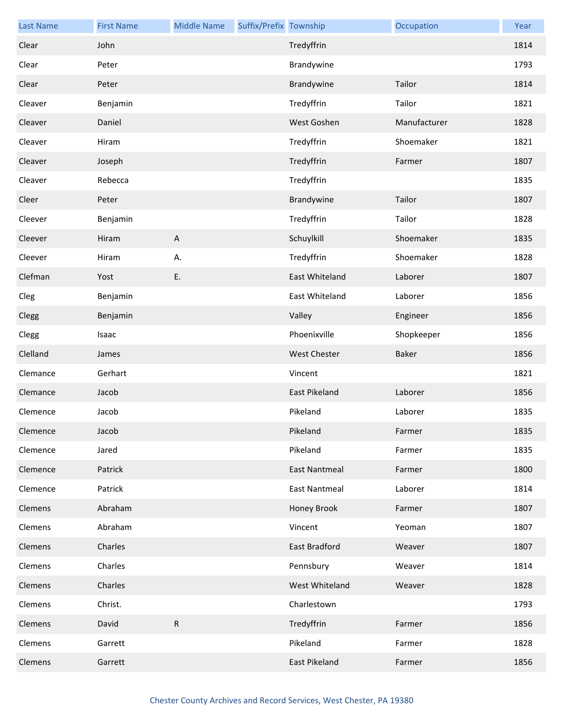| Last Name | First Name | Middle Name | Suffix/Prefix | Township | Occupation | Year |
|---|---|---|---|---|---|---|
| Clear | John | | | Tredyffrin | | 1814 |
| Clear | Peter | | | Brandywine | | 1793 |
| Clear | Peter | | | Brandywine | Tailor | 1814 |
| Cleaver | Benjamin | | | Tredyffrin | Tailor | 1821 |
| Cleaver | Daniel | | | West Goshen | Manufacturer | 1828 |
| Cleaver | Hiram | | | Tredyffrin | Shoemaker | 1821 |
| Cleaver | Joseph | | | Tredyffrin | Farmer | 1807 |
| Cleaver | Rebecca | | | Tredyffrin | | 1835 |
| Cleer | Peter | | | Brandywine | Tailor | 1807 |
| Cleever | Benjamin | | | Tredyffrin | Tailor | 1828 |
| Cleever | Hiram | A | | Schuylkill | Shoemaker | 1835 |
| Cleever | Hiram | A. | | Tredyffrin | Shoemaker | 1828 |
| Clefman | Yost | E. | | East Whiteland | Laborer | 1807 |
| Cleg | Benjamin | | | East Whiteland | Laborer | 1856 |
| Clegg | Benjamin | | | Valley | Engineer | 1856 |
| Clegg | Isaac | | | Phoenixville | Shopkeeper | 1856 |
| Clelland | James | | | West Chester | Baker | 1856 |
| Clemance | Gerhart | | | Vincent | | 1821 |
| Clemance | Jacob | | | East Pikeland | Laborer | 1856 |
| Clemence | Jacob | | | Pikeland | Laborer | 1835 |
| Clemence | Jacob | | | Pikeland | Farmer | 1835 |
| Clemence | Jared | | | Pikeland | Farmer | 1835 |
| Clemence | Patrick | | | East Nantmeal | Farmer | 1800 |
| Clemence | Patrick | | | East Nantmeal | Laborer | 1814 |
| Clemens | Abraham | | | Honey Brook | Farmer | 1807 |
| Clemens | Abraham | | | Vincent | Yeoman | 1807 |
| Clemens | Charles | | | East Bradford | Weaver | 1807 |
| Clemens | Charles | | | Pennsbury | Weaver | 1814 |
| Clemens | Charles | | | West Whiteland | Weaver | 1828 |
| Clemens | Christ. | | | Charlestown | | 1793 |
| Clemens | David | R | | Tredyffrin | Farmer | 1856 |
| Clemens | Garrett | | | Pikeland | Farmer | 1828 |
| Clemens | Garrett | | | East Pikeland | Farmer | 1856 |

Chester County Archives and Record Services, West Chester, PA 19380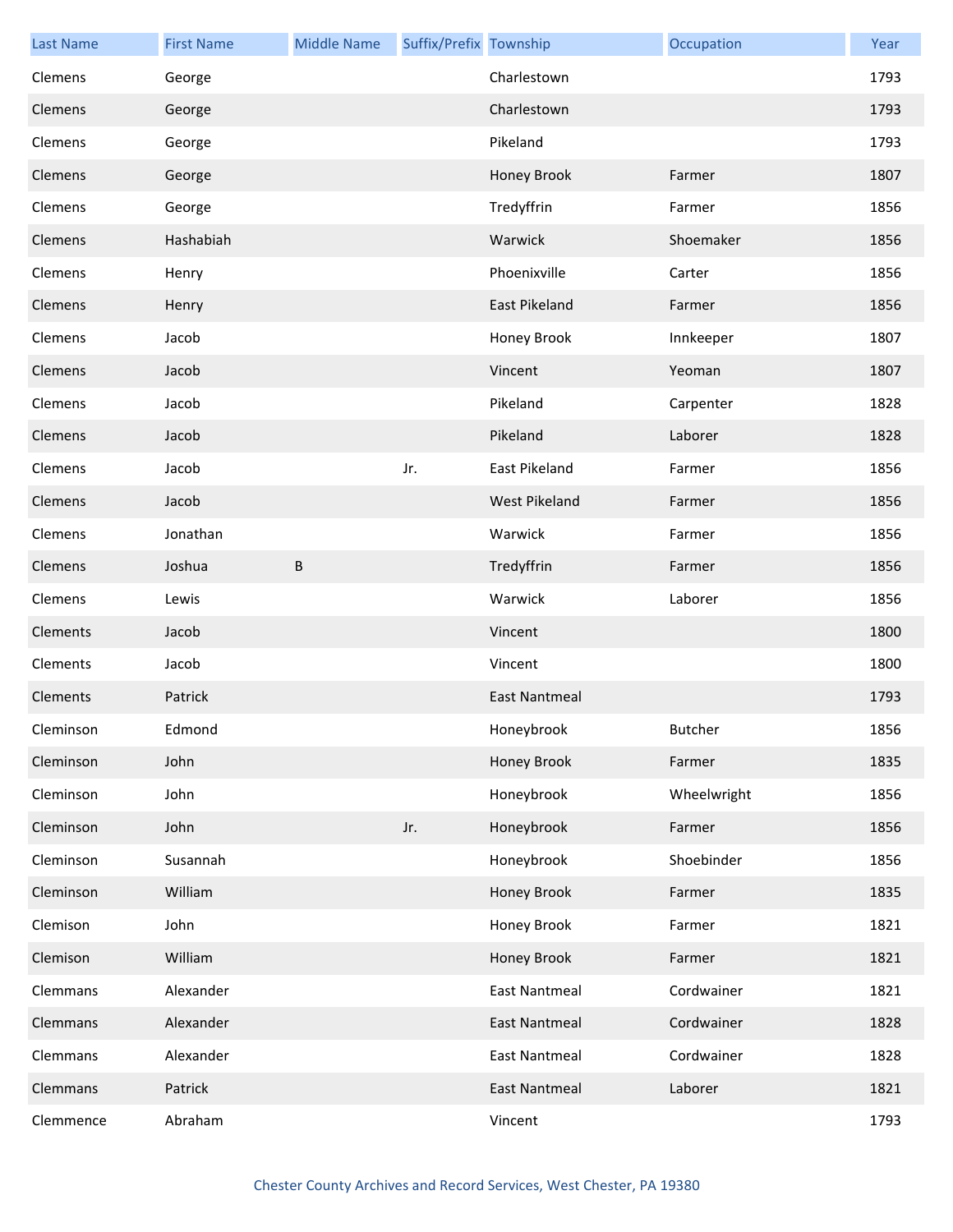| Last Name | First Name | Middle Name | Suffix/Prefix | Township | Occupation | Year |
|---|---|---|---|---|---|---|
| Clemens | George | | | Charlestown | | 1793 |
| Clemens | George | | | Charlestown | | 1793 |
| Clemens | George | | | Pikeland | | 1793 |
| Clemens | George | | | Honey Brook | Farmer | 1807 |
| Clemens | George | | | Tredyffrin | Farmer | 1856 |
| Clemens | Hashabiah | | | Warwick | Shoemaker | 1856 |
| Clemens | Henry | | | Phoenixville | Carter | 1856 |
| Clemens | Henry | | | East Pikeland | Farmer | 1856 |
| Clemens | Jacob | | | Honey Brook | Innkeeper | 1807 |
| Clemens | Jacob | | | Vincent | Yeoman | 1807 |
| Clemens | Jacob | | | Pikeland | Carpenter | 1828 |
| Clemens | Jacob | | | Pikeland | Laborer | 1828 |
| Clemens | Jacob | | Jr. | East Pikeland | Farmer | 1856 |
| Clemens | Jacob | | | West Pikeland | Farmer | 1856 |
| Clemens | Jonathan | | | Warwick | Farmer | 1856 |
| Clemens | Joshua | B | | Tredyffrin | Farmer | 1856 |
| Clemens | Lewis | | | Warwick | Laborer | 1856 |
| Clements | Jacob | | | Vincent | | 1800 |
| Clements | Jacob | | | Vincent | | 1800 |
| Clements | Patrick | | | East Nantmeal | | 1793 |
| Cleminson | Edmond | | | Honeybrook | Butcher | 1856 |
| Cleminson | John | | | Honey Brook | Farmer | 1835 |
| Cleminson | John | | | Honeybrook | Wheelwright | 1856 |
| Cleminson | John | | Jr. | Honeybrook | Farmer | 1856 |
| Cleminson | Susannah | | | Honeybrook | Shoebinder | 1856 |
| Cleminson | William | | | Honey Brook | Farmer | 1835 |
| Clemison | John | | | Honey Brook | Farmer | 1821 |
| Clemison | William | | | Honey Brook | Farmer | 1821 |
| Clemmans | Alexander | | | East Nantmeal | Cordwainer | 1821 |
| Clemmans | Alexander | | | East Nantmeal | Cordwainer | 1828 |
| Clemmans | Alexander | | | East Nantmeal | Cordwainer | 1828 |
| Clemmans | Patrick | | | East Nantmeal | Laborer | 1821 |
| Clemmence | Abraham | | | Vincent | | 1793 |

Chester County Archives and Record Services, West Chester, PA 19380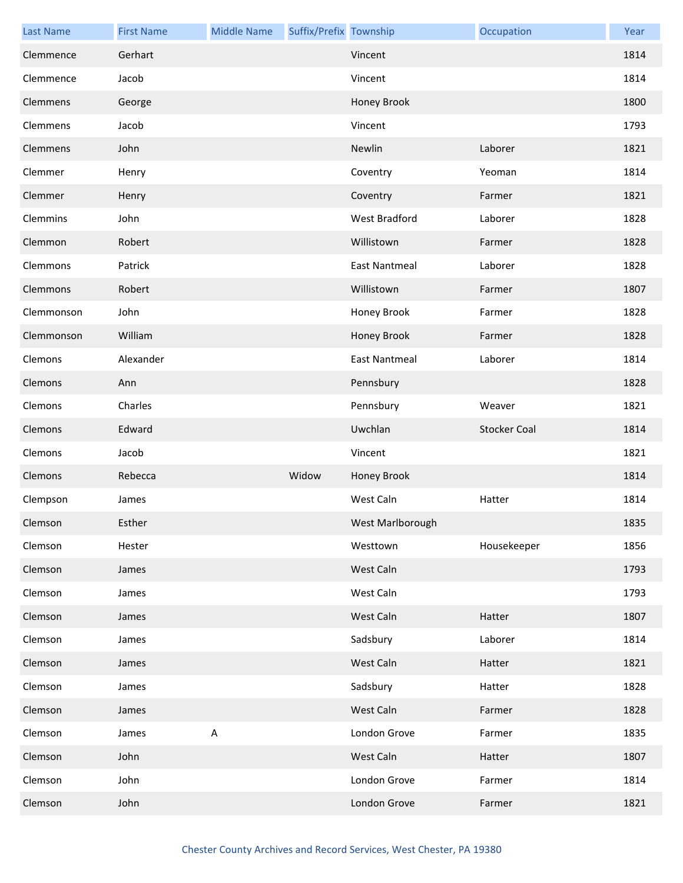| Last Name | First Name | Middle Name | Suffix/Prefix | Township | Occupation | Year |
|---|---|---|---|---|---|---|
| Clemmence | Gerhart | | | Vincent | | 1814 |
| Clemmence | Jacob | | | Vincent | | 1814 |
| Clemmens | George | | | Honey Brook | | 1800 |
| Clemmens | Jacob | | | Vincent | | 1793 |
| Clemmens | John | | | Newlin | Laborer | 1821 |
| Clemmer | Henry | | | Coventry | Yeoman | 1814 |
| Clemmer | Henry | | | Coventry | Farmer | 1821 |
| Clemmins | John | | | West Bradford | Laborer | 1828 |
| Clemmon | Robert | | | Willistown | Farmer | 1828 |
| Clemmons | Patrick | | | East Nantmeal | Laborer | 1828 |
| Clemmons | Robert | | | Willistown | Farmer | 1807 |
| Clemmonson | John | | | Honey Brook | Farmer | 1828 |
| Clemmonson | William | | | Honey Brook | Farmer | 1828 |
| Clemons | Alexander | | | East Nantmeal | Laborer | 1814 |
| Clemons | Ann | | | Pennsbury | | 1828 |
| Clemons | Charles | | | Pennsbury | Weaver | 1821 |
| Clemons | Edward | | | Uwchlan | Stocker Coal | 1814 |
| Clemons | Jacob | | | Vincent | | 1821 |
| Clemons | Rebecca | | Widow | Honey Brook | | 1814 |
| Clempson | James | | | West Caln | Hatter | 1814 |
| Clemson | Esther | | | West Marlborough | | 1835 |
| Clemson | Hester | | | Westtown | Housekeeper | 1856 |
| Clemson | James | | | West Caln | | 1793 |
| Clemson | James | | | West Caln | | 1793 |
| Clemson | James | | | West Caln | Hatter | 1807 |
| Clemson | James | | | Sadsbury | Laborer | 1814 |
| Clemson | James | | | West Caln | Hatter | 1821 |
| Clemson | James | | | Sadsbury | Hatter | 1828 |
| Clemson | James | | | West Caln | Farmer | 1828 |
| Clemson | James | A | | London Grove | Farmer | 1835 |
| Clemson | John | | | West Caln | Hatter | 1807 |
| Clemson | John | | | London Grove | Farmer | 1814 |
| Clemson | John | | | London Grove | Farmer | 1821 |

Chester County Archives and Record Services, West Chester, PA 19380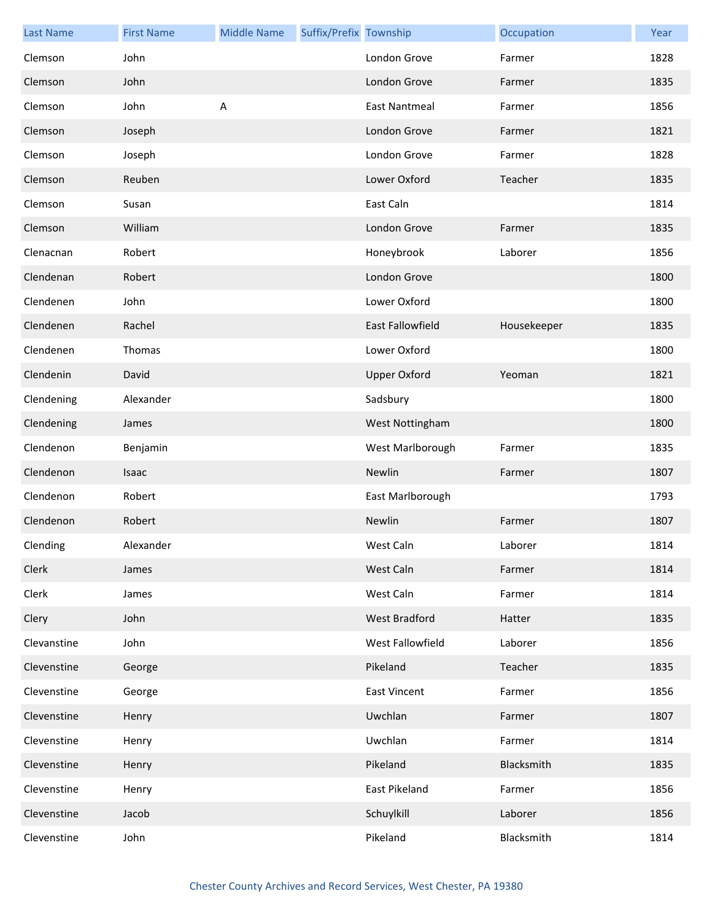| Last Name | First Name | Middle Name | Suffix/Prefix | Township | Occupation | Year |
|---|---|---|---|---|---|---|
| Clemson | John | | | London Grove | Farmer | 1828 |
| Clemson | John | | | London Grove | Farmer | 1835 |
| Clemson | John | A | | East Nantmeal | Farmer | 1856 |
| Clemson | Joseph | | | London Grove | Farmer | 1821 |
| Clemson | Joseph | | | London Grove | Farmer | 1828 |
| Clemson | Reuben | | | Lower Oxford | Teacher | 1835 |
| Clemson | Susan | | | East Caln | | 1814 |
| Clemson | William | | | London Grove | Farmer | 1835 |
| Clenacnan | Robert | | | Honeybrook | Laborer | 1856 |
| Clendenan | Robert | | | London Grove | | 1800 |
| Clendenen | John | | | Lower Oxford | | 1800 |
| Clendenen | Rachel | | | East Fallowfield | Housekeeper | 1835 |
| Clendenen | Thomas | | | Lower Oxford | | 1800 |
| Clendenin | David | | | Upper Oxford | Yeoman | 1821 |
| Clendening | Alexander | | | Sadsbury | | 1800 |
| Clendening | James | | | West Nottingham | | 1800 |
| Clendenon | Benjamin | | | West Marlborough | Farmer | 1835 |
| Clendenon | Isaac | | | Newlin | Farmer | 1807 |
| Clendenon | Robert | | | East Marlborough | | 1793 |
| Clendenon | Robert | | | Newlin | Farmer | 1807 |
| Clending | Alexander | | | West Caln | Laborer | 1814 |
| Clerk | James | | | West Caln | Farmer | 1814 |
| Clerk | James | | | West Caln | Farmer | 1814 |
| Clery | John | | | West Bradford | Hatter | 1835 |
| Clevanstine | John | | | West Fallowfield | Laborer | 1856 |
| Clevenstine | George | | | Pikeland | Teacher | 1835 |
| Clevenstine | George | | | East Vincent | Farmer | 1856 |
| Clevenstine | Henry | | | Uwchlan | Farmer | 1807 |
| Clevenstine | Henry | | | Uwchlan | Farmer | 1814 |
| Clevenstine | Henry | | | Pikeland | Blacksmith | 1835 |
| Clevenstine | Henry | | | East Pikeland | Farmer | 1856 |
| Clevenstine | Jacob | | | Schuylkill | Laborer | 1856 |
| Clevenstine | John | | | Pikeland | Blacksmith | 1814 |

Chester County Archives and Record Services, West Chester, PA 19380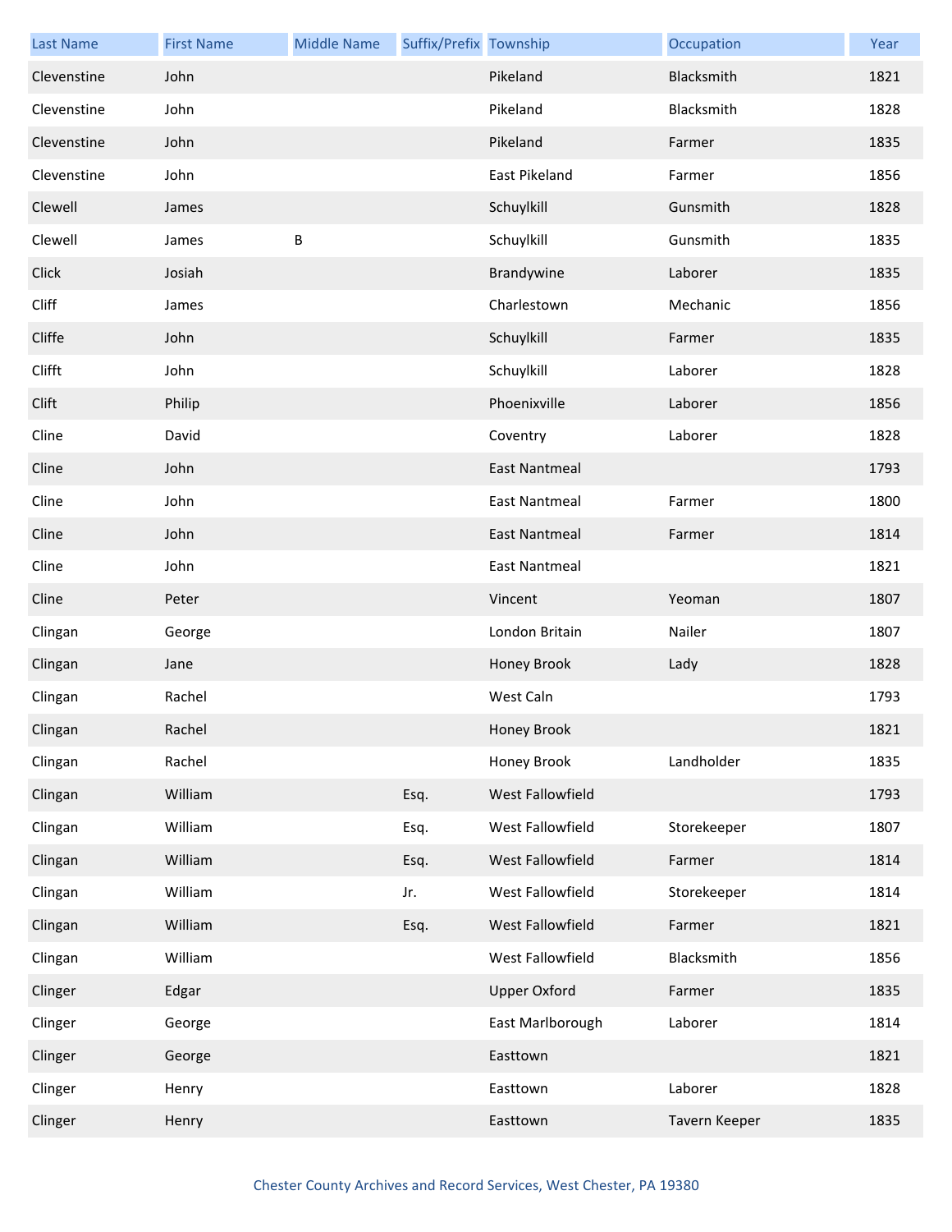| Last Name | First Name | Middle Name | Suffix/Prefix | Township | Occupation | Year |
|---|---|---|---|---|---|---|
| Clevenstine | John | | | Pikeland | Blacksmith | 1821 |
| Clevenstine | John | | | Pikeland | Blacksmith | 1828 |
| Clevenstine | John | | | Pikeland | Farmer | 1835 |
| Clevenstine | John | | | East Pikeland | Farmer | 1856 |
| Clewell | James | | | Schuylkill | Gunsmith | 1828 |
| Clewell | James | B | | Schuylkill | Gunsmith | 1835 |
| Click | Josiah | | | Brandywine | Laborer | 1835 |
| Cliff | James | | | Charlestown | Mechanic | 1856 |
| Cliffe | John | | | Schuylkill | Farmer | 1835 |
| Clifft | John | | | Schuylkill | Laborer | 1828 |
| Clift | Philip | | | Phoenixville | Laborer | 1856 |
| Cline | David | | | Coventry | Laborer | 1828 |
| Cline | John | | | East Nantmeal | | 1793 |
| Cline | John | | | East Nantmeal | Farmer | 1800 |
| Cline | John | | | East Nantmeal | Farmer | 1814 |
| Cline | John | | | East Nantmeal | | 1821 |
| Cline | Peter | | | Vincent | Yeoman | 1807 |
| Clingan | George | | | London Britain | Nailer | 1807 |
| Clingan | Jane | | | Honey Brook | Lady | 1828 |
| Clingan | Rachel | | | West Caln | | 1793 |
| Clingan | Rachel | | | Honey Brook | | 1821 |
| Clingan | Rachel | | | Honey Brook | Landholder | 1835 |
| Clingan | William | | Esq. | West Fallowfield | | 1793 |
| Clingan | William | | Esq. | West Fallowfield | Storekeeper | 1807 |
| Clingan | William | | Esq. | West Fallowfield | Farmer | 1814 |
| Clingan | William | | Jr. | West Fallowfield | Storekeeper | 1814 |
| Clingan | William | | Esq. | West Fallowfield | Farmer | 1821 |
| Clingan | William | | | West Fallowfield | Blacksmith | 1856 |
| Clinger | Edgar | | | Upper Oxford | Farmer | 1835 |
| Clinger | George | | | East Marlborough | Laborer | 1814 |
| Clinger | George | | | Easttown | | 1821 |
| Clinger | Henry | | | Easttown | Laborer | 1828 |
| Clinger | Henry | | | Easttown | Tavern Keeper | 1835 |

Chester County Archives and Record Services, West Chester, PA 19380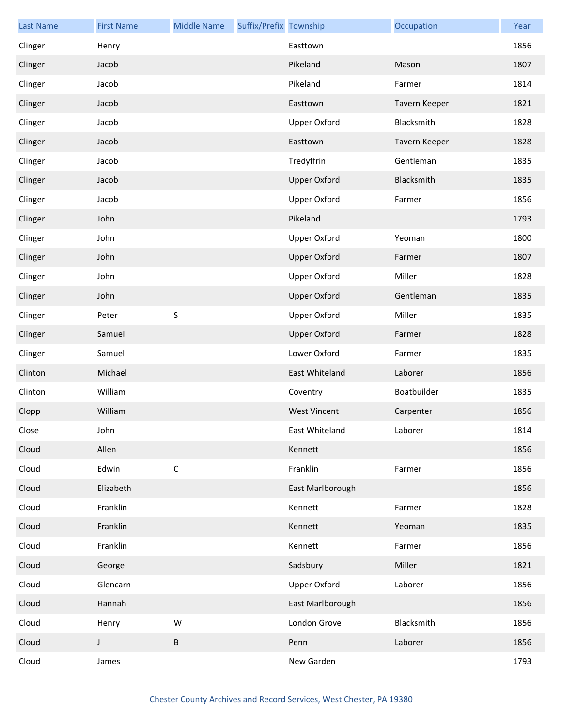| Last Name | First Name | Middle Name | Suffix/Prefix | Township | Occupation | Year |
|---|---|---|---|---|---|---|
| Clinger | Henry | | | Easttown | | 1856 |
| Clinger | Jacob | | | Pikeland | Mason | 1807 |
| Clinger | Jacob | | | Pikeland | Farmer | 1814 |
| Clinger | Jacob | | | Easttown | Tavern Keeper | 1821 |
| Clinger | Jacob | | | Upper Oxford | Blacksmith | 1828 |
| Clinger | Jacob | | | Easttown | Tavern Keeper | 1828 |
| Clinger | Jacob | | | Tredyffrin | Gentleman | 1835 |
| Clinger | Jacob | | | Upper Oxford | Blacksmith | 1835 |
| Clinger | Jacob | | | Upper Oxford | Farmer | 1856 |
| Clinger | John | | | Pikeland | | 1793 |
| Clinger | John | | | Upper Oxford | Yeoman | 1800 |
| Clinger | John | | | Upper Oxford | Farmer | 1807 |
| Clinger | John | | | Upper Oxford | Miller | 1828 |
| Clinger | John | | | Upper Oxford | Gentleman | 1835 |
| Clinger | Peter | S | | Upper Oxford | Miller | 1835 |
| Clinger | Samuel | | | Upper Oxford | Farmer | 1828 |
| Clinger | Samuel | | | Lower Oxford | Farmer | 1835 |
| Clinton | Michael | | | East Whiteland | Laborer | 1856 |
| Clinton | William | | | Coventry | Boatbuilder | 1835 |
| Clopp | William | | | West Vincent | Carpenter | 1856 |
| Close | John | | | East Whiteland | Laborer | 1814 |
| Cloud | Allen | | | Kennett | | 1856 |
| Cloud | Edwin | C | | Franklin | Farmer | 1856 |
| Cloud | Elizabeth | | | East Marlborough | | 1856 |
| Cloud | Franklin | | | Kennett | Farmer | 1828 |
| Cloud | Franklin | | | Kennett | Yeoman | 1835 |
| Cloud | Franklin | | | Kennett | Farmer | 1856 |
| Cloud | George | | | Sadsbury | Miller | 1821 |
| Cloud | Glencarn | | | Upper Oxford | Laborer | 1856 |
| Cloud | Hannah | | | East Marlborough | | 1856 |
| Cloud | Henry | W | | London Grove | Blacksmith | 1856 |
| Cloud | J | B | | Penn | Laborer | 1856 |
| Cloud | James | | | New Garden | | 1793 |

Chester County Archives and Record Services, West Chester, PA 19380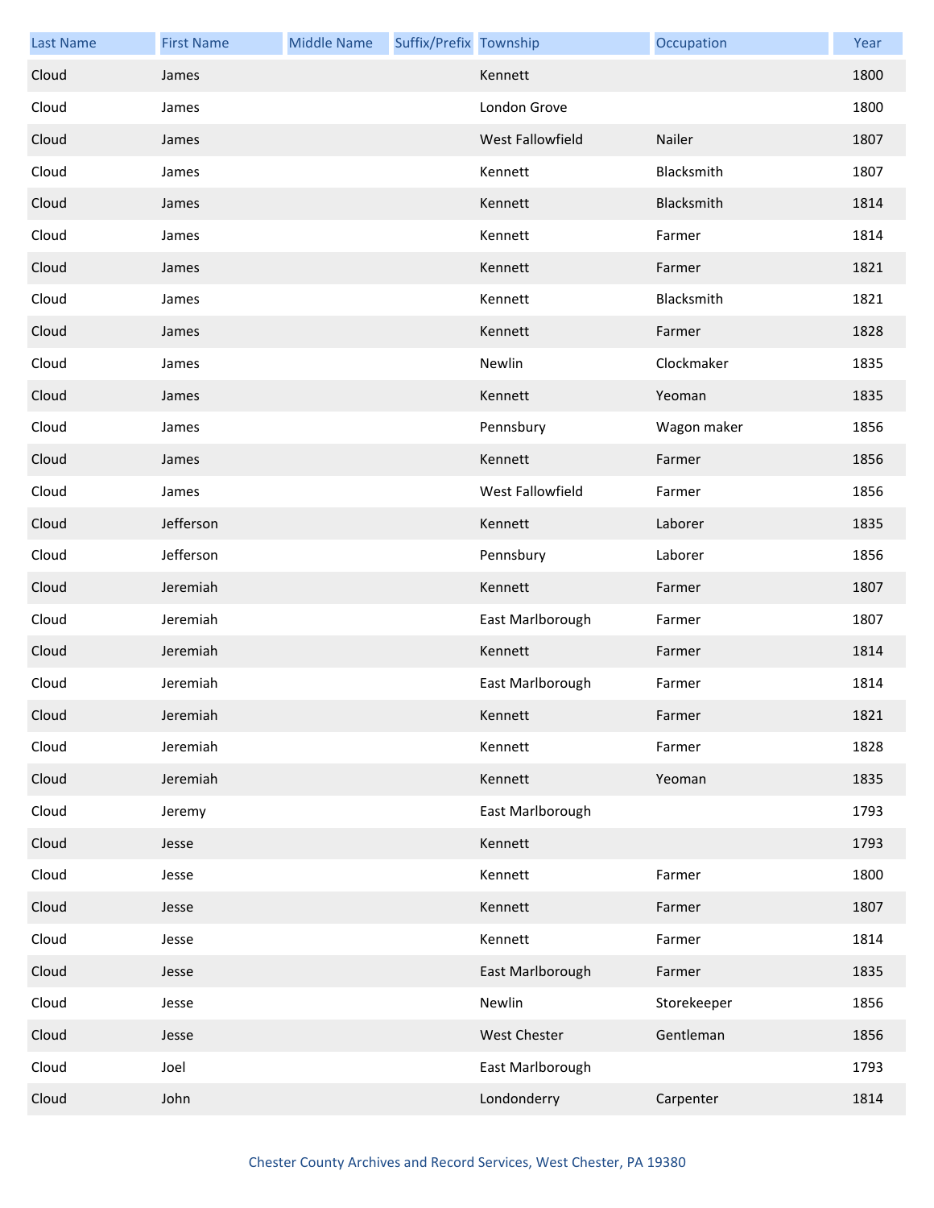| Last Name | First Name | Middle Name | Suffix/Prefix | Township | Occupation | Year |
|---|---|---|---|---|---|---|
| Cloud | James | | | Kennett | | 1800 |
| Cloud | James | | | London Grove | | 1800 |
| Cloud | James | | | West Fallowfield | Nailer | 1807 |
| Cloud | James | | | Kennett | Blacksmith | 1807 |
| Cloud | James | | | Kennett | Blacksmith | 1814 |
| Cloud | James | | | Kennett | Farmer | 1814 |
| Cloud | James | | | Kennett | Farmer | 1821 |
| Cloud | James | | | Kennett | Blacksmith | 1821 |
| Cloud | James | | | Kennett | Farmer | 1828 |
| Cloud | James | | | Newlin | Clockmaker | 1835 |
| Cloud | James | | | Kennett | Yeoman | 1835 |
| Cloud | James | | | Pennsbury | Wagon maker | 1856 |
| Cloud | James | | | Kennett | Farmer | 1856 |
| Cloud | James | | | West Fallowfield | Farmer | 1856 |
| Cloud | Jefferson | | | Kennett | Laborer | 1835 |
| Cloud | Jefferson | | | Pennsbury | Laborer | 1856 |
| Cloud | Jeremiah | | | Kennett | Farmer | 1807 |
| Cloud | Jeremiah | | | East Marlborough | Farmer | 1807 |
| Cloud | Jeremiah | | | Kennett | Farmer | 1814 |
| Cloud | Jeremiah | | | East Marlborough | Farmer | 1814 |
| Cloud | Jeremiah | | | Kennett | Farmer | 1821 |
| Cloud | Jeremiah | | | Kennett | Farmer | 1828 |
| Cloud | Jeremiah | | | Kennett | Yeoman | 1835 |
| Cloud | Jeremy | | | East Marlborough | | 1793 |
| Cloud | Jesse | | | Kennett | | 1793 |
| Cloud | Jesse | | | Kennett | Farmer | 1800 |
| Cloud | Jesse | | | Kennett | Farmer | 1807 |
| Cloud | Jesse | | | Kennett | Farmer | 1814 |
| Cloud | Jesse | | | East Marlborough | Farmer | 1835 |
| Cloud | Jesse | | | Newlin | Storekeeper | 1856 |
| Cloud | Jesse | | | West Chester | Gentleman | 1856 |
| Cloud | Joel | | | East Marlborough | | 1793 |
| Cloud | John | | | Londonderry | Carpenter | 1814 |

Chester County Archives and Record Services, West Chester, PA 19380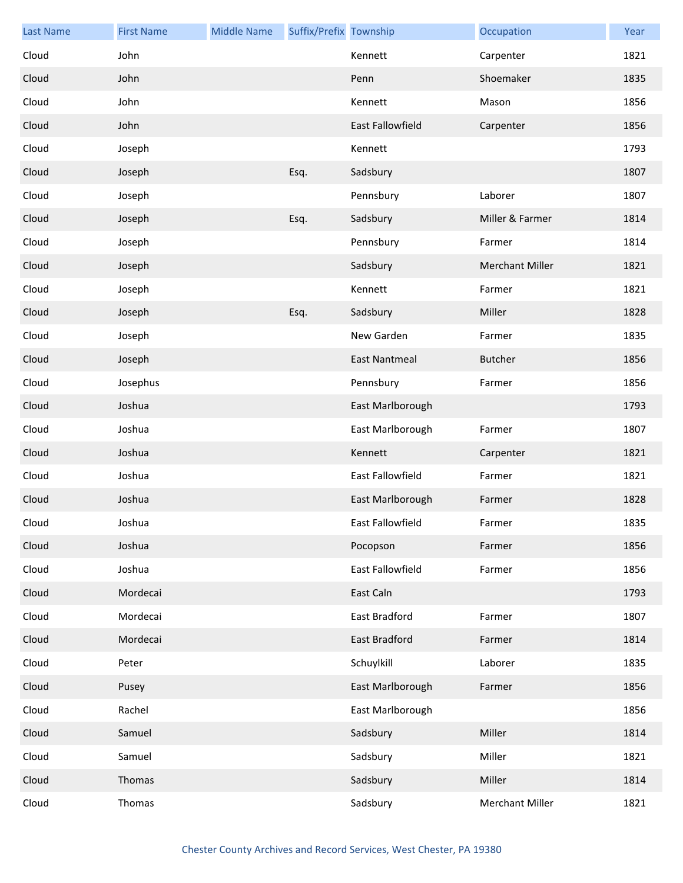| Last Name | First Name | Middle Name | Suffix/Prefix | Township | Occupation | Year |
|---|---|---|---|---|---|---|
| Cloud | John | | | Kennett | Carpenter | 1821 |
| Cloud | John | | | Penn | Shoemaker | 1835 |
| Cloud | John | | | Kennett | Mason | 1856 |
| Cloud | John | | | East Fallowfield | Carpenter | 1856 |
| Cloud | Joseph | | | Kennett | | 1793 |
| Cloud | Joseph | | Esq. | Sadsbury | | 1807 |
| Cloud | Joseph | | | Pennsbury | Laborer | 1807 |
| Cloud | Joseph | | Esq. | Sadsbury | Miller & Farmer | 1814 |
| Cloud | Joseph | | | Pennsbury | Farmer | 1814 |
| Cloud | Joseph | | | Sadsbury | Merchant Miller | 1821 |
| Cloud | Joseph | | | Kennett | Farmer | 1821 |
| Cloud | Joseph | | Esq. | Sadsbury | Miller | 1828 |
| Cloud | Joseph | | | New Garden | Farmer | 1835 |
| Cloud | Joseph | | | East Nantmeal | Butcher | 1856 |
| Cloud | Josephus | | | Pennsbury | Farmer | 1856 |
| Cloud | Joshua | | | East Marlborough | | 1793 |
| Cloud | Joshua | | | East Marlborough | Farmer | 1807 |
| Cloud | Joshua | | | Kennett | Carpenter | 1821 |
| Cloud | Joshua | | | East Fallowfield | Farmer | 1821 |
| Cloud | Joshua | | | East Marlborough | Farmer | 1828 |
| Cloud | Joshua | | | East Fallowfield | Farmer | 1835 |
| Cloud | Joshua | | | Pocopson | Farmer | 1856 |
| Cloud | Joshua | | | East Fallowfield | Farmer | 1856 |
| Cloud | Mordecai | | | East Caln | | 1793 |
| Cloud | Mordecai | | | East Bradford | Farmer | 1807 |
| Cloud | Mordecai | | | East Bradford | Farmer | 1814 |
| Cloud | Peter | | | Schuylkill | Laborer | 1835 |
| Cloud | Pusey | | | East Marlborough | Farmer | 1856 |
| Cloud | Rachel | | | East Marlborough | | 1856 |
| Cloud | Samuel | | | Sadsbury | Miller | 1814 |
| Cloud | Samuel | | | Sadsbury | Miller | 1821 |
| Cloud | Thomas | | | Sadsbury | Miller | 1814 |
| Cloud | Thomas | | | Sadsbury | Merchant Miller | 1821 |

Chester County Archives and Record Services, West Chester, PA 19380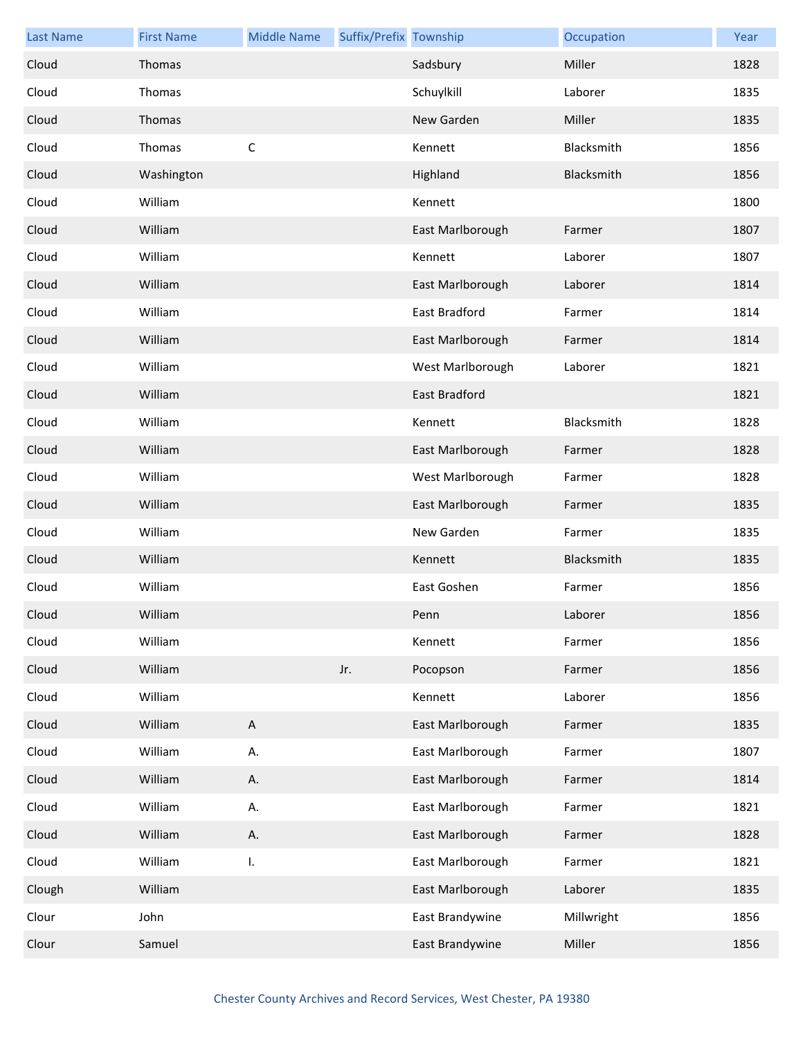| Last Name | First Name | Middle Name | Suffix/Prefix | Township | Occupation | Year |
|---|---|---|---|---|---|---|
| Cloud | Thomas | | | Sadsbury | Miller | 1828 |
| Cloud | Thomas | | | Schuylkill | Laborer | 1835 |
| Cloud | Thomas | | | New Garden | Miller | 1835 |
| Cloud | Thomas | C | | Kennett | Blacksmith | 1856 |
| Cloud | Washington | | | Highland | Blacksmith | 1856 |
| Cloud | William | | | Kennett | | 1800 |
| Cloud | William | | | East Marlborough | Farmer | 1807 |
| Cloud | William | | | Kennett | Laborer | 1807 |
| Cloud | William | | | East Marlborough | Laborer | 1814 |
| Cloud | William | | | East Bradford | Farmer | 1814 |
| Cloud | William | | | East Marlborough | Farmer | 1814 |
| Cloud | William | | | West Marlborough | Laborer | 1821 |
| Cloud | William | | | East Bradford | | 1821 |
| Cloud | William | | | Kennett | Blacksmith | 1828 |
| Cloud | William | | | East Marlborough | Farmer | 1828 |
| Cloud | William | | | West Marlborough | Farmer | 1828 |
| Cloud | William | | | East Marlborough | Farmer | 1835 |
| Cloud | William | | | New Garden | Farmer | 1835 |
| Cloud | William | | | Kennett | Blacksmith | 1835 |
| Cloud | William | | | East Goshen | Farmer | 1856 |
| Cloud | William | | | Penn | Laborer | 1856 |
| Cloud | William | | | Kennett | Farmer | 1856 |
| Cloud | William | | Jr. | Pocopson | Farmer | 1856 |
| Cloud | William | | | Kennett | Laborer | 1856 |
| Cloud | William | A | | East Marlborough | Farmer | 1835 |
| Cloud | William | A. | | East Marlborough | Farmer | 1807 |
| Cloud | William | A. | | East Marlborough | Farmer | 1814 |
| Cloud | William | A. | | East Marlborough | Farmer | 1821 |
| Cloud | William | A. | | East Marlborough | Farmer | 1828 |
| Cloud | William | I. | | East Marlborough | Farmer | 1821 |
| Clough | William | | | East Marlborough | Laborer | 1835 |
| Clour | John | | | East Brandywine | Millwright | 1856 |
| Clour | Samuel | | | East Brandywine | Miller | 1856 |

Chester County Archives and Record Services, West Chester, PA 19380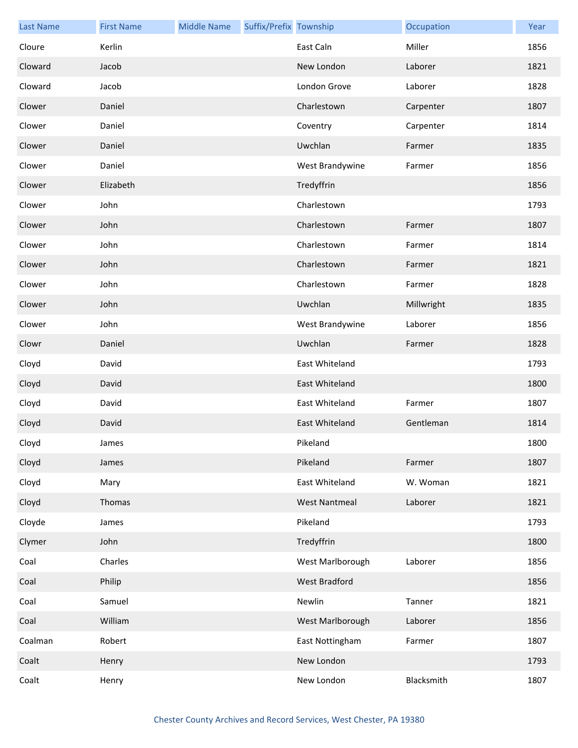| Last Name | First Name | Middle Name | Suffix/Prefix | Township | Occupation | Year |
|---|---|---|---|---|---|---|
| Cloure | Kerlin | | | East Caln | Miller | 1856 |
| Cloward | Jacob | | | New London | Laborer | 1821 |
| Cloward | Jacob | | | London Grove | Laborer | 1828 |
| Clower | Daniel | | | Charlestown | Carpenter | 1807 |
| Clower | Daniel | | | Coventry | Carpenter | 1814 |
| Clower | Daniel | | | Uwchlan | Farmer | 1835 |
| Clower | Daniel | | | West Brandywine | Farmer | 1856 |
| Clower | Elizabeth | | | Tredyffrin | | 1856 |
| Clower | John | | | Charlestown | | 1793 |
| Clower | John | | | Charlestown | Farmer | 1807 |
| Clower | John | | | Charlestown | Farmer | 1814 |
| Clower | John | | | Charlestown | Farmer | 1821 |
| Clower | John | | | Charlestown | Farmer | 1828 |
| Clower | John | | | Uwchlan | Millwright | 1835 |
| Clower | John | | | West Brandywine | Laborer | 1856 |
| Clowr | Daniel | | | Uwchlan | Farmer | 1828 |
| Cloyd | David | | | East Whiteland | | 1793 |
| Cloyd | David | | | East Whiteland | | 1800 |
| Cloyd | David | | | East Whiteland | Farmer | 1807 |
| Cloyd | David | | | East Whiteland | Gentleman | 1814 |
| Cloyd | James | | | Pikeland | | 1800 |
| Cloyd | James | | | Pikeland | Farmer | 1807 |
| Cloyd | Mary | | | East Whiteland | W. Woman | 1821 |
| Cloyd | Thomas | | | West Nantmeal | Laborer | 1821 |
| Cloyde | James | | | Pikeland | | 1793 |
| Clymer | John | | | Tredyffrin | | 1800 |
| Coal | Charles | | | West Marlborough | Laborer | 1856 |
| Coal | Philip | | | West Bradford | | 1856 |
| Coal | Samuel | | | Newlin | Tanner | 1821 |
| Coal | William | | | West Marlborough | Laborer | 1856 |
| Coalman | Robert | | | East Nottingham | Farmer | 1807 |
| Coalt | Henry | | | New London | | 1793 |
| Coalt | Henry | | | New London | Blacksmith | 1807 |

Chester County Archives and Record Services, West Chester, PA 19380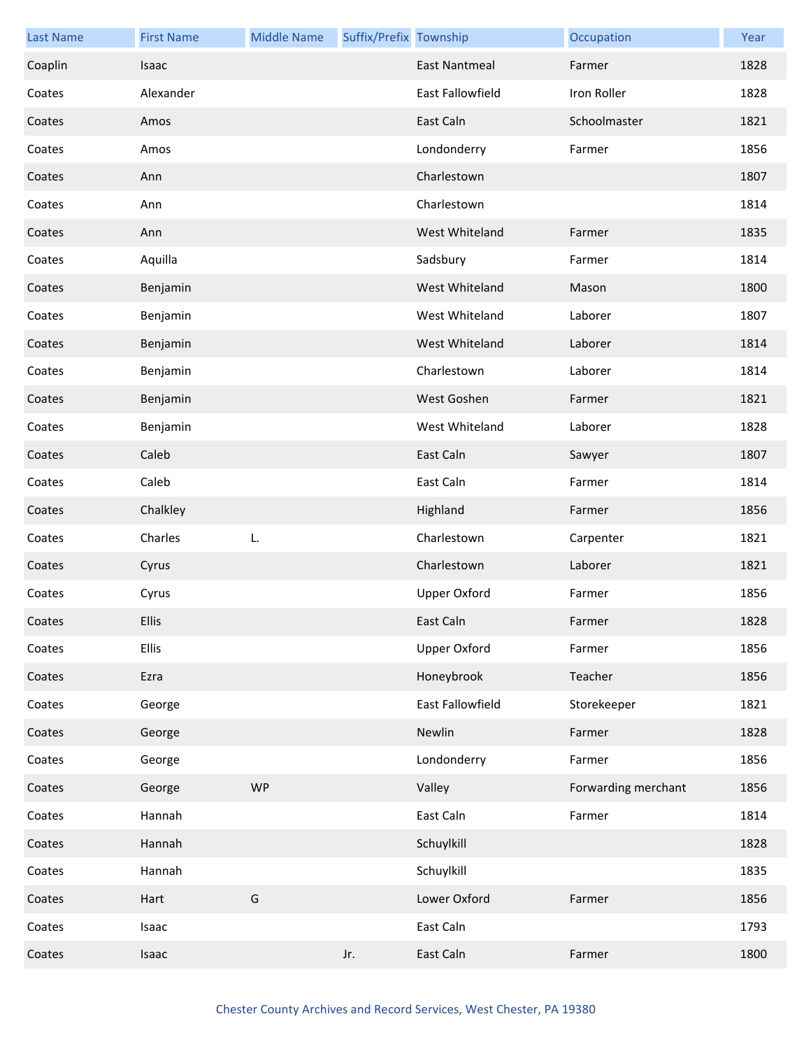| Last Name | First Name | Middle Name | Suffix/Prefix | Township | Occupation | Year |
|---|---|---|---|---|---|---|
| Coaplin | Isaac | | | East Nantmeal | Farmer | 1828 |
| Coates | Alexander | | | East Fallowfield | Iron Roller | 1828 |
| Coates | Amos | | | East Caln | Schoolmaster | 1821 |
| Coates | Amos | | | Londonderry | Farmer | 1856 |
| Coates | Ann | | | Charlestown | | 1807 |
| Coates | Ann | | | Charlestown | | 1814 |
| Coates | Ann | | | West Whiteland | Farmer | 1835 |
| Coates | Aquilla | | | Sadsbury | Farmer | 1814 |
| Coates | Benjamin | | | West Whiteland | Mason | 1800 |
| Coates | Benjamin | | | West Whiteland | Laborer | 1807 |
| Coates | Benjamin | | | West Whiteland | Laborer | 1814 |
| Coates | Benjamin | | | Charlestown | Laborer | 1814 |
| Coates | Benjamin | | | West Goshen | Farmer | 1821 |
| Coates | Benjamin | | | West Whiteland | Laborer | 1828 |
| Coates | Caleb | | | East Caln | Sawyer | 1807 |
| Coates | Caleb | | | East Caln | Farmer | 1814 |
| Coates | Chalkley | | | Highland | Farmer | 1856 |
| Coates | Charles | L. | | Charlestown | Carpenter | 1821 |
| Coates | Cyrus | | | Charlestown | Laborer | 1821 |
| Coates | Cyrus | | | Upper Oxford | Farmer | 1856 |
| Coates | Ellis | | | East Caln | Farmer | 1828 |
| Coates | Ellis | | | Upper Oxford | Farmer | 1856 |
| Coates | Ezra | | | Honeybrook | Teacher | 1856 |
| Coates | George | | | East Fallowfield | Storekeeper | 1821 |
| Coates | George | | | Newlin | Farmer | 1828 |
| Coates | George | | | Londonderry | Farmer | 1856 |
| Coates | George | WP | | Valley | Forwarding merchant | 1856 |
| Coates | Hannah | | | East Caln | Farmer | 1814 |
| Coates | Hannah | | | Schuylkill | | 1828 |
| Coates | Hannah | | | Schuylkill | | 1835 |
| Coates | Hart | G | | Lower Oxford | Farmer | 1856 |
| Coates | Isaac | | | East Caln | | 1793 |
| Coates | Isaac | | Jr. | East Caln | Farmer | 1800 |

Chester County Archives and Record Services, West Chester, PA 19380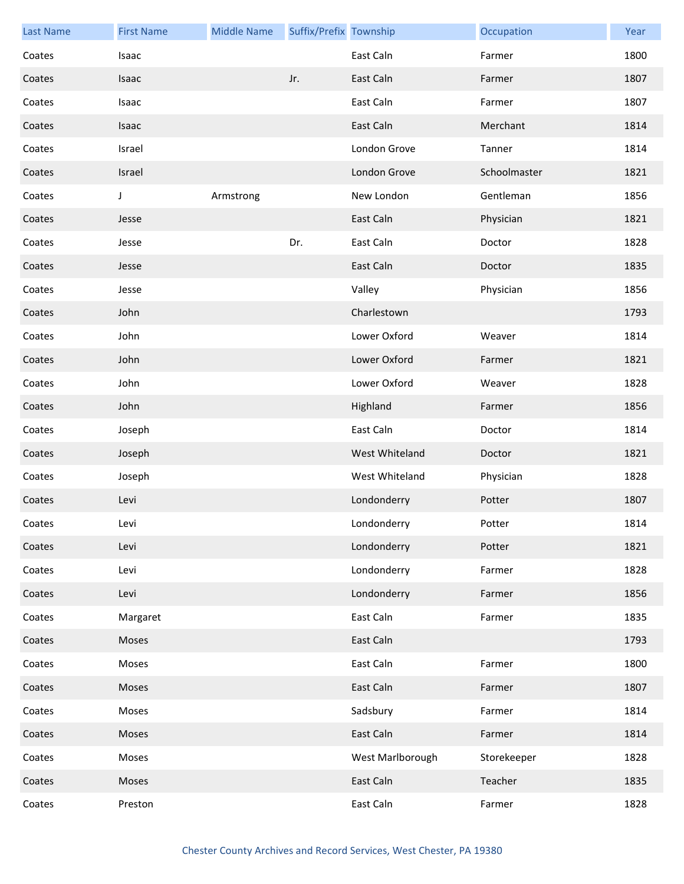| Last Name | First Name | Middle Name | Suffix/Prefix | Township | Occupation | Year |
|---|---|---|---|---|---|---|
| Coates | Isaac | | | East Caln | Farmer | 1800 |
| Coates | Isaac | | Jr. | East Caln | Farmer | 1807 |
| Coates | Isaac | | | East Caln | Farmer | 1807 |
| Coates | Isaac | | | East Caln | Merchant | 1814 |
| Coates | Israel | | | London Grove | Tanner | 1814 |
| Coates | Israel | | | London Grove | Schoolmaster | 1821 |
| Coates | J | Armstrong | | New London | Gentleman | 1856 |
| Coates | Jesse | | | East Caln | Physician | 1821 |
| Coates | Jesse | | Dr. | East Caln | Doctor | 1828 |
| Coates | Jesse | | | East Caln | Doctor | 1835 |
| Coates | Jesse | | | Valley | Physician | 1856 |
| Coates | John | | | Charlestown | | 1793 |
| Coates | John | | | Lower Oxford | Weaver | 1814 |
| Coates | John | | | Lower Oxford | Farmer | 1821 |
| Coates | John | | | Lower Oxford | Weaver | 1828 |
| Coates | John | | | Highland | Farmer | 1856 |
| Coates | Joseph | | | East Caln | Doctor | 1814 |
| Coates | Joseph | | | West Whiteland | Doctor | 1821 |
| Coates | Joseph | | | West Whiteland | Physician | 1828 |
| Coates | Levi | | | Londonderry | Potter | 1807 |
| Coates | Levi | | | Londonderry | Potter | 1814 |
| Coates | Levi | | | Londonderry | Potter | 1821 |
| Coates | Levi | | | Londonderry | Farmer | 1828 |
| Coates | Levi | | | Londonderry | Farmer | 1856 |
| Coates | Margaret | | | East Caln | Farmer | 1835 |
| Coates | Moses | | | East Caln | | 1793 |
| Coates | Moses | | | East Caln | Farmer | 1800 |
| Coates | Moses | | | East Caln | Farmer | 1807 |
| Coates | Moses | | | Sadsbury | Farmer | 1814 |
| Coates | Moses | | | East Caln | Farmer | 1814 |
| Coates | Moses | | | West Marlborough | Storekeeper | 1828 |
| Coates | Moses | | | East Caln | Teacher | 1835 |
| Coates | Preston | | | East Caln | Farmer | 1828 |

Chester County Archives and Record Services, West Chester, PA 19380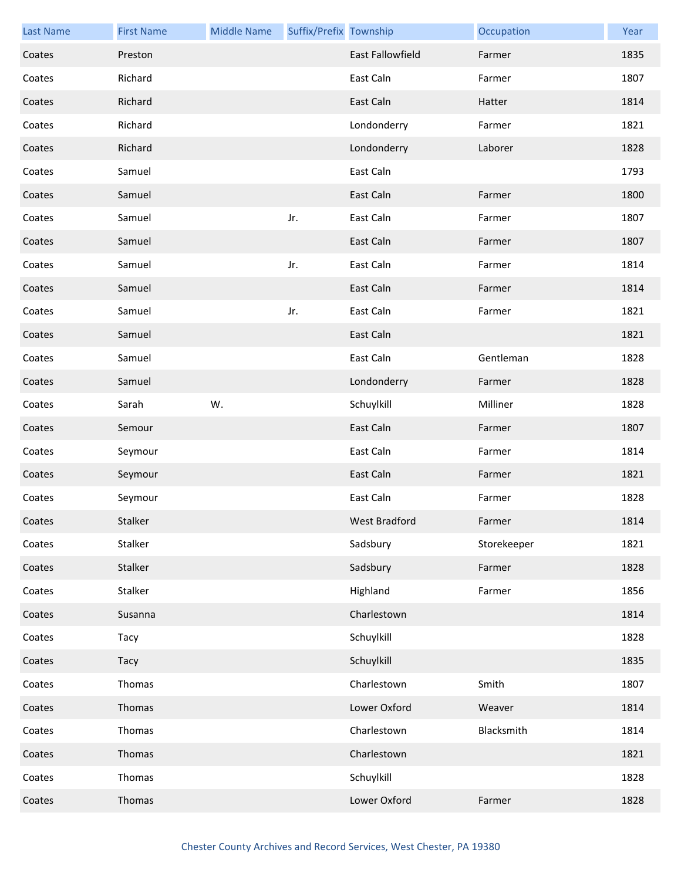| Last Name | First Name | Middle Name | Suffix/Prefix | Township | Occupation | Year |
|---|---|---|---|---|---|---|
| Coates | Preston | | | East Fallowfield | Farmer | 1835 |
| Coates | Richard | | | East Caln | Farmer | 1807 |
| Coates | Richard | | | East Caln | Hatter | 1814 |
| Coates | Richard | | | Londonderry | Farmer | 1821 |
| Coates | Richard | | | Londonderry | Laborer | 1828 |
| Coates | Samuel | | | East Caln | | 1793 |
| Coates | Samuel | | | East Caln | Farmer | 1800 |
| Coates | Samuel | | Jr. | East Caln | Farmer | 1807 |
| Coates | Samuel | | | East Caln | Farmer | 1807 |
| Coates | Samuel | | Jr. | East Caln | Farmer | 1814 |
| Coates | Samuel | | | East Caln | Farmer | 1814 |
| Coates | Samuel | | Jr. | East Caln | Farmer | 1821 |
| Coates | Samuel | | | East Caln | | 1821 |
| Coates | Samuel | | | East Caln | Gentleman | 1828 |
| Coates | Samuel | | | Londonderry | Farmer | 1828 |
| Coates | Sarah | W. | | Schuylkill | Milliner | 1828 |
| Coates | Semour | | | East Caln | Farmer | 1807 |
| Coates | Seymour | | | East Caln | Farmer | 1814 |
| Coates | Seymour | | | East Caln | Farmer | 1821 |
| Coates | Seymour | | | East Caln | Farmer | 1828 |
| Coates | Stalker | | | West Bradford | Farmer | 1814 |
| Coates | Stalker | | | Sadsbury | Storekeeper | 1821 |
| Coates | Stalker | | | Sadsbury | Farmer | 1828 |
| Coates | Stalker | | | Highland | Farmer | 1856 |
| Coates | Susanna | | | Charlestown | | 1814 |
| Coates | Tacy | | | Schuylkill | | 1828 |
| Coates | Tacy | | | Schuylkill | | 1835 |
| Coates | Thomas | | | Charlestown | Smith | 1807 |
| Coates | Thomas | | | Lower Oxford | Weaver | 1814 |
| Coates | Thomas | | | Charlestown | Blacksmith | 1814 |
| Coates | Thomas | | | Charlestown | | 1821 |
| Coates | Thomas | | | Schuylkill | | 1828 |
| Coates | Thomas | | | Lower Oxford | Farmer | 1828 |

Chester County Archives and Record Services, West Chester, PA 19380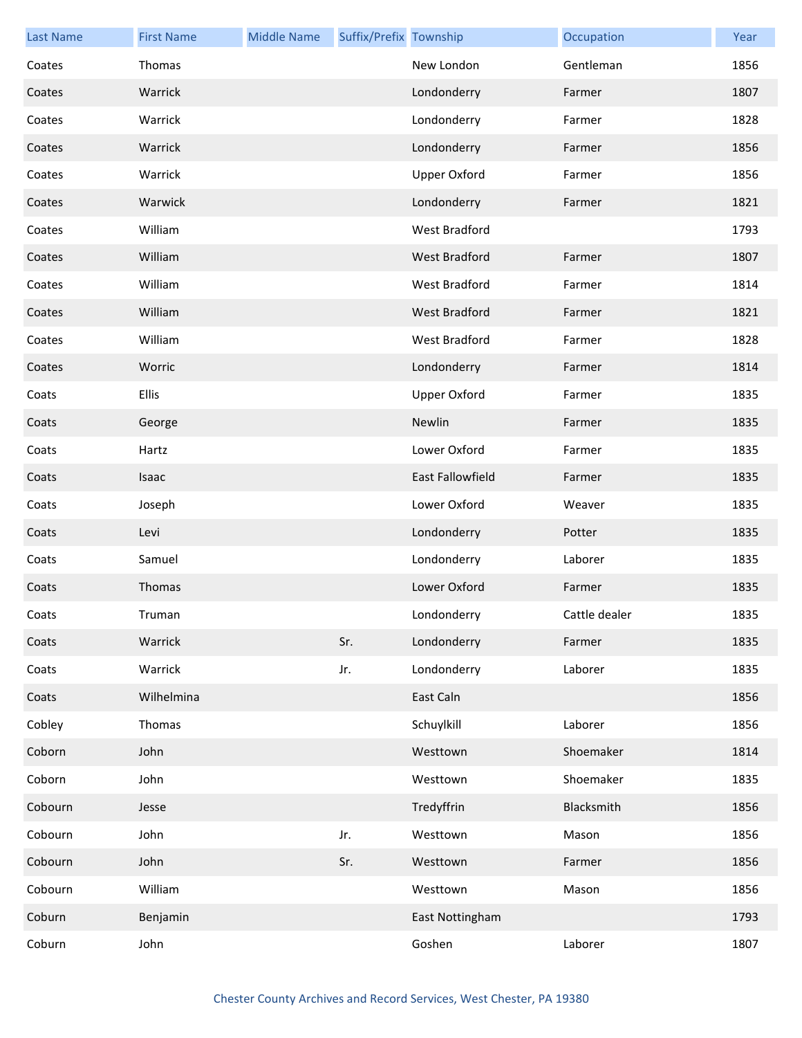| Last Name | First Name | Middle Name | Suffix/Prefix | Township | Occupation | Year |
| --- | --- | --- | --- | --- | --- | --- |
| Coates | Thomas | | | New London | Gentleman | 1856 |
| Coates | Warrick | | | Londonderry | Farmer | 1807 |
| Coates | Warrick | | | Londonderry | Farmer | 1828 |
| Coates | Warrick | | | Londonderry | Farmer | 1856 |
| Coates | Warrick | | | Upper Oxford | Farmer | 1856 |
| Coates | Warwick | | | Londonderry | Farmer | 1821 |
| Coates | William | | | West Bradford | | 1793 |
| Coates | William | | | West Bradford | Farmer | 1807 |
| Coates | William | | | West Bradford | Farmer | 1814 |
| Coates | William | | | West Bradford | Farmer | 1821 |
| Coates | William | | | West Bradford | Farmer | 1828 |
| Coates | Worric | | | Londonderry | Farmer | 1814 |
| Coats | Ellis | | | Upper Oxford | Farmer | 1835 |
| Coats | George | | | Newlin | Farmer | 1835 |
| Coats | Hartz | | | Lower Oxford | Farmer | 1835 |
| Coats | Isaac | | | East Fallowfield | Farmer | 1835 |
| Coats | Joseph | | | Lower Oxford | Weaver | 1835 |
| Coats | Levi | | | Londonderry | Potter | 1835 |
| Coats | Samuel | | | Londonderry | Laborer | 1835 |
| Coats | Thomas | | | Lower Oxford | Farmer | 1835 |
| Coats | Truman | | | Londonderry | Cattle dealer | 1835 |
| Coats | Warrick | | Sr. | Londonderry | Farmer | 1835 |
| Coats | Warrick | | Jr. | Londonderry | Laborer | 1835 |
| Coats | Wilhelmina | | | East Caln | | 1856 |
| Cobley | Thomas | | | Schuylkill | Laborer | 1856 |
| Coborn | John | | | Westtown | Shoemaker | 1814 |
| Coborn | John | | | Westtown | Shoemaker | 1835 |
| Cobourn | Jesse | | | Tredyffrin | Blacksmith | 1856 |
| Cobourn | John | | Jr. | Westtown | Mason | 1856 |
| Cobourn | John | | Sr. | Westtown | Farmer | 1856 |
| Cobourn | William | | | Westtown | Mason | 1856 |
| Coburn | Benjamin | | | East Nottingham | | 1793 |
| Coburn | John | | | Goshen | Laborer | 1807 |

Chester County Archives and Record Services, West Chester, PA 19380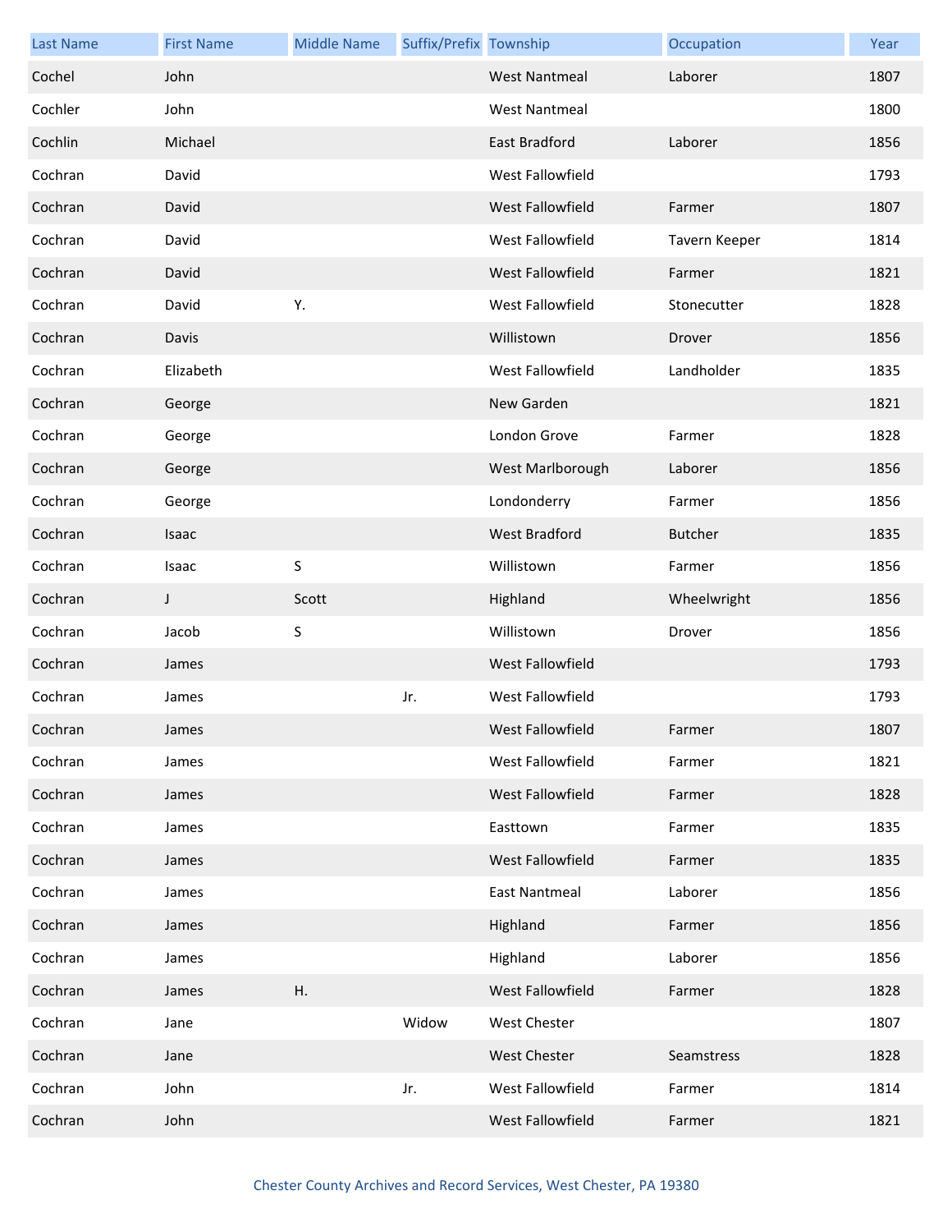| Last Name | First Name | Middle Name | Suffix/Prefix | Township | Occupation | Year |
|---|---|---|---|---|---|---|
| Cochel | John | | | West Nantmeal | Laborer | 1807 |
| Cochler | John | | | West Nantmeal | | 1800 |
| Cochlin | Michael | | | East Bradford | Laborer | 1856 |
| Cochran | David | | | West Fallowfield | | 1793 |
| Cochran | David | | | West Fallowfield | Farmer | 1807 |
| Cochran | David | | | West Fallowfield | Tavern Keeper | 1814 |
| Cochran | David | | | West Fallowfield | Farmer | 1821 |
| Cochran | David | Y. | | West Fallowfield | Stonecutter | 1828 |
| Cochran | Davis | | | Willistown | Drover | 1856 |
| Cochran | Elizabeth | | | West Fallowfield | Landholder | 1835 |
| Cochran | George | | | New Garden | | 1821 |
| Cochran | George | | | London Grove | Farmer | 1828 |
| Cochran | George | | | West Marlborough | Laborer | 1856 |
| Cochran | George | | | Londonderry | Farmer | 1856 |
| Cochran | Isaac | | | West Bradford | Butcher | 1835 |
| Cochran | Isaac | S | | Willistown | Farmer | 1856 |
| Cochran | J | Scott | | Highland | Wheelwright | 1856 |
| Cochran | Jacob | S | | Willistown | Drover | 1856 |
| Cochran | James | | | West Fallowfield | | 1793 |
| Cochran | James | | Jr. | West Fallowfield | | 1793 |
| Cochran | James | | | West Fallowfield | Farmer | 1807 |
| Cochran | James | | | West Fallowfield | Farmer | 1821 |
| Cochran | James | | | West Fallowfield | Farmer | 1828 |
| Cochran | James | | | Easttown | Farmer | 1835 |
| Cochran | James | | | West Fallowfield | Farmer | 1835 |
| Cochran | James | | | East Nantmeal | Laborer | 1856 |
| Cochran | James | | | Highland | Farmer | 1856 |
| Cochran | James | | | Highland | Laborer | 1856 |
| Cochran | James | H. | | West Fallowfield | Farmer | 1828 |
| Cochran | Jane | | Widow | West Chester | | 1807 |
| Cochran | Jane | | | West Chester | Seamstress | 1828 |
| Cochran | John | | Jr. | West Fallowfield | Farmer | 1814 |
| Cochran | John | | | West Fallowfield | Farmer | 1821 |

Chester County Archives and Record Services, West Chester, PA 19380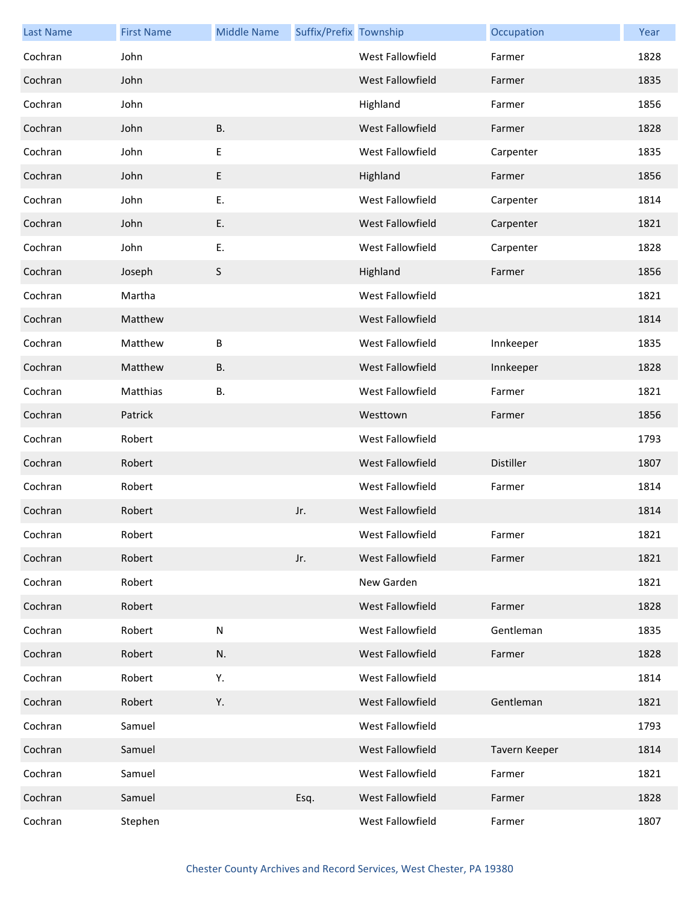| Last Name | First Name | Middle Name | Suffix/Prefix | Township | Occupation | Year |
|---|---|---|---|---|---|---|
| Cochran | John | | | West Fallowfield | Farmer | 1828 |
| Cochran | John | | | West Fallowfield | Farmer | 1835 |
| Cochran | John | | | Highland | Farmer | 1856 |
| Cochran | John | B. | | West Fallowfield | Farmer | 1828 |
| Cochran | John | E | | West Fallowfield | Carpenter | 1835 |
| Cochran | John | E | | Highland | Farmer | 1856 |
| Cochran | John | E. | | West Fallowfield | Carpenter | 1814 |
| Cochran | John | E. | | West Fallowfield | Carpenter | 1821 |
| Cochran | John | E. | | West Fallowfield | Carpenter | 1828 |
| Cochran | Joseph | S | | Highland | Farmer | 1856 |
| Cochran | Martha | | | West Fallowfield | | 1821 |
| Cochran | Matthew | | | West Fallowfield | | 1814 |
| Cochran | Matthew | B | | West Fallowfield | Innkeeper | 1835 |
| Cochran | Matthew | B. | | West Fallowfield | Innkeeper | 1828 |
| Cochran | Matthias | B. | | West Fallowfield | Farmer | 1821 |
| Cochran | Patrick | | | Westtown | Farmer | 1856 |
| Cochran | Robert | | | West Fallowfield | | 1793 |
| Cochran | Robert | | | West Fallowfield | Distiller | 1807 |
| Cochran | Robert | | | West Fallowfield | Farmer | 1814 |
| Cochran | Robert | | Jr. | West Fallowfield | | 1814 |
| Cochran | Robert | | | West Fallowfield | Farmer | 1821 |
| Cochran | Robert | | Jr. | West Fallowfield | Farmer | 1821 |
| Cochran | Robert | | | New Garden | | 1821 |
| Cochran | Robert | | | West Fallowfield | Farmer | 1828 |
| Cochran | Robert | N | | West Fallowfield | Gentleman | 1835 |
| Cochran | Robert | N. | | West Fallowfield | Farmer | 1828 |
| Cochran | Robert | Y. | | West Fallowfield | | 1814 |
| Cochran | Robert | Y. | | West Fallowfield | Gentleman | 1821 |
| Cochran | Samuel | | | West Fallowfield | | 1793 |
| Cochran | Samuel | | | West Fallowfield | Tavern Keeper | 1814 |
| Cochran | Samuel | | | West Fallowfield | Farmer | 1821 |
| Cochran | Samuel | | Esq. | West Fallowfield | Farmer | 1828 |
| Cochran | Stephen | | | West Fallowfield | Farmer | 1807 |

Chester County Archives and Record Services, West Chester, PA 19380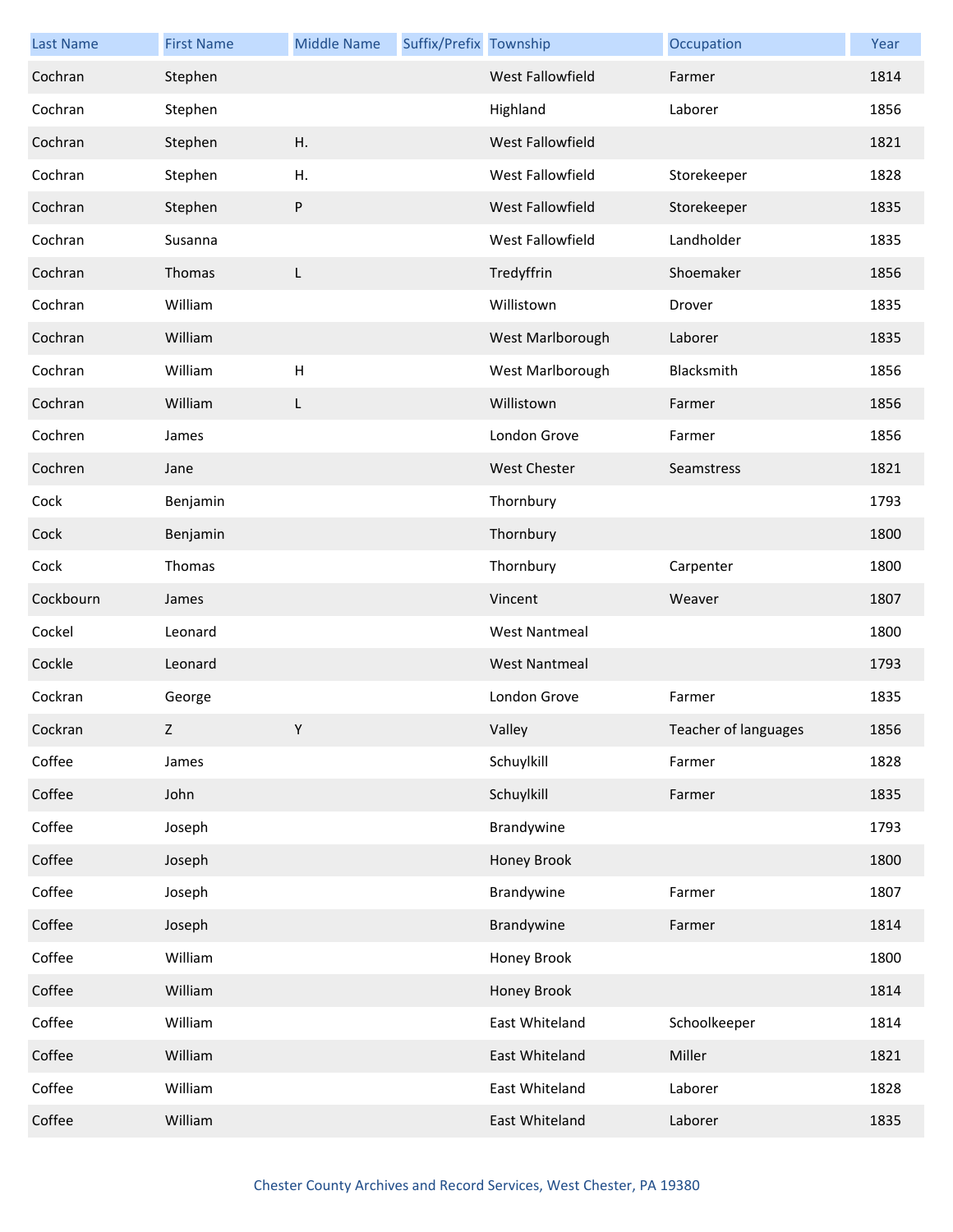| Last Name | First Name | Middle Name | Suffix/Prefix | Township | Occupation | Year |
|---|---|---|---|---|---|---|
| Cochran | Stephen | | | West Fallowfield | Farmer | 1814 |
| Cochran | Stephen | | | Highland | Laborer | 1856 |
| Cochran | Stephen | H. | | West Fallowfield | | 1821 |
| Cochran | Stephen | H. | | West Fallowfield | Storekeeper | 1828 |
| Cochran | Stephen | P | | West Fallowfield | Storekeeper | 1835 |
| Cochran | Susanna | | | West Fallowfield | Landholder | 1835 |
| Cochran | Thomas | L | | Tredyffrin | Shoemaker | 1856 |
| Cochran | William | | | Willistown | Drover | 1835 |
| Cochran | William | | | West Marlborough | Laborer | 1835 |
| Cochran | William | H | | West Marlborough | Blacksmith | 1856 |
| Cochran | William | L | | Willistown | Farmer | 1856 |
| Cochren | James | | | London Grove | Farmer | 1856 |
| Cochren | Jane | | | West Chester | Seamstress | 1821 |
| Cock | Benjamin | | | Thornbury | | 1793 |
| Cock | Benjamin | | | Thornbury | | 1800 |
| Cock | Thomas | | | Thornbury | Carpenter | 1800 |
| Cockbourn | James | | | Vincent | Weaver | 1807 |
| Cockel | Leonard | | | West Nantmeal | | 1800 |
| Cockle | Leonard | | | West Nantmeal | | 1793 |
| Cockran | George | | | London Grove | Farmer | 1835 |
| Cockran | Z | Y | | Valley | Teacher of languages | 1856 |
| Coffee | James | | | Schuylkill | Farmer | 1828 |
| Coffee | John | | | Schuylkill | Farmer | 1835 |
| Coffee | Joseph | | | Brandywine | | 1793 |
| Coffee | Joseph | | | Honey Brook | | 1800 |
| Coffee | Joseph | | | Brandywine | Farmer | 1807 |
| Coffee | Joseph | | | Brandywine | Farmer | 1814 |
| Coffee | William | | | Honey Brook | | 1800 |
| Coffee | William | | | Honey Brook | | 1814 |
| Coffee | William | | | East Whiteland | Schoolkeeper | 1814 |
| Coffee | William | | | East Whiteland | Miller | 1821 |
| Coffee | William | | | East Whiteland | Laborer | 1828 |
| Coffee | William | | | East Whiteland | Laborer | 1835 |

Chester County Archives and Record Services, West Chester, PA 19380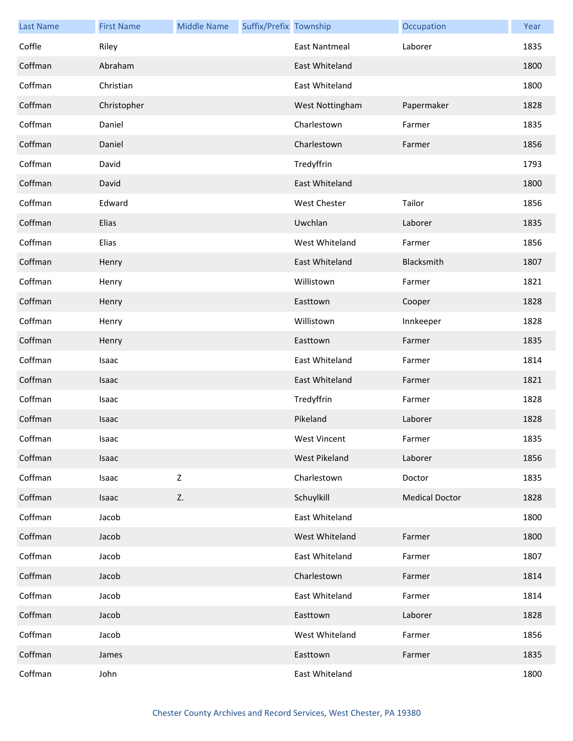| Last Name | First Name | Middle Name | Suffix/Prefix | Township | Occupation | Year |
|---|---|---|---|---|---|---|
| Coffle | Riley | | | East Nantmeal | Laborer | 1835 |
| Coffman | Abraham | | | East Whiteland | | 1800 |
| Coffman | Christian | | | East Whiteland | | 1800 |
| Coffman | Christopher | | | West Nottingham | Papermaker | 1828 |
| Coffman | Daniel | | | Charlestown | Farmer | 1835 |
| Coffman | Daniel | | | Charlestown | Farmer | 1856 |
| Coffman | David | | | Tredyffrin | | 1793 |
| Coffman | David | | | East Whiteland | | 1800 |
| Coffman | Edward | | | West Chester | Tailor | 1856 |
| Coffman | Elias | | | Uwchlan | Laborer | 1835 |
| Coffman | Elias | | | West Whiteland | Farmer | 1856 |
| Coffman | Henry | | | East Whiteland | Blacksmith | 1807 |
| Coffman | Henry | | | Willistown | Farmer | 1821 |
| Coffman | Henry | | | Easttown | Cooper | 1828 |
| Coffman | Henry | | | Willistown | Innkeeper | 1828 |
| Coffman | Henry | | | Easttown | Farmer | 1835 |
| Coffman | Isaac | | | East Whiteland | Farmer | 1814 |
| Coffman | Isaac | | | East Whiteland | Farmer | 1821 |
| Coffman | Isaac | | | Tredyffrin | Farmer | 1828 |
| Coffman | Isaac | | | Pikeland | Laborer | 1828 |
| Coffman | Isaac | | | West Vincent | Farmer | 1835 |
| Coffman | Isaac | | | West Pikeland | Laborer | 1856 |
| Coffman | Isaac | Z | | Charlestown | Doctor | 1835 |
| Coffman | Isaac | Z. | | Schuylkill | Medical Doctor | 1828 |
| Coffman | Jacob | | | East Whiteland | | 1800 |
| Coffman | Jacob | | | West Whiteland | Farmer | 1800 |
| Coffman | Jacob | | | East Whiteland | Farmer | 1807 |
| Coffman | Jacob | | | Charlestown | Farmer | 1814 |
| Coffman | Jacob | | | East Whiteland | Farmer | 1814 |
| Coffman | Jacob | | | Easttown | Laborer | 1828 |
| Coffman | Jacob | | | West Whiteland | Farmer | 1856 |
| Coffman | James | | | Easttown | Farmer | 1835 |
| Coffman | John | | | East Whiteland | | 1800 |

Chester County Archives and Record Services, West Chester, PA 19380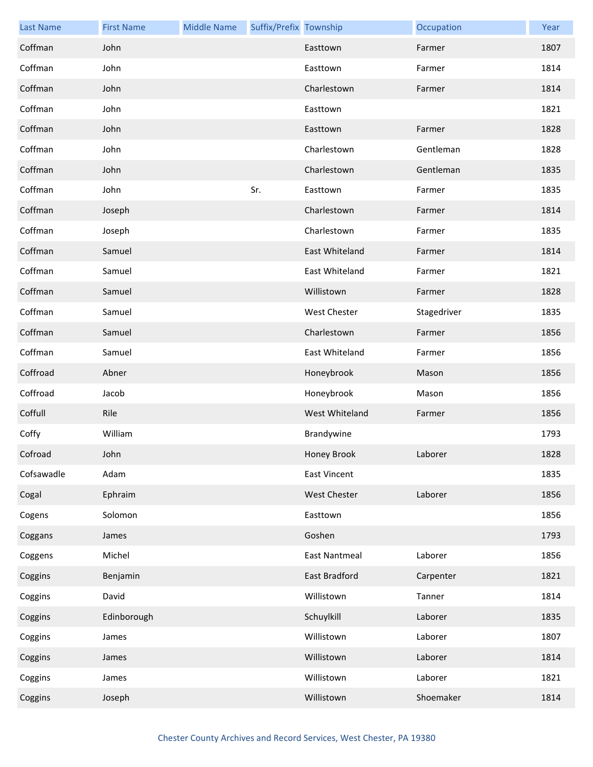| Last Name | First Name | Middle Name | Suffix/Prefix | Township | Occupation | Year |
|---|---|---|---|---|---|---|
| Coffman | John | | | Easttown | Farmer | 1807 |
| Coffman | John | | | Easttown | Farmer | 1814 |
| Coffman | John | | | Charlestown | Farmer | 1814 |
| Coffman | John | | | Easttown | | 1821 |
| Coffman | John | | | Easttown | Farmer | 1828 |
| Coffman | John | | | Charlestown | Gentleman | 1828 |
| Coffman | John | | | Charlestown | Gentleman | 1835 |
| Coffman | John | | Sr. | Easttown | Farmer | 1835 |
| Coffman | Joseph | | | Charlestown | Farmer | 1814 |
| Coffman | Joseph | | | Charlestown | Farmer | 1835 |
| Coffman | Samuel | | | East Whiteland | Farmer | 1814 |
| Coffman | Samuel | | | East Whiteland | Farmer | 1821 |
| Coffman | Samuel | | | Willistown | Farmer | 1828 |
| Coffman | Samuel | | | West Chester | Stagedriver | 1835 |
| Coffman | Samuel | | | Charlestown | Farmer | 1856 |
| Coffman | Samuel | | | East Whiteland | Farmer | 1856 |
| Coffroad | Abner | | | Honeybrook | Mason | 1856 |
| Coffroad | Jacob | | | Honeybrook | Mason | 1856 |
| Coffull | Rile | | | West Whiteland | Farmer | 1856 |
| Coffy | William | | | Brandywine | | 1793 |
| Cofroad | John | | | Honey Brook | Laborer | 1828 |
| Cofsawadle | Adam | | | East Vincent | | 1835 |
| Cogal | Ephraim | | | West Chester | Laborer | 1856 |
| Cogens | Solomon | | | Easttown | | 1856 |
| Coggans | James | | | Goshen | | 1793 |
| Coggens | Michel | | | East Nantmeal | Laborer | 1856 |
| Coggins | Benjamin | | | East Bradford | Carpenter | 1821 |
| Coggins | David | | | Willistown | Tanner | 1814 |
| Coggins | Edinborough | | | Schuylkill | Laborer | 1835 |
| Coggins | James | | | Willistown | Laborer | 1807 |
| Coggins | James | | | Willistown | Laborer | 1814 |
| Coggins | James | | | Willistown | Laborer | 1821 |
| Coggins | Joseph | | | Willistown | Shoemaker | 1814 |

Chester County Archives and Record Services, West Chester, PA 19380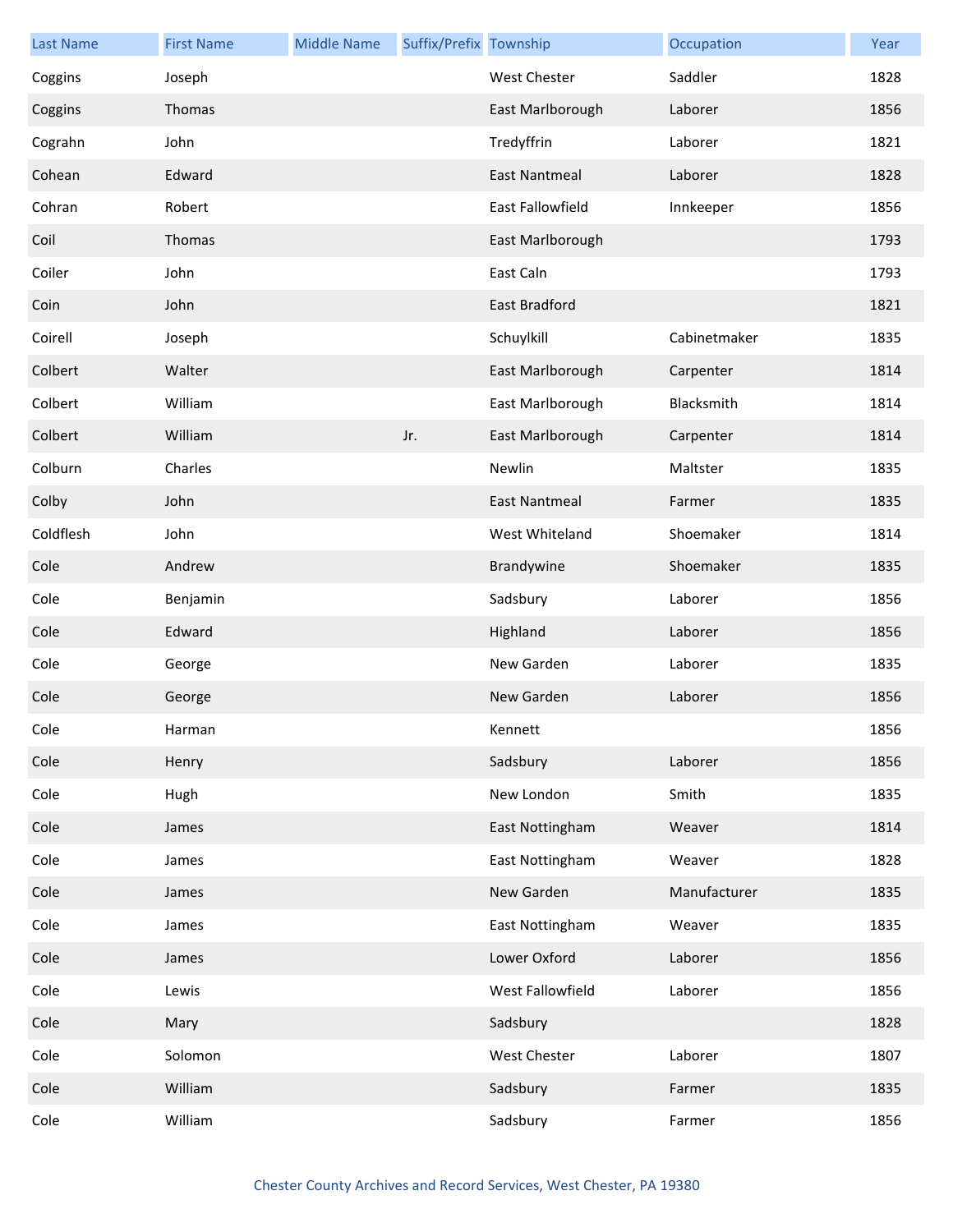| Last Name | First Name | Middle Name | Suffix/Prefix | Township | Occupation | Year |
|---|---|---|---|---|---|---|
| Coggins | Joseph | | | West Chester | Saddler | 1828 |
| Coggins | Thomas | | | East Marlborough | Laborer | 1856 |
| Cograhn | John | | | Tredyffrin | Laborer | 1821 |
| Cohean | Edward | | | East Nantmeal | Laborer | 1828 |
| Cohran | Robert | | | East Fallowfield | Innkeeper | 1856 |
| Coil | Thomas | | | East Marlborough | | 1793 |
| Coiler | John | | | East Caln | | 1793 |
| Coin | John | | | East Bradford | | 1821 |
| Coirell | Joseph | | | Schuylkill | Cabinetmaker | 1835 |
| Colbert | Walter | | | East Marlborough | Carpenter | 1814 |
| Colbert | William | | | East Marlborough | Blacksmith | 1814 |
| Colbert | William | | Jr. | East Marlborough | Carpenter | 1814 |
| Colburn | Charles | | | Newlin | Maltster | 1835 |
| Colby | John | | | East Nantmeal | Farmer | 1835 |
| Coldflesh | John | | | West Whiteland | Shoemaker | 1814 |
| Cole | Andrew | | | Brandywine | Shoemaker | 1835 |
| Cole | Benjamin | | | Sadsbury | Laborer | 1856 |
| Cole | Edward | | | Highland | Laborer | 1856 |
| Cole | George | | | New Garden | Laborer | 1835 |
| Cole | George | | | New Garden | Laborer | 1856 |
| Cole | Harman | | | Kennett | | 1856 |
| Cole | Henry | | | Sadsbury | Laborer | 1856 |
| Cole | Hugh | | | New London | Smith | 1835 |
| Cole | James | | | East Nottingham | Weaver | 1814 |
| Cole | James | | | East Nottingham | Weaver | 1828 |
| Cole | James | | | New Garden | Manufacturer | 1835 |
| Cole | James | | | East Nottingham | Weaver | 1835 |
| Cole | James | | | Lower Oxford | Laborer | 1856 |
| Cole | Lewis | | | West Fallowfield | Laborer | 1856 |
| Cole | Mary | | | Sadsbury | | 1828 |
| Cole | Solomon | | | West Chester | Laborer | 1807 |
| Cole | William | | | Sadsbury | Farmer | 1835 |
| Cole | William | | | Sadsbury | Farmer | 1856 |

Chester County Archives and Record Services, West Chester, PA 19380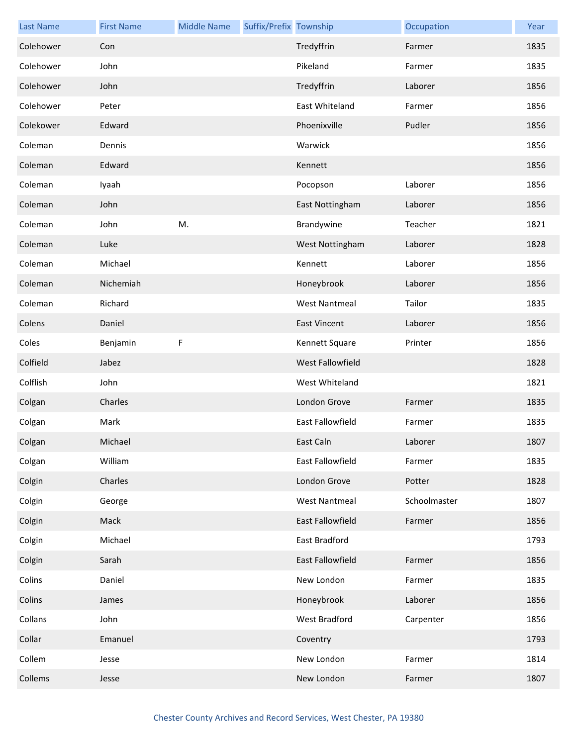| Last Name | First Name | Middle Name | Suffix/Prefix | Township | Occupation | Year |
|---|---|---|---|---|---|---|
| Colehower | Con | | | Tredyffrin | Farmer | 1835 |
| Colehower | John | | | Pikeland | Farmer | 1835 |
| Colehower | John | | | Tredyffrin | Laborer | 1856 |
| Colehower | Peter | | | East Whiteland | Farmer | 1856 |
| Colekower | Edward | | | Phoenixville | Pudler | 1856 |
| Coleman | Dennis | | | Warwick | | 1856 |
| Coleman | Edward | | | Kennett | | 1856 |
| Coleman | Iyaah | | | Pocopson | Laborer | 1856 |
| Coleman | John | | | East Nottingham | Laborer | 1856 |
| Coleman | John | M. | | Brandywine | Teacher | 1821 |
| Coleman | Luke | | | West Nottingham | Laborer | 1828 |
| Coleman | Michael | | | Kennett | Laborer | 1856 |
| Coleman | Nichemiah | | | Honeybrook | Laborer | 1856 |
| Coleman | Richard | | | West Nantmeal | Tailor | 1835 |
| Colens | Daniel | | | East Vincent | Laborer | 1856 |
| Coles | Benjamin | F | | Kennett Square | Printer | 1856 |
| Colfield | Jabez | | | West Fallowfield | | 1828 |
| Colflish | John | | | West Whiteland | | 1821 |
| Colgan | Charles | | | London Grove | Farmer | 1835 |
| Colgan | Mark | | | East Fallowfield | Farmer | 1835 |
| Colgan | Michael | | | East Caln | Laborer | 1807 |
| Colgan | William | | | East Fallowfield | Farmer | 1835 |
| Colgin | Charles | | | London Grove | Potter | 1828 |
| Colgin | George | | | West Nantmeal | Schoolmaster | 1807 |
| Colgin | Mack | | | East Fallowfield | Farmer | 1856 |
| Colgin | Michael | | | East Bradford | | 1793 |
| Colgin | Sarah | | | East Fallowfield | Farmer | 1856 |
| Colins | Daniel | | | New London | Farmer | 1835 |
| Colins | James | | | Honeybrook | Laborer | 1856 |
| Collans | John | | | West Bradford | Carpenter | 1856 |
| Collar | Emanuel | | | Coventry | | 1793 |
| Collem | Jesse | | | New London | Farmer | 1814 |
| Collems | Jesse | | | New London | Farmer | 1807 |

Chester County Archives and Record Services, West Chester, PA 19380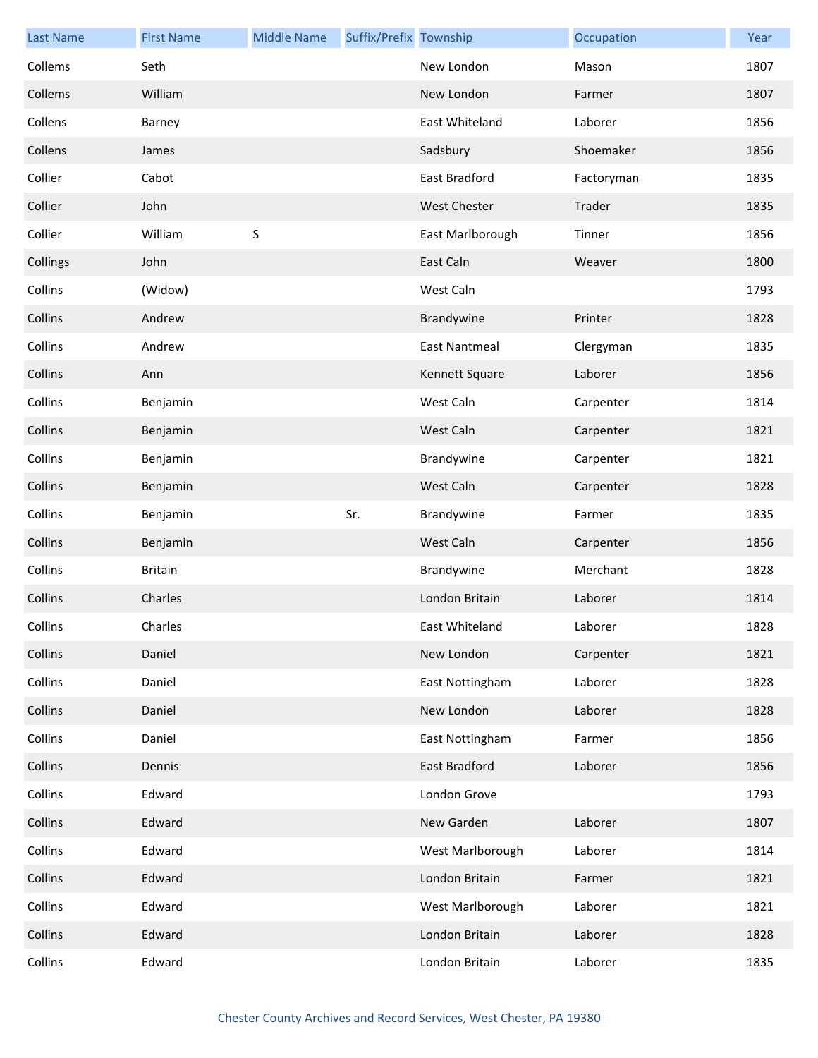| Last Name | First Name | Middle Name | Suffix/Prefix | Township | Occupation | Year |
|---|---|---|---|---|---|---|
| Collems | Seth | | | New London | Mason | 1807 |
| Collems | William | | | New London | Farmer | 1807 |
| Collens | Barney | | | East Whiteland | Laborer | 1856 |
| Collens | James | | | Sadsbury | Shoemaker | 1856 |
| Collier | Cabot | | | East Bradford | Factoryman | 1835 |
| Collier | John | | | West Chester | Trader | 1835 |
| Collier | William | S | | East Marlborough | Tinner | 1856 |
| Collings | John | | | East Caln | Weaver | 1800 |
| Collins | (Widow) | | | West Caln | | 1793 |
| Collins | Andrew | | | Brandywine | Printer | 1828 |
| Collins | Andrew | | | East Nantmeal | Clergyman | 1835 |
| Collins | Ann | | | Kennett Square | Laborer | 1856 |
| Collins | Benjamin | | | West Caln | Carpenter | 1814 |
| Collins | Benjamin | | | West Caln | Carpenter | 1821 |
| Collins | Benjamin | | | Brandywine | Carpenter | 1821 |
| Collins | Benjamin | | | West Caln | Carpenter | 1828 |
| Collins | Benjamin | | Sr. | Brandywine | Farmer | 1835 |
| Collins | Benjamin | | | West Caln | Carpenter | 1856 |
| Collins | Britain | | | Brandywine | Merchant | 1828 |
| Collins | Charles | | | London Britain | Laborer | 1814 |
| Collins | Charles | | | East Whiteland | Laborer | 1828 |
| Collins | Daniel | | | New London | Carpenter | 1821 |
| Collins | Daniel | | | East Nottingham | Laborer | 1828 |
| Collins | Daniel | | | New London | Laborer | 1828 |
| Collins | Daniel | | | East Nottingham | Farmer | 1856 |
| Collins | Dennis | | | East Bradford | Laborer | 1856 |
| Collins | Edward | | | London Grove | | 1793 |
| Collins | Edward | | | New Garden | Laborer | 1807 |
| Collins | Edward | | | West Marlborough | Laborer | 1814 |
| Collins | Edward | | | London Britain | Farmer | 1821 |
| Collins | Edward | | | West Marlborough | Laborer | 1821 |
| Collins | Edward | | | London Britain | Laborer | 1828 |
| Collins | Edward | | | London Britain | Laborer | 1835 |

Chester County Archives and Record Services, West Chester, PA 19380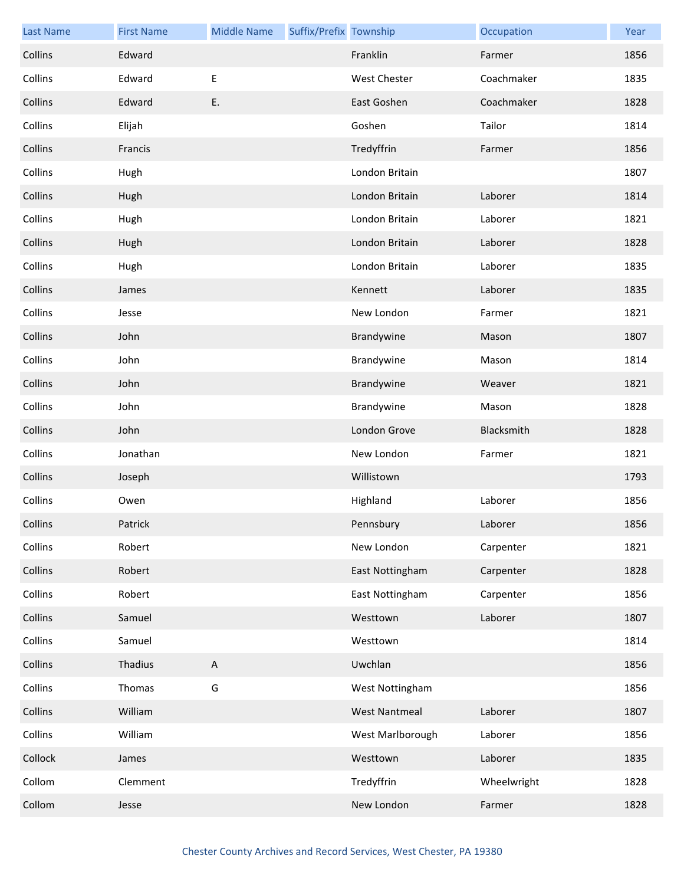| Last Name | First Name | Middle Name | Suffix/Prefix | Township | Occupation | Year |
| --- | --- | --- | --- | --- | --- | --- |
| Collins | Edward | | | Franklin | Farmer | 1856 |
| Collins | Edward | E | | West Chester | Coachmaker | 1835 |
| Collins | Edward | E. | | East Goshen | Coachmaker | 1828 |
| Collins | Elijah | | | Goshen | Tailor | 1814 |
| Collins | Francis | | | Tredyffrin | Farmer | 1856 |
| Collins | Hugh | | | London Britain | | 1807 |
| Collins | Hugh | | | London Britain | Laborer | 1814 |
| Collins | Hugh | | | London Britain | Laborer | 1821 |
| Collins | Hugh | | | London Britain | Laborer | 1828 |
| Collins | Hugh | | | London Britain | Laborer | 1835 |
| Collins | James | | | Kennett | Laborer | 1835 |
| Collins | Jesse | | | New London | Farmer | 1821 |
| Collins | John | | | Brandywine | Mason | 1807 |
| Collins | John | | | Brandywine | Mason | 1814 |
| Collins | John | | | Brandywine | Weaver | 1821 |
| Collins | John | | | Brandywine | Mason | 1828 |
| Collins | John | | | London Grove | Blacksmith | 1828 |
| Collins | Jonathan | | | New London | Farmer | 1821 |
| Collins | Joseph | | | Willistown | | 1793 |
| Collins | Owen | | | Highland | Laborer | 1856 |
| Collins | Patrick | | | Pennsbury | Laborer | 1856 |
| Collins | Robert | | | New London | Carpenter | 1821 |
| Collins | Robert | | | East Nottingham | Carpenter | 1828 |
| Collins | Robert | | | East Nottingham | Carpenter | 1856 |
| Collins | Samuel | | | Westtown | Laborer | 1807 |
| Collins | Samuel | | | Westtown | | 1814 |
| Collins | Thadius | A | | Uwchlan | | 1856 |
| Collins | Thomas | G | | West Nottingham | | 1856 |
| Collins | William | | | West Nantmeal | Laborer | 1807 |
| Collins | William | | | West Marlborough | Laborer | 1856 |
| Collock | James | | | Westtown | Laborer | 1835 |
| Collom | Clemment | | | Tredyffrin | Wheelwright | 1828 |
| Collom | Jesse | | | New London | Farmer | 1828 |

Chester County Archives and Record Services, West Chester, PA 19380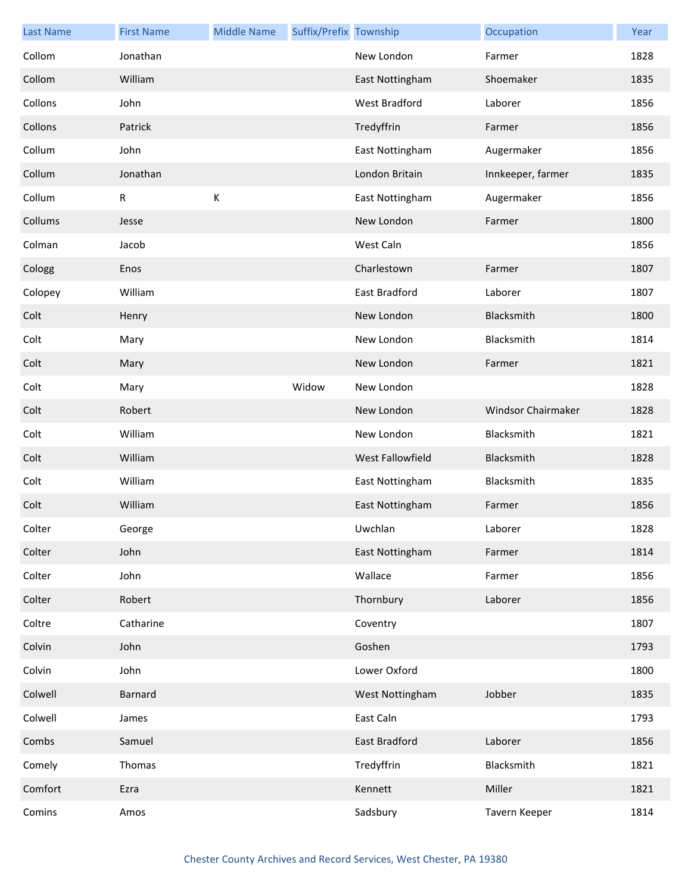| Last Name | First Name | Middle Name | Suffix/Prefix | Township | Occupation | Year |
|---|---|---|---|---|---|---|
| Collom | Jonathan | | | New London | Farmer | 1828 |
| Collom | William | | | East Nottingham | Shoemaker | 1835 |
| Collons | John | | | West Bradford | Laborer | 1856 |
| Collons | Patrick | | | Tredyffrin | Farmer | 1856 |
| Collum | John | | | East Nottingham | Augermaker | 1856 |
| Collum | Jonathan | | | London Britain | Innkeeper, farmer | 1835 |
| Collum | R | K | | East Nottingham | Augermaker | 1856 |
| Collums | Jesse | | | New London | Farmer | 1800 |
| Colman | Jacob | | | West Caln | | 1856 |
| Cologg | Enos | | | Charlestown | Farmer | 1807 |
| Colopey | William | | | East Bradford | Laborer | 1807 |
| Colt | Henry | | | New London | Blacksmith | 1800 |
| Colt | Mary | | | New London | Blacksmith | 1814 |
| Colt | Mary | | | New London | Farmer | 1821 |
| Colt | Mary | | Widow | New London | | 1828 |
| Colt | Robert | | | New London | Windsor Chairmaker | 1828 |
| Colt | William | | | New London | Blacksmith | 1821 |
| Colt | William | | | West Fallowfield | Blacksmith | 1828 |
| Colt | William | | | East Nottingham | Blacksmith | 1835 |
| Colt | William | | | East Nottingham | Farmer | 1856 |
| Colter | George | | | Uwchlan | Laborer | 1828 |
| Colter | John | | | East Nottingham | Farmer | 1814 |
| Colter | John | | | Wallace | Farmer | 1856 |
| Colter | Robert | | | Thornbury | Laborer | 1856 |
| Coltre | Catharine | | | Coventry | | 1807 |
| Colvin | John | | | Goshen | | 1793 |
| Colvin | John | | | Lower Oxford | | 1800 |
| Colwell | Barnard | | | West Nottingham | Jobber | 1835 |
| Colwell | James | | | East Caln | | 1793 |
| Combs | Samuel | | | East Bradford | Laborer | 1856 |
| Comely | Thomas | | | Tredyffrin | Blacksmith | 1821 |
| Comfort | Ezra | | | Kennett | Miller | 1821 |
| Comins | Amos | | | Sadsbury | Tavern Keeper | 1814 |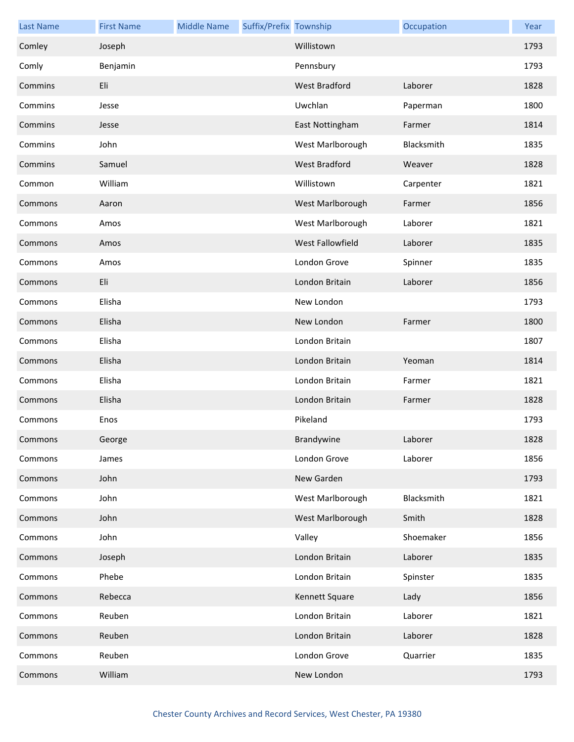| Last Name | First Name | Middle Name | Suffix/Prefix | Township | Occupation | Year |
|---|---|---|---|---|---|---|
| Comley | Joseph | | | Willistown | | 1793 |
| Comly | Benjamin | | | Pennsbury | | 1793 |
| Commins | Eli | | | West Bradford | Laborer | 1828 |
| Commins | Jesse | | | Uwchlan | Paperman | 1800 |
| Commins | Jesse | | | East Nottingham | Farmer | 1814 |
| Commins | John | | | West Marlborough | Blacksmith | 1835 |
| Commins | Samuel | | | West Bradford | Weaver | 1828 |
| Common | William | | | Willistown | Carpenter | 1821 |
| Commons | Aaron | | | West Marlborough | Farmer | 1856 |
| Commons | Amos | | | West Marlborough | Laborer | 1821 |
| Commons | Amos | | | West Fallowfield | Laborer | 1835 |
| Commons | Amos | | | London Grove | Spinner | 1835 |
| Commons | Eli | | | London Britain | Laborer | 1856 |
| Commons | Elisha | | | New London | | 1793 |
| Commons | Elisha | | | New London | Farmer | 1800 |
| Commons | Elisha | | | London Britain | | 1807 |
| Commons | Elisha | | | London Britain | Yeoman | 1814 |
| Commons | Elisha | | | London Britain | Farmer | 1821 |
| Commons | Elisha | | | London Britain | Farmer | 1828 |
| Commons | Enos | | | Pikeland | | 1793 |
| Commons | George | | | Brandywine | Laborer | 1828 |
| Commons | James | | | London Grove | Laborer | 1856 |
| Commons | John | | | New Garden | | 1793 |
| Commons | John | | | West Marlborough | Blacksmith | 1821 |
| Commons | John | | | West Marlborough | Smith | 1828 |
| Commons | John | | | Valley | Shoemaker | 1856 |
| Commons | Joseph | | | London Britain | Laborer | 1835 |
| Commons | Phebe | | | London Britain | Spinster | 1835 |
| Commons | Rebecca | | | Kennett Square | Lady | 1856 |
| Commons | Reuben | | | London Britain | Laborer | 1821 |
| Commons | Reuben | | | London Britain | Laborer | 1828 |
| Commons | Reuben | | | London Grove | Quarrier | 1835 |
| Commons | William | | | New London | | 1793 |

Chester County Archives and Record Services, West Chester, PA 19380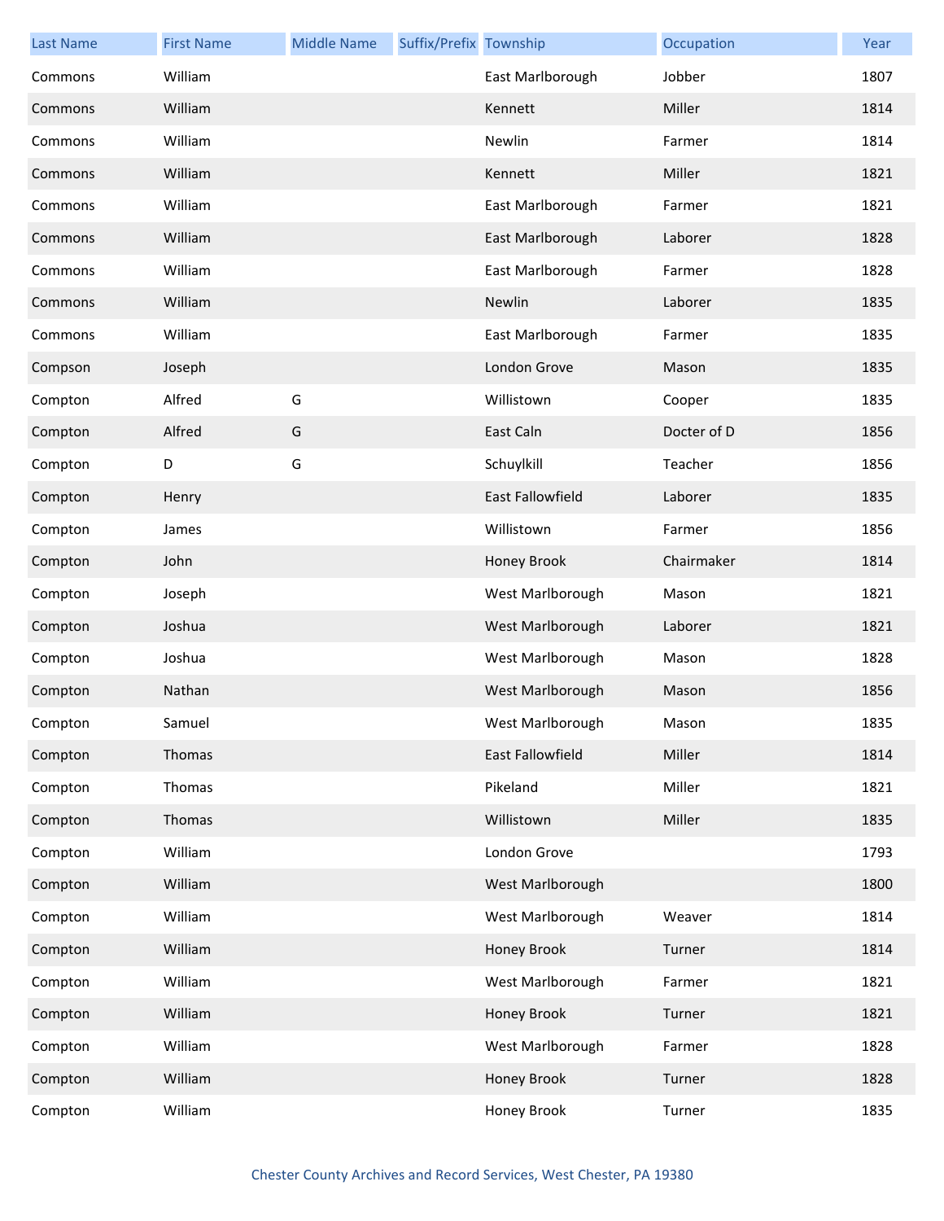| Last Name | First Name | Middle Name | Suffix/Prefix | Township | Occupation | Year |
|---|---|---|---|---|---|---|
| Commons | William | | | East Marlborough | Jobber | 1807 |
| Commons | William | | | Kennett | Miller | 1814 |
| Commons | William | | | Newlin | Farmer | 1814 |
| Commons | William | | | Kennett | Miller | 1821 |
| Commons | William | | | East Marlborough | Farmer | 1821 |
| Commons | William | | | East Marlborough | Laborer | 1828 |
| Commons | William | | | East Marlborough | Farmer | 1828 |
| Commons | William | | | Newlin | Laborer | 1835 |
| Commons | William | | | East Marlborough | Farmer | 1835 |
| Compson | Joseph | | | London Grove | Mason | 1835 |
| Compton | Alfred | G | | Willistown | Cooper | 1835 |
| Compton | Alfred | G | | East Caln | Docter of D | 1856 |
| Compton | D | G | | Schuylkill | Teacher | 1856 |
| Compton | Henry | | | East Fallowfield | Laborer | 1835 |
| Compton | James | | | Willistown | Farmer | 1856 |
| Compton | John | | | Honey Brook | Chairmaker | 1814 |
| Compton | Joseph | | | West Marlborough | Mason | 1821 |
| Compton | Joshua | | | West Marlborough | Laborer | 1821 |
| Compton | Joshua | | | West Marlborough | Mason | 1828 |
| Compton | Nathan | | | West Marlborough | Mason | 1856 |
| Compton | Samuel | | | West Marlborough | Mason | 1835 |
| Compton | Thomas | | | East Fallowfield | Miller | 1814 |
| Compton | Thomas | | | Pikeland | Miller | 1821 |
| Compton | Thomas | | | Willistown | Miller | 1835 |
| Compton | William | | | London Grove | | 1793 |
| Compton | William | | | West Marlborough | | 1800 |
| Compton | William | | | West Marlborough | Weaver | 1814 |
| Compton | William | | | Honey Brook | Turner | 1814 |
| Compton | William | | | West Marlborough | Farmer | 1821 |
| Compton | William | | | Honey Brook | Turner | 1821 |
| Compton | William | | | West Marlborough | Farmer | 1828 |
| Compton | William | | | Honey Brook | Turner | 1828 |
| Compton | William | | | Honey Brook | Turner | 1835 |

Chester County Archives and Record Services, West Chester, PA 19380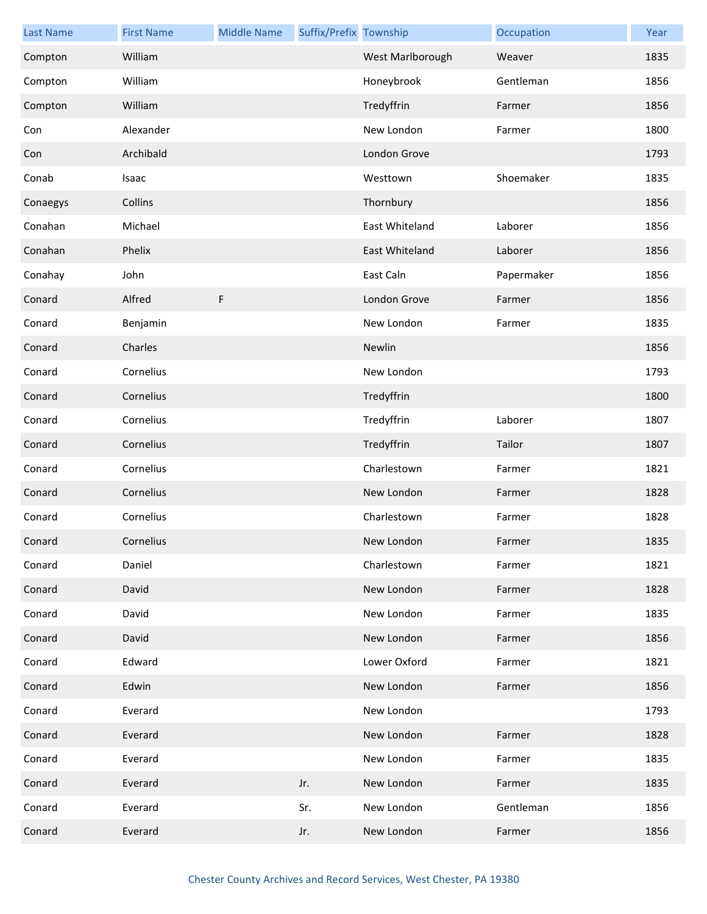| Last Name | First Name | Middle Name | Suffix/Prefix | Township | Occupation | Year |
|---|---|---|---|---|---|---|
| Compton | William | | | West Marlborough | Weaver | 1835 |
| Compton | William | | | Honeybrook | Gentleman | 1856 |
| Compton | William | | | Tredyffrin | Farmer | 1856 |
| Con | Alexander | | | New London | Farmer | 1800 |
| Con | Archibald | | | London Grove | | 1793 |
| Conab | Isaac | | | Westtown | Shoemaker | 1835 |
| Conaegys | Collins | | | Thornbury | | 1856 |
| Conahan | Michael | | | East Whiteland | Laborer | 1856 |
| Conahan | Phelix | | | East Whiteland | Laborer | 1856 |
| Conahay | John | | | East Caln | Papermaker | 1856 |
| Conard | Alfred | F | | London Grove | Farmer | 1856 |
| Conard | Benjamin | | | New London | Farmer | 1835 |
| Conard | Charles | | | Newlin | | 1856 |
| Conard | Cornelius | | | New London | | 1793 |
| Conard | Cornelius | | | Tredyffrin | | 1800 |
| Conard | Cornelius | | | Tredyffrin | Laborer | 1807 |
| Conard | Cornelius | | | Tredyffrin | Tailor | 1807 |
| Conard | Cornelius | | | Charlestown | Farmer | 1821 |
| Conard | Cornelius | | | New London | Farmer | 1828 |
| Conard | Cornelius | | | Charlestown | Farmer | 1828 |
| Conard | Cornelius | | | New London | Farmer | 1835 |
| Conard | Daniel | | | Charlestown | Farmer | 1821 |
| Conard | David | | | New London | Farmer | 1828 |
| Conard | David | | | New London | Farmer | 1835 |
| Conard | David | | | New London | Farmer | 1856 |
| Conard | Edward | | | Lower Oxford | Farmer | 1821 |
| Conard | Edwin | | | New London | Farmer | 1856 |
| Conard | Everard | | | New London | | 1793 |
| Conard | Everard | | | New London | Farmer | 1828 |
| Conard | Everard | | | New London | Farmer | 1835 |
| Conard | Everard | | Jr. | New London | Farmer | 1835 |
| Conard | Everard | | Sr. | New London | Gentleman | 1856 |
| Conard | Everard | | Jr. | New London | Farmer | 1856 |

Chester County Archives and Record Services, West Chester, PA 19380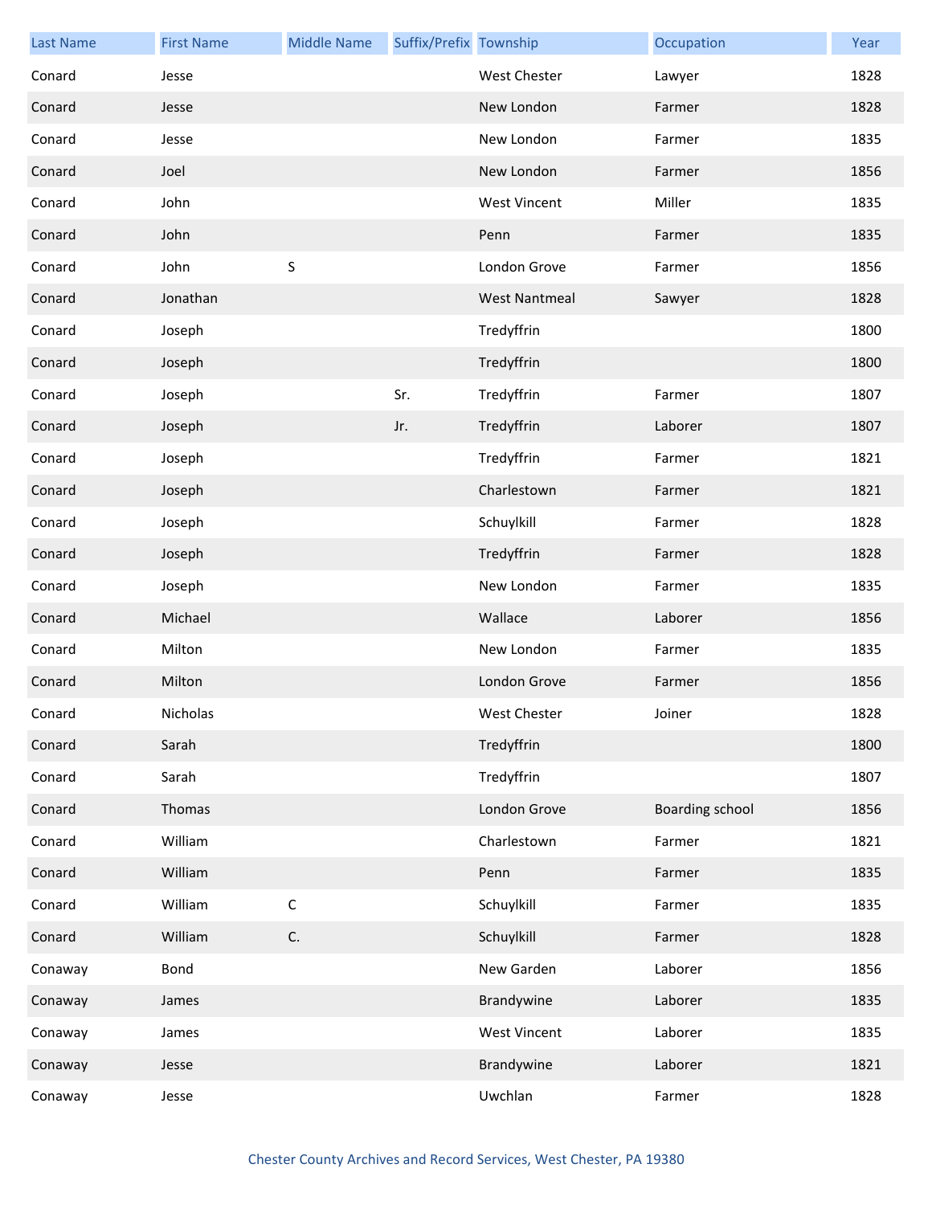| Last Name | First Name | Middle Name | Suffix/Prefix | Township | Occupation | Year |
|---|---|---|---|---|---|---|
| Conard | Jesse | | | West Chester | Lawyer | 1828 |
| Conard | Jesse | | | New London | Farmer | 1828 |
| Conard | Jesse | | | New London | Farmer | 1835 |
| Conard | Joel | | | New London | Farmer | 1856 |
| Conard | John | | | West Vincent | Miller | 1835 |
| Conard | John | | | Penn | Farmer | 1835 |
| Conard | John | S | | London Grove | Farmer | 1856 |
| Conard | Jonathan | | | West Nantmeal | Sawyer | 1828 |
| Conard | Joseph | | | Tredyffrin | | 1800 |
| Conard | Joseph | | | Tredyffrin | | 1800 |
| Conard | Joseph | | Sr. | Tredyffrin | Farmer | 1807 |
| Conard | Joseph | | Jr. | Tredyffrin | Laborer | 1807 |
| Conard | Joseph | | | Tredyffrin | Farmer | 1821 |
| Conard | Joseph | | | Charlestown | Farmer | 1821 |
| Conard | Joseph | | | Schuylkill | Farmer | 1828 |
| Conard | Joseph | | | Tredyffrin | Farmer | 1828 |
| Conard | Joseph | | | New London | Farmer | 1835 |
| Conard | Michael | | | Wallace | Laborer | 1856 |
| Conard | Milton | | | New London | Farmer | 1835 |
| Conard | Milton | | | London Grove | Farmer | 1856 |
| Conard | Nicholas | | | West Chester | Joiner | 1828 |
| Conard | Sarah | | | Tredyffrin | | 1800 |
| Conard | Sarah | | | Tredyffrin | | 1807 |
| Conard | Thomas | | | London Grove | Boarding school | 1856 |
| Conard | William | | | Charlestown | Farmer | 1821 |
| Conard | William | | | Penn | Farmer | 1835 |
| Conard | William | C | | Schuylkill | Farmer | 1835 |
| Conard | William | C. | | Schuylkill | Farmer | 1828 |
| Conaway | Bond | | | New Garden | Laborer | 1856 |
| Conaway | James | | | Brandywine | Laborer | 1835 |
| Conaway | James | | | West Vincent | Laborer | 1835 |
| Conaway | Jesse | | | Brandywine | Laborer | 1821 |
| Conaway | Jesse | | | Uwchlan | Farmer | 1828 |

Chester County Archives and Record Services, West Chester, PA 19380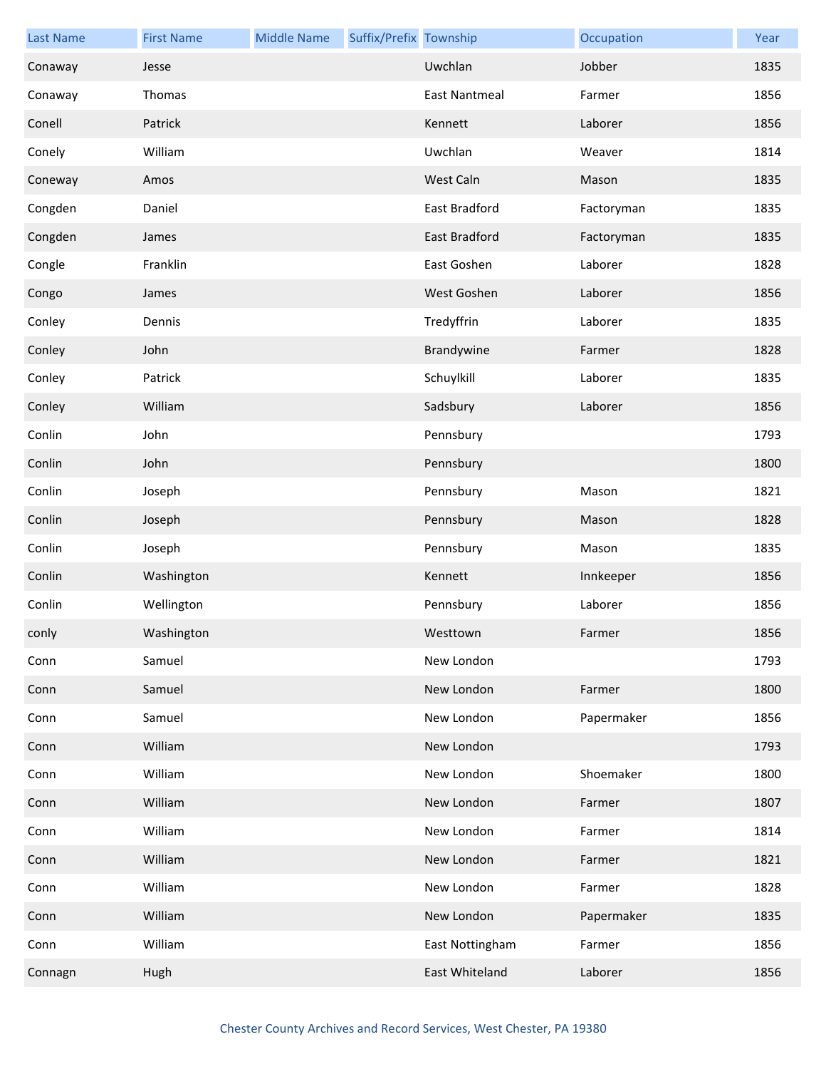| Last Name | First Name | Middle Name | Suffix/Prefix | Township | Occupation | Year |
|---|---|---|---|---|---|---|
| Conaway | Jesse | | | Uwchlan | Jobber | 1835 |
| Conaway | Thomas | | | East Nantmeal | Farmer | 1856 |
| Conell | Patrick | | | Kennett | Laborer | 1856 |
| Conely | William | | | Uwchlan | Weaver | 1814 |
| Coneway | Amos | | | West Caln | Mason | 1835 |
| Congden | Daniel | | | East Bradford | Factoryman | 1835 |
| Congden | James | | | East Bradford | Factoryman | 1835 |
| Congle | Franklin | | | East Goshen | Laborer | 1828 |
| Congo | James | | | West Goshen | Laborer | 1856 |
| Conley | Dennis | | | Tredyffrin | Laborer | 1835 |
| Conley | John | | | Brandywine | Farmer | 1828 |
| Conley | Patrick | | | Schuylkill | Laborer | 1835 |
| Conley | William | | | Sadsbury | Laborer | 1856 |
| Conlin | John | | | Pennsbury | | 1793 |
| Conlin | John | | | Pennsbury | | 1800 |
| Conlin | Joseph | | | Pennsbury | Mason | 1821 |
| Conlin | Joseph | | | Pennsbury | Mason | 1828 |
| Conlin | Joseph | | | Pennsbury | Mason | 1835 |
| Conlin | Washington | | | Kennett | Innkeeper | 1856 |
| Conlin | Wellington | | | Pennsbury | Laborer | 1856 |
| conly | Washington | | | Westtown | Farmer | 1856 |
| Conn | Samuel | | | New London | | 1793 |
| Conn | Samuel | | | New London | Farmer | 1800 |
| Conn | Samuel | | | New London | Papermaker | 1856 |
| Conn | William | | | New London | | 1793 |
| Conn | William | | | New London | Shoemaker | 1800 |
| Conn | William | | | New London | Farmer | 1807 |
| Conn | William | | | New London | Farmer | 1814 |
| Conn | William | | | New London | Farmer | 1821 |
| Conn | William | | | New London | Farmer | 1828 |
| Conn | William | | | New London | Papermaker | 1835 |
| Conn | William | | | East Nottingham | Farmer | 1856 |
| Connagn | Hugh | | | East Whiteland | Laborer | 1856 |

Chester County Archives and Record Services, West Chester, PA 19380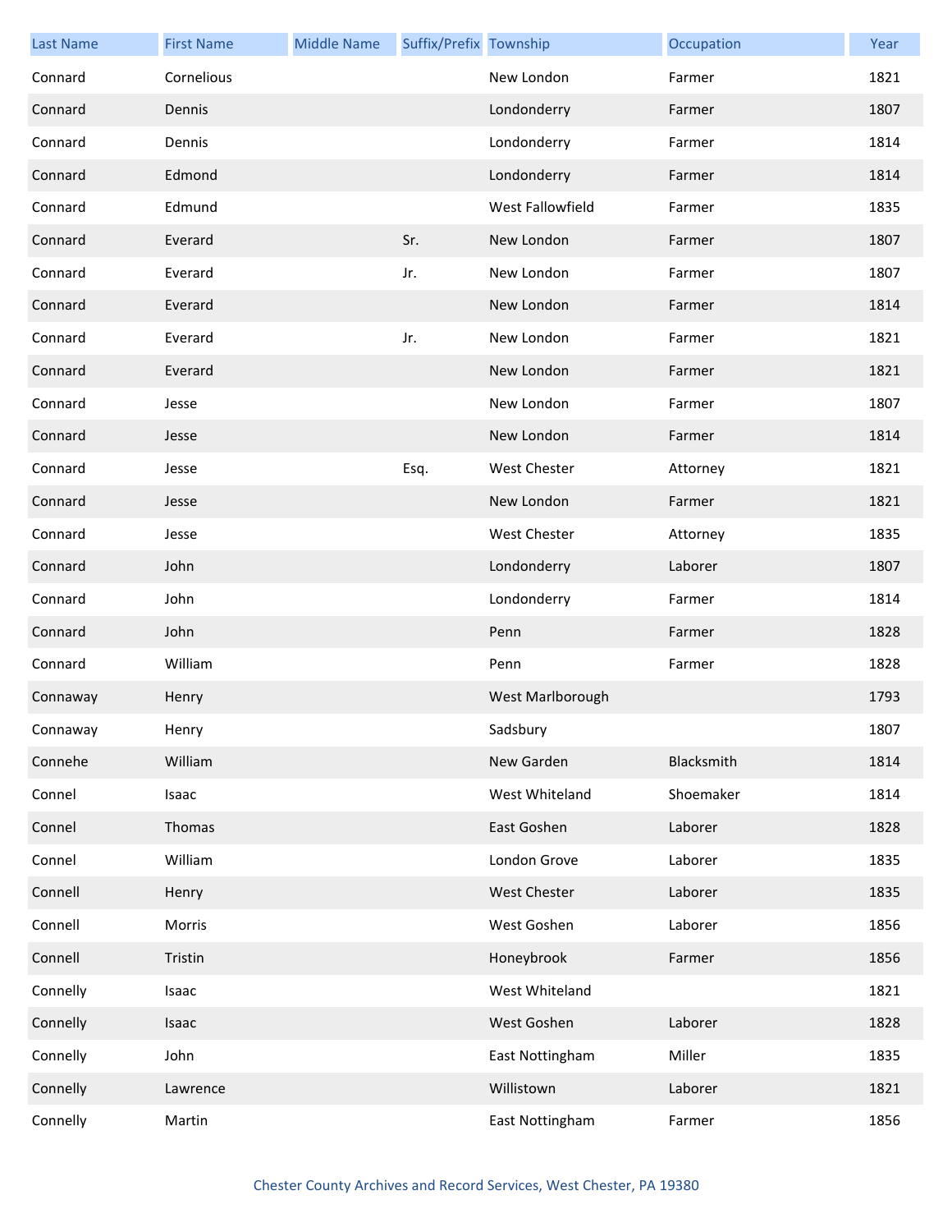| Last Name | First Name | Middle Name | Suffix/Prefix | Township | Occupation | Year |
|---|---|---|---|---|---|---|
| Connard | Cornelious | | | New London | Farmer | 1821 |
| Connard | Dennis | | | Londonderry | Farmer | 1807 |
| Connard | Dennis | | | Londonderry | Farmer | 1814 |
| Connard | Edmond | | | Londonderry | Farmer | 1814 |
| Connard | Edmund | | | West Fallowfield | Farmer | 1835 |
| Connard | Everard | | Sr. | New London | Farmer | 1807 |
| Connard | Everard | | Jr. | New London | Farmer | 1807 |
| Connard | Everard | | | New London | Farmer | 1814 |
| Connard | Everard | | Jr. | New London | Farmer | 1821 |
| Connard | Everard | | | New London | Farmer | 1821 |
| Connard | Jesse | | | New London | Farmer | 1807 |
| Connard | Jesse | | | New London | Farmer | 1814 |
| Connard | Jesse | | Esq. | West Chester | Attorney | 1821 |
| Connard | Jesse | | | New London | Farmer | 1821 |
| Connard | Jesse | | | West Chester | Attorney | 1835 |
| Connard | John | | | Londonderry | Laborer | 1807 |
| Connard | John | | | Londonderry | Farmer | 1814 |
| Connard | John | | | Penn | Farmer | 1828 |
| Connard | William | | | Penn | Farmer | 1828 |
| Connaway | Henry | | | West Marlborough | | 1793 |
| Connaway | Henry | | | Sadsbury | | 1807 |
| Connehe | William | | | New Garden | Blacksmith | 1814 |
| Connel | Isaac | | | West Whiteland | Shoemaker | 1814 |
| Connel | Thomas | | | East Goshen | Laborer | 1828 |
| Connel | William | | | London Grove | Laborer | 1835 |
| Connell | Henry | | | West Chester | Laborer | 1835 |
| Connell | Morris | | | West Goshen | Laborer | 1856 |
| Connell | Tristin | | | Honeybrook | Farmer | 1856 |
| Connelly | Isaac | | | West Whiteland | | 1821 |
| Connelly | Isaac | | | West Goshen | Laborer | 1828 |
| Connelly | John | | | East Nottingham | Miller | 1835 |
| Connelly | Lawrence | | | Willistown | Laborer | 1821 |
| Connelly | Martin | | | East Nottingham | Farmer | 1856 |

Chester County Archives and Record Services, West Chester, PA 19380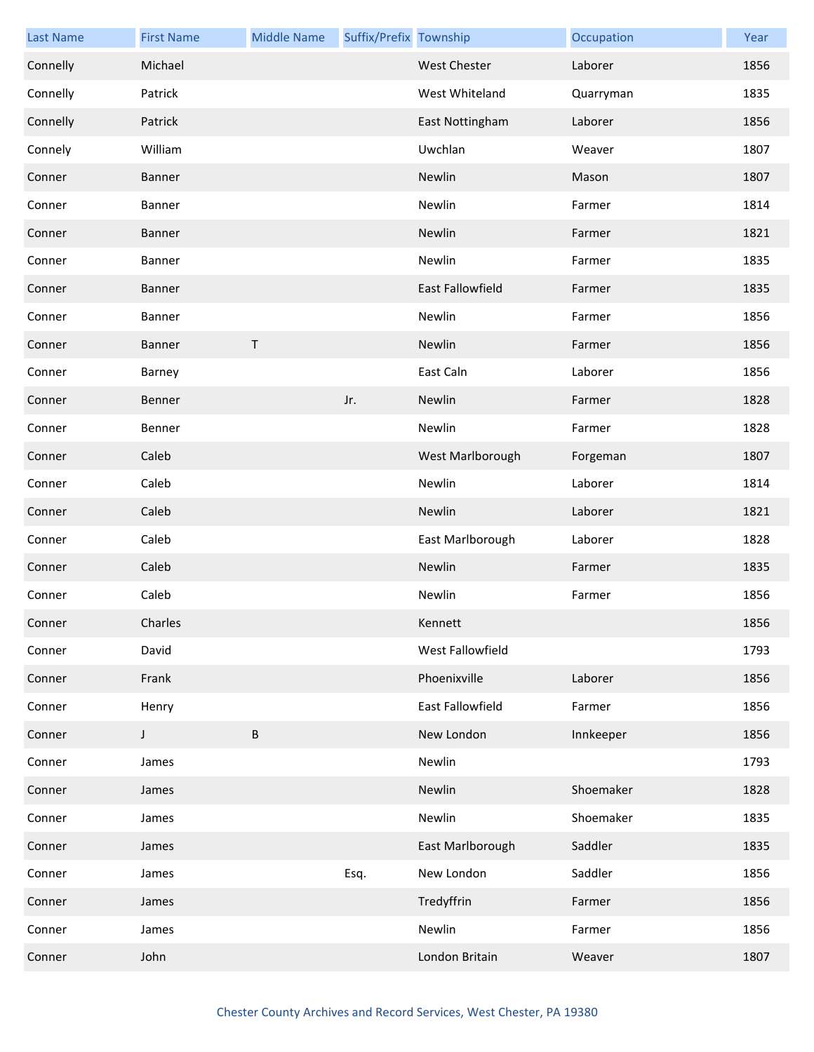| Last Name | First Name | Middle Name | Suffix/Prefix | Township | Occupation | Year |
|---|---|---|---|---|---|---|
| Connelly | Michael | | | West Chester | Laborer | 1856 |
| Connelly | Patrick | | | West Whiteland | Quarryman | 1835 |
| Connelly | Patrick | | | East Nottingham | Laborer | 1856 |
| Connely | William | | | Uwchlan | Weaver | 1807 |
| Conner | Banner | | | Newlin | Mason | 1807 |
| Conner | Banner | | | Newlin | Farmer | 1814 |
| Conner | Banner | | | Newlin | Farmer | 1821 |
| Conner | Banner | | | Newlin | Farmer | 1835 |
| Conner | Banner | | | East Fallowfield | Farmer | 1835 |
| Conner | Banner | | | Newlin | Farmer | 1856 |
| Conner | Banner | T | | Newlin | Farmer | 1856 |
| Conner | Barney | | | East Caln | Laborer | 1856 |
| Conner | Benner | | Jr. | Newlin | Farmer | 1828 |
| Conner | Benner | | | Newlin | Farmer | 1828 |
| Conner | Caleb | | | West Marlborough | Forgeman | 1807 |
| Conner | Caleb | | | Newlin | Laborer | 1814 |
| Conner | Caleb | | | Newlin | Laborer | 1821 |
| Conner | Caleb | | | East Marlborough | Laborer | 1828 |
| Conner | Caleb | | | Newlin | Farmer | 1835 |
| Conner | Caleb | | | Newlin | Farmer | 1856 |
| Conner | Charles | | | Kennett | | 1856 |
| Conner | David | | | West Fallowfield | | 1793 |
| Conner | Frank | | | Phoenixville | Laborer | 1856 |
| Conner | Henry | | | East Fallowfield | Farmer | 1856 |
| Conner | J | B | | New London | Innkeeper | 1856 |
| Conner | James | | | Newlin | | 1793 |
| Conner | James | | | Newlin | Shoemaker | 1828 |
| Conner | James | | | Newlin | Shoemaker | 1835 |
| Conner | James | | | East Marlborough | Saddler | 1835 |
| Conner | James | | Esq. | New London | Saddler | 1856 |
| Conner | James | | | Tredyffrin | Farmer | 1856 |
| Conner | James | | | Newlin | Farmer | 1856 |
| Conner | John | | | London Britain | Weaver | 1807 |

Chester County Archives and Record Services, West Chester, PA 19380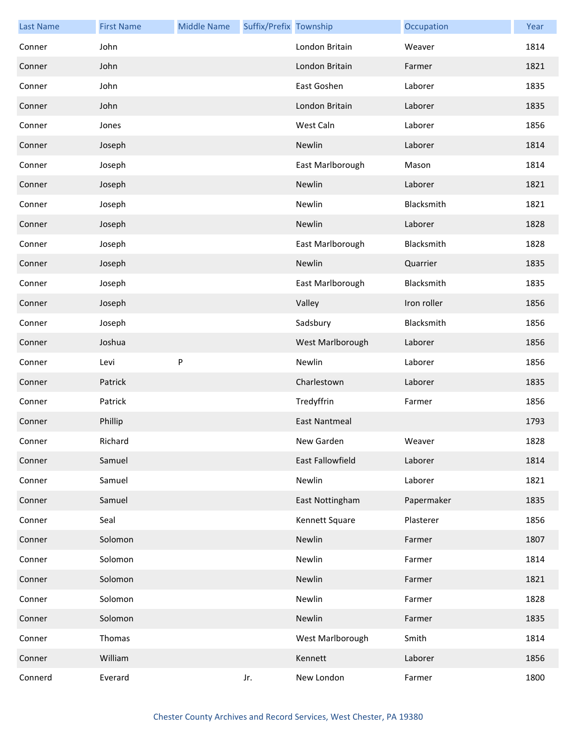| Last Name | First Name | Middle Name | Suffix/Prefix | Township | Occupation | Year |
| --- | --- | --- | --- | --- | --- | --- |
| Conner | John | | | London Britain | Weaver | 1814 |
| Conner | John | | | London Britain | Farmer | 1821 |
| Conner | John | | | East Goshen | Laborer | 1835 |
| Conner | John | | | London Britain | Laborer | 1835 |
| Conner | Jones | | | West Caln | Laborer | 1856 |
| Conner | Joseph | | | Newlin | Laborer | 1814 |
| Conner | Joseph | | | East Marlborough | Mason | 1814 |
| Conner | Joseph | | | Newlin | Laborer | 1821 |
| Conner | Joseph | | | Newlin | Blacksmith | 1821 |
| Conner | Joseph | | | Newlin | Laborer | 1828 |
| Conner | Joseph | | | East Marlborough | Blacksmith | 1828 |
| Conner | Joseph | | | Newlin | Quarrier | 1835 |
| Conner | Joseph | | | East Marlborough | Blacksmith | 1835 |
| Conner | Joseph | | | Valley | Iron roller | 1856 |
| Conner | Joseph | | | Sadsbury | Blacksmith | 1856 |
| Conner | Joshua | | | West Marlborough | Laborer | 1856 |
| Conner | Levi | P | | Newlin | Laborer | 1856 |
| Conner | Patrick | | | Charlestown | Laborer | 1835 |
| Conner | Patrick | | | Tredyffrin | Farmer | 1856 |
| Conner | Phillip | | | East Nantmeal | | 1793 |
| Conner | Richard | | | New Garden | Weaver | 1828 |
| Conner | Samuel | | | East Fallowfield | Laborer | 1814 |
| Conner | Samuel | | | Newlin | Laborer | 1821 |
| Conner | Samuel | | | East Nottingham | Papermaker | 1835 |
| Conner | Seal | | | Kennett Square | Plasterer | 1856 |
| Conner | Solomon | | | Newlin | Farmer | 1807 |
| Conner | Solomon | | | Newlin | Farmer | 1814 |
| Conner | Solomon | | | Newlin | Farmer | 1821 |
| Conner | Solomon | | | Newlin | Farmer | 1828 |
| Conner | Solomon | | | Newlin | Farmer | 1835 |
| Conner | Thomas | | | West Marlborough | Smith | 1814 |
| Conner | William | | | Kennett | Laborer | 1856 |
| Connerd | Everard | | Jr. | New London | Farmer | 1800 |

Chester County Archives and Record Services, West Chester, PA 19380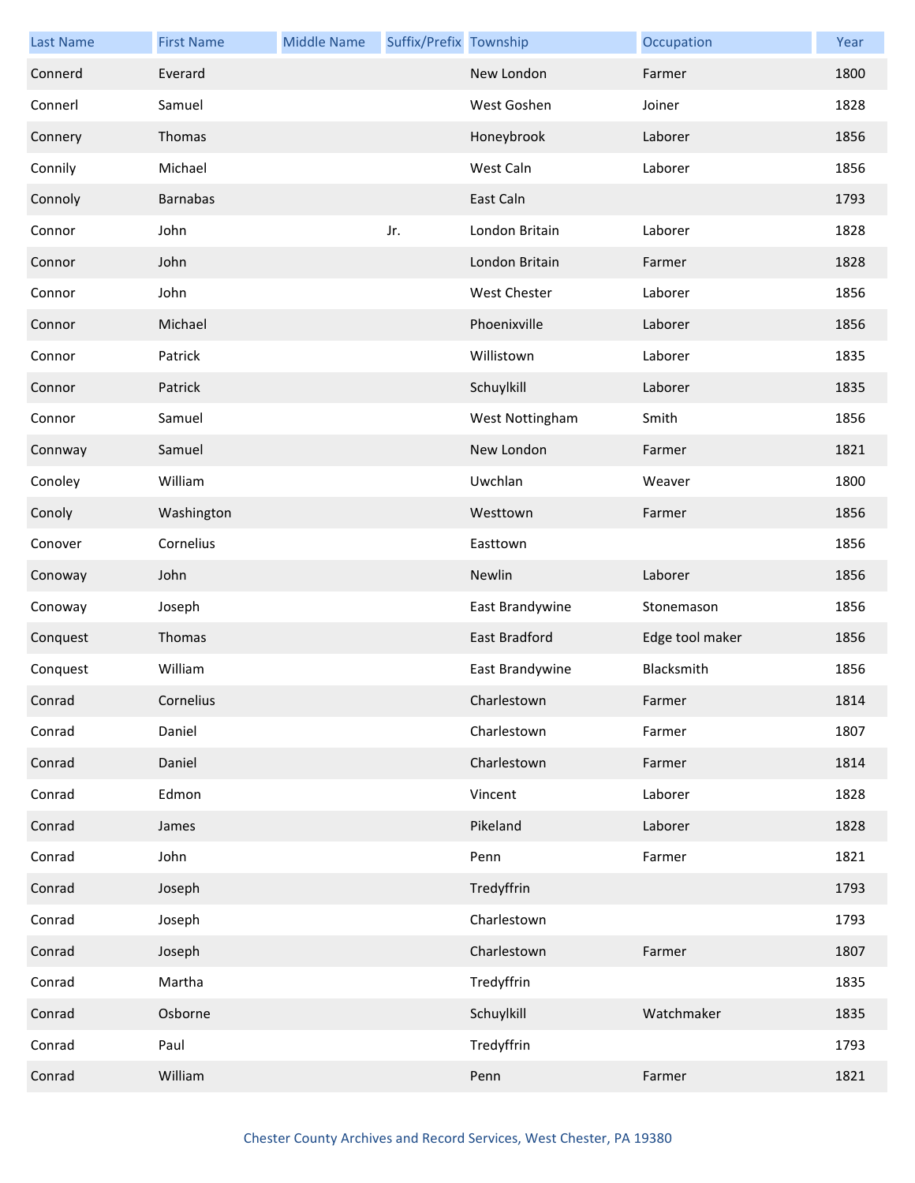| Last Name | First Name | Middle Name | Suffix/Prefix | Township | Occupation | Year |
|---|---|---|---|---|---|---|
| Connerd | Everard | | | New London | Farmer | 1800 |
| Connerl | Samuel | | | West Goshen | Joiner | 1828 |
| Connery | Thomas | | | Honeybrook | Laborer | 1856 |
| Connily | Michael | | | West Caln | Laborer | 1856 |
| Connoly | Barnabas | | | East Caln | | 1793 |
| Connor | John | | Jr. | London Britain | Laborer | 1828 |
| Connor | John | | | London Britain | Farmer | 1828 |
| Connor | John | | | West Chester | Laborer | 1856 |
| Connor | Michael | | | Phoenixville | Laborer | 1856 |
| Connor | Patrick | | | Willistown | Laborer | 1835 |
| Connor | Patrick | | | Schuylkill | Laborer | 1835 |
| Connor | Samuel | | | West Nottingham | Smith | 1856 |
| Connway | Samuel | | | New London | Farmer | 1821 |
| Conoley | William | | | Uwchlan | Weaver | 1800 |
| Conoly | Washington | | | Westtown | Farmer | 1856 |
| Conover | Cornelius | | | Easttown | | 1856 |
| Conoway | John | | | Newlin | Laborer | 1856 |
| Conoway | Joseph | | | East Brandywine | Stonemason | 1856 |
| Conquest | Thomas | | | East Bradford | Edge tool maker | 1856 |
| Conquest | William | | | East Brandywine | Blacksmith | 1856 |
| Conrad | Cornelius | | | Charlestown | Farmer | 1814 |
| Conrad | Daniel | | | Charlestown | Farmer | 1807 |
| Conrad | Daniel | | | Charlestown | Farmer | 1814 |
| Conrad | Edmon | | | Vincent | Laborer | 1828 |
| Conrad | James | | | Pikeland | Laborer | 1828 |
| Conrad | John | | | Penn | Farmer | 1821 |
| Conrad | Joseph | | | Tredyffrin | | 1793 |
| Conrad | Joseph | | | Charlestown | | 1793 |
| Conrad | Joseph | | | Charlestown | Farmer | 1807 |
| Conrad | Martha | | | Tredyffrin | | 1835 |
| Conrad | Osborne | | | Schuylkill | Watchmaker | 1835 |
| Conrad | Paul | | | Tredyffrin | | 1793 |
| Conrad | William | | | Penn | Farmer | 1821 |

Chester County Archives and Record Services, West Chester, PA 19380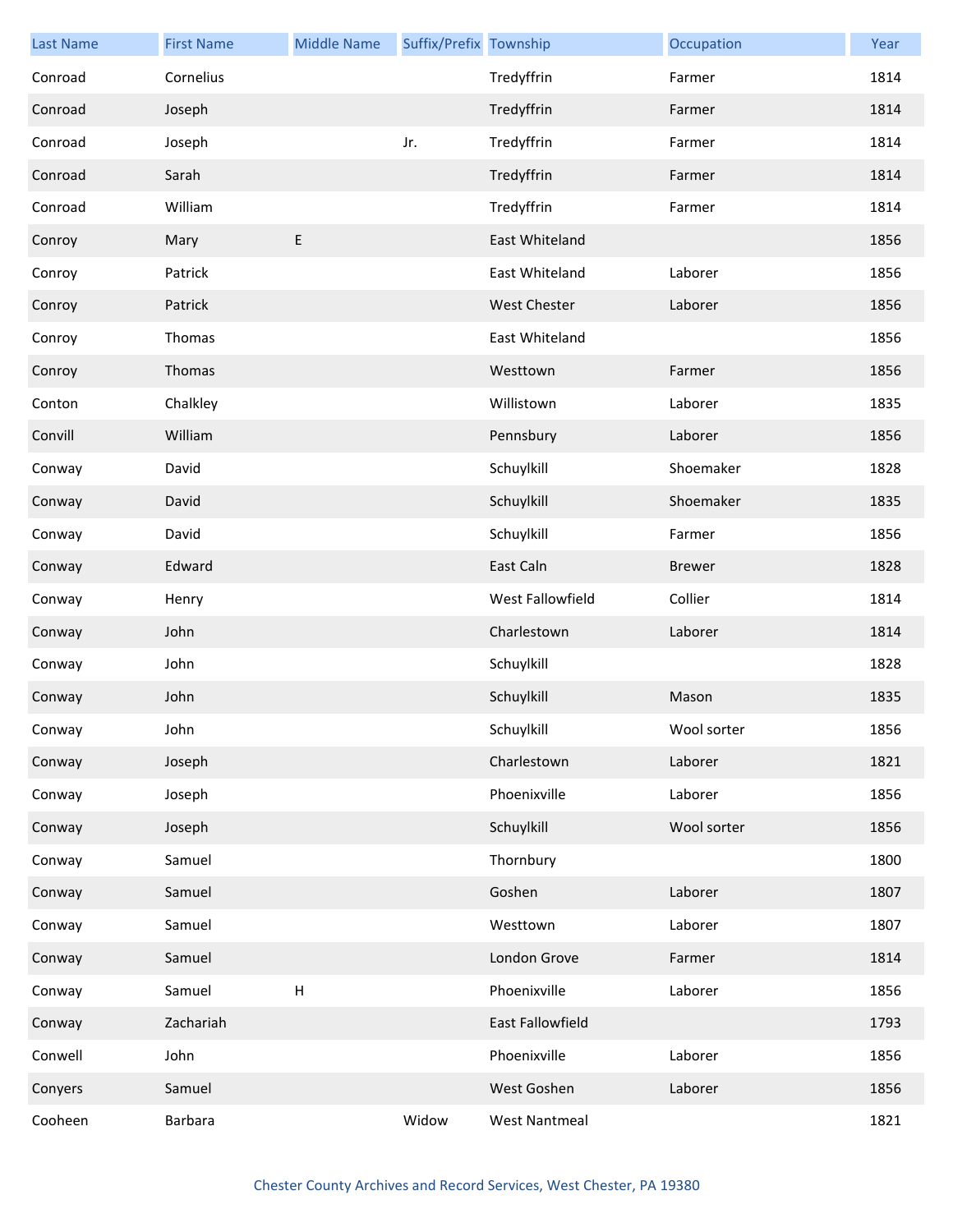| Last Name | First Name | Middle Name | Suffix/Prefix | Township | Occupation | Year |
|---|---|---|---|---|---|---|
| Conroad | Cornelius | | | Tredyffrin | Farmer | 1814 |
| Conroad | Joseph | | | Tredyffrin | Farmer | 1814 |
| Conroad | Joseph | | Jr. | Tredyffrin | Farmer | 1814 |
| Conroad | Sarah | | | Tredyffrin | Farmer | 1814 |
| Conroad | William | | | Tredyffrin | Farmer | 1814 |
| Conroy | Mary | E | | East Whiteland | | 1856 |
| Conroy | Patrick | | | East Whiteland | Laborer | 1856 |
| Conroy | Patrick | | | West Chester | Laborer | 1856 |
| Conroy | Thomas | | | East Whiteland | | 1856 |
| Conroy | Thomas | | | Westtown | Farmer | 1856 |
| Conton | Chalkley | | | Willistown | Laborer | 1835 |
| Convill | William | | | Pennsbury | Laborer | 1856 |
| Conway | David | | | Schuylkill | Shoemaker | 1828 |
| Conway | David | | | Schuylkill | Shoemaker | 1835 |
| Conway | David | | | Schuylkill | Farmer | 1856 |
| Conway | Edward | | | East Caln | Brewer | 1828 |
| Conway | Henry | | | West Fallowfield | Collier | 1814 |
| Conway | John | | | Charlestown | Laborer | 1814 |
| Conway | John | | | Schuylkill | | 1828 |
| Conway | John | | | Schuylkill | Mason | 1835 |
| Conway | John | | | Schuylkill | Wool sorter | 1856 |
| Conway | Joseph | | | Charlestown | Laborer | 1821 |
| Conway | Joseph | | | Phoenixville | Laborer | 1856 |
| Conway | Joseph | | | Schuylkill | Wool sorter | 1856 |
| Conway | Samuel | | | Thornbury | | 1800 |
| Conway | Samuel | | | Goshen | Laborer | 1807 |
| Conway | Samuel | | | Westtown | Laborer | 1807 |
| Conway | Samuel | | | London Grove | Farmer | 1814 |
| Conway | Samuel | H | | Phoenixville | Laborer | 1856 |
| Conway | Zachariah | | | East Fallowfield | | 1793 |
| Conwell | John | | | Phoenixville | Laborer | 1856 |
| Conyers | Samuel | | | West Goshen | Laborer | 1856 |
| Cooheen | Barbara | | Widow | West Nantmeal | | 1821 |

Chester County Archives and Record Services, West Chester, PA 19380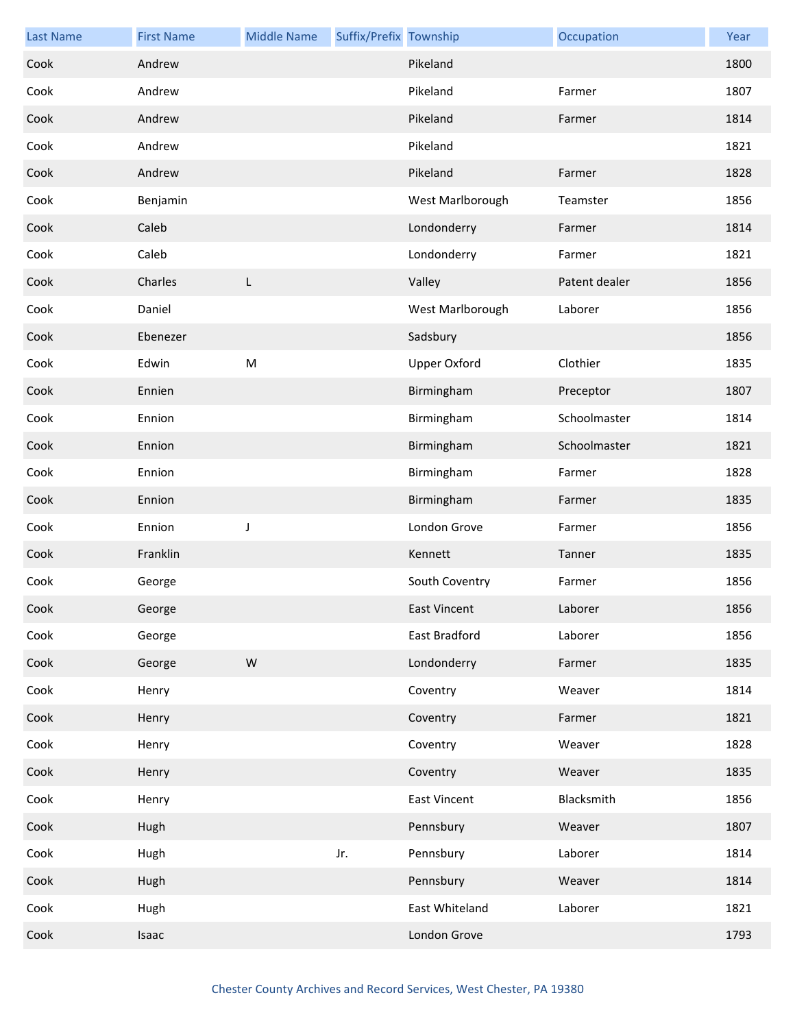| Last Name | First Name | Middle Name | Suffix/Prefix | Township | Occupation | Year |
|---|---|---|---|---|---|---|
| Cook | Andrew | | | Pikeland | | 1800 |
| Cook | Andrew | | | Pikeland | Farmer | 1807 |
| Cook | Andrew | | | Pikeland | Farmer | 1814 |
| Cook | Andrew | | | Pikeland | | 1821 |
| Cook | Andrew | | | Pikeland | Farmer | 1828 |
| Cook | Benjamin | | | West Marlborough | Teamster | 1856 |
| Cook | Caleb | | | Londonderry | Farmer | 1814 |
| Cook | Caleb | | | Londonderry | Farmer | 1821 |
| Cook | Charles | L | | Valley | Patent dealer | 1856 |
| Cook | Daniel | | | West Marlborough | Laborer | 1856 |
| Cook | Ebenezer | | | Sadsbury | | 1856 |
| Cook | Edwin | M | | Upper Oxford | Clothier | 1835 |
| Cook | Ennien | | | Birmingham | Preceptor | 1807 |
| Cook | Ennion | | | Birmingham | Schoolmaster | 1814 |
| Cook | Ennion | | | Birmingham | Schoolmaster | 1821 |
| Cook | Ennion | | | Birmingham | Farmer | 1828 |
| Cook | Ennion | | | Birmingham | Farmer | 1835 |
| Cook | Ennion | J | | London Grove | Farmer | 1856 |
| Cook | Franklin | | | Kennett | Tanner | 1835 |
| Cook | George | | | South Coventry | Farmer | 1856 |
| Cook | George | | | East Vincent | Laborer | 1856 |
| Cook | George | | | East Bradford | Laborer | 1856 |
| Cook | George | W | | Londonderry | Farmer | 1835 |
| Cook | Henry | | | Coventry | Weaver | 1814 |
| Cook | Henry | | | Coventry | Farmer | 1821 |
| Cook | Henry | | | Coventry | Weaver | 1828 |
| Cook | Henry | | | Coventry | Weaver | 1835 |
| Cook | Henry | | | East Vincent | Blacksmith | 1856 |
| Cook | Hugh | | | Pennsbury | Weaver | 1807 |
| Cook | Hugh | | Jr. | Pennsbury | Laborer | 1814 |
| Cook | Hugh | | | Pennsbury | Weaver | 1814 |
| Cook | Hugh | | | East Whiteland | Laborer | 1821 |
| Cook | Isaac | | | London Grove | | 1793 |

Chester County Archives and Record Services, West Chester, PA 19380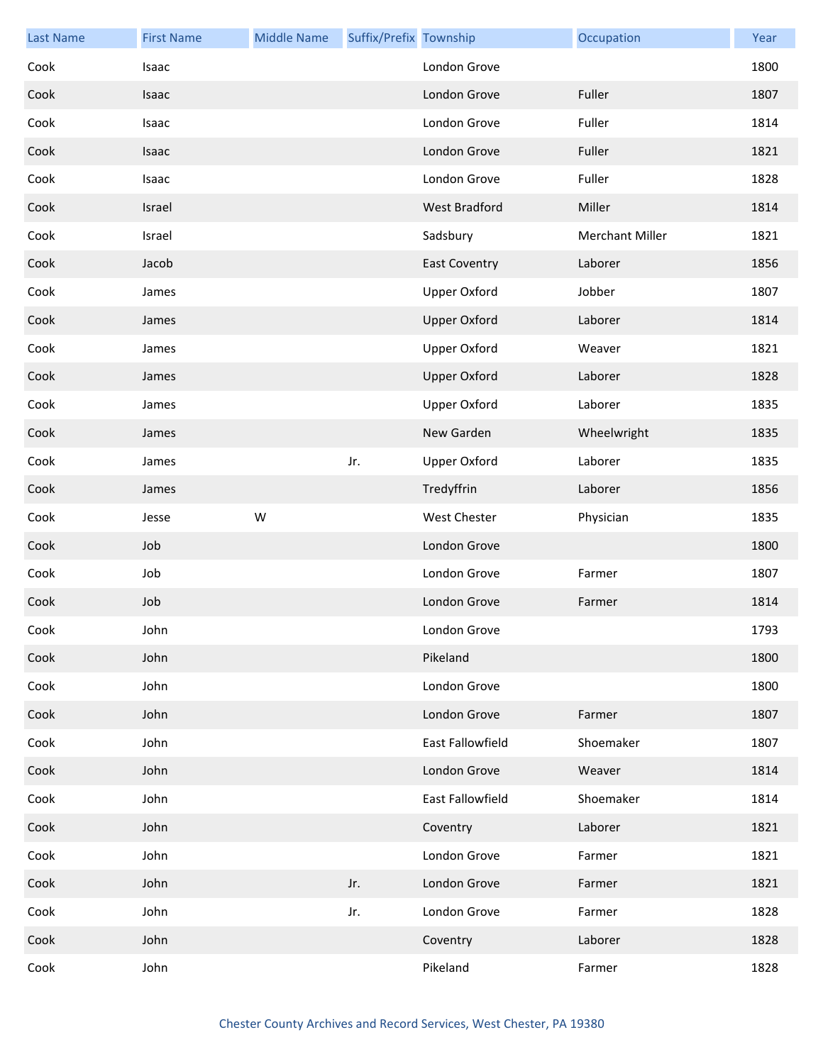| Last Name | First Name | Middle Name | Suffix/Prefix | Township | Occupation | Year |
|---|---|---|---|---|---|---|
| Cook | Isaac | | | London Grove | | 1800 |
| Cook | Isaac | | | London Grove | Fuller | 1807 |
| Cook | Isaac | | | London Grove | Fuller | 1814 |
| Cook | Isaac | | | London Grove | Fuller | 1821 |
| Cook | Isaac | | | London Grove | Fuller | 1828 |
| Cook | Israel | | | West Bradford | Miller | 1814 |
| Cook | Israel | | | Sadsbury | Merchant Miller | 1821 |
| Cook | Jacob | | | East Coventry | Laborer | 1856 |
| Cook | James | | | Upper Oxford | Jobber | 1807 |
| Cook | James | | | Upper Oxford | Laborer | 1814 |
| Cook | James | | | Upper Oxford | Weaver | 1821 |
| Cook | James | | | Upper Oxford | Laborer | 1828 |
| Cook | James | | | Upper Oxford | Laborer | 1835 |
| Cook | James | | | New Garden | Wheelwright | 1835 |
| Cook | James | | Jr. | Upper Oxford | Laborer | 1835 |
| Cook | James | | | Tredyffrin | Laborer | 1856 |
| Cook | Jesse | W | | West Chester | Physician | 1835 |
| Cook | Job | | | London Grove | | 1800 |
| Cook | Job | | | London Grove | Farmer | 1807 |
| Cook | Job | | | London Grove | Farmer | 1814 |
| Cook | John | | | London Grove | | 1793 |
| Cook | John | | | Pikeland | | 1800 |
| Cook | John | | | London Grove | | 1800 |
| Cook | John | | | London Grove | Farmer | 1807 |
| Cook | John | | | East Fallowfield | Shoemaker | 1807 |
| Cook | John | | | London Grove | Weaver | 1814 |
| Cook | John | | | East Fallowfield | Shoemaker | 1814 |
| Cook | John | | | Coventry | Laborer | 1821 |
| Cook | John | | | London Grove | Farmer | 1821 |
| Cook | John | | Jr. | London Grove | Farmer | 1821 |
| Cook | John | | Jr. | London Grove | Farmer | 1828 |
| Cook | John | | | Coventry | Laborer | 1828 |
| Cook | John | | | Pikeland | Farmer | 1828 |

Chester County Archives and Record Services, West Chester, PA 19380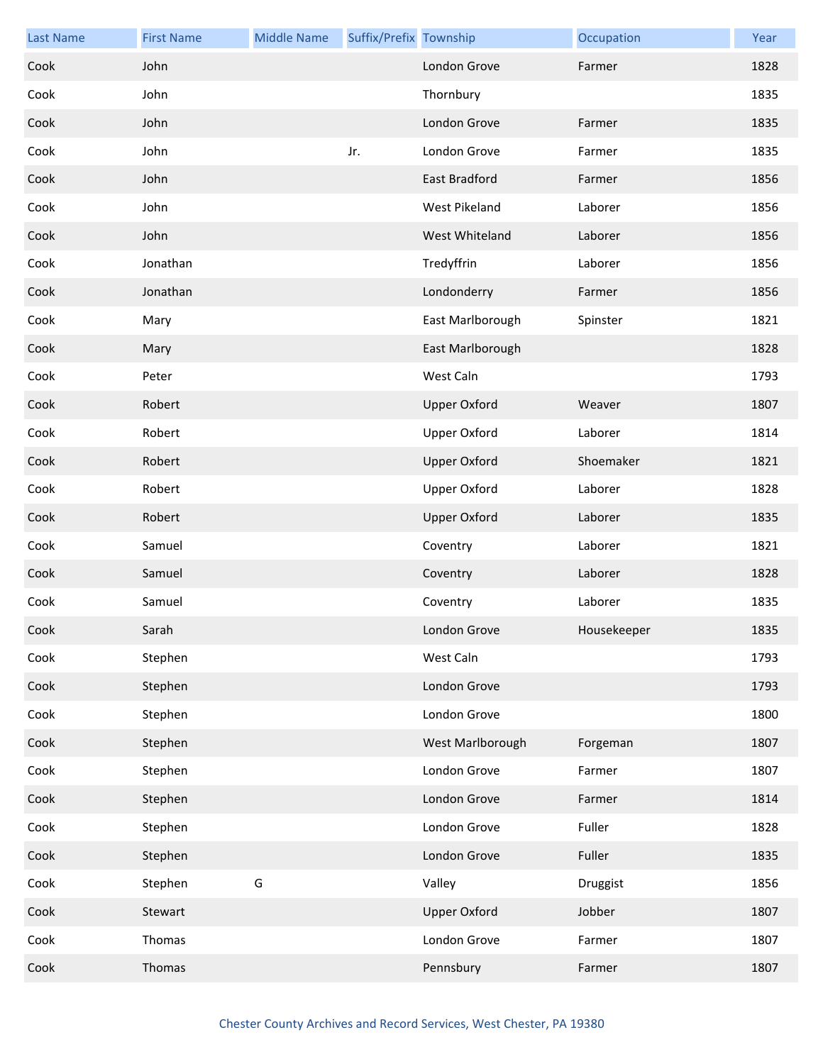| Last Name | First Name | Middle Name | Suffix/Prefix | Township | Occupation | Year |
| --- | --- | --- | --- | --- | --- | --- |
| Cook | John | | | London Grove | Farmer | 1828 |
| Cook | John | | | Thornbury | | 1835 |
| Cook | John | | | London Grove | Farmer | 1835 |
| Cook | John | | Jr. | London Grove | Farmer | 1835 |
| Cook | John | | | East Bradford | Farmer | 1856 |
| Cook | John | | | West Pikeland | Laborer | 1856 |
| Cook | John | | | West Whiteland | Laborer | 1856 |
| Cook | Jonathan | | | Tredyffrin | Laborer | 1856 |
| Cook | Jonathan | | | Londonderry | Farmer | 1856 |
| Cook | Mary | | | East Marlborough | Spinster | 1821 |
| Cook | Mary | | | East Marlborough | | 1828 |
| Cook | Peter | | | West Caln | | 1793 |
| Cook | Robert | | | Upper Oxford | Weaver | 1807 |
| Cook | Robert | | | Upper Oxford | Laborer | 1814 |
| Cook | Robert | | | Upper Oxford | Shoemaker | 1821 |
| Cook | Robert | | | Upper Oxford | Laborer | 1828 |
| Cook | Robert | | | Upper Oxford | Laborer | 1835 |
| Cook | Samuel | | | Coventry | Laborer | 1821 |
| Cook | Samuel | | | Coventry | Laborer | 1828 |
| Cook | Samuel | | | Coventry | Laborer | 1835 |
| Cook | Sarah | | | London Grove | Housekeeper | 1835 |
| Cook | Stephen | | | West Caln | | 1793 |
| Cook | Stephen | | | London Grove | | 1793 |
| Cook | Stephen | | | London Grove | | 1800 |
| Cook | Stephen | | | West Marlborough | Forgeman | 1807 |
| Cook | Stephen | | | London Grove | Farmer | 1807 |
| Cook | Stephen | | | London Grove | Farmer | 1814 |
| Cook | Stephen | | | London Grove | Fuller | 1828 |
| Cook | Stephen | | | London Grove | Fuller | 1835 |
| Cook | Stephen | G | | Valley | Druggist | 1856 |
| Cook | Stewart | | | Upper Oxford | Jobber | 1807 |
| Cook | Thomas | | | London Grove | Farmer | 1807 |
| Cook | Thomas | | | Pennsbury | Farmer | 1807 |

Chester County Archives and Record Services, West Chester, PA 19380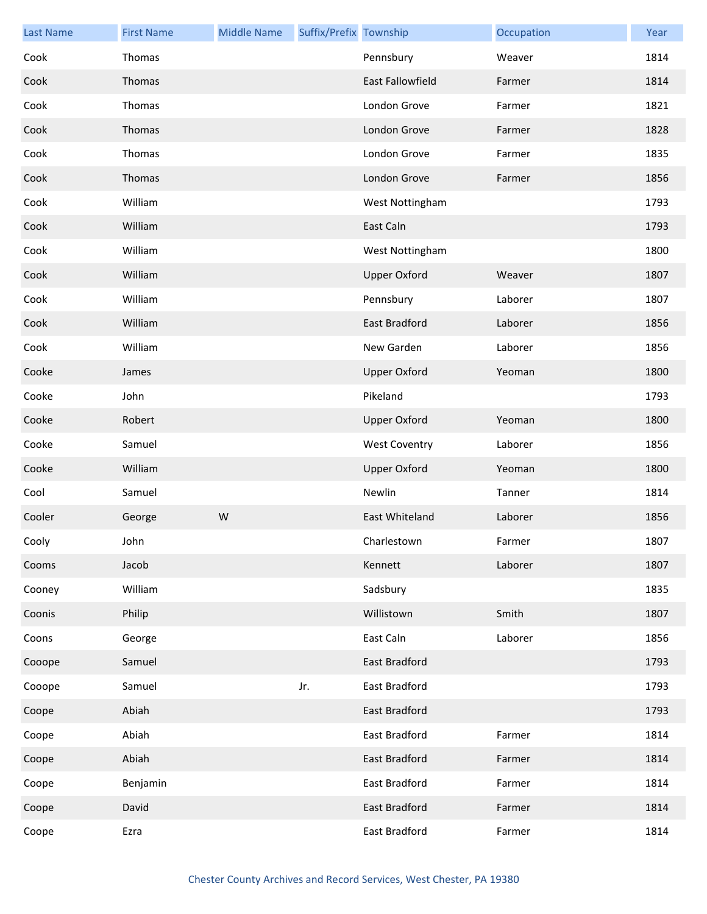| Last Name | First Name | Middle Name | Suffix/Prefix | Township | Occupation | Year |
|---|---|---|---|---|---|---|
| Cook | Thomas | | | Pennsbury | Weaver | 1814 |
| Cook | Thomas | | | East Fallowfield | Farmer | 1814 |
| Cook | Thomas | | | London Grove | Farmer | 1821 |
| Cook | Thomas | | | London Grove | Farmer | 1828 |
| Cook | Thomas | | | London Grove | Farmer | 1835 |
| Cook | Thomas | | | London Grove | Farmer | 1856 |
| Cook | William | | | West Nottingham | | 1793 |
| Cook | William | | | East Caln | | 1793 |
| Cook | William | | | West Nottingham | | 1800 |
| Cook | William | | | Upper Oxford | Weaver | 1807 |
| Cook | William | | | Pennsbury | Laborer | 1807 |
| Cook | William | | | East Bradford | Laborer | 1856 |
| Cook | William | | | New Garden | Laborer | 1856 |
| Cooke | James | | | Upper Oxford | Yeoman | 1800 |
| Cooke | John | | | Pikeland | | 1793 |
| Cooke | Robert | | | Upper Oxford | Yeoman | 1800 |
| Cooke | Samuel | | | West Coventry | Laborer | 1856 |
| Cooke | William | | | Upper Oxford | Yeoman | 1800 |
| Cool | Samuel | | | Newlin | Tanner | 1814 |
| Cooler | George | W | | East Whiteland | Laborer | 1856 |
| Cooly | John | | | Charlestown | Farmer | 1807 |
| Cooms | Jacob | | | Kennett | Laborer | 1807 |
| Cooney | William | | | Sadsbury | | 1835 |
| Coonis | Philip | | | Willistown | Smith | 1807 |
| Coons | George | | | East Caln | Laborer | 1856 |
| Cooope | Samuel | | | East Bradford | | 1793 |
| Cooope | Samuel | | Jr. | East Bradford | | 1793 |
| Coope | Abiah | | | East Bradford | | 1793 |
| Coope | Abiah | | | East Bradford | Farmer | 1814 |
| Coope | Abiah | | | East Bradford | Farmer | 1814 |
| Coope | Benjamin | | | East Bradford | Farmer | 1814 |
| Coope | David | | | East Bradford | Farmer | 1814 |
| Coope | Ezra | | | East Bradford | Farmer | 1814 |

Chester County Archives and Record Services, West Chester, PA 19380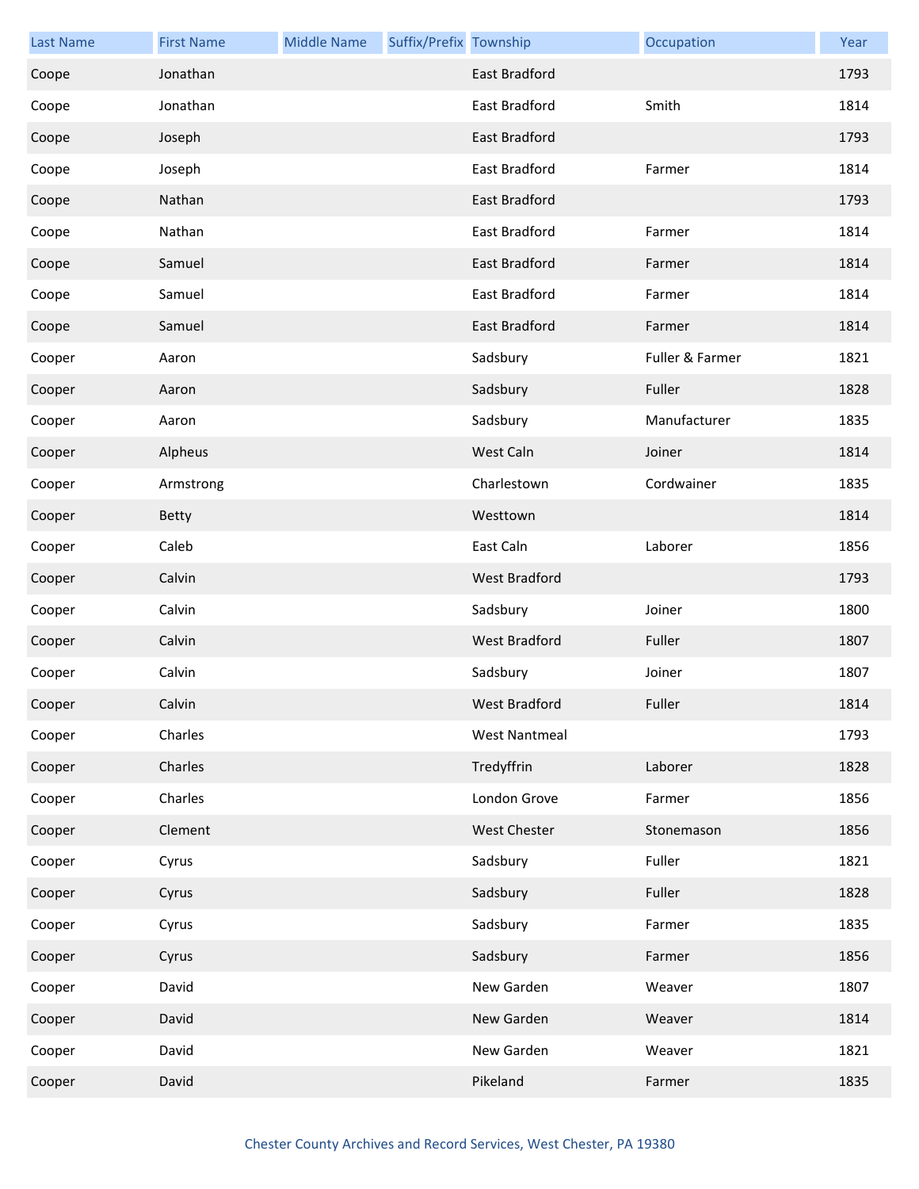| Last Name | First Name | Middle Name | Suffix/Prefix | Township | Occupation | Year |
| --- | --- | --- | --- | --- | --- | --- |
| Coope | Jonathan | | | East Bradford | | 1793 |
| Coope | Jonathan | | | East Bradford | Smith | 1814 |
| Coope | Joseph | | | East Bradford | | 1793 |
| Coope | Joseph | | | East Bradford | Farmer | 1814 |
| Coope | Nathan | | | East Bradford | | 1793 |
| Coope | Nathan | | | East Bradford | Farmer | 1814 |
| Coope | Samuel | | | East Bradford | Farmer | 1814 |
| Coope | Samuel | | | East Bradford | Farmer | 1814 |
| Coope | Samuel | | | East Bradford | Farmer | 1814 |
| Cooper | Aaron | | | Sadsbury | Fuller & Farmer | 1821 |
| Cooper | Aaron | | | Sadsbury | Fuller | 1828 |
| Cooper | Aaron | | | Sadsbury | Manufacturer | 1835 |
| Cooper | Alpheus | | | West Caln | Joiner | 1814 |
| Cooper | Armstrong | | | Charlestown | Cordwainer | 1835 |
| Cooper | Betty | | | Westtown | | 1814 |
| Cooper | Caleb | | | East Caln | Laborer | 1856 |
| Cooper | Calvin | | | West Bradford | | 1793 |
| Cooper | Calvin | | | Sadsbury | Joiner | 1800 |
| Cooper | Calvin | | | West Bradford | Fuller | 1807 |
| Cooper | Calvin | | | Sadsbury | Joiner | 1807 |
| Cooper | Calvin | | | West Bradford | Fuller | 1814 |
| Cooper | Charles | | | West Nantmeal | | 1793 |
| Cooper | Charles | | | Tredyffrin | Laborer | 1828 |
| Cooper | Charles | | | London Grove | Farmer | 1856 |
| Cooper | Clement | | | West Chester | Stonemason | 1856 |
| Cooper | Cyrus | | | Sadsbury | Fuller | 1821 |
| Cooper | Cyrus | | | Sadsbury | Fuller | 1828 |
| Cooper | Cyrus | | | Sadsbury | Farmer | 1835 |
| Cooper | Cyrus | | | Sadsbury | Farmer | 1856 |
| Cooper | David | | | New Garden | Weaver | 1807 |
| Cooper | David | | | New Garden | Weaver | 1814 |
| Cooper | David | | | New Garden | Weaver | 1821 |
| Cooper | David | | | Pikeland | Farmer | 1835 |

Chester County Archives and Record Services, West Chester, PA 19380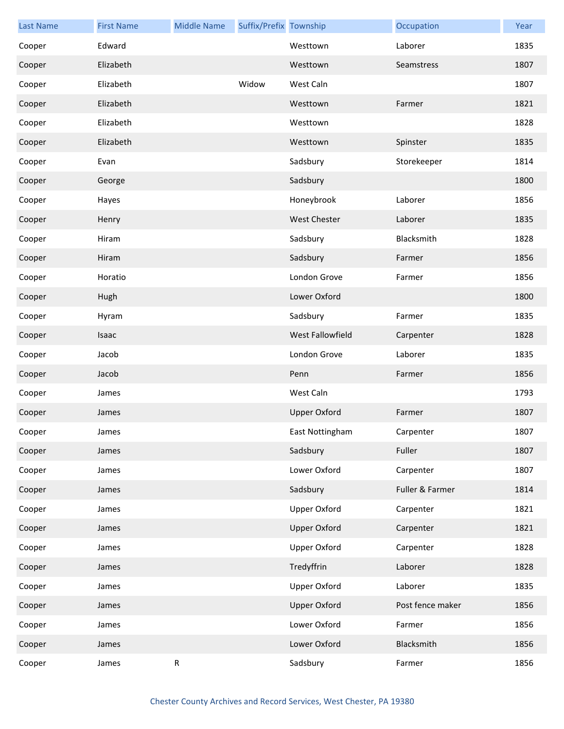| Last Name | First Name | Middle Name | Suffix/Prefix | Township | Occupation | Year |
| --- | --- | --- | --- | --- | --- | --- |
| Cooper | Edward | | | Westtown | Laborer | 1835 |
| Cooper | Elizabeth | | | Westtown | Seamstress | 1807 |
| Cooper | Elizabeth | | Widow | West Caln | | 1807 |
| Cooper | Elizabeth | | | Westtown | Farmer | 1821 |
| Cooper | Elizabeth | | | Westtown | | 1828 |
| Cooper | Elizabeth | | | Westtown | Spinster | 1835 |
| Cooper | Evan | | | Sadsbury | Storekeeper | 1814 |
| Cooper | George | | | Sadsbury | | 1800 |
| Cooper | Hayes | | | Honeybrook | Laborer | 1856 |
| Cooper | Henry | | | West Chester | Laborer | 1835 |
| Cooper | Hiram | | | Sadsbury | Blacksmith | 1828 |
| Cooper | Hiram | | | Sadsbury | Farmer | 1856 |
| Cooper | Horatio | | | London Grove | Farmer | 1856 |
| Cooper | Hugh | | | Lower Oxford | | 1800 |
| Cooper | Hyram | | | Sadsbury | Farmer | 1835 |
| Cooper | Isaac | | | West Fallowfield | Carpenter | 1828 |
| Cooper | Jacob | | | London Grove | Laborer | 1835 |
| Cooper | Jacob | | | Penn | Farmer | 1856 |
| Cooper | James | | | West Caln | | 1793 |
| Cooper | James | | | Upper Oxford | Farmer | 1807 |
| Cooper | James | | | East Nottingham | Carpenter | 1807 |
| Cooper | James | | | Sadsbury | Fuller | 1807 |
| Cooper | James | | | Lower Oxford | Carpenter | 1807 |
| Cooper | James | | | Sadsbury | Fuller & Farmer | 1814 |
| Cooper | James | | | Upper Oxford | Carpenter | 1821 |
| Cooper | James | | | Upper Oxford | Carpenter | 1821 |
| Cooper | James | | | Upper Oxford | Carpenter | 1828 |
| Cooper | James | | | Tredyffrin | Laborer | 1828 |
| Cooper | James | | | Upper Oxford | Laborer | 1835 |
| Cooper | James | | | Upper Oxford | Post fence maker | 1856 |
| Cooper | James | | | Lower Oxford | Farmer | 1856 |
| Cooper | James | | | Lower Oxford | Blacksmith | 1856 |
| Cooper | James | R | | Sadsbury | Farmer | 1856 |

Chester County Archives and Record Services, West Chester, PA 19380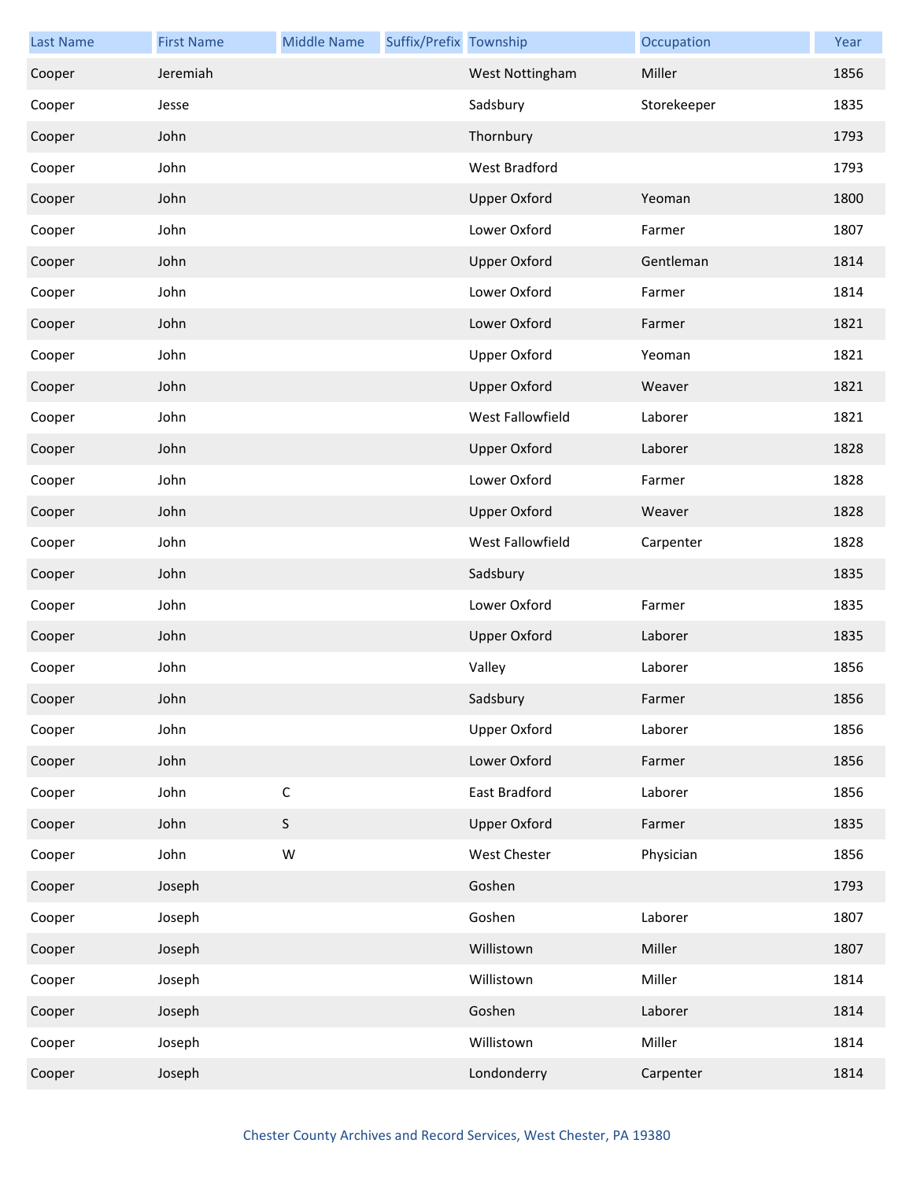| Last Name | First Name | Middle Name | Suffix/Prefix | Township | Occupation | Year |
|---|---|---|---|---|---|---|
| Cooper | Jeremiah | | | West Nottingham | Miller | 1856 |
| Cooper | Jesse | | | Sadsbury | Storekeeper | 1835 |
| Cooper | John | | | Thornbury | | 1793 |
| Cooper | John | | | West Bradford | | 1793 |
| Cooper | John | | | Upper Oxford | Yeoman | 1800 |
| Cooper | John | | | Lower Oxford | Farmer | 1807 |
| Cooper | John | | | Upper Oxford | Gentleman | 1814 |
| Cooper | John | | | Lower Oxford | Farmer | 1814 |
| Cooper | John | | | Lower Oxford | Farmer | 1821 |
| Cooper | John | | | Upper Oxford | Yeoman | 1821 |
| Cooper | John | | | Upper Oxford | Weaver | 1821 |
| Cooper | John | | | West Fallowfield | Laborer | 1821 |
| Cooper | John | | | Upper Oxford | Laborer | 1828 |
| Cooper | John | | | Lower Oxford | Farmer | 1828 |
| Cooper | John | | | Upper Oxford | Weaver | 1828 |
| Cooper | John | | | West Fallowfield | Carpenter | 1828 |
| Cooper | John | | | Sadsbury | | 1835 |
| Cooper | John | | | Lower Oxford | Farmer | 1835 |
| Cooper | John | | | Upper Oxford | Laborer | 1835 |
| Cooper | John | | | Valley | Laborer | 1856 |
| Cooper | John | | | Sadsbury | Farmer | 1856 |
| Cooper | John | | | Upper Oxford | Laborer | 1856 |
| Cooper | John | | | Lower Oxford | Farmer | 1856 |
| Cooper | John | C | | East Bradford | Laborer | 1856 |
| Cooper | John | S | | Upper Oxford | Farmer | 1835 |
| Cooper | John | W | | West Chester | Physician | 1856 |
| Cooper | Joseph | | | Goshen | | 1793 |
| Cooper | Joseph | | | Goshen | Laborer | 1807 |
| Cooper | Joseph | | | Willistown | Miller | 1807 |
| Cooper | Joseph | | | Willistown | Miller | 1814 |
| Cooper | Joseph | | | Goshen | Laborer | 1814 |
| Cooper | Joseph | | | Willistown | Miller | 1814 |
| Cooper | Joseph | | | Londonderry | Carpenter | 1814 |

Chester County Archives and Record Services, West Chester, PA 19380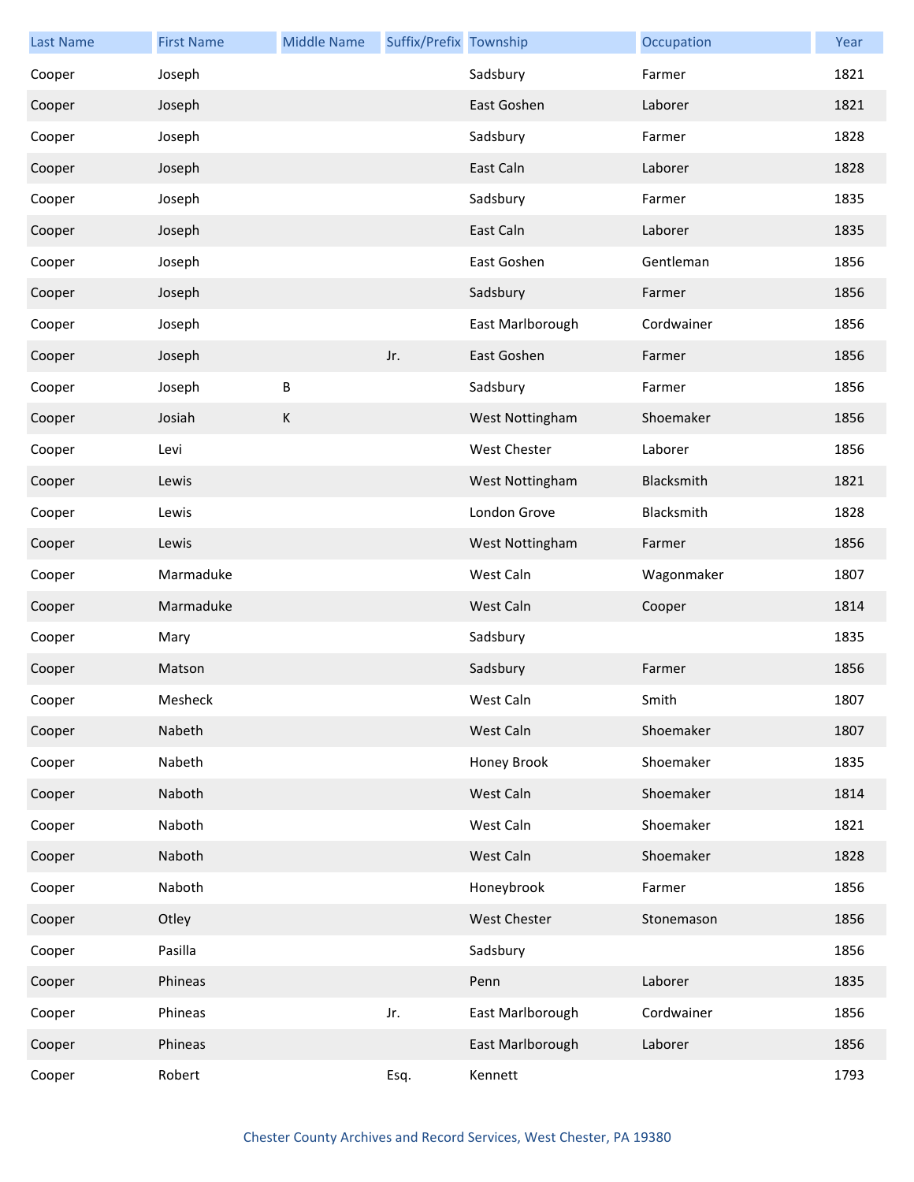| Last Name | First Name | Middle Name | Suffix/Prefix | Township | Occupation | Year |
|---|---|---|---|---|---|---|
| Cooper | Joseph | | | Sadsbury | Farmer | 1821 |
| Cooper | Joseph | | | East Goshen | Laborer | 1821 |
| Cooper | Joseph | | | Sadsbury | Farmer | 1828 |
| Cooper | Joseph | | | East Caln | Laborer | 1828 |
| Cooper | Joseph | | | Sadsbury | Farmer | 1835 |
| Cooper | Joseph | | | East Caln | Laborer | 1835 |
| Cooper | Joseph | | | East Goshen | Gentleman | 1856 |
| Cooper | Joseph | | | Sadsbury | Farmer | 1856 |
| Cooper | Joseph | | | East Marlborough | Cordwainer | 1856 |
| Cooper | Joseph | | Jr. | East Goshen | Farmer | 1856 |
| Cooper | Joseph | B | | Sadsbury | Farmer | 1856 |
| Cooper | Josiah | K | | West Nottingham | Shoemaker | 1856 |
| Cooper | Levi | | | West Chester | Laborer | 1856 |
| Cooper | Lewis | | | West Nottingham | Blacksmith | 1821 |
| Cooper | Lewis | | | London Grove | Blacksmith | 1828 |
| Cooper | Lewis | | | West Nottingham | Farmer | 1856 |
| Cooper | Marmaduke | | | West Caln | Wagonmaker | 1807 |
| Cooper | Marmaduke | | | West Caln | Cooper | 1814 |
| Cooper | Mary | | | Sadsbury | | 1835 |
| Cooper | Matson | | | Sadsbury | Farmer | 1856 |
| Cooper | Mesheck | | | West Caln | Smith | 1807 |
| Cooper | Nabeth | | | West Caln | Shoemaker | 1807 |
| Cooper | Nabeth | | | Honey Brook | Shoemaker | 1835 |
| Cooper | Naboth | | | West Caln | Shoemaker | 1814 |
| Cooper | Naboth | | | West Caln | Shoemaker | 1821 |
| Cooper | Naboth | | | West Caln | Shoemaker | 1828 |
| Cooper | Naboth | | | Honeybrook | Farmer | 1856 |
| Cooper | Otley | | | West Chester | Stonemason | 1856 |
| Cooper | Pasilla | | | Sadsbury | | 1856 |
| Cooper | Phineas | | | Penn | Laborer | 1835 |
| Cooper | Phineas | | Jr. | East Marlborough | Cordwainer | 1856 |
| Cooper | Phineas | | | East Marlborough | Laborer | 1856 |
| Cooper | Robert | | Esq. | Kennett | | 1793 |

Chester County Archives and Record Services, West Chester, PA 19380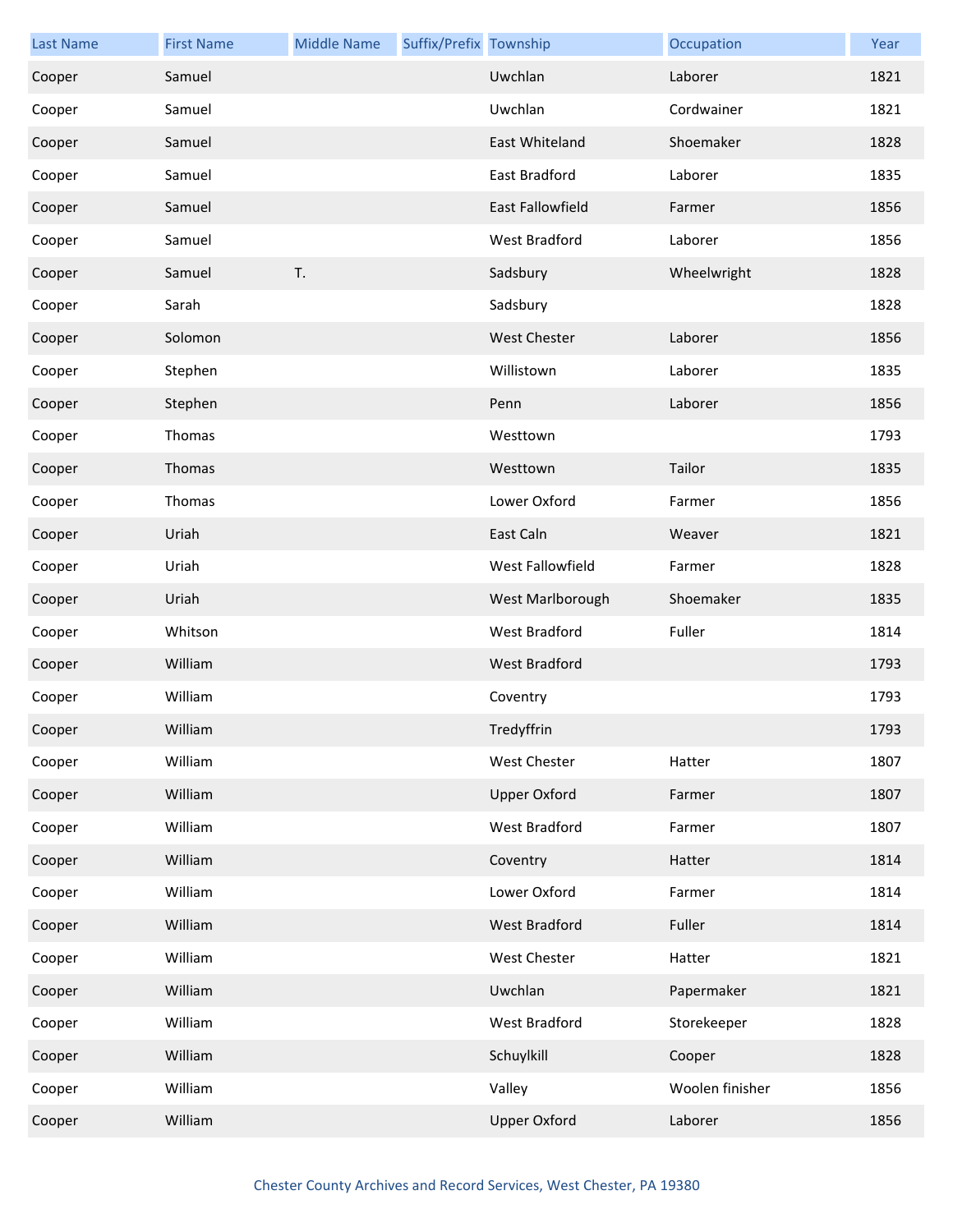| Last Name | First Name | Middle Name | Suffix/Prefix | Township | Occupation | Year |
| --- | --- | --- | --- | --- | --- | --- |
| Cooper | Samuel | | | Uwchlan | Laborer | 1821 |
| Cooper | Samuel | | | Uwchlan | Cordwainer | 1821 |
| Cooper | Samuel | | | East Whiteland | Shoemaker | 1828 |
| Cooper | Samuel | | | East Bradford | Laborer | 1835 |
| Cooper | Samuel | | | East Fallowfield | Farmer | 1856 |
| Cooper | Samuel | | | West Bradford | Laborer | 1856 |
| Cooper | Samuel | T. | | Sadsbury | Wheelwright | 1828 |
| Cooper | Sarah | | | Sadsbury | | 1828 |
| Cooper | Solomon | | | West Chester | Laborer | 1856 |
| Cooper | Stephen | | | Willistown | Laborer | 1835 |
| Cooper | Stephen | | | Penn | Laborer | 1856 |
| Cooper | Thomas | | | Westtown | | 1793 |
| Cooper | Thomas | | | Westtown | Tailor | 1835 |
| Cooper | Thomas | | | Lower Oxford | Farmer | 1856 |
| Cooper | Uriah | | | East Caln | Weaver | 1821 |
| Cooper | Uriah | | | West Fallowfield | Farmer | 1828 |
| Cooper | Uriah | | | West Marlborough | Shoemaker | 1835 |
| Cooper | Whitson | | | West Bradford | Fuller | 1814 |
| Cooper | William | | | West Bradford | | 1793 |
| Cooper | William | | | Coventry | | 1793 |
| Cooper | William | | | Tredyffrin | | 1793 |
| Cooper | William | | | West Chester | Hatter | 1807 |
| Cooper | William | | | Upper Oxford | Farmer | 1807 |
| Cooper | William | | | West Bradford | Farmer | 1807 |
| Cooper | William | | | Coventry | Hatter | 1814 |
| Cooper | William | | | Lower Oxford | Farmer | 1814 |
| Cooper | William | | | West Bradford | Fuller | 1814 |
| Cooper | William | | | West Chester | Hatter | 1821 |
| Cooper | William | | | Uwchlan | Papermaker | 1821 |
| Cooper | William | | | West Bradford | Storekeeper | 1828 |
| Cooper | William | | | Schuylkill | Cooper | 1828 |
| Cooper | William | | | Valley | Woolen finisher | 1856 |
| Cooper | William | | | Upper Oxford | Laborer | 1856 |

Chester County Archives and Record Services, West Chester, PA 19380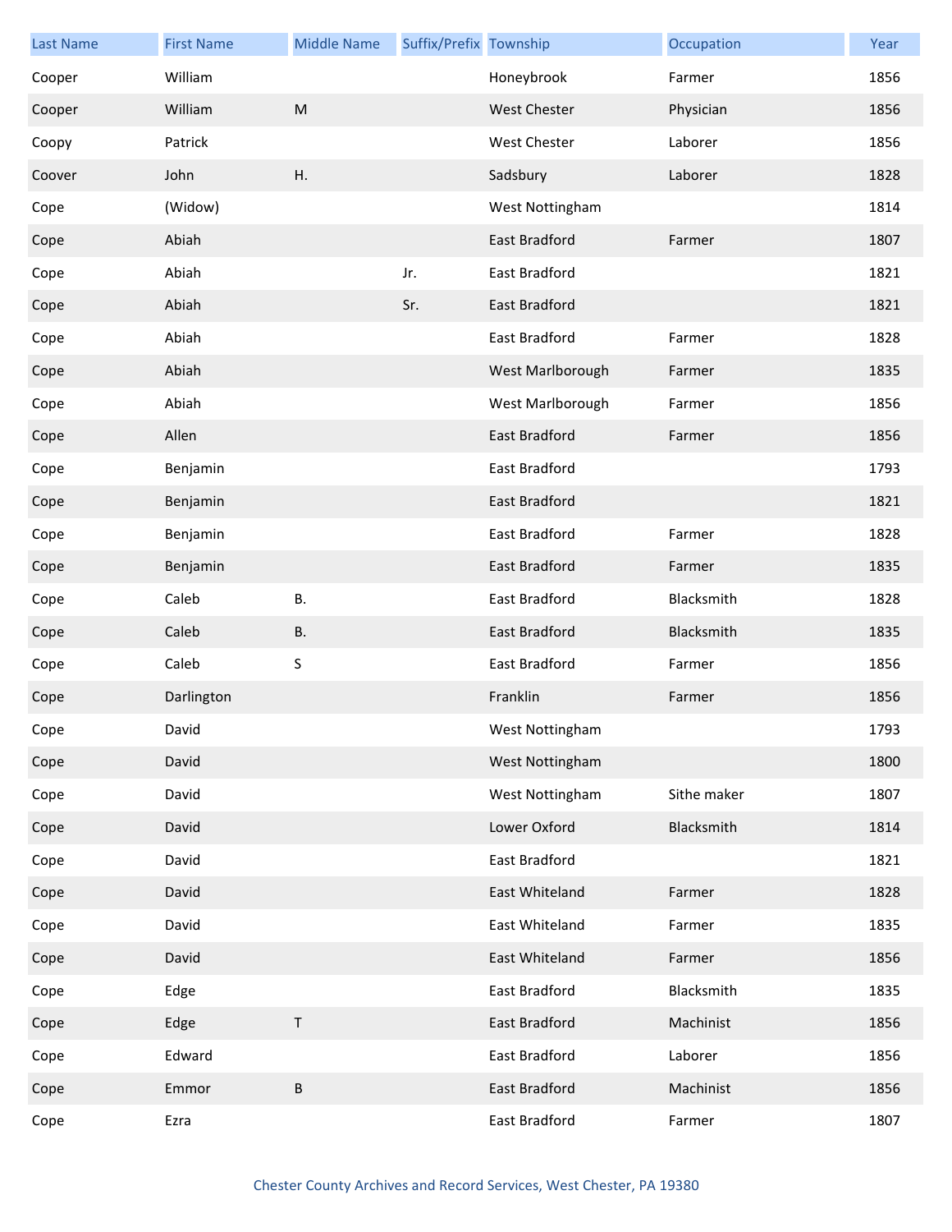| Last Name | First Name | Middle Name | Suffix/Prefix | Township | Occupation | Year |
|---|---|---|---|---|---|---|
| Cooper | William | | | Honeybrook | Farmer | 1856 |
| Cooper | William | M | | West Chester | Physician | 1856 |
| Coopy | Patrick | | | West Chester | Laborer | 1856 |
| Coover | John | H. | | Sadsbury | Laborer | 1828 |
| Cope | (Widow) | | | West Nottingham | | 1814 |
| Cope | Abiah | | | East Bradford | Farmer | 1807 |
| Cope | Abiah | | Jr. | East Bradford | | 1821 |
| Cope | Abiah | | Sr. | East Bradford | | 1821 |
| Cope | Abiah | | | East Bradford | Farmer | 1828 |
| Cope | Abiah | | | West Marlborough | Farmer | 1835 |
| Cope | Abiah | | | West Marlborough | Farmer | 1856 |
| Cope | Allen | | | East Bradford | Farmer | 1856 |
| Cope | Benjamin | | | East Bradford | | 1793 |
| Cope | Benjamin | | | East Bradford | | 1821 |
| Cope | Benjamin | | | East Bradford | Farmer | 1828 |
| Cope | Benjamin | | | East Bradford | Farmer | 1835 |
| Cope | Caleb | B. | | East Bradford | Blacksmith | 1828 |
| Cope | Caleb | B. | | East Bradford | Blacksmith | 1835 |
| Cope | Caleb | S | | East Bradford | Farmer | 1856 |
| Cope | Darlington | | | Franklin | Farmer | 1856 |
| Cope | David | | | West Nottingham | | 1793 |
| Cope | David | | | West Nottingham | | 1800 |
| Cope | David | | | West Nottingham | Sithe maker | 1807 |
| Cope | David | | | Lower Oxford | Blacksmith | 1814 |
| Cope | David | | | East Bradford | | 1821 |
| Cope | David | | | East Whiteland | Farmer | 1828 |
| Cope | David | | | East Whiteland | Farmer | 1835 |
| Cope | David | | | East Whiteland | Farmer | 1856 |
| Cope | Edge | | | East Bradford | Blacksmith | 1835 |
| Cope | Edge | T | | East Bradford | Machinist | 1856 |
| Cope | Edward | | | East Bradford | Laborer | 1856 |
| Cope | Emmor | B | | East Bradford | Machinist | 1856 |
| Cope | Ezra | | | East Bradford | Farmer | 1807 |

Chester County Archives and Record Services, West Chester, PA 19380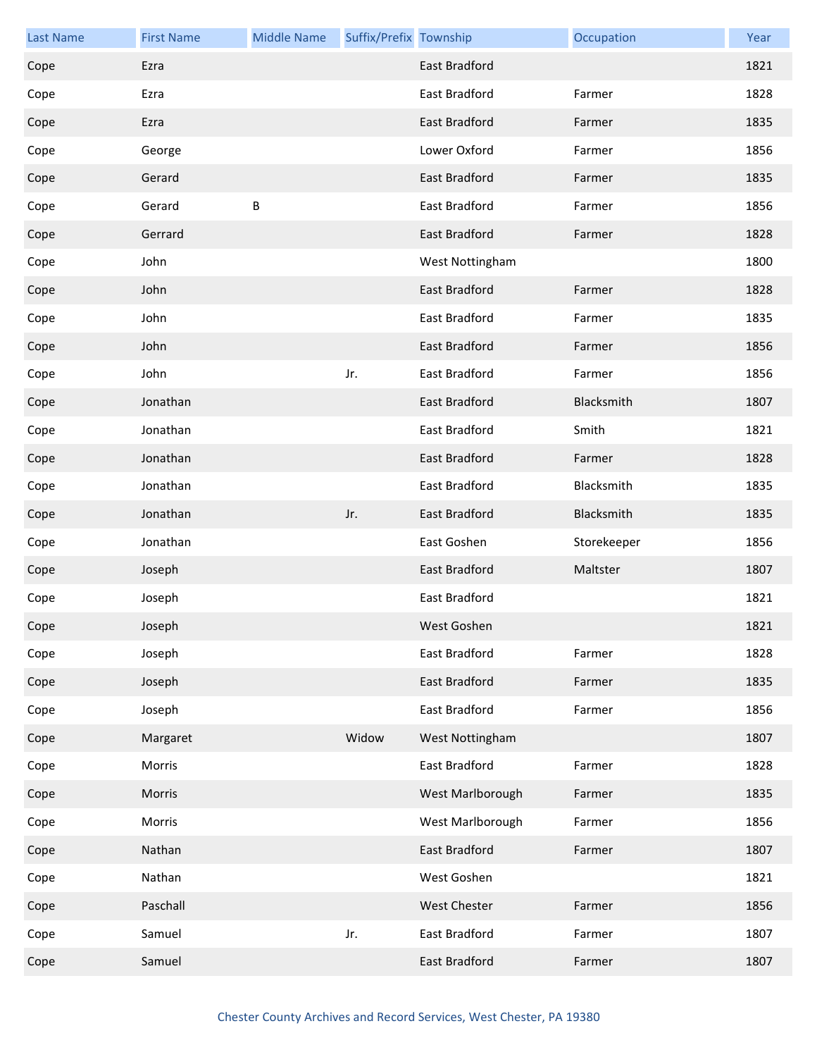| Last Name | First Name | Middle Name | Suffix/Prefix | Township | Occupation | Year |
| --- | --- | --- | --- | --- | --- | --- |
| Cope | Ezra | | | East Bradford | | 1821 |
| Cope | Ezra | | | East Bradford | Farmer | 1828 |
| Cope | Ezra | | | East Bradford | Farmer | 1835 |
| Cope | George | | | Lower Oxford | Farmer | 1856 |
| Cope | Gerard | | | East Bradford | Farmer | 1835 |
| Cope | Gerard | B | | East Bradford | Farmer | 1856 |
| Cope | Gerrard | | | East Bradford | Farmer | 1828 |
| Cope | John | | | West Nottingham | | 1800 |
| Cope | John | | | East Bradford | Farmer | 1828 |
| Cope | John | | | East Bradford | Farmer | 1835 |
| Cope | John | | | East Bradford | Farmer | 1856 |
| Cope | John | | Jr. | East Bradford | Farmer | 1856 |
| Cope | Jonathan | | | East Bradford | Blacksmith | 1807 |
| Cope | Jonathan | | | East Bradford | Smith | 1821 |
| Cope | Jonathan | | | East Bradford | Farmer | 1828 |
| Cope | Jonathan | | | East Bradford | Blacksmith | 1835 |
| Cope | Jonathan | | Jr. | East Bradford | Blacksmith | 1835 |
| Cope | Jonathan | | | East Goshen | Storekeeper | 1856 |
| Cope | Joseph | | | East Bradford | Maltster | 1807 |
| Cope | Joseph | | | East Bradford | | 1821 |
| Cope | Joseph | | | West Goshen | | 1821 |
| Cope | Joseph | | | East Bradford | Farmer | 1828 |
| Cope | Joseph | | | East Bradford | Farmer | 1835 |
| Cope | Joseph | | | East Bradford | Farmer | 1856 |
| Cope | Margaret | | Widow | West Nottingham | | 1807 |
| Cope | Morris | | | East Bradford | Farmer | 1828 |
| Cope | Morris | | | West Marlborough | Farmer | 1835 |
| Cope | Morris | | | West Marlborough | Farmer | 1856 |
| Cope | Nathan | | | East Bradford | Farmer | 1807 |
| Cope | Nathan | | | West Goshen | | 1821 |
| Cope | Paschall | | | West Chester | Farmer | 1856 |
| Cope | Samuel | | Jr. | East Bradford | Farmer | 1807 |
| Cope | Samuel | | | East Bradford | Farmer | 1807 |

Chester County Archives and Record Services, West Chester, PA 19380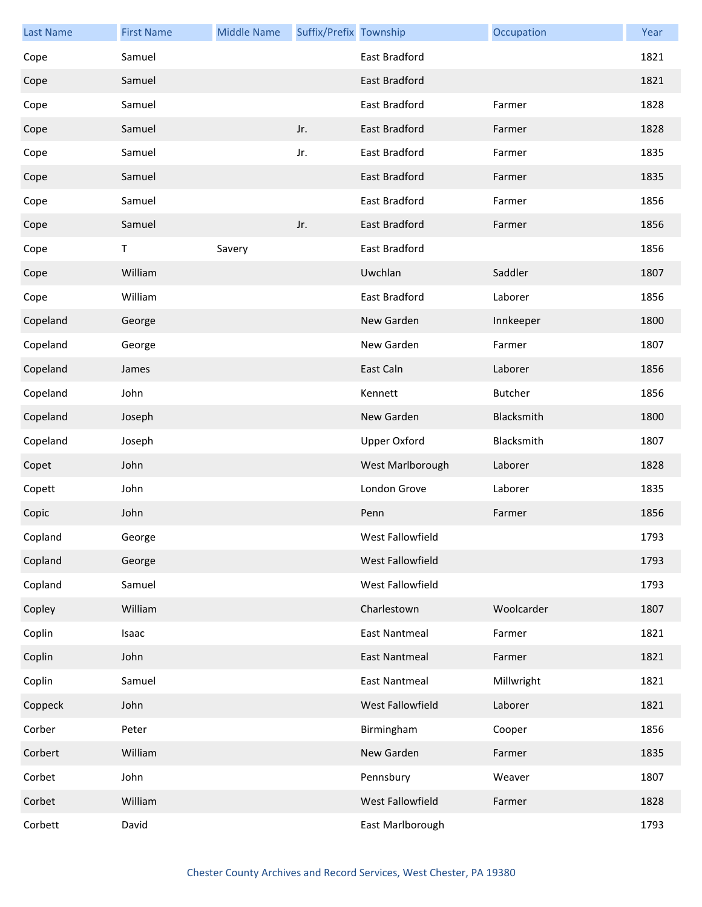| Last Name | First Name | Middle Name | Suffix/Prefix | Township | Occupation | Year |
|---|---|---|---|---|---|---|
| Cope | Samuel | | | East Bradford | | 1821 |
| Cope | Samuel | | | East Bradford | | 1821 |
| Cope | Samuel | | | East Bradford | Farmer | 1828 |
| Cope | Samuel | | Jr. | East Bradford | Farmer | 1828 |
| Cope | Samuel | | Jr. | East Bradford | Farmer | 1835 |
| Cope | Samuel | | | East Bradford | Farmer | 1835 |
| Cope | Samuel | | | East Bradford | Farmer | 1856 |
| Cope | Samuel | | Jr. | East Bradford | Farmer | 1856 |
| Cope | T | Savery | | East Bradford | | 1856 |
| Cope | William | | | Uwchlan | Saddler | 1807 |
| Cope | William | | | East Bradford | Laborer | 1856 |
| Copeland | George | | | New Garden | Innkeeper | 1800 |
| Copeland | George | | | New Garden | Farmer | 1807 |
| Copeland | James | | | East Caln | Laborer | 1856 |
| Copeland | John | | | Kennett | Butcher | 1856 |
| Copeland | Joseph | | | New Garden | Blacksmith | 1800 |
| Copeland | Joseph | | | Upper Oxford | Blacksmith | 1807 |
| Copet | John | | | West Marlborough | Laborer | 1828 |
| Copett | John | | | London Grove | Laborer | 1835 |
| Copic | John | | | Penn | Farmer | 1856 |
| Copland | George | | | West Fallowfield | | 1793 |
| Copland | George | | | West Fallowfield | | 1793 |
| Copland | Samuel | | | West Fallowfield | | 1793 |
| Copley | William | | | Charlestown | Woolcarder | 1807 |
| Coplin | Isaac | | | East Nantmeal | Farmer | 1821 |
| Coplin | John | | | East Nantmeal | Farmer | 1821 |
| Coplin | Samuel | | | East Nantmeal | Millwright | 1821 |
| Coppeck | John | | | West Fallowfield | Laborer | 1821 |
| Corber | Peter | | | Birmingham | Cooper | 1856 |
| Corbert | William | | | New Garden | Farmer | 1835 |
| Corbet | John | | | Pennsbury | Weaver | 1807 |
| Corbet | William | | | West Fallowfield | Farmer | 1828 |
| Corbett | David | | | East Marlborough | | 1793 |

Chester County Archives and Record Services, West Chester, PA 19380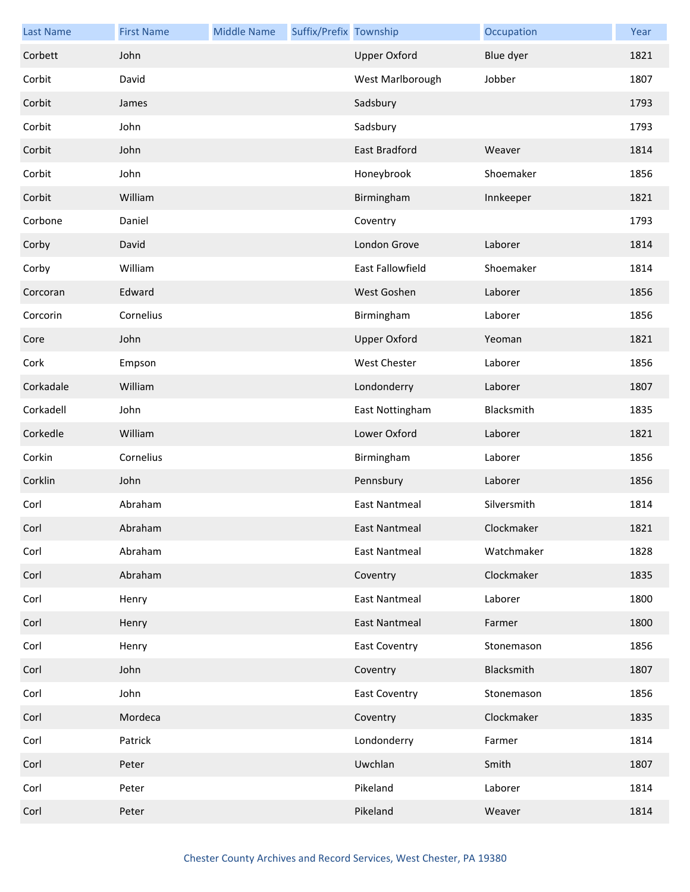| Last Name | First Name | Middle Name | Suffix/Prefix | Township | Occupation | Year |
|---|---|---|---|---|---|---|
| Corbett | John | | | Upper Oxford | Blue dyer | 1821 |
| Corbit | David | | | West Marlborough | Jobber | 1807 |
| Corbit | James | | | Sadsbury | | 1793 |
| Corbit | John | | | Sadsbury | | 1793 |
| Corbit | John | | | East Bradford | Weaver | 1814 |
| Corbit | John | | | Honeybrook | Shoemaker | 1856 |
| Corbit | William | | | Birmingham | Innkeeper | 1821 |
| Corbone | Daniel | | | Coventry | | 1793 |
| Corby | David | | | London Grove | Laborer | 1814 |
| Corby | William | | | East Fallowfield | Shoemaker | 1814 |
| Corcoran | Edward | | | West Goshen | Laborer | 1856 |
| Corcorin | Cornelius | | | Birmingham | Laborer | 1856 |
| Core | John | | | Upper Oxford | Yeoman | 1821 |
| Cork | Empson | | | West Chester | Laborer | 1856 |
| Corkadale | William | | | Londonderry | Laborer | 1807 |
| Corkadell | John | | | East Nottingham | Blacksmith | 1835 |
| Corkedle | William | | | Lower Oxford | Laborer | 1821 |
| Corkin | Cornelius | | | Birmingham | Laborer | 1856 |
| Corklin | John | | | Pennsbury | Laborer | 1856 |
| Corl | Abraham | | | East Nantmeal | Silversmith | 1814 |
| Corl | Abraham | | | East Nantmeal | Clockmaker | 1821 |
| Corl | Abraham | | | East Nantmeal | Watchmaker | 1828 |
| Corl | Abraham | | | Coventry | Clockmaker | 1835 |
| Corl | Henry | | | East Nantmeal | Laborer | 1800 |
| Corl | Henry | | | East Nantmeal | Farmer | 1800 |
| Corl | Henry | | | East Coventry | Stonemason | 1856 |
| Corl | John | | | Coventry | Blacksmith | 1807 |
| Corl | John | | | East Coventry | Stonemason | 1856 |
| Corl | Mordeca | | | Coventry | Clockmaker | 1835 |
| Corl | Patrick | | | Londonderry | Farmer | 1814 |
| Corl | Peter | | | Uwchlan | Smith | 1807 |
| Corl | Peter | | | Pikeland | Laborer | 1814 |
| Corl | Peter | | | Pikeland | Weaver | 1814 |

Chester County Archives and Record Services, West Chester, PA 19380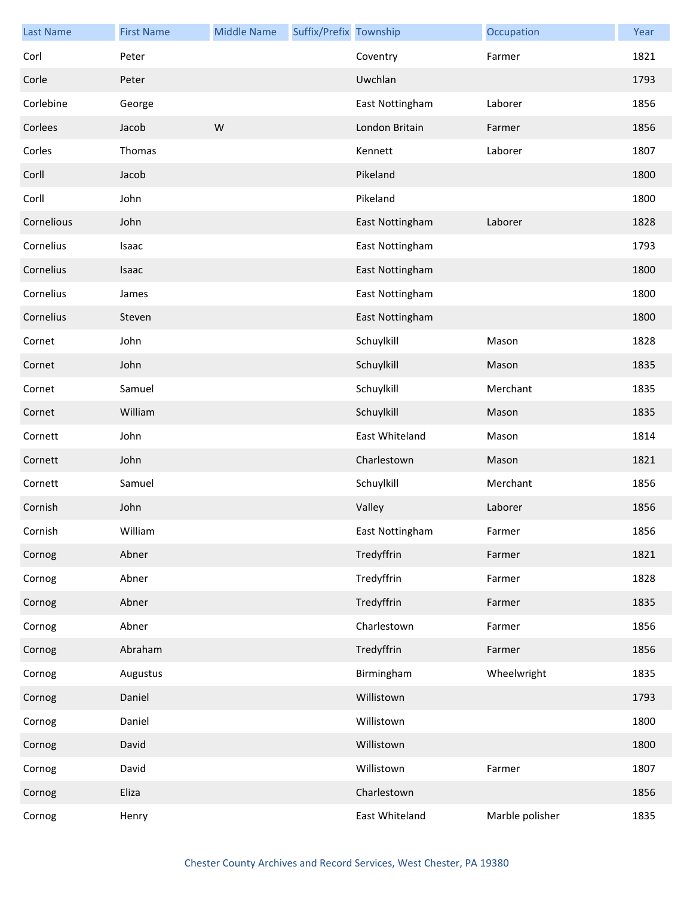| Last Name | First Name | Middle Name | Suffix/Prefix | Township | Occupation | Year |
|---|---|---|---|---|---|---|
| Corl | Peter | | | Coventry | Farmer | 1821 |
| Corle | Peter | | | Uwchlan | | 1793 |
| Corlebine | George | | | East Nottingham | Laborer | 1856 |
| Corlees | Jacob | W | | London Britain | Farmer | 1856 |
| Corles | Thomas | | | Kennett | Laborer | 1807 |
| Corll | Jacob | | | Pikeland | | 1800 |
| Corll | John | | | Pikeland | | 1800 |
| Cornelious | John | | | East Nottingham | Laborer | 1828 |
| Cornelius | Isaac | | | East Nottingham | | 1793 |
| Cornelius | Isaac | | | East Nottingham | | 1800 |
| Cornelius | James | | | East Nottingham | | 1800 |
| Cornelius | Steven | | | East Nottingham | | 1800 |
| Cornet | John | | | Schuylkill | Mason | 1828 |
| Cornet | John | | | Schuylkill | Mason | 1835 |
| Cornet | Samuel | | | Schuylkill | Merchant | 1835 |
| Cornet | William | | | Schuylkill | Mason | 1835 |
| Cornett | John | | | East Whiteland | Mason | 1814 |
| Cornett | John | | | Charlestown | Mason | 1821 |
| Cornett | Samuel | | | Schuylkill | Merchant | 1856 |
| Cornish | John | | | Valley | Laborer | 1856 |
| Cornish | William | | | East Nottingham | Farmer | 1856 |
| Cornog | Abner | | | Tredyffrin | Farmer | 1821 |
| Cornog | Abner | | | Tredyffrin | Farmer | 1828 |
| Cornog | Abner | | | Tredyffrin | Farmer | 1835 |
| Cornog | Abner | | | Charlestown | Farmer | 1856 |
| Cornog | Abraham | | | Tredyffrin | Farmer | 1856 |
| Cornog | Augustus | | | Birmingham | Wheelwright | 1835 |
| Cornog | Daniel | | | Willistown | | 1793 |
| Cornog | Daniel | | | Willistown | | 1800 |
| Cornog | David | | | Willistown | | 1800 |
| Cornog | David | | | Willistown | Farmer | 1807 |
| Cornog | Eliza | | | Charlestown | | 1856 |
| Cornog | Henry | | | East Whiteland | Marble polisher | 1835 |

Chester County Archives and Record Services, West Chester, PA 19380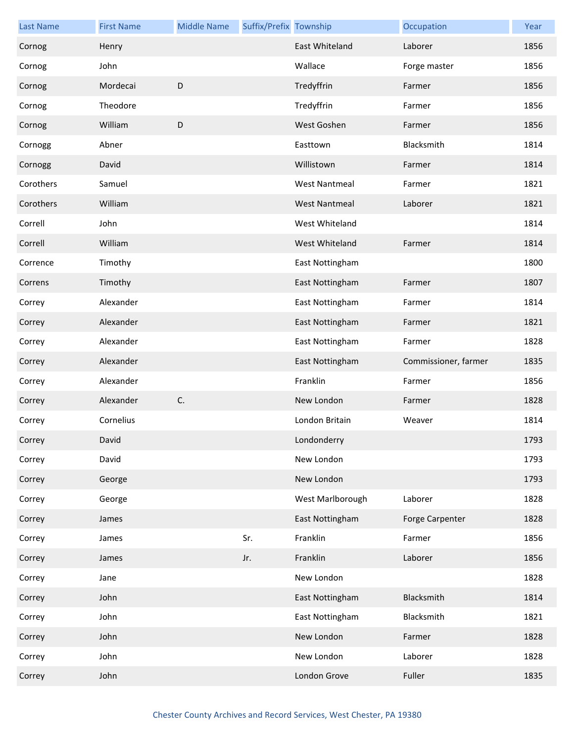| Last Name | First Name | Middle Name | Suffix/Prefix | Township | Occupation | Year |
| --- | --- | --- | --- | --- | --- | --- |
| Cornog | Henry | | | East Whiteland | Laborer | 1856 |
| Cornog | John | | | Wallace | Forge master | 1856 |
| Cornog | Mordecai | D | | Tredyffrin | Farmer | 1856 |
| Cornog | Theodore | | | Tredyffrin | Farmer | 1856 |
| Cornog | William | D | | West Goshen | Farmer | 1856 |
| Cornogg | Abner | | | Easttown | Blacksmith | 1814 |
| Cornogg | David | | | Willistown | Farmer | 1814 |
| Corothers | Samuel | | | West Nantmeal | Farmer | 1821 |
| Corothers | William | | | West Nantmeal | Laborer | 1821 |
| Correll | John | | | West Whiteland | | 1814 |
| Correll | William | | | West Whiteland | Farmer | 1814 |
| Corrence | Timothy | | | East Nottingham | | 1800 |
| Correns | Timothy | | | East Nottingham | Farmer | 1807 |
| Correy | Alexander | | | East Nottingham | Farmer | 1814 |
| Correy | Alexander | | | East Nottingham | Farmer | 1821 |
| Correy | Alexander | | | East Nottingham | Farmer | 1828 |
| Correy | Alexander | | | East Nottingham | Commissioner, farmer | 1835 |
| Correy | Alexander | | | Franklin | Farmer | 1856 |
| Correy | Alexander | C. | | New London | Farmer | 1828 |
| Correy | Cornelius | | | London Britain | Weaver | 1814 |
| Correy | David | | | Londonderry | | 1793 |
| Correy | David | | | New London | | 1793 |
| Correy | George | | | New London | | 1793 |
| Correy | George | | | West Marlborough | Laborer | 1828 |
| Correy | James | | | East Nottingham | Forge Carpenter | 1828 |
| Correy | James | | Sr. | Franklin | Farmer | 1856 |
| Correy | James | | Jr. | Franklin | Laborer | 1856 |
| Correy | Jane | | | New London | | 1828 |
| Correy | John | | | East Nottingham | Blacksmith | 1814 |
| Correy | John | | | East Nottingham | Blacksmith | 1821 |
| Correy | John | | | New London | Farmer | 1828 |
| Correy | John | | | New London | Laborer | 1828 |
| Correy | John | | | London Grove | Fuller | 1835 |

Chester County Archives and Record Services, West Chester, PA 19380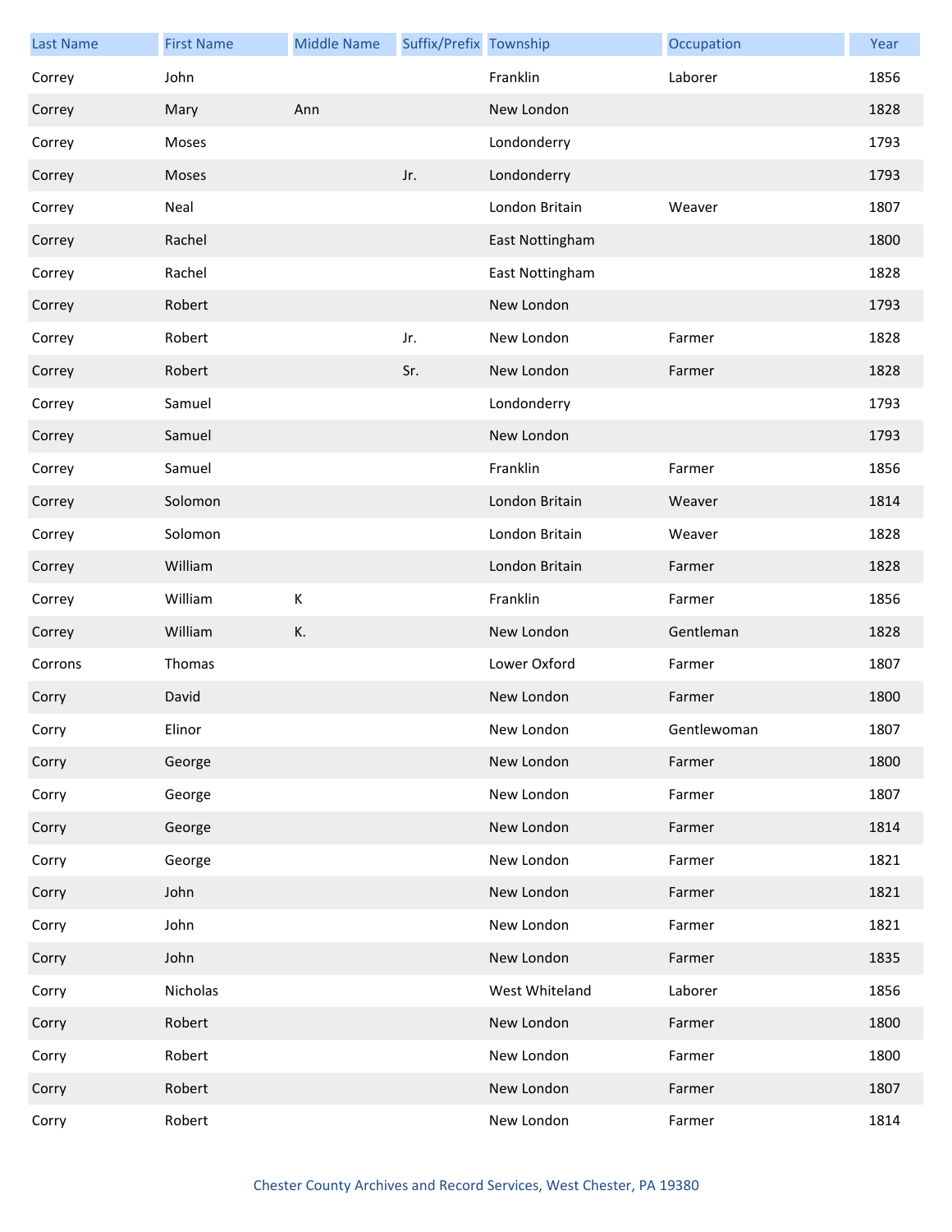| Last Name | First Name | Middle Name | Suffix/Prefix | Township | Occupation | Year |
|---|---|---|---|---|---|---|
| Correy | John | | | Franklin | Laborer | 1856 |
| Correy | Mary | Ann | | New London | | 1828 |
| Correy | Moses | | | Londonderry | | 1793 |
| Correy | Moses | | Jr. | Londonderry | | 1793 |
| Correy | Neal | | | London Britain | Weaver | 1807 |
| Correy | Rachel | | | East Nottingham | | 1800 |
| Correy | Rachel | | | East Nottingham | | 1828 |
| Correy | Robert | | | New London | | 1793 |
| Correy | Robert | | Jr. | New London | Farmer | 1828 |
| Correy | Robert | | Sr. | New London | Farmer | 1828 |
| Correy | Samuel | | | Londonderry | | 1793 |
| Correy | Samuel | | | New London | | 1793 |
| Correy | Samuel | | | Franklin | Farmer | 1856 |
| Correy | Solomon | | | London Britain | Weaver | 1814 |
| Correy | Solomon | | | London Britain | Weaver | 1828 |
| Correy | William | | | London Britain | Farmer | 1828 |
| Correy | William | K | | Franklin | Farmer | 1856 |
| Correy | William | K. | | New London | Gentleman | 1828 |
| Correns | Thomas | | | Lower Oxford | Farmer | 1807 |
| Corry | David | | | New London | Farmer | 1800 |
| Corry | Elinor | | | New London | Gentlewoman | 1807 |
| Corry | George | | | New London | Farmer | 1800 |
| Corry | George | | | New London | Farmer | 1807 |
| Corry | George | | | New London | Farmer | 1814 |
| Corry | George | | | New London | Farmer | 1821 |
| Corry | John | | | New London | Farmer | 1821 |
| Corry | John | | | New London | Farmer | 1821 |
| Corry | John | | | New London | Farmer | 1835 |
| Corry | Nicholas | | | West Whiteland | Laborer | 1856 |
| Corry | Robert | | | New London | Farmer | 1800 |
| Corry | Robert | | | New London | Farmer | 1800 |
| Corry | Robert | | | New London | Farmer | 1807 |
| Corry | Robert | | | New London | Farmer | 1814 |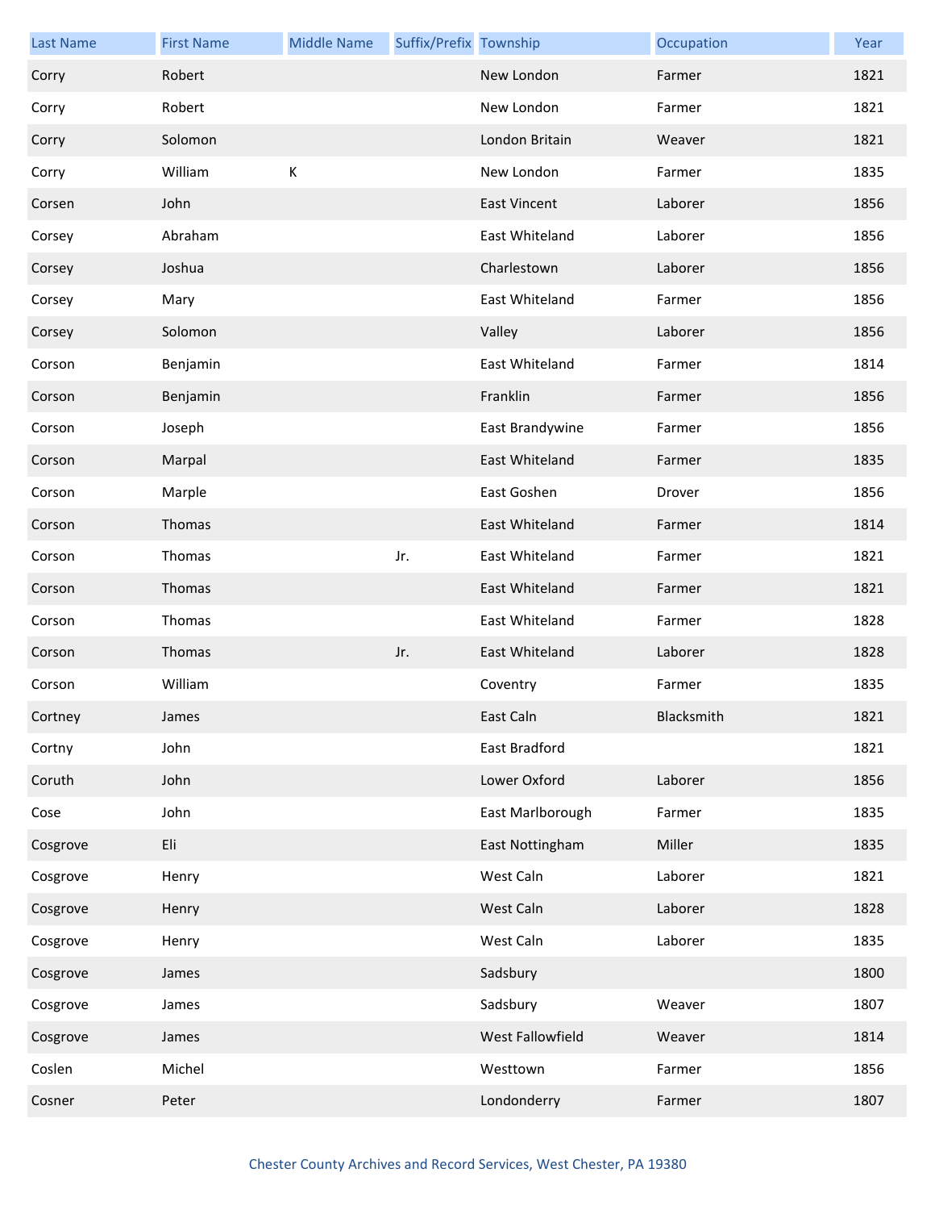| Last Name | First Name | Middle Name | Suffix/Prefix | Township | Occupation | Year |
|---|---|---|---|---|---|---|
| Corry | Robert | | | New London | Farmer | 1821 |
| Corry | Robert | | | New London | Farmer | 1821 |
| Corry | Solomon | | | London Britain | Weaver | 1821 |
| Corry | William | K | | New London | Farmer | 1835 |
| Corsen | John | | | East Vincent | Laborer | 1856 |
| Corsey | Abraham | | | East Whiteland | Laborer | 1856 |
| Corsey | Joshua | | | Charlestown | Laborer | 1856 |
| Corsey | Mary | | | East Whiteland | Farmer | 1856 |
| Corsey | Solomon | | | Valley | Laborer | 1856 |
| Corson | Benjamin | | | East Whiteland | Farmer | 1814 |
| Corson | Benjamin | | | Franklin | Farmer | 1856 |
| Corson | Joseph | | | East Brandywine | Farmer | 1856 |
| Corson | Marpal | | | East Whiteland | Farmer | 1835 |
| Corson | Marple | | | East Goshen | Drover | 1856 |
| Corson | Thomas | | | East Whiteland | Farmer | 1814 |
| Corson | Thomas | | Jr. | East Whiteland | Farmer | 1821 |
| Corson | Thomas | | | East Whiteland | Farmer | 1821 |
| Corson | Thomas | | | East Whiteland | Farmer | 1828 |
| Corson | Thomas | | Jr. | East Whiteland | Laborer | 1828 |
| Corson | William | | | Coventry | Farmer | 1835 |
| Cortney | James | | | East Caln | Blacksmith | 1821 |
| Cortny | John | | | East Bradford | | 1821 |
| Coruth | John | | | Lower Oxford | Laborer | 1856 |
| Cose | John | | | East Marlborough | Farmer | 1835 |
| Cosgrove | Eli | | | East Nottingham | Miller | 1835 |
| Cosgrove | Henry | | | West Caln | Laborer | 1821 |
| Cosgrove | Henry | | | West Caln | Laborer | 1828 |
| Cosgrove | Henry | | | West Caln | Laborer | 1835 |
| Cosgrove | James | | | Sadsbury | | 1800 |
| Cosgrove | James | | | Sadsbury | Weaver | 1807 |
| Cosgrove | James | | | West Fallowfield | Weaver | 1814 |
| Coslen | Michel | | | Westtown | Farmer | 1856 |
| Cosner | Peter | | | Londonderry | Farmer | 1807 |

Chester County Archives and Record Services, West Chester, PA 19380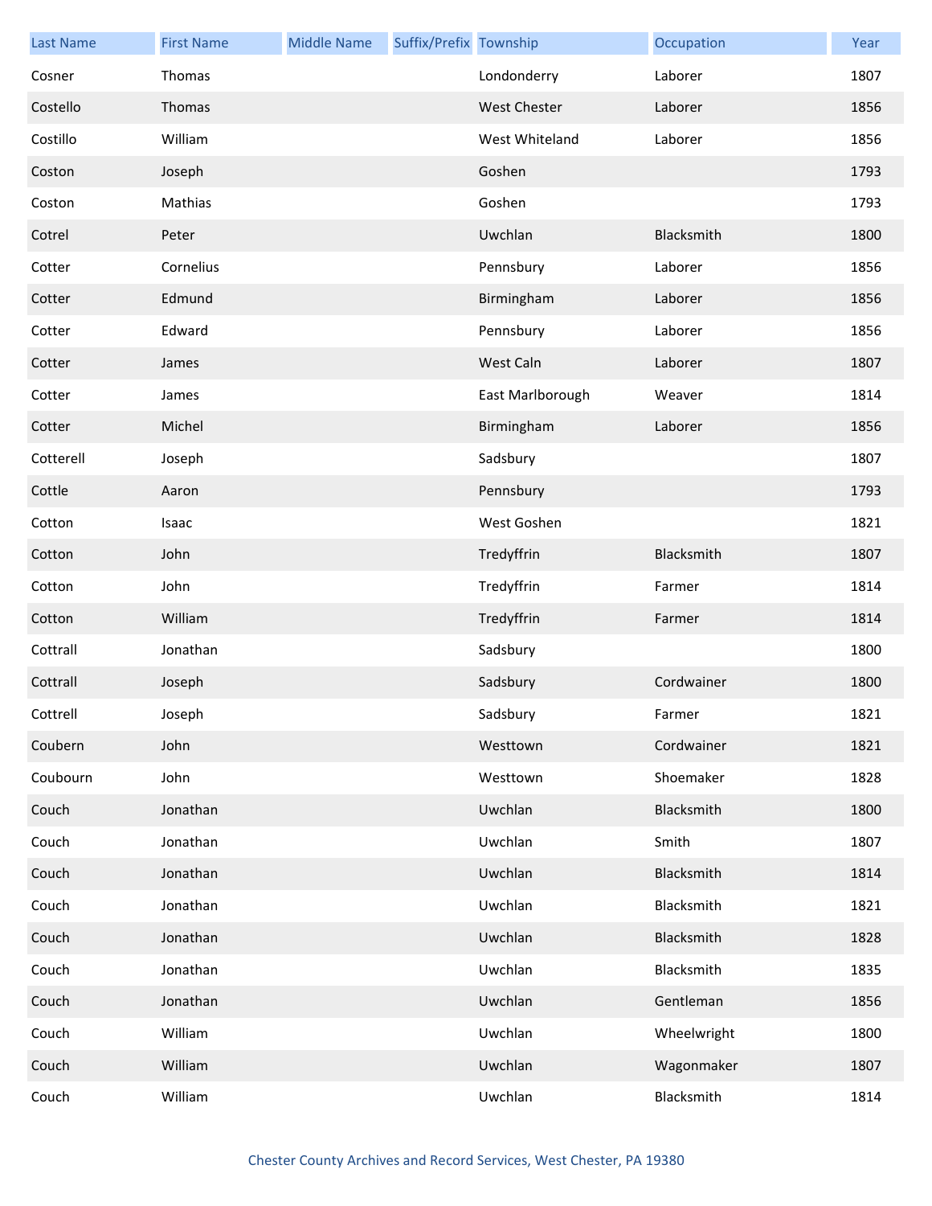| Last Name | First Name | Middle Name | Suffix/Prefix | Township | Occupation | Year |
|---|---|---|---|---|---|---|
| Cosner | Thomas | | | Londonderry | Laborer | 1807 |
| Costello | Thomas | | | West Chester | Laborer | 1856 |
| Costillo | William | | | West Whiteland | Laborer | 1856 |
| Coston | Joseph | | | Goshen | | 1793 |
| Coston | Mathias | | | Goshen | | 1793 |
| Cotrel | Peter | | | Uwchlan | Blacksmith | 1800 |
| Cotter | Cornelius | | | Pennsbury | Laborer | 1856 |
| Cotter | Edmund | | | Birmingham | Laborer | 1856 |
| Cotter | Edward | | | Pennsbury | Laborer | 1856 |
| Cotter | James | | | West Caln | Laborer | 1807 |
| Cotter | James | | | East Marlborough | Weaver | 1814 |
| Cotter | Michel | | | Birmingham | Laborer | 1856 |
| Cotterell | Joseph | | | Sadsbury | | 1807 |
| Cottle | Aaron | | | Pennsbury | | 1793 |
| Cotton | Isaac | | | West Goshen | | 1821 |
| Cotton | John | | | Tredyffrin | Blacksmith | 1807 |
| Cotton | John | | | Tredyffrin | Farmer | 1814 |
| Cotton | William | | | Tredyffrin | Farmer | 1814 |
| Cottrall | Jonathan | | | Sadsbury | | 1800 |
| Cottrall | Joseph | | | Sadsbury | Cordwainer | 1800 |
| Cottrell | Joseph | | | Sadsbury | Farmer | 1821 |
| Coubern | John | | | Westtown | Cordwainer | 1821 |
| Coubourn | John | | | Westtown | Shoemaker | 1828 |
| Couch | Jonathan | | | Uwchlan | Blacksmith | 1800 |
| Couch | Jonathan | | | Uwchlan | Smith | 1807 |
| Couch | Jonathan | | | Uwchlan | Blacksmith | 1814 |
| Couch | Jonathan | | | Uwchlan | Blacksmith | 1821 |
| Couch | Jonathan | | | Uwchlan | Blacksmith | 1828 |
| Couch | Jonathan | | | Uwchlan | Blacksmith | 1835 |
| Couch | Jonathan | | | Uwchlan | Gentleman | 1856 |
| Couch | William | | | Uwchlan | Wheelwright | 1800 |
| Couch | William | | | Uwchlan | Wagonmaker | 1807 |
| Couch | William | | | Uwchlan | Blacksmith | 1814 |

Chester County Archives and Record Services, West Chester, PA 19380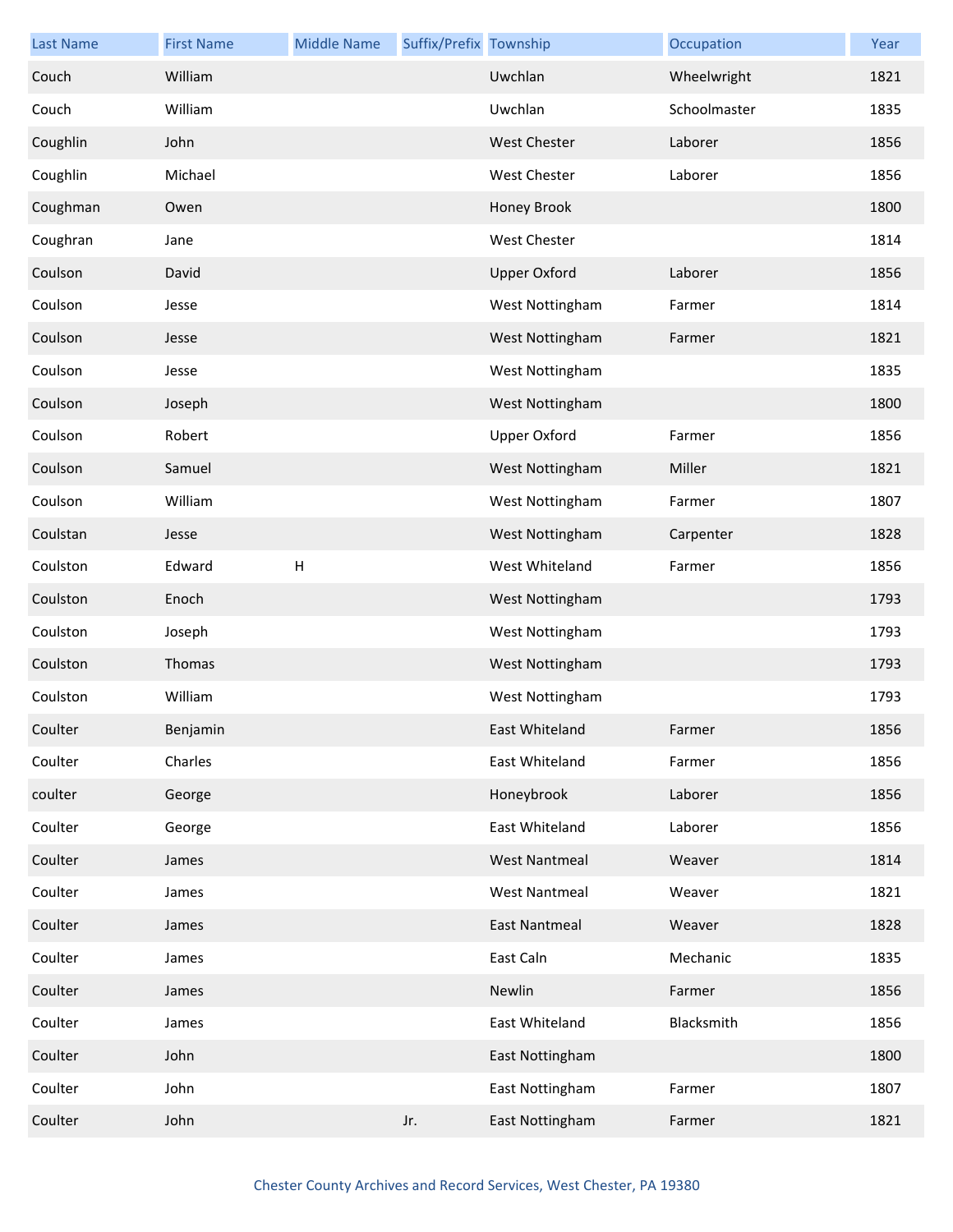| Last Name | First Name | Middle Name | Suffix/Prefix | Township | Occupation | Year |
|---|---|---|---|---|---|---|
| Couch | William | | | Uwchlan | Wheelwright | 1821 |
| Couch | William | | | Uwchlan | Schoolmaster | 1835 |
| Coughlin | John | | | West Chester | Laborer | 1856 |
| Coughlin | Michael | | | West Chester | Laborer | 1856 |
| Coughman | Owen | | | Honey Brook | | 1800 |
| Coughran | Jane | | | West Chester | | 1814 |
| Coulson | David | | | Upper Oxford | Laborer | 1856 |
| Coulson | Jesse | | | West Nottingham | Farmer | 1814 |
| Coulson | Jesse | | | West Nottingham | Farmer | 1821 |
| Coulson | Jesse | | | West Nottingham | | 1835 |
| Coulson | Joseph | | | West Nottingham | | 1800 |
| Coulson | Robert | | | Upper Oxford | Farmer | 1856 |
| Coulson | Samuel | | | West Nottingham | Miller | 1821 |
| Coulson | William | | | West Nottingham | Farmer | 1807 |
| Coulstan | Jesse | | | West Nottingham | Carpenter | 1828 |
| Coulston | Edward | H | | West Whiteland | Farmer | 1856 |
| Coulston | Enoch | | | West Nottingham | | 1793 |
| Coulston | Joseph | | | West Nottingham | | 1793 |
| Coulston | Thomas | | | West Nottingham | | 1793 |
| Coulston | William | | | West Nottingham | | 1793 |
| Coulter | Benjamin | | | East Whiteland | Farmer | 1856 |
| Coulter | Charles | | | East Whiteland | Farmer | 1856 |
| coulter | George | | | Honeybrook | Laborer | 1856 |
| Coulter | George | | | East Whiteland | Laborer | 1856 |
| Coulter | James | | | West Nantmeal | Weaver | 1814 |
| Coulter | James | | | West Nantmeal | Weaver | 1821 |
| Coulter | James | | | East Nantmeal | Weaver | 1828 |
| Coulter | James | | | East Caln | Mechanic | 1835 |
| Coulter | James | | | Newlin | Farmer | 1856 |
| Coulter | James | | | East Whiteland | Blacksmith | 1856 |
| Coulter | John | | | East Nottingham | | 1800 |
| Coulter | John | | | East Nottingham | Farmer | 1807 |
| Coulter | John | | Jr. | East Nottingham | Farmer | 1821 |

Chester County Archives and Record Services, West Chester, PA 19380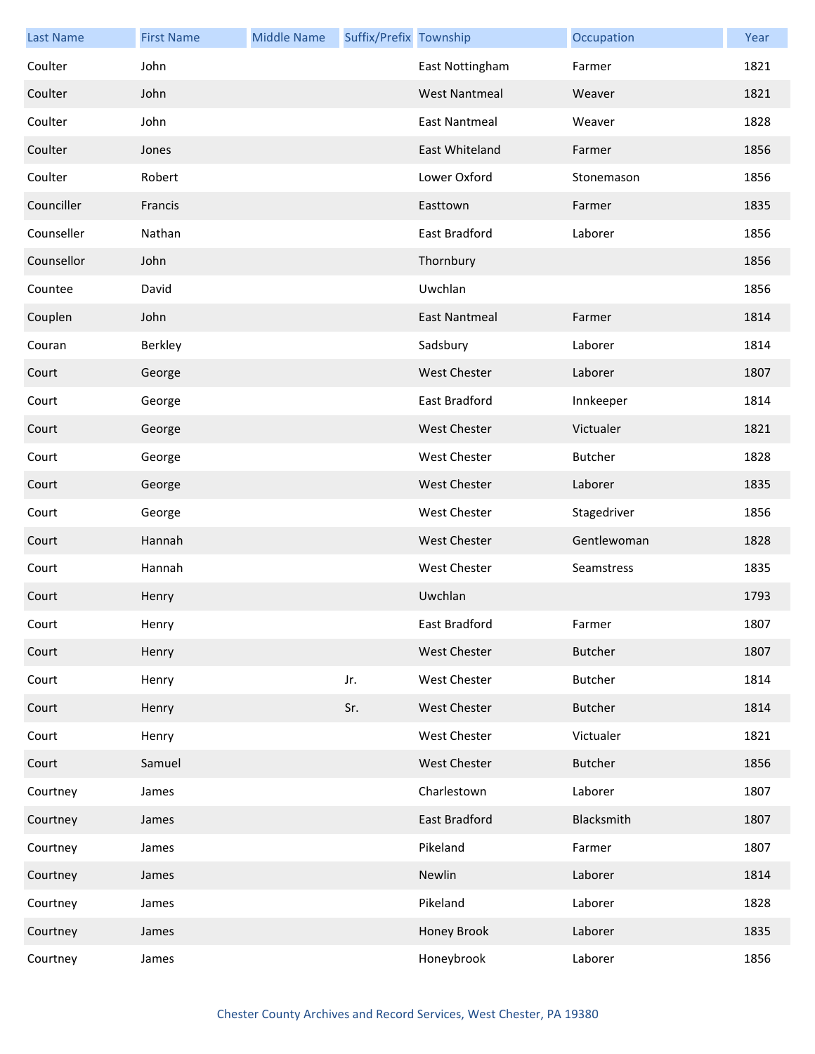| Last Name | First Name | Middle Name | Suffix/Prefix | Township | Occupation | Year |
|---|---|---|---|---|---|---|
| Coulter | John | | | East Nottingham | Farmer | 1821 |
| Coulter | John | | | West Nantmeal | Weaver | 1821 |
| Coulter | John | | | East Nantmeal | Weaver | 1828 |
| Coulter | Jones | | | East Whiteland | Farmer | 1856 |
| Coulter | Robert | | | Lower Oxford | Stonemason | 1856 |
| Counciller | Francis | | | Easttown | Farmer | 1835 |
| Counseller | Nathan | | | East Bradford | Laborer | 1856 |
| Counsellor | John | | | Thornbury | | 1856 |
| Countee | David | | | Uwchlan | | 1856 |
| Couplen | John | | | East Nantmeal | Farmer | 1814 |
| Couran | Berkley | | | Sadsbury | Laborer | 1814 |
| Court | George | | | West Chester | Laborer | 1807 |
| Court | George | | | East Bradford | Innkeeper | 1814 |
| Court | George | | | West Chester | Victualer | 1821 |
| Court | George | | | West Chester | Butcher | 1828 |
| Court | George | | | West Chester | Laborer | 1835 |
| Court | George | | | West Chester | Stagedriver | 1856 |
| Court | Hannah | | | West Chester | Gentlewoman | 1828 |
| Court | Hannah | | | West Chester | Seamstress | 1835 |
| Court | Henry | | | Uwchlan | | 1793 |
| Court | Henry | | | East Bradford | Farmer | 1807 |
| Court | Henry | | | West Chester | Butcher | 1807 |
| Court | Henry | | Jr. | West Chester | Butcher | 1814 |
| Court | Henry | | Sr. | West Chester | Butcher | 1814 |
| Court | Henry | | | West Chester | Victualer | 1821 |
| Court | Samuel | | | West Chester | Butcher | 1856 |
| Courtney | James | | | Charlestown | Laborer | 1807 |
| Courtney | James | | | East Bradford | Blacksmith | 1807 |
| Courtney | James | | | Pikeland | Farmer | 1807 |
| Courtney | James | | | Newlin | Laborer | 1814 |
| Courtney | James | | | Pikeland | Laborer | 1828 |
| Courtney | James | | | Honey Brook | Laborer | 1835 |
| Courtney | James | | | Honeybrook | Laborer | 1856 |

Chester County Archives and Record Services, West Chester, PA 19380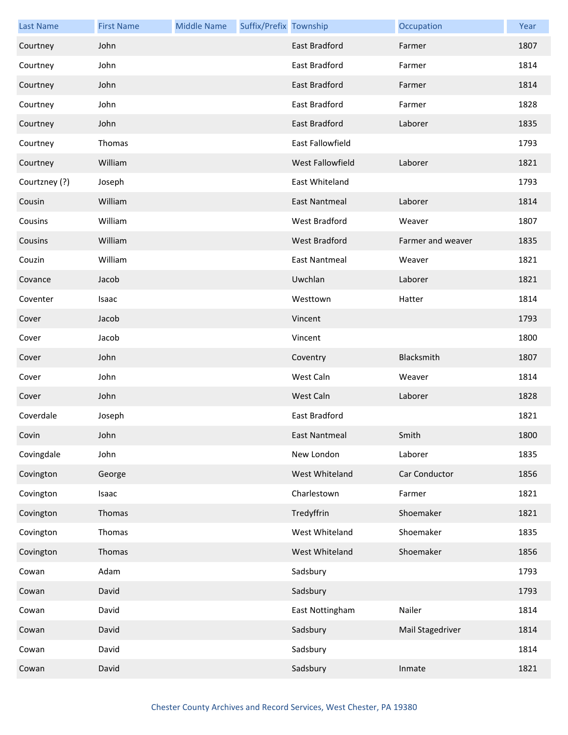| Last Name | First Name | Middle Name | Suffix/Prefix | Township | Occupation | Year |
|---|---|---|---|---|---|---|
| Courtney | John | | | East Bradford | Farmer | 1807 |
| Courtney | John | | | East Bradford | Farmer | 1814 |
| Courtney | John | | | East Bradford | Farmer | 1814 |
| Courtney | John | | | East Bradford | Farmer | 1828 |
| Courtney | John | | | East Bradford | Laborer | 1835 |
| Courtney | Thomas | | | East Fallowfield | | 1793 |
| Courtney | William | | | West Fallowfield | Laborer | 1821 |
| Courtzney (?) | Joseph | | | East Whiteland | | 1793 |
| Cousin | William | | | East Nantmeal | Laborer | 1814 |
| Cousins | William | | | West Bradford | Weaver | 1807 |
| Cousins | William | | | West Bradford | Farmer and weaver | 1835 |
| Couzin | William | | | East Nantmeal | Weaver | 1821 |
| Covance | Jacob | | | Uwchlan | Laborer | 1821 |
| Coventer | Isaac | | | Westtown | Hatter | 1814 |
| Cover | Jacob | | | Vincent | | 1793 |
| Cover | Jacob | | | Vincent | | 1800 |
| Cover | John | | | Coventry | Blacksmith | 1807 |
| Cover | John | | | West Caln | Weaver | 1814 |
| Cover | John | | | West Caln | Laborer | 1828 |
| Coverdale | Joseph | | | East Bradford | | 1821 |
| Covin | John | | | East Nantmeal | Smith | 1800 |
| Covingdale | John | | | New London | Laborer | 1835 |
| Covington | George | | | West Whiteland | Car Conductor | 1856 |
| Covington | Isaac | | | Charlestown | Farmer | 1821 |
| Covington | Thomas | | | Tredyffrin | Shoemaker | 1821 |
| Covington | Thomas | | | West Whiteland | Shoemaker | 1835 |
| Covington | Thomas | | | West Whiteland | Shoemaker | 1856 |
| Cowan | Adam | | | Sadsbury | | 1793 |
| Cowan | David | | | Sadsbury | | 1793 |
| Cowan | David | | | East Nottingham | Nailer | 1814 |
| Cowan | David | | | Sadsbury | Mail Stagedriver | 1814 |
| Cowan | David | | | Sadsbury | | 1814 |
| Cowan | David | | | Sadsbury | Inmate | 1821 |

Chester County Archives and Record Services, West Chester, PA 19380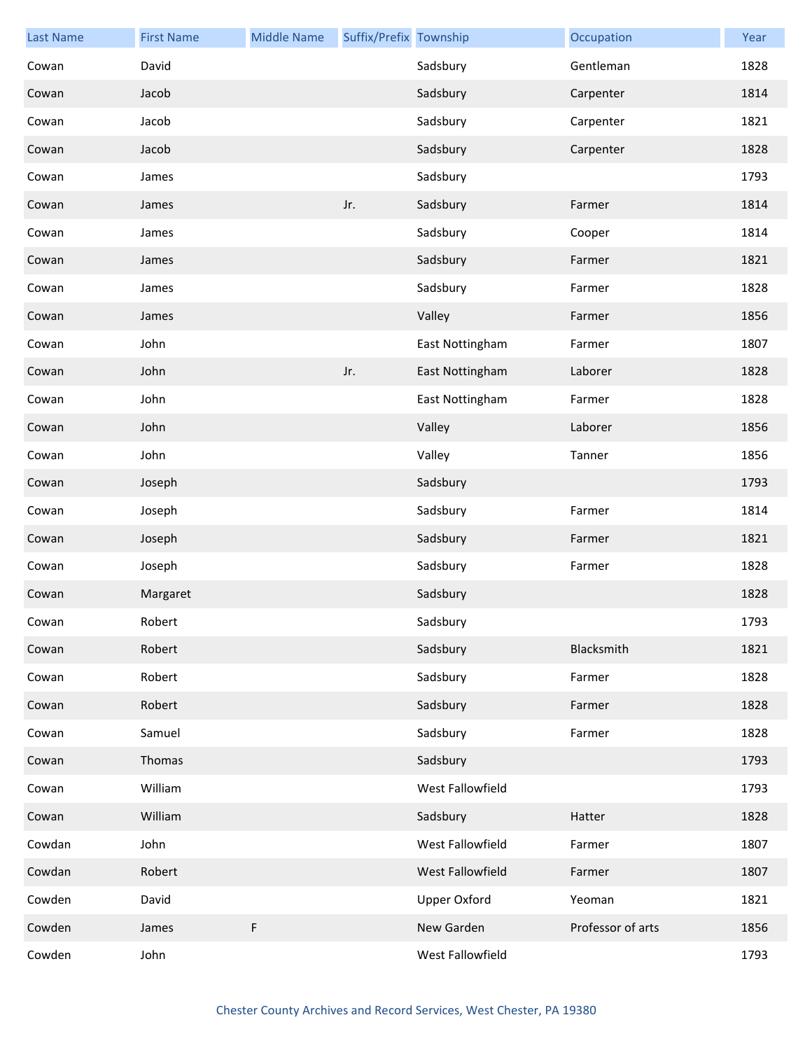| Last Name | First Name | Middle Name | Suffix/Prefix | Township | Occupation | Year |
|---|---|---|---|---|---|---|
| Cowan | David | | | Sadsbury | Gentleman | 1828 |
| Cowan | Jacob | | | Sadsbury | Carpenter | 1814 |
| Cowan | Jacob | | | Sadsbury | Carpenter | 1821 |
| Cowan | Jacob | | | Sadsbury | Carpenter | 1828 |
| Cowan | James | | | Sadsbury | | 1793 |
| Cowan | James | | Jr. | Sadsbury | Farmer | 1814 |
| Cowan | James | | | Sadsbury | Cooper | 1814 |
| Cowan | James | | | Sadsbury | Farmer | 1821 |
| Cowan | James | | | Sadsbury | Farmer | 1828 |
| Cowan | James | | | Valley | Farmer | 1856 |
| Cowan | John | | | East Nottingham | Farmer | 1807 |
| Cowan | John | | Jr. | East Nottingham | Laborer | 1828 |
| Cowan | John | | | East Nottingham | Farmer | 1828 |
| Cowan | John | | | Valley | Laborer | 1856 |
| Cowan | John | | | Valley | Tanner | 1856 |
| Cowan | Joseph | | | Sadsbury | | 1793 |
| Cowan | Joseph | | | Sadsbury | Farmer | 1814 |
| Cowan | Joseph | | | Sadsbury | Farmer | 1821 |
| Cowan | Joseph | | | Sadsbury | Farmer | 1828 |
| Cowan | Margaret | | | Sadsbury | | 1828 |
| Cowan | Robert | | | Sadsbury | | 1793 |
| Cowan | Robert | | | Sadsbury | Blacksmith | 1821 |
| Cowan | Robert | | | Sadsbury | Farmer | 1828 |
| Cowan | Robert | | | Sadsbury | Farmer | 1828 |
| Cowan | Samuel | | | Sadsbury | Farmer | 1828 |
| Cowan | Thomas | | | Sadsbury | | 1793 |
| Cowan | William | | | West Fallowfield | | 1793 |
| Cowan | William | | | Sadsbury | Hatter | 1828 |
| Cowdan | John | | | West Fallowfield | Farmer | 1807 |
| Cowdan | Robert | | | West Fallowfield | Farmer | 1807 |
| Cowden | David | | | Upper Oxford | Yeoman | 1821 |
| Cowden | James | F | | New Garden | Professor of arts | 1856 |
| Cowden | John | | | West Fallowfield | | 1793 |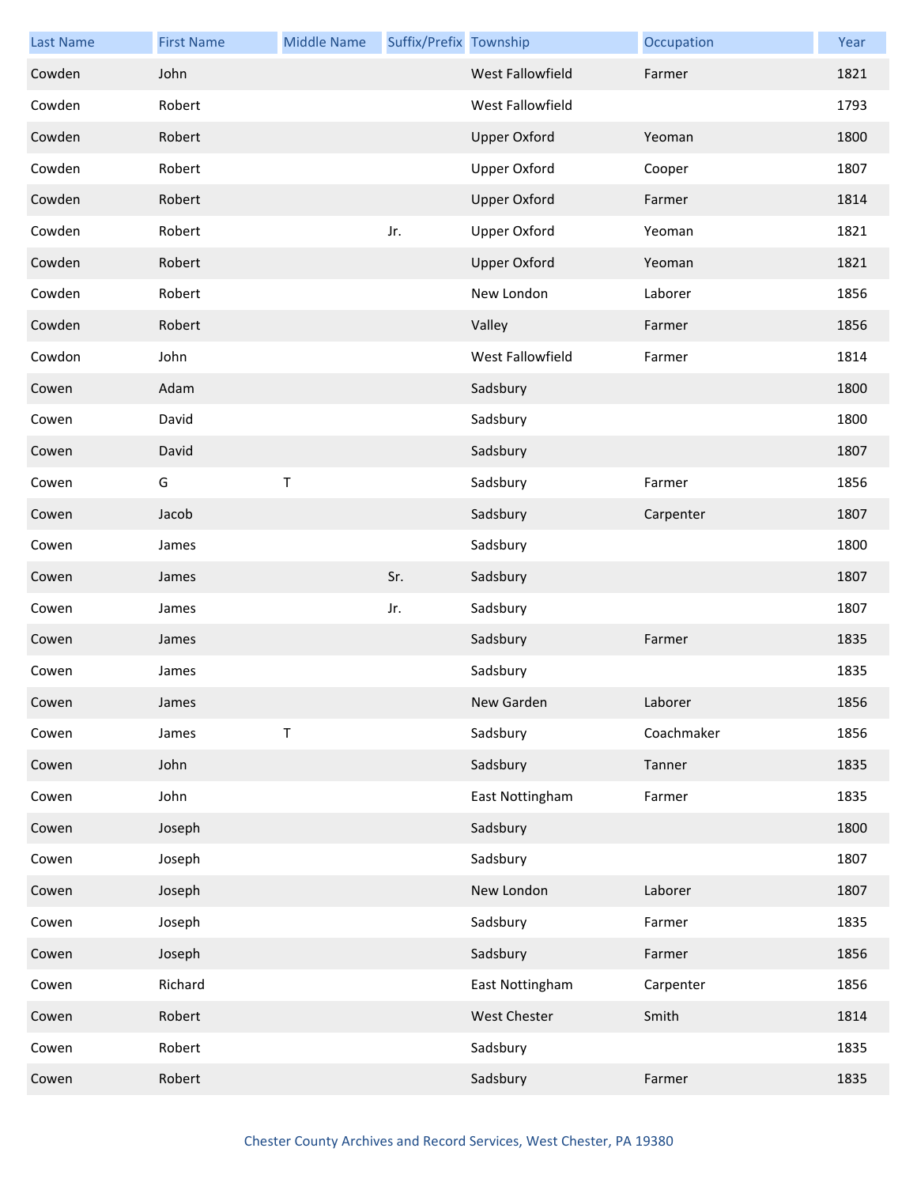| Last Name | First Name | Middle Name | Suffix/Prefix | Township | Occupation | Year |
|---|---|---|---|---|---|---|
| Cowden | John | | | West Fallowfield | Farmer | 1821 |
| Cowden | Robert | | | West Fallowfield | | 1793 |
| Cowden | Robert | | | Upper Oxford | Yeoman | 1800 |
| Cowden | Robert | | | Upper Oxford | Cooper | 1807 |
| Cowden | Robert | | | Upper Oxford | Farmer | 1814 |
| Cowden | Robert | | Jr. | Upper Oxford | Yeoman | 1821 |
| Cowden | Robert | | | Upper Oxford | Yeoman | 1821 |
| Cowden | Robert | | | New London | Laborer | 1856 |
| Cowden | Robert | | | Valley | Farmer | 1856 |
| Cowdon | John | | | West Fallowfield | Farmer | 1814 |
| Cowen | Adam | | | Sadsbury | | 1800 |
| Cowen | David | | | Sadsbury | | 1800 |
| Cowen | David | | | Sadsbury | | 1807 |
| Cowen | G | T | | Sadsbury | Farmer | 1856 |
| Cowen | Jacob | | | Sadsbury | Carpenter | 1807 |
| Cowen | James | | | Sadsbury | | 1800 |
| Cowen | James | | Sr. | Sadsbury | | 1807 |
| Cowen | James | | Jr. | Sadsbury | | 1807 |
| Cowen | James | | | Sadsbury | Farmer | 1835 |
| Cowen | James | | | Sadsbury | | 1835 |
| Cowen | James | | | New Garden | Laborer | 1856 |
| Cowen | James | T | | Sadsbury | Coachmaker | 1856 |
| Cowen | John | | | Sadsbury | Tanner | 1835 |
| Cowen | John | | | East Nottingham | Farmer | 1835 |
| Cowen | Joseph | | | Sadsbury | | 1800 |
| Cowen | Joseph | | | Sadsbury | | 1807 |
| Cowen | Joseph | | | New London | Laborer | 1807 |
| Cowen | Joseph | | | Sadsbury | Farmer | 1835 |
| Cowen | Joseph | | | Sadsbury | Farmer | 1856 |
| Cowen | Richard | | | East Nottingham | Carpenter | 1856 |
| Cowen | Robert | | | West Chester | Smith | 1814 |
| Cowen | Robert | | | Sadsbury | | 1835 |
| Cowen | Robert | | | Sadsbury | Farmer | 1835 |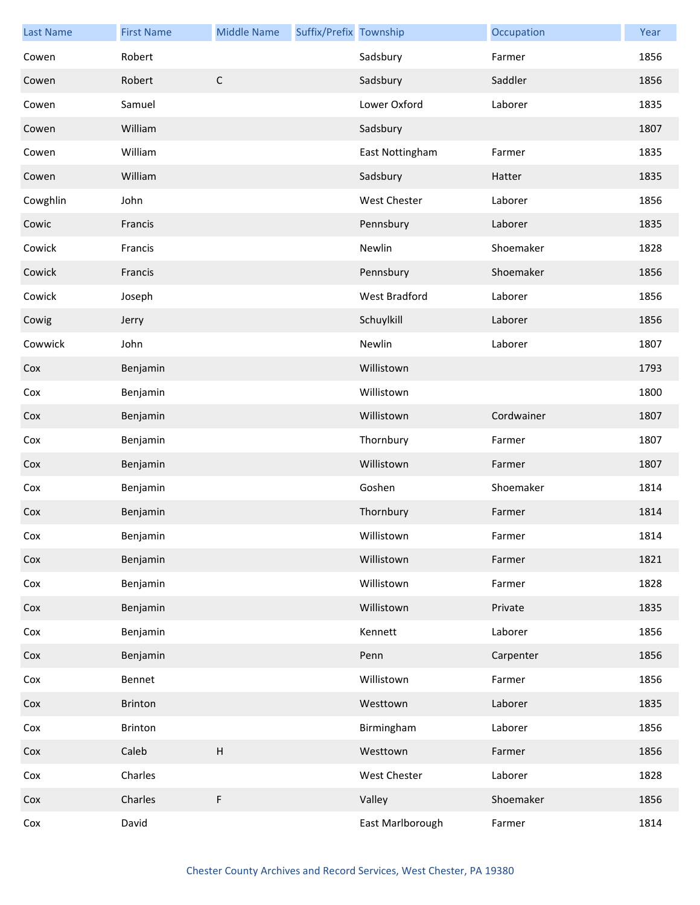| Last Name | First Name | Middle Name | Suffix/Prefix | Township | Occupation | Year |
|---|---|---|---|---|---|---|
| Cowen | Robert | | | Sadsbury | Farmer | 1856 |
| Cowen | Robert | C | | Sadsbury | Saddler | 1856 |
| Cowen | Samuel | | | Lower Oxford | Laborer | 1835 |
| Cowen | William | | | Sadsbury | | 1807 |
| Cowen | William | | | East Nottingham | Farmer | 1835 |
| Cowen | William | | | Sadsbury | Hatter | 1835 |
| Cowghlin | John | | | West Chester | Laborer | 1856 |
| Cowic | Francis | | | Pennsbury | Laborer | 1835 |
| Cowick | Francis | | | Newlin | Shoemaker | 1828 |
| Cowick | Francis | | | Pennsbury | Shoemaker | 1856 |
| Cowick | Joseph | | | West Bradford | Laborer | 1856 |
| Cowig | Jerry | | | Schuylkill | Laborer | 1856 |
| Cowwick | John | | | Newlin | Laborer | 1807 |
| Cox | Benjamin | | | Willistown | | 1793 |
| Cox | Benjamin | | | Willistown | | 1800 |
| Cox | Benjamin | | | Willistown | Cordwainer | 1807 |
| Cox | Benjamin | | | Thornbury | Farmer | 1807 |
| Cox | Benjamin | | | Willistown | Farmer | 1807 |
| Cox | Benjamin | | | Goshen | Shoemaker | 1814 |
| Cox | Benjamin | | | Thornbury | Farmer | 1814 |
| Cox | Benjamin | | | Willistown | Farmer | 1814 |
| Cox | Benjamin | | | Willistown | Farmer | 1821 |
| Cox | Benjamin | | | Willistown | Farmer | 1828 |
| Cox | Benjamin | | | Willistown | Private | 1835 |
| Cox | Benjamin | | | Kennett | Laborer | 1856 |
| Cox | Benjamin | | | Penn | Carpenter | 1856 |
| Cox | Bennet | | | Willistown | Farmer | 1856 |
| Cox | Brinton | | | Westtown | Laborer | 1835 |
| Cox | Brinton | | | Birmingham | Laborer | 1856 |
| Cox | Caleb | H | | Westtown | Farmer | 1856 |
| Cox | Charles | | | West Chester | Laborer | 1828 |
| Cox | Charles | F | | Valley | Shoemaker | 1856 |
| Cox | David | | | East Marlborough | Farmer | 1814 |

Chester County Archives and Record Services, West Chester, PA 19380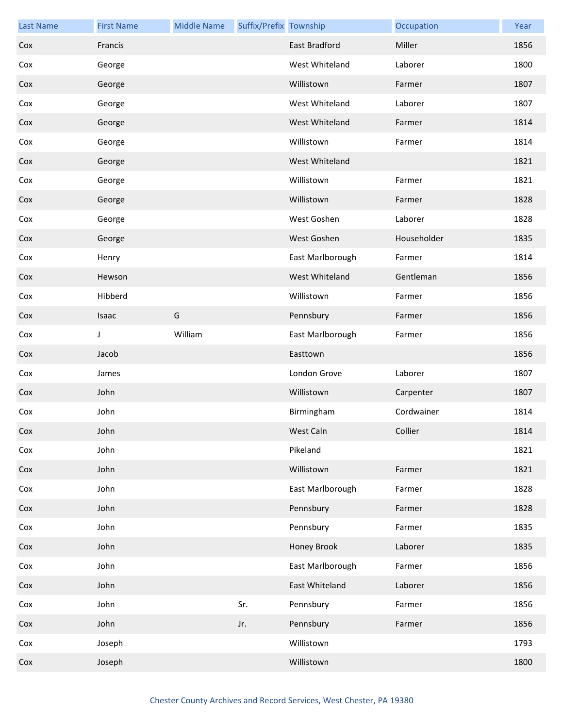| Last Name | First Name | Middle Name | Suffix/Prefix | Township | Occupation | Year |
|---|---|---|---|---|---|---|
| Cox | Francis | | | East Bradford | Miller | 1856 |
| Cox | George | | | West Whiteland | Laborer | 1800 |
| Cox | George | | | Willistown | Farmer | 1807 |
| Cox | George | | | West Whiteland | Laborer | 1807 |
| Cox | George | | | West Whiteland | Farmer | 1814 |
| Cox | George | | | Willistown | Farmer | 1814 |
| Cox | George | | | West Whiteland | | 1821 |
| Cox | George | | | Willistown | Farmer | 1821 |
| Cox | George | | | Willistown | Farmer | 1828 |
| Cox | George | | | West Goshen | Laborer | 1828 |
| Cox | George | | | West Goshen | Householder | 1835 |
| Cox | Henry | | | East Marlborough | Farmer | 1814 |
| Cox | Hewson | | | West Whiteland | Gentleman | 1856 |
| Cox | Hibberd | | | Willistown | Farmer | 1856 |
| Cox | Isaac | G | | Pennsbury | Farmer | 1856 |
| Cox | J | William | | East Marlborough | Farmer | 1856 |
| Cox | Jacob | | | Easttown | | 1856 |
| Cox | James | | | London Grove | Laborer | 1807 |
| Cox | John | | | Willistown | Carpenter | 1807 |
| Cox | John | | | Birmingham | Cordwainer | 1814 |
| Cox | John | | | West Caln | Collier | 1814 |
| Cox | John | | | Pikeland | | 1821 |
| Cox | John | | | Willistown | Farmer | 1821 |
| Cox | John | | | East Marlborough | Farmer | 1828 |
| Cox | John | | | Pennsbury | Farmer | 1828 |
| Cox | John | | | Pennsbury | Farmer | 1835 |
| Cox | John | | | Honey Brook | Laborer | 1835 |
| Cox | John | | | East Marlborough | Farmer | 1856 |
| Cox | John | | | East Whiteland | Laborer | 1856 |
| Cox | John | | Sr. | Pennsbury | Farmer | 1856 |
| Cox | John | | Jr. | Pennsbury | Farmer | 1856 |
| Cox | Joseph | | | Willistown | | 1793 |
| Cox | Joseph | | | Willistown | | 1800 |

Chester County Archives and Record Services, West Chester, PA 19380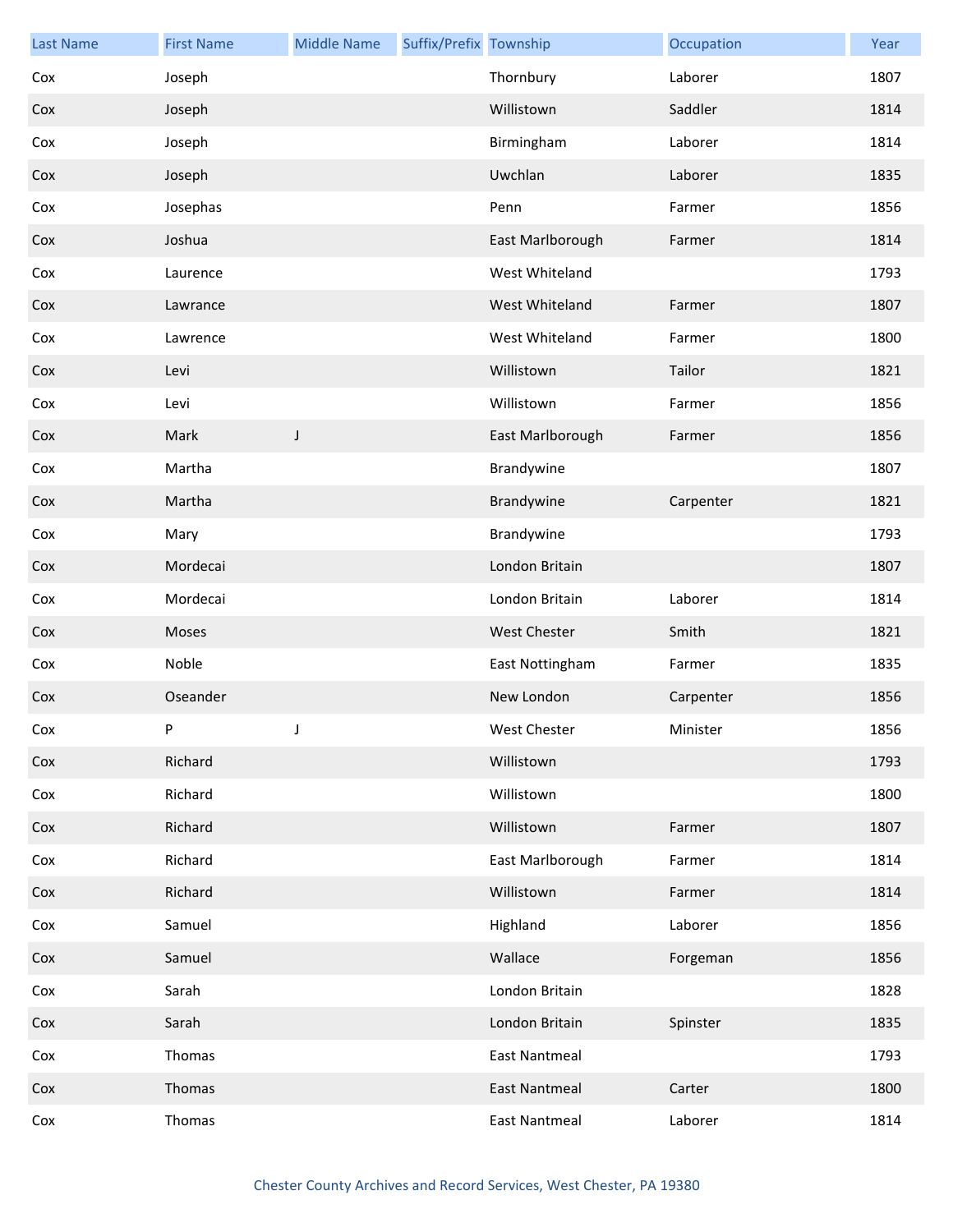| Last Name | First Name | Middle Name | Suffix/Prefix | Township | Occupation | Year |
| --- | --- | --- | --- | --- | --- | --- |
| Cox | Joseph | | | Thornbury | Laborer | 1807 |
| Cox | Joseph | | | Willistown | Saddler | 1814 |
| Cox | Joseph | | | Birmingham | Laborer | 1814 |
| Cox | Joseph | | | Uwchlan | Laborer | 1835 |
| Cox | Josephas | | | Penn | Farmer | 1856 |
| Cox | Joshua | | | East Marlborough | Farmer | 1814 |
| Cox | Laurence | | | West Whiteland | | 1793 |
| Cox | Lawrance | | | West Whiteland | Farmer | 1807 |
| Cox | Lawrence | | | West Whiteland | Farmer | 1800 |
| Cox | Levi | | | Willistown | Tailor | 1821 |
| Cox | Levi | | | Willistown | Farmer | 1856 |
| Cox | Mark | J | | East Marlborough | Farmer | 1856 |
| Cox | Martha | | | Brandywine | | 1807 |
| Cox | Martha | | | Brandywine | Carpenter | 1821 |
| Cox | Mary | | | Brandywine | | 1793 |
| Cox | Mordecai | | | London Britain | | 1807 |
| Cox | Mordecai | | | London Britain | Laborer | 1814 |
| Cox | Moses | | | West Chester | Smith | 1821 |
| Cox | Noble | | | East Nottingham | Farmer | 1835 |
| Cox | Oseander | | | New London | Carpenter | 1856 |
| Cox | P | J | | West Chester | Minister | 1856 |
| Cox | Richard | | | Willistown | | 1793 |
| Cox | Richard | | | Willistown | | 1800 |
| Cox | Richard | | | Willistown | Farmer | 1807 |
| Cox | Richard | | | East Marlborough | Farmer | 1814 |
| Cox | Richard | | | Willistown | Farmer | 1814 |
| Cox | Samuel | | | Highland | Laborer | 1856 |
| Cox | Samuel | | | Wallace | Forgeman | 1856 |
| Cox | Sarah | | | London Britain | | 1828 |
| Cox | Sarah | | | London Britain | Spinster | 1835 |
| Cox | Thomas | | | East Nantmeal | | 1793 |
| Cox | Thomas | | | East Nantmeal | Carter | 1800 |
| Cox | Thomas | | | East Nantmeal | Laborer | 1814 |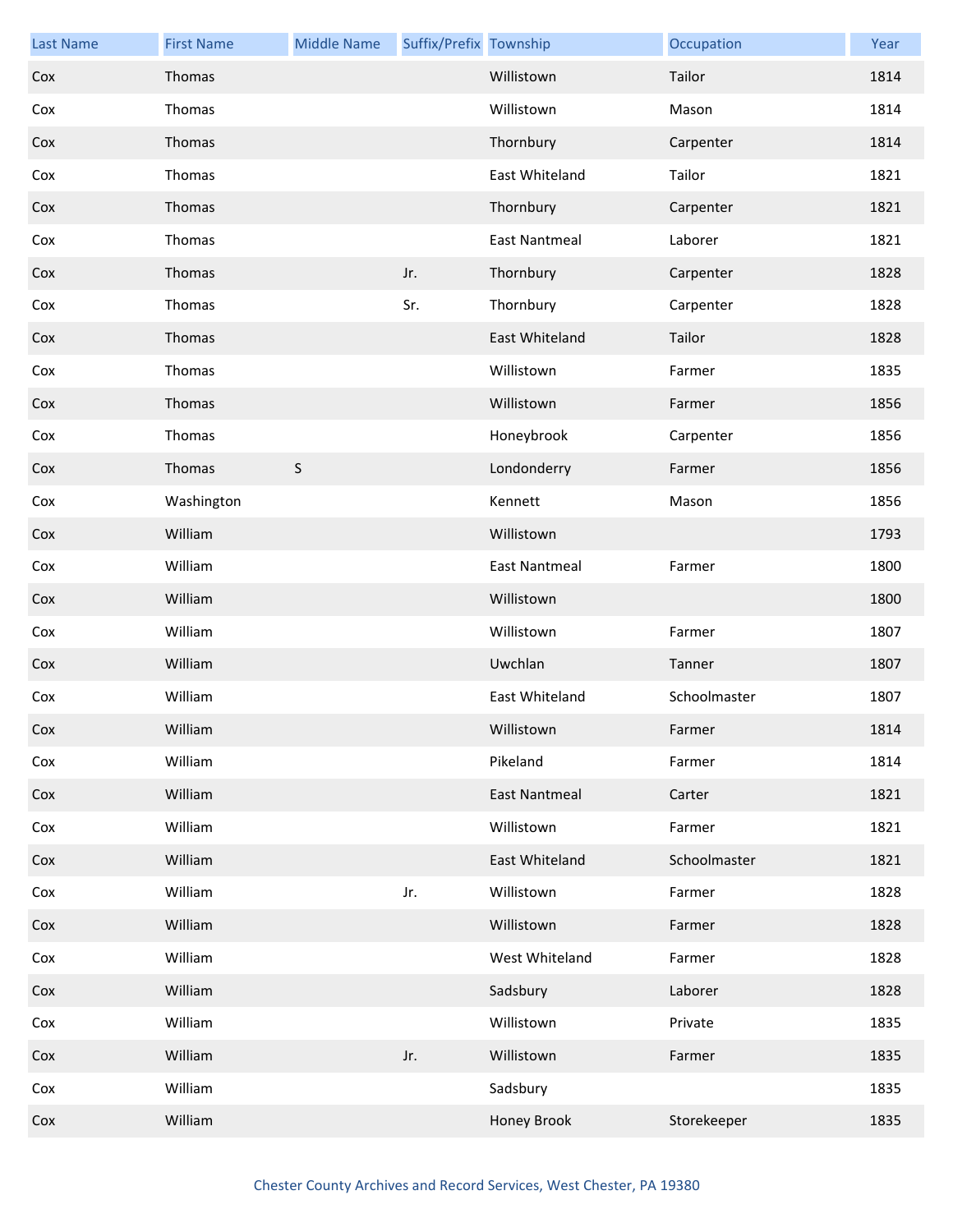| Last Name | First Name | Middle Name | Suffix/Prefix | Township | Occupation | Year |
|---|---|---|---|---|---|---|
| Cox | Thomas | | | Willistown | Tailor | 1814 |
| Cox | Thomas | | | Willistown | Mason | 1814 |
| Cox | Thomas | | | Thornbury | Carpenter | 1814 |
| Cox | Thomas | | | East Whiteland | Tailor | 1821 |
| Cox | Thomas | | | Thornbury | Carpenter | 1821 |
| Cox | Thomas | | | East Nantmeal | Laborer | 1821 |
| Cox | Thomas | | Jr. | Thornbury | Carpenter | 1828 |
| Cox | Thomas | | Sr. | Thornbury | Carpenter | 1828 |
| Cox | Thomas | | | East Whiteland | Tailor | 1828 |
| Cox | Thomas | | | Willistown | Farmer | 1835 |
| Cox | Thomas | | | Willistown | Farmer | 1856 |
| Cox | Thomas | | | Honeybrook | Carpenter | 1856 |
| Cox | Thomas | S | | Londonderry | Farmer | 1856 |
| Cox | Washington | | | Kennett | Mason | 1856 |
| Cox | William | | | Willistown | | 1793 |
| Cox | William | | | East Nantmeal | Farmer | 1800 |
| Cox | William | | | Willistown | | 1800 |
| Cox | William | | | Willistown | Farmer | 1807 |
| Cox | William | | | Uwchlan | Tanner | 1807 |
| Cox | William | | | East Whiteland | Schoolmaster | 1807 |
| Cox | William | | | Willistown | Farmer | 1814 |
| Cox | William | | | Pikeland | Farmer | 1814 |
| Cox | William | | | East Nantmeal | Carter | 1821 |
| Cox | William | | | Willistown | Farmer | 1821 |
| Cox | William | | | East Whiteland | Schoolmaster | 1821 |
| Cox | William | | Jr. | Willistown | Farmer | 1828 |
| Cox | William | | | Willistown | Farmer | 1828 |
| Cox | William | | | West Whiteland | Farmer | 1828 |
| Cox | William | | | Sadsbury | Laborer | 1828 |
| Cox | William | | | Willistown | Private | 1835 |
| Cox | William | | Jr. | Willistown | Farmer | 1835 |
| Cox | William | | | Sadsbury | | 1835 |
| Cox | William | | | Honey Brook | Storekeeper | 1835 |

Chester County Archives and Record Services, West Chester, PA 19380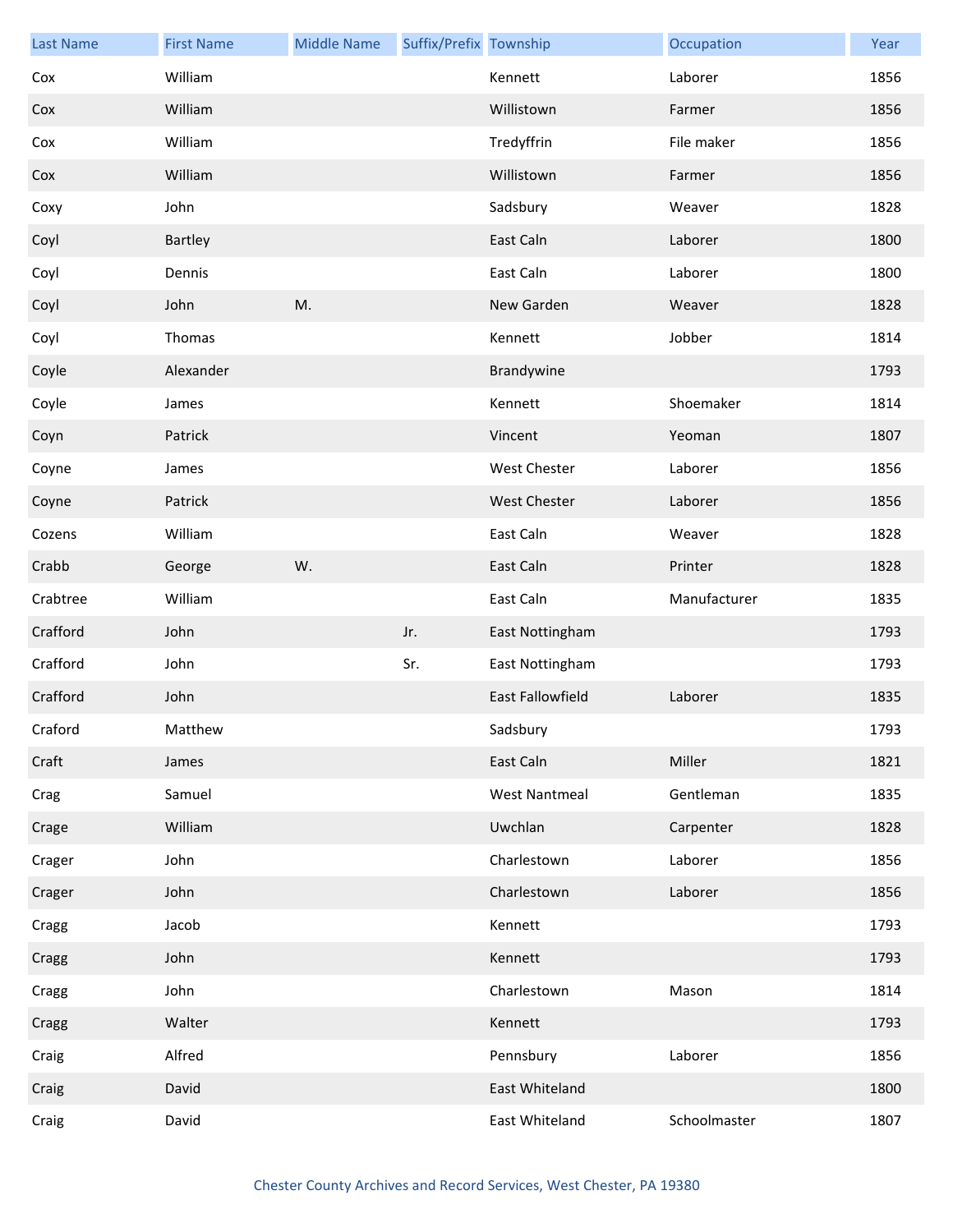| Last Name | First Name | Middle Name | Suffix/Prefix | Township | Occupation | Year |
|---|---|---|---|---|---|---|
| Cox | William | | | Kennett | Laborer | 1856 |
| Cox | William | | | Willistown | Farmer | 1856 |
| Cox | William | | | Tredyffrin | File maker | 1856 |
| Cox | William | | | Willistown | Farmer | 1856 |
| Coxy | John | | | Sadsbury | Weaver | 1828 |
| Coyl | Bartley | | | East Caln | Laborer | 1800 |
| Coyl | Dennis | | | East Caln | Laborer | 1800 |
| Coyl | John | M. | | New Garden | Weaver | 1828 |
| Coyl | Thomas | | | Kennett | Jobber | 1814 |
| Coyle | Alexander | | | Brandywine | | 1793 |
| Coyle | James | | | Kennett | Shoemaker | 1814 |
| Coyn | Patrick | | | Vincent | Yeoman | 1807 |
| Coyne | James | | | West Chester | Laborer | 1856 |
| Coyne | Patrick | | | West Chester | Laborer | 1856 |
| Cozens | William | | | East Caln | Weaver | 1828 |
| Crabb | George | W. | | East Caln | Printer | 1828 |
| Crabtree | William | | | East Caln | Manufacturer | 1835 |
| Crafford | John | | Jr. | East Nottingham | | 1793 |
| Crafford | John | | Sr. | East Nottingham | | 1793 |
| Crafford | John | | | East Fallowfield | Laborer | 1835 |
| Craford | Matthew | | | Sadsbury | | 1793 |
| Craft | James | | | East Caln | Miller | 1821 |
| Crag | Samuel | | | West Nantmeal | Gentleman | 1835 |
| Crage | William | | | Uwchlan | Carpenter | 1828 |
| Crager | John | | | Charlestown | Laborer | 1856 |
| Crager | John | | | Charlestown | Laborer | 1856 |
| Cragg | Jacob | | | Kennett | | 1793 |
| Cragg | John | | | Kennett | | 1793 |
| Cragg | John | | | Charlestown | Mason | 1814 |
| Cragg | Walter | | | Kennett | | 1793 |
| Craig | Alfred | | | Pennsbury | Laborer | 1856 |
| Craig | David | | | East Whiteland | | 1800 |
| Craig | David | | | East Whiteland | Schoolmaster | 1807 |

Chester County Archives and Record Services, West Chester, PA 19380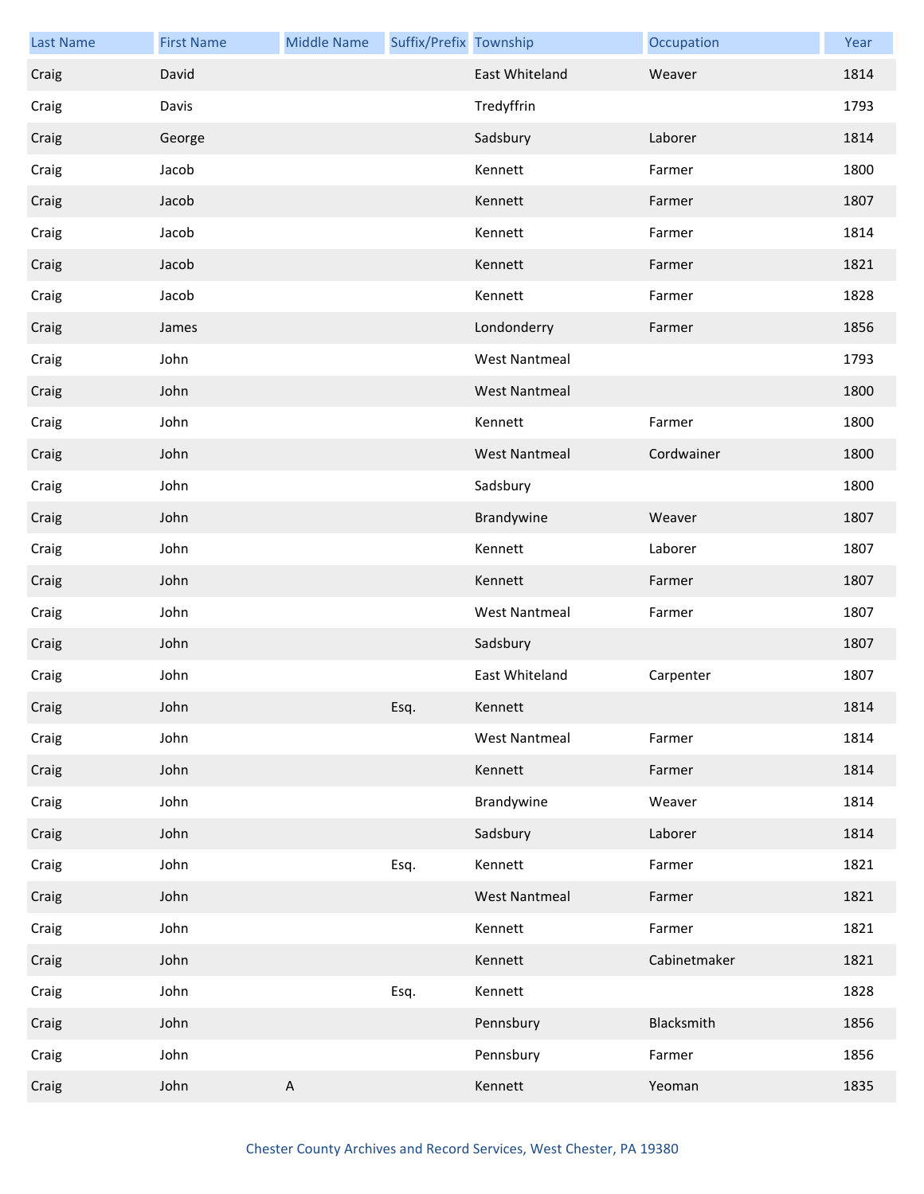| Last Name | First Name | Middle Name | Suffix/Prefix | Township | Occupation | Year |
|---|---|---|---|---|---|---|
| Craig | David | | | East Whiteland | Weaver | 1814 |
| Craig | Davis | | | Tredyffrin | | 1793 |
| Craig | George | | | Sadsbury | Laborer | 1814 |
| Craig | Jacob | | | Kennett | Farmer | 1800 |
| Craig | Jacob | | | Kennett | Farmer | 1807 |
| Craig | Jacob | | | Kennett | Farmer | 1814 |
| Craig | Jacob | | | Kennett | Farmer | 1821 |
| Craig | Jacob | | | Kennett | Farmer | 1828 |
| Craig | James | | | Londonderry | Farmer | 1856 |
| Craig | John | | | West Nantmeal | | 1793 |
| Craig | John | | | West Nantmeal | | 1800 |
| Craig | John | | | Kennett | Farmer | 1800 |
| Craig | John | | | West Nantmeal | Cordwainer | 1800 |
| Craig | John | | | Sadsbury | | 1800 |
| Craig | John | | | Brandywine | Weaver | 1807 |
| Craig | John | | | Kennett | Laborer | 1807 |
| Craig | John | | | Kennett | Farmer | 1807 |
| Craig | John | | | West Nantmeal | Farmer | 1807 |
| Craig | John | | | Sadsbury | | 1807 |
| Craig | John | | | East Whiteland | Carpenter | 1807 |
| Craig | John | | Esq. | Kennett | | 1814 |
| Craig | John | | | West Nantmeal | Farmer | 1814 |
| Craig | John | | | Kennett | Farmer | 1814 |
| Craig | John | | | Brandywine | Weaver | 1814 |
| Craig | John | | | Sadsbury | Laborer | 1814 |
| Craig | John | | Esq. | Kennett | Farmer | 1821 |
| Craig | John | | | West Nantmeal | Farmer | 1821 |
| Craig | John | | | Kennett | Farmer | 1821 |
| Craig | John | | | Kennett | Cabinetmaker | 1821 |
| Craig | John | | Esq. | Kennett | | 1828 |
| Craig | John | | | Pennsbury | Blacksmith | 1856 |
| Craig | John | | | Pennsbury | Farmer | 1856 |
| Craig | John | A | | Kennett | Yeoman | 1835 |

Chester County Archives and Record Services, West Chester, PA 19380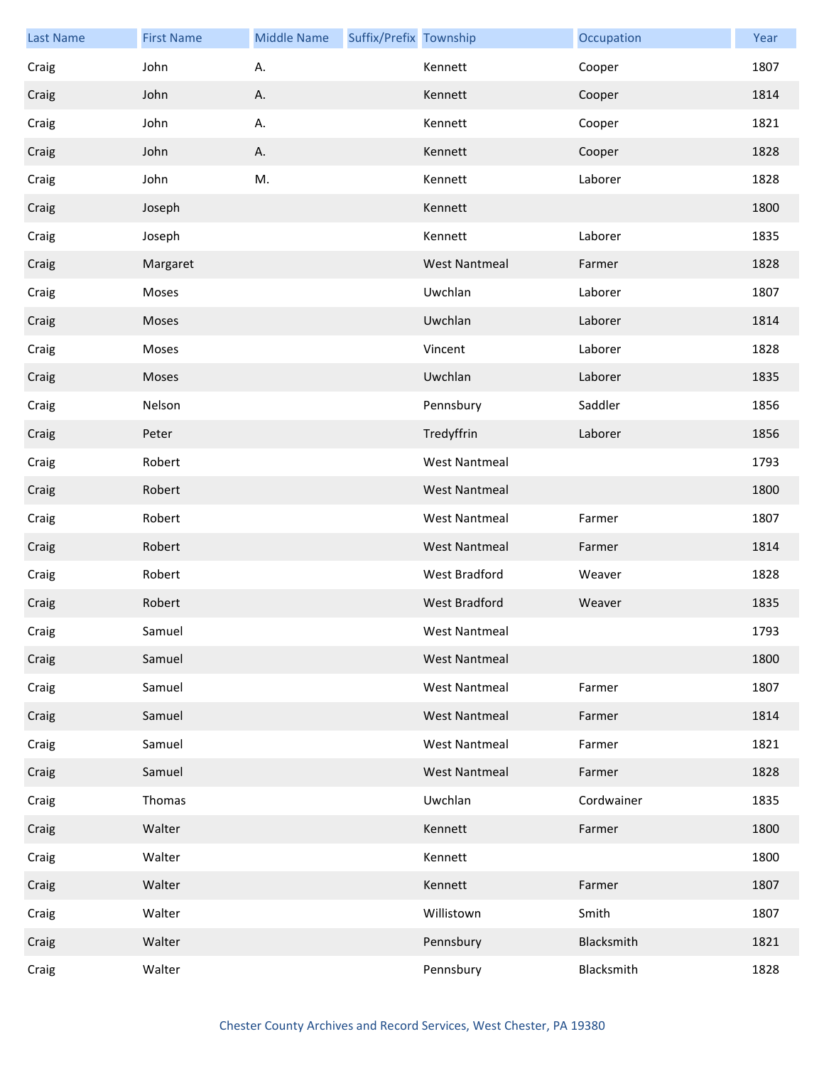| Last Name | First Name | Middle Name | Suffix/Prefix | Township | Occupation | Year |
| --- | --- | --- | --- | --- | --- | --- |
| Craig | John | A. | | Kennett | Cooper | 1807 |
| Craig | John | A. | | Kennett | Cooper | 1814 |
| Craig | John | A. | | Kennett | Cooper | 1821 |
| Craig | John | A. | | Kennett | Cooper | 1828 |
| Craig | John | M. | | Kennett | Laborer | 1828 |
| Craig | Joseph | | | Kennett | | 1800 |
| Craig | Joseph | | | Kennett | Laborer | 1835 |
| Craig | Margaret | | | West Nantmeal | Farmer | 1828 |
| Craig | Moses | | | Uwchlan | Laborer | 1807 |
| Craig | Moses | | | Uwchlan | Laborer | 1814 |
| Craig | Moses | | | Vincent | Laborer | 1828 |
| Craig | Moses | | | Uwchlan | Laborer | 1835 |
| Craig | Nelson | | | Pennsbury | Saddler | 1856 |
| Craig | Peter | | | Tredyffrin | Laborer | 1856 |
| Craig | Robert | | | West Nantmeal | | 1793 |
| Craig | Robert | | | West Nantmeal | | 1800 |
| Craig | Robert | | | West Nantmeal | Farmer | 1807 |
| Craig | Robert | | | West Nantmeal | Farmer | 1814 |
| Craig | Robert | | | West Bradford | Weaver | 1828 |
| Craig | Robert | | | West Bradford | Weaver | 1835 |
| Craig | Samuel | | | West Nantmeal | | 1793 |
| Craig | Samuel | | | West Nantmeal | | 1800 |
| Craig | Samuel | | | West Nantmeal | Farmer | 1807 |
| Craig | Samuel | | | West Nantmeal | Farmer | 1814 |
| Craig | Samuel | | | West Nantmeal | Farmer | 1821 |
| Craig | Samuel | | | West Nantmeal | Farmer | 1828 |
| Craig | Thomas | | | Uwchlan | Cordwainer | 1835 |
| Craig | Walter | | | Kennett | Farmer | 1800 |
| Craig | Walter | | | Kennett | | 1800 |
| Craig | Walter | | | Kennett | Farmer | 1807 |
| Craig | Walter | | | Willistown | Smith | 1807 |
| Craig | Walter | | | Pennsbury | Blacksmith | 1821 |
| Craig | Walter | | | Pennsbury | Blacksmith | 1828 |

Chester County Archives and Record Services, West Chester, PA 19380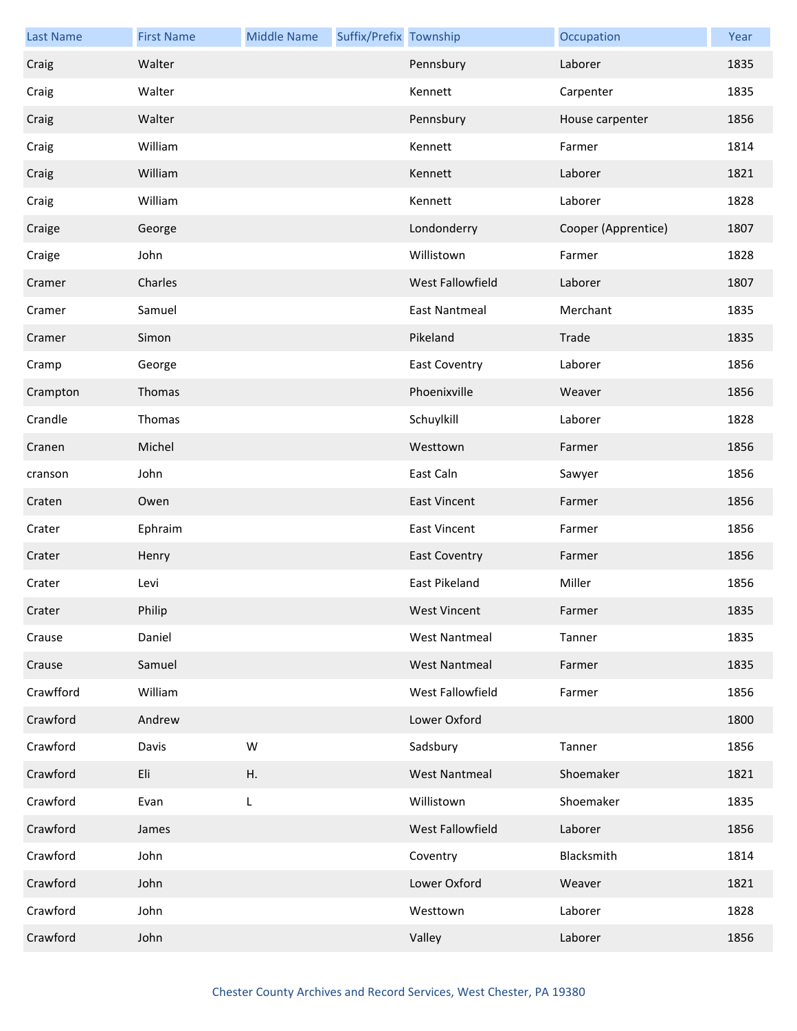| Last Name | First Name | Middle Name | Suffix/Prefix | Township | Occupation | Year |
|---|---|---|---|---|---|---|
| Craig | Walter | | | Pennsbury | Laborer | 1835 |
| Craig | Walter | | | Kennett | Carpenter | 1835 |
| Craig | Walter | | | Pennsbury | House carpenter | 1856 |
| Craig | William | | | Kennett | Farmer | 1814 |
| Craig | William | | | Kennett | Laborer | 1821 |
| Craig | William | | | Kennett | Laborer | 1828 |
| Craige | George | | | Londonderry | Cooper (Apprentice) | 1807 |
| Craige | John | | | Willistown | Farmer | 1828 |
| Cramer | Charles | | | West Fallowfield | Laborer | 1807 |
| Cramer | Samuel | | | East Nantmeal | Merchant | 1835 |
| Cramer | Simon | | | Pikeland | Trade | 1835 |
| Cramp | George | | | East Coventry | Laborer | 1856 |
| Crampton | Thomas | | | Phoenixville | Weaver | 1856 |
| Crandle | Thomas | | | Schuylkill | Laborer | 1828 |
| Cranen | Michel | | | Westtown | Farmer | 1856 |
| cranson | John | | | East Caln | Sawyer | 1856 |
| Craten | Owen | | | East Vincent | Farmer | 1856 |
| Crater | Ephraim | | | East Vincent | Farmer | 1856 |
| Crater | Henry | | | East Coventry | Farmer | 1856 |
| Crater | Levi | | | East Pikeland | Miller | 1856 |
| Crater | Philip | | | West Vincent | Farmer | 1835 |
| Crause | Daniel | | | West Nantmeal | Tanner | 1835 |
| Crause | Samuel | | | West Nantmeal | Farmer | 1835 |
| Crawfford | William | | | West Fallowfield | Farmer | 1856 |
| Crawford | Andrew | | | Lower Oxford | | 1800 |
| Crawford | Davis | W | | Sadsbury | Tanner | 1856 |
| Crawford | Eli | H. | | West Nantmeal | Shoemaker | 1821 |
| Crawford | Evan | L | | Willistown | Shoemaker | 1835 |
| Crawford | James | | | West Fallowfield | Laborer | 1856 |
| Crawford | John | | | Coventry | Blacksmith | 1814 |
| Crawford | John | | | Lower Oxford | Weaver | 1821 |
| Crawford | John | | | Westtown | Laborer | 1828 |
| Crawford | John | | | Valley | Laborer | 1856 |

Chester County Archives and Record Services, West Chester, PA 19380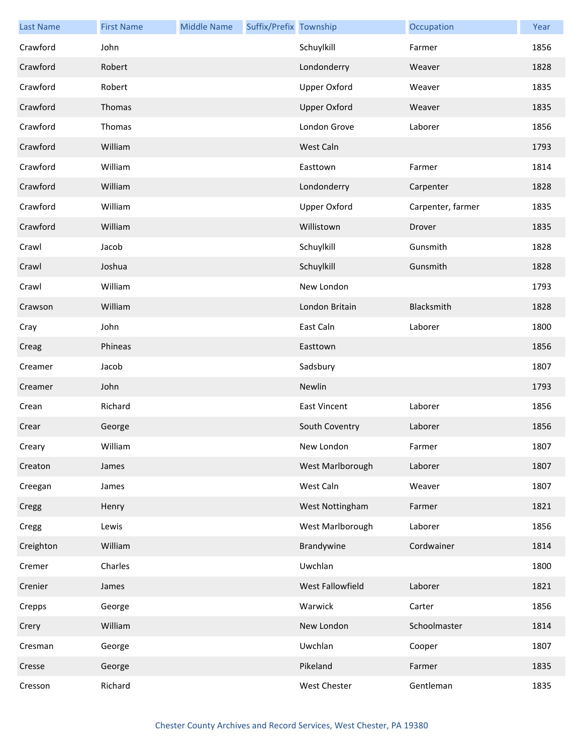| Last Name | First Name | Middle Name | Suffix/Prefix | Township | Occupation | Year |
|---|---|---|---|---|---|---|
| Crawford | John | | | Schuylkill | Farmer | 1856 |
| Crawford | Robert | | | Londonderry | Weaver | 1828 |
| Crawford | Robert | | | Upper Oxford | Weaver | 1835 |
| Crawford | Thomas | | | Upper Oxford | Weaver | 1835 |
| Crawford | Thomas | | | London Grove | Laborer | 1856 |
| Crawford | William | | | West Caln | | 1793 |
| Crawford | William | | | Easttown | Farmer | 1814 |
| Crawford | William | | | Londonderry | Carpenter | 1828 |
| Crawford | William | | | Upper Oxford | Carpenter, farmer | 1835 |
| Crawford | William | | | Willistown | Drover | 1835 |
| Crawl | Jacob | | | Schuylkill | Gunsmith | 1828 |
| Crawl | Joshua | | | Schuylkill | Gunsmith | 1828 |
| Crawl | William | | | New London | | 1793 |
| Crawson | William | | | London Britain | Blacksmith | 1828 |
| Cray | John | | | East Caln | Laborer | 1800 |
| Creag | Phineas | | | Easttown | | 1856 |
| Creamer | Jacob | | | Sadsbury | | 1807 |
| Creamer | John | | | Newlin | | 1793 |
| Crean | Richard | | | East Vincent | Laborer | 1856 |
| Crear | George | | | South Coventry | Laborer | 1856 |
| Creary | William | | | New London | Farmer | 1807 |
| Creaton | James | | | West Marlborough | Laborer | 1807 |
| Creegan | James | | | West Caln | Weaver | 1807 |
| Cregg | Henry | | | West Nottingham | Farmer | 1821 |
| Cregg | Lewis | | | West Marlborough | Laborer | 1856 |
| Creighton | William | | | Brandywine | Cordwainer | 1814 |
| Cremer | Charles | | | Uwchlan | | 1800 |
| Crenier | James | | | West Fallowfield | Laborer | 1821 |
| Crepps | George | | | Warwick | Carter | 1856 |
| Crery | William | | | New London | Schoolmaster | 1814 |
| Cresman | George | | | Uwchlan | Cooper | 1807 |
| Cresse | George | | | Pikeland | Farmer | 1835 |
| Cresson | Richard | | | West Chester | Gentleman | 1835 |

Chester County Archives and Record Services, West Chester, PA 19380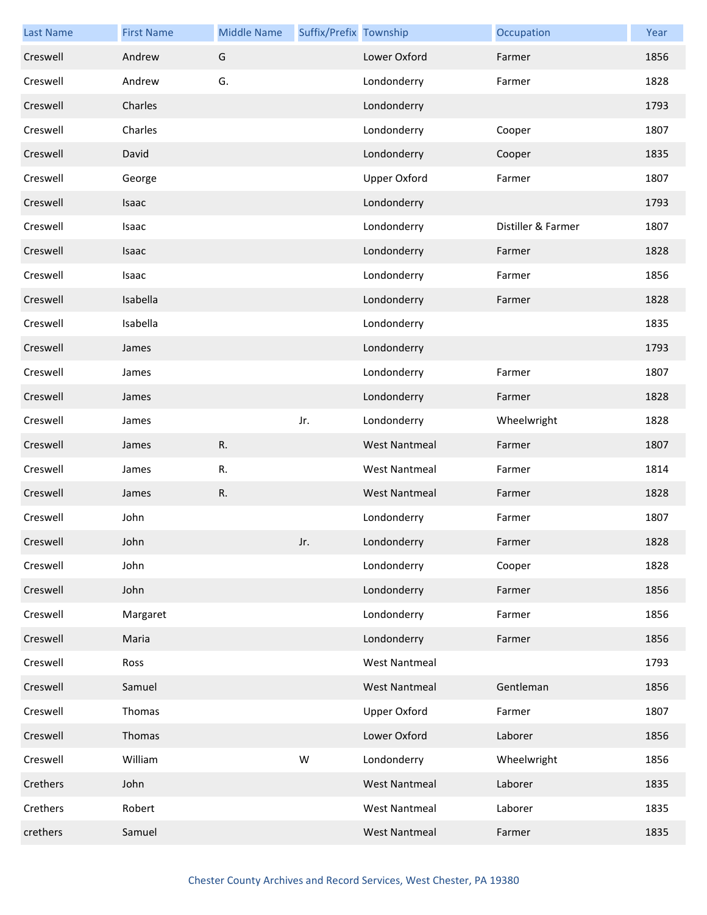| Last Name | First Name | Middle Name | Suffix/Prefix | Township | Occupation | Year |
|---|---|---|---|---|---|---|
| Creswell | Andrew | G | | Lower Oxford | Farmer | 1856 |
| Creswell | Andrew | G. | | Londonderry | Farmer | 1828 |
| Creswell | Charles | | | Londonderry | | 1793 |
| Creswell | Charles | | | Londonderry | Cooper | 1807 |
| Creswell | David | | | Londonderry | Cooper | 1835 |
| Creswell | George | | | Upper Oxford | Farmer | 1807 |
| Creswell | Isaac | | | Londonderry | | 1793 |
| Creswell | Isaac | | | Londonderry | Distiller & Farmer | 1807 |
| Creswell | Isaac | | | Londonderry | Farmer | 1828 |
| Creswell | Isaac | | | Londonderry | Farmer | 1856 |
| Creswell | Isabella | | | Londonderry | Farmer | 1828 |
| Creswell | Isabella | | | Londonderry | | 1835 |
| Creswell | James | | | Londonderry | | 1793 |
| Creswell | James | | | Londonderry | Farmer | 1807 |
| Creswell | James | | | Londonderry | Farmer | 1828 |
| Creswell | James | | Jr. | Londonderry | Wheelwright | 1828 |
| Creswell | James | R. | | West Nantmeal | Farmer | 1807 |
| Creswell | James | R. | | West Nantmeal | Farmer | 1814 |
| Creswell | James | R. | | West Nantmeal | Farmer | 1828 |
| Creswell | John | | | Londonderry | Farmer | 1807 |
| Creswell | John | | Jr. | Londonderry | Farmer | 1828 |
| Creswell | John | | | Londonderry | Cooper | 1828 |
| Creswell | John | | | Londonderry | Farmer | 1856 |
| Creswell | Margaret | | | Londonderry | Farmer | 1856 |
| Creswell | Maria | | | Londonderry | Farmer | 1856 |
| Creswell | Ross | | | West Nantmeal | | 1793 |
| Creswell | Samuel | | | West Nantmeal | Gentleman | 1856 |
| Creswell | Thomas | | | Upper Oxford | Farmer | 1807 |
| Creswell | Thomas | | | Lower Oxford | Laborer | 1856 |
| Creswell | William | | W | Londonderry | Wheelwright | 1856 |
| Crethers | John | | | West Nantmeal | Laborer | 1835 |
| Crethers | Robert | | | West Nantmeal | Laborer | 1835 |
| crethers | Samuel | | | West Nantmeal | Farmer | 1835 |

Chester County Archives and Record Services, West Chester, PA 19380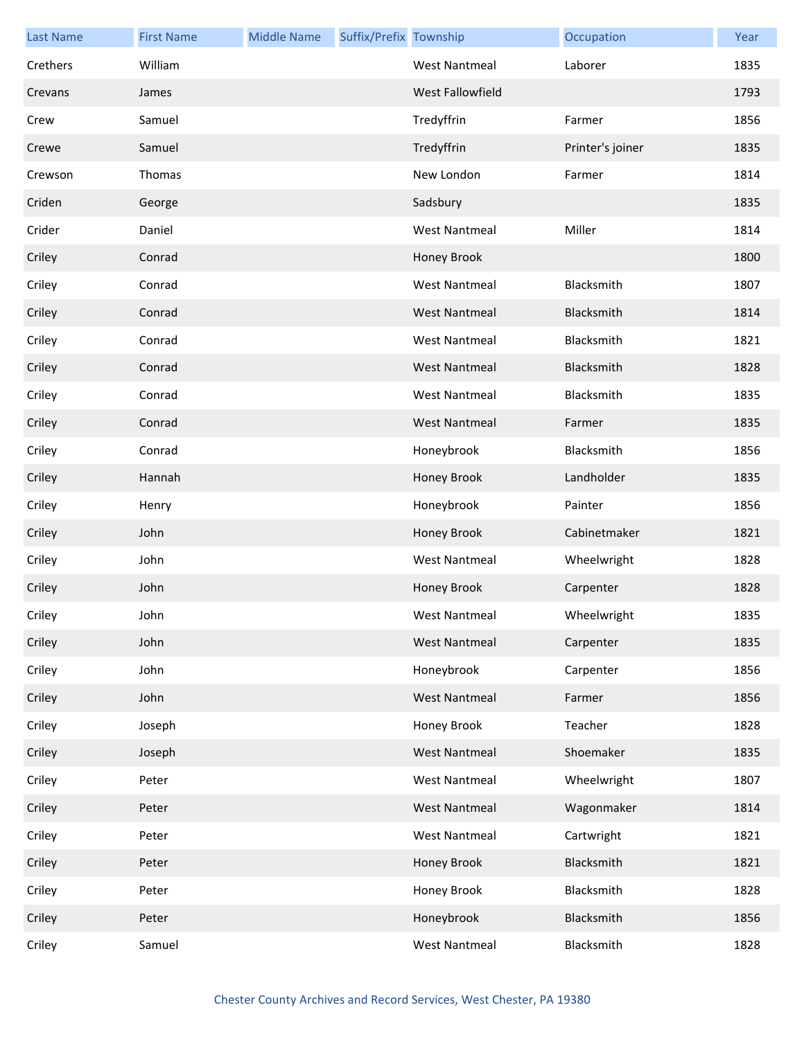| Last Name | First Name | Middle Name | Suffix/Prefix | Township | Occupation | Year |
|---|---|---|---|---|---|---|
| Crethers | William | | | West Nantmeal | Laborer | 1835 |
| Crevans | James | | | West Fallowfield | | 1793 |
| Crew | Samuel | | | Tredyffrin | Farmer | 1856 |
| Crewe | Samuel | | | Tredyffrin | Printer's joiner | 1835 |
| Crewson | Thomas | | | New London | Farmer | 1814 |
| Criden | George | | | Sadsbury | | 1835 |
| Crider | Daniel | | | West Nantmeal | Miller | 1814 |
| Criley | Conrad | | | Honey Brook | | 1800 |
| Criley | Conrad | | | West Nantmeal | Blacksmith | 1807 |
| Criley | Conrad | | | West Nantmeal | Blacksmith | 1814 |
| Criley | Conrad | | | West Nantmeal | Blacksmith | 1821 |
| Criley | Conrad | | | West Nantmeal | Blacksmith | 1828 |
| Criley | Conrad | | | West Nantmeal | Blacksmith | 1835 |
| Criley | Conrad | | | West Nantmeal | Farmer | 1835 |
| Criley | Conrad | | | Honeybrook | Blacksmith | 1856 |
| Criley | Hannah | | | Honey Brook | Landholder | 1835 |
| Criley | Henry | | | Honeybrook | Painter | 1856 |
| Criley | John | | | Honey Brook | Cabinetmaker | 1821 |
| Criley | John | | | West Nantmeal | Wheelwright | 1828 |
| Criley | John | | | Honey Brook | Carpenter | 1828 |
| Criley | John | | | West Nantmeal | Wheelwright | 1835 |
| Criley | John | | | West Nantmeal | Carpenter | 1835 |
| Criley | John | | | Honeybrook | Carpenter | 1856 |
| Criley | John | | | West Nantmeal | Farmer | 1856 |
| Criley | Joseph | | | Honey Brook | Teacher | 1828 |
| Criley | Joseph | | | West Nantmeal | Shoemaker | 1835 |
| Criley | Peter | | | West Nantmeal | Wheelwright | 1807 |
| Criley | Peter | | | West Nantmeal | Wagonmaker | 1814 |
| Criley | Peter | | | West Nantmeal | Cartwright | 1821 |
| Criley | Peter | | | Honey Brook | Blacksmith | 1821 |
| Criley | Peter | | | Honey Brook | Blacksmith | 1828 |
| Criley | Peter | | | Honeybrook | Blacksmith | 1856 |
| Criley | Samuel | | | West Nantmeal | Blacksmith | 1828 |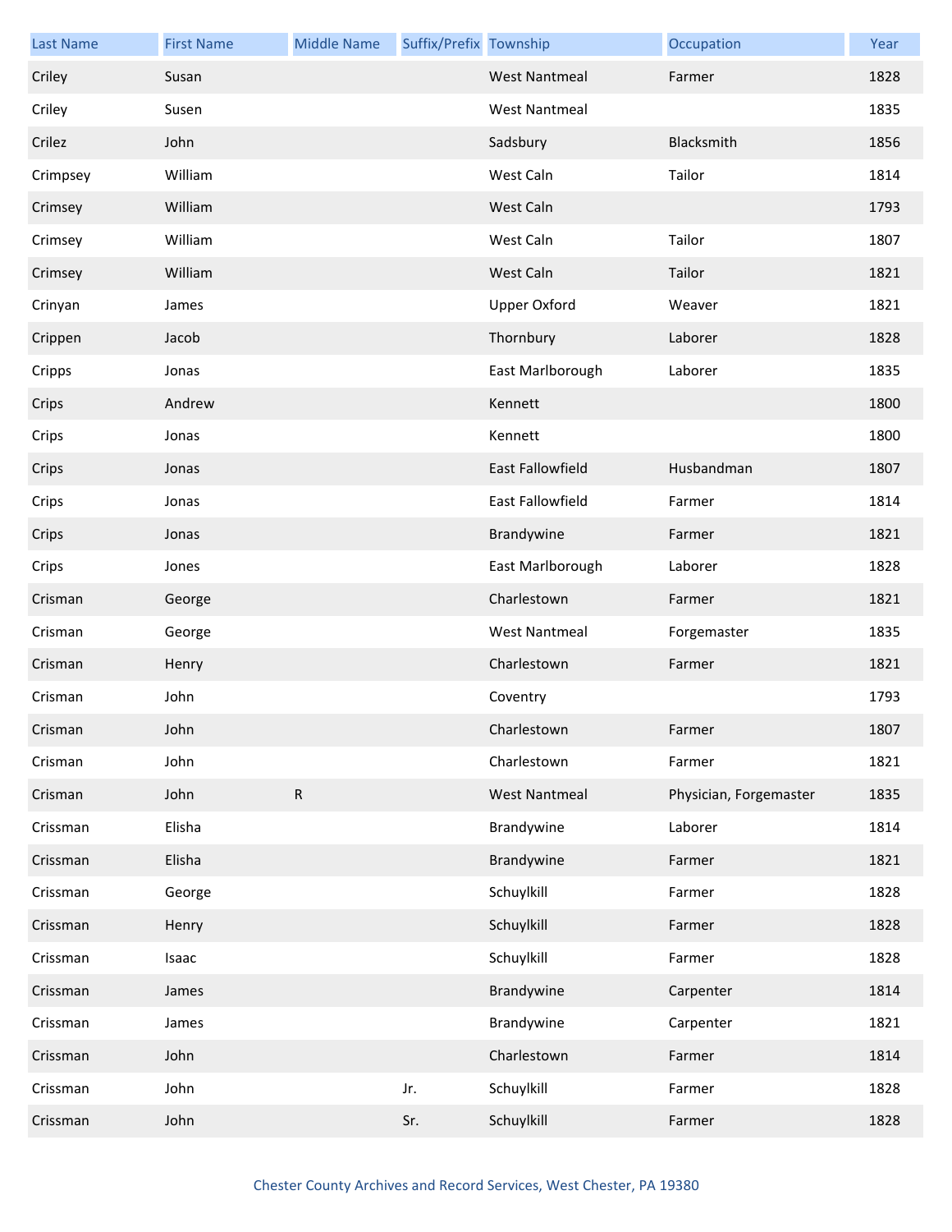| Last Name | First Name | Middle Name | Suffix/Prefix | Township | Occupation | Year |
| --- | --- | --- | --- | --- | --- | --- |
| Criley | Susan | | | West Nantmeal | Farmer | 1828 |
| Criley | Susen | | | West Nantmeal | | 1835 |
| Crilez | John | | | Sadsbury | Blacksmith | 1856 |
| Crimpsey | William | | | West Caln | Tailor | 1814 |
| Crimsey | William | | | West Caln | | 1793 |
| Crimsey | William | | | West Caln | Tailor | 1807 |
| Crimsey | William | | | West Caln | Tailor | 1821 |
| Crinyan | James | | | Upper Oxford | Weaver | 1821 |
| Crippen | Jacob | | | Thornbury | Laborer | 1828 |
| Cripps | Jonas | | | East Marlborough | Laborer | 1835 |
| Crips | Andrew | | | Kennett | | 1800 |
| Crips | Jonas | | | Kennett | | 1800 |
| Crips | Jonas | | | East Fallowfield | Husbandman | 1807 |
| Crips | Jonas | | | East Fallowfield | Farmer | 1814 |
| Crips | Jonas | | | Brandywine | Farmer | 1821 |
| Crips | Jones | | | East Marlborough | Laborer | 1828 |
| Crisman | George | | | Charlestown | Farmer | 1821 |
| Crisman | George | | | West Nantmeal | Forgemaster | 1835 |
| Crisman | Henry | | | Charlestown | Farmer | 1821 |
| Crisman | John | | | Coventry | | 1793 |
| Crisman | John | | | Charlestown | Farmer | 1807 |
| Crisman | John | | | Charlestown | Farmer | 1821 |
| Crisman | John | R | | West Nantmeal | Physician, Forgemaster | 1835 |
| Crissman | Elisha | | | Brandywine | Laborer | 1814 |
| Crissman | Elisha | | | Brandywine | Farmer | 1821 |
| Crissman | George | | | Schuylkill | Farmer | 1828 |
| Crissman | Henry | | | Schuylkill | Farmer | 1828 |
| Crissman | Isaac | | | Schuylkill | Farmer | 1828 |
| Crissman | James | | | Brandywine | Carpenter | 1814 |
| Crissman | James | | | Brandywine | Carpenter | 1821 |
| Crissman | John | | | Charlestown | Farmer | 1814 |
| Crissman | John | | Jr. | Schuylkill | Farmer | 1828 |
| Crissman | John | | Sr. | Schuylkill | Farmer | 1828 |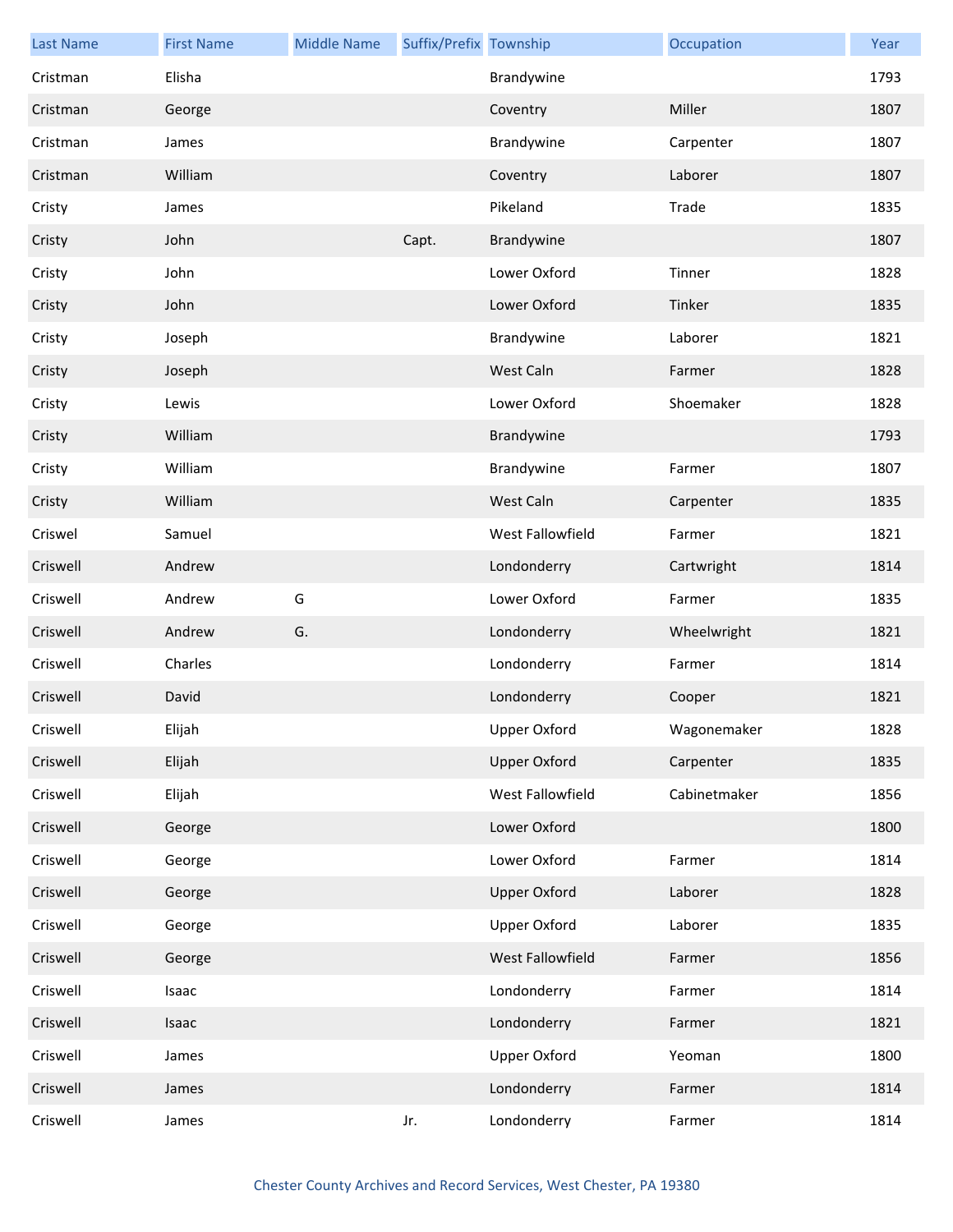| Last Name | First Name | Middle Name | Suffix/Prefix | Township | Occupation | Year |
|---|---|---|---|---|---|---|
| Cristman | Elisha | | | Brandywine | | 1793 |
| Cristman | George | | | Coventry | Miller | 1807 |
| Cristman | James | | | Brandywine | Carpenter | 1807 |
| Cristman | William | | | Coventry | Laborer | 1807 |
| Cristy | James | | | Pikeland | Trade | 1835 |
| Cristy | John | | Capt. | Brandywine | | 1807 |
| Cristy | John | | | Lower Oxford | Tinner | 1828 |
| Cristy | John | | | Lower Oxford | Tinker | 1835 |
| Cristy | Joseph | | | Brandywine | Laborer | 1821 |
| Cristy | Joseph | | | West Caln | Farmer | 1828 |
| Cristy | Lewis | | | Lower Oxford | Shoemaker | 1828 |
| Cristy | William | | | Brandywine | | 1793 |
| Cristy | William | | | Brandywine | Farmer | 1807 |
| Cristy | William | | | West Caln | Carpenter | 1835 |
| Criswel | Samuel | | | West Fallowfield | Farmer | 1821 |
| Criswell | Andrew | | | Londonderry | Cartwright | 1814 |
| Criswell | Andrew | G | | Lower Oxford | Farmer | 1835 |
| Criswell | Andrew | G. | | Londonderry | Wheelwright | 1821 |
| Criswell | Charles | | | Londonderry | Farmer | 1814 |
| Criswell | David | | | Londonderry | Cooper | 1821 |
| Criswell | Elijah | | | Upper Oxford | Wagonemaker | 1828 |
| Criswell | Elijah | | | Upper Oxford | Carpenter | 1835 |
| Criswell | Elijah | | | West Fallowfield | Cabinetmaker | 1856 |
| Criswell | George | | | Lower Oxford | | 1800 |
| Criswell | George | | | Lower Oxford | Farmer | 1814 |
| Criswell | George | | | Upper Oxford | Laborer | 1828 |
| Criswell | George | | | Upper Oxford | Laborer | 1835 |
| Criswell | George | | | West Fallowfield | Farmer | 1856 |
| Criswell | Isaac | | | Londonderry | Farmer | 1814 |
| Criswell | Isaac | | | Londonderry | Farmer | 1821 |
| Criswell | James | | | Upper Oxford | Yeoman | 1800 |
| Criswell | James | | | Londonderry | Farmer | 1814 |
| Criswell | James | | Jr. | Londonderry | Farmer | 1814 |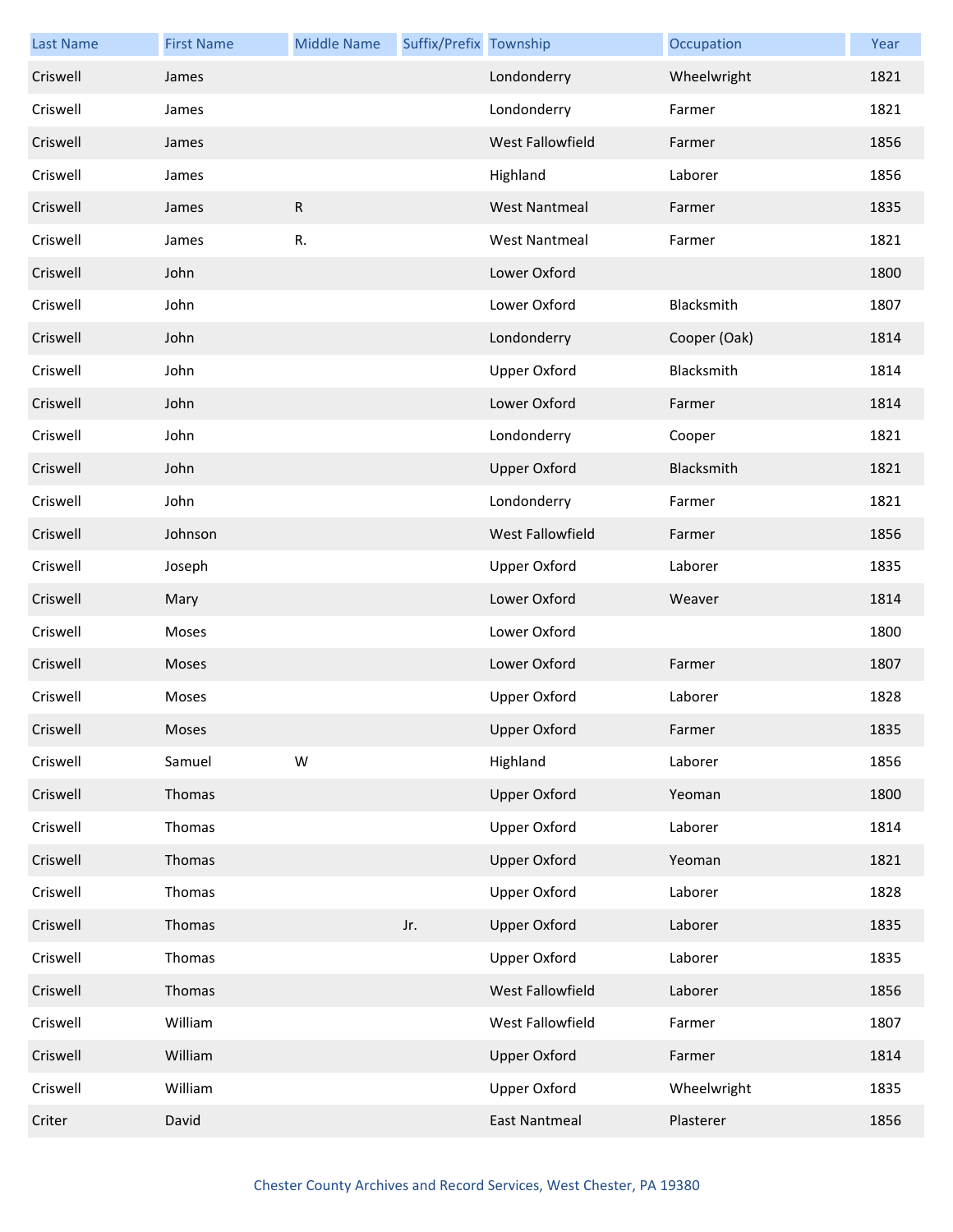| Last Name | First Name | Middle Name | Suffix/Prefix | Township | Occupation | Year |
| --- | --- | --- | --- | --- | --- | --- |
| Criswell | James | | | Londonderry | Wheelwright | 1821 |
| Criswell | James | | | Londonderry | Farmer | 1821 |
| Criswell | James | | | West Fallowfield | Farmer | 1856 |
| Criswell | James | | | Highland | Laborer | 1856 |
| Criswell | James | R | | West Nantmeal | Farmer | 1835 |
| Criswell | James | R. | | West Nantmeal | Farmer | 1821 |
| Criswell | John | | | Lower Oxford | | 1800 |
| Criswell | John | | | Lower Oxford | Blacksmith | 1807 |
| Criswell | John | | | Londonderry | Cooper (Oak) | 1814 |
| Criswell | John | | | Upper Oxford | Blacksmith | 1814 |
| Criswell | John | | | Lower Oxford | Farmer | 1814 |
| Criswell | John | | | Londonderry | Cooper | 1821 |
| Criswell | John | | | Upper Oxford | Blacksmith | 1821 |
| Criswell | John | | | Londonderry | Farmer | 1821 |
| Criswell | Johnson | | | West Fallowfield | Farmer | 1856 |
| Criswell | Joseph | | | Upper Oxford | Laborer | 1835 |
| Criswell | Mary | | | Lower Oxford | Weaver | 1814 |
| Criswell | Moses | | | Lower Oxford | | 1800 |
| Criswell | Moses | | | Lower Oxford | Farmer | 1807 |
| Criswell | Moses | | | Upper Oxford | Laborer | 1828 |
| Criswell | Moses | | | Upper Oxford | Farmer | 1835 |
| Criswell | Samuel | W | | Highland | Laborer | 1856 |
| Criswell | Thomas | | | Upper Oxford | Yeoman | 1800 |
| Criswell | Thomas | | | Upper Oxford | Laborer | 1814 |
| Criswell | Thomas | | | Upper Oxford | Yeoman | 1821 |
| Criswell | Thomas | | | Upper Oxford | Laborer | 1828 |
| Criswell | Thomas | | Jr. | Upper Oxford | Laborer | 1835 |
| Criswell | Thomas | | | Upper Oxford | Laborer | 1835 |
| Criswell | Thomas | | | West Fallowfield | Laborer | 1856 |
| Criswell | William | | | West Fallowfield | Farmer | 1807 |
| Criswell | William | | | Upper Oxford | Farmer | 1814 |
| Criswell | William | | | Upper Oxford | Wheelwright | 1835 |
| Criter | David | | | East Nantmeal | Plasterer | 1856 |

Chester County Archives and Record Services, West Chester, PA 19380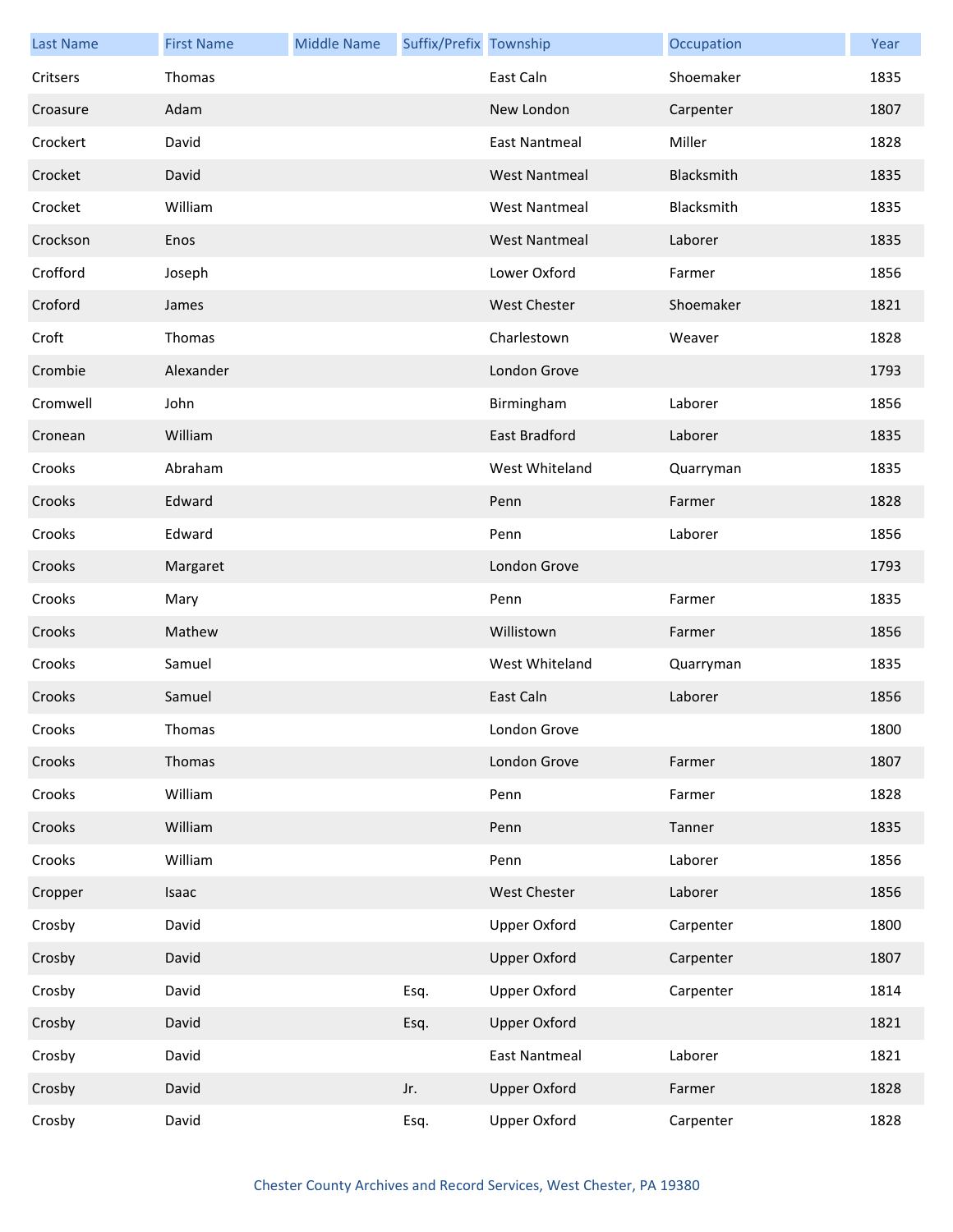| Last Name | First Name | Middle Name | Suffix/Prefix | Township | Occupation | Year |
|---|---|---|---|---|---|---|
| Critsers | Thomas | | | East Caln | Shoemaker | 1835 |
| Croasure | Adam | | | New London | Carpenter | 1807 |
| Crockert | David | | | East Nantmeal | Miller | 1828 |
| Crocket | David | | | West Nantmeal | Blacksmith | 1835 |
| Crocket | William | | | West Nantmeal | Blacksmith | 1835 |
| Crockson | Enos | | | West Nantmeal | Laborer | 1835 |
| Crofford | Joseph | | | Lower Oxford | Farmer | 1856 |
| Croford | James | | | West Chester | Shoemaker | 1821 |
| Croft | Thomas | | | Charlestown | Weaver | 1828 |
| Crombie | Alexander | | | London Grove | | 1793 |
| Cromwell | John | | | Birmingham | Laborer | 1856 |
| Cronean | William | | | East Bradford | Laborer | 1835 |
| Crooks | Abraham | | | West Whiteland | Quarryman | 1835 |
| Crooks | Edward | | | Penn | Farmer | 1828 |
| Crooks | Edward | | | Penn | Laborer | 1856 |
| Crooks | Margaret | | | London Grove | | 1793 |
| Crooks | Mary | | | Penn | Farmer | 1835 |
| Crooks | Mathew | | | Willistown | Farmer | 1856 |
| Crooks | Samuel | | | West Whiteland | Quarryman | 1835 |
| Crooks | Samuel | | | East Caln | Laborer | 1856 |
| Crooks | Thomas | | | London Grove | | 1800 |
| Crooks | Thomas | | | London Grove | Farmer | 1807 |
| Crooks | William | | | Penn | Farmer | 1828 |
| Crooks | William | | | Penn | Tanner | 1835 |
| Crooks | William | | | Penn | Laborer | 1856 |
| Cropper | Isaac | | | West Chester | Laborer | 1856 |
| Crosby | David | | | Upper Oxford | Carpenter | 1800 |
| Crosby | David | | | Upper Oxford | Carpenter | 1807 |
| Crosby | David | | Esq. | Upper Oxford | Carpenter | 1814 |
| Crosby | David | | Esq. | Upper Oxford | | 1821 |
| Crosby | David | | | East Nantmeal | Laborer | 1821 |
| Crosby | David | | Jr. | Upper Oxford | Farmer | 1828 |
| Crosby | David | | Esq. | Upper Oxford | Carpenter | 1828 |

Chester County Archives and Record Services, West Chester, PA 19380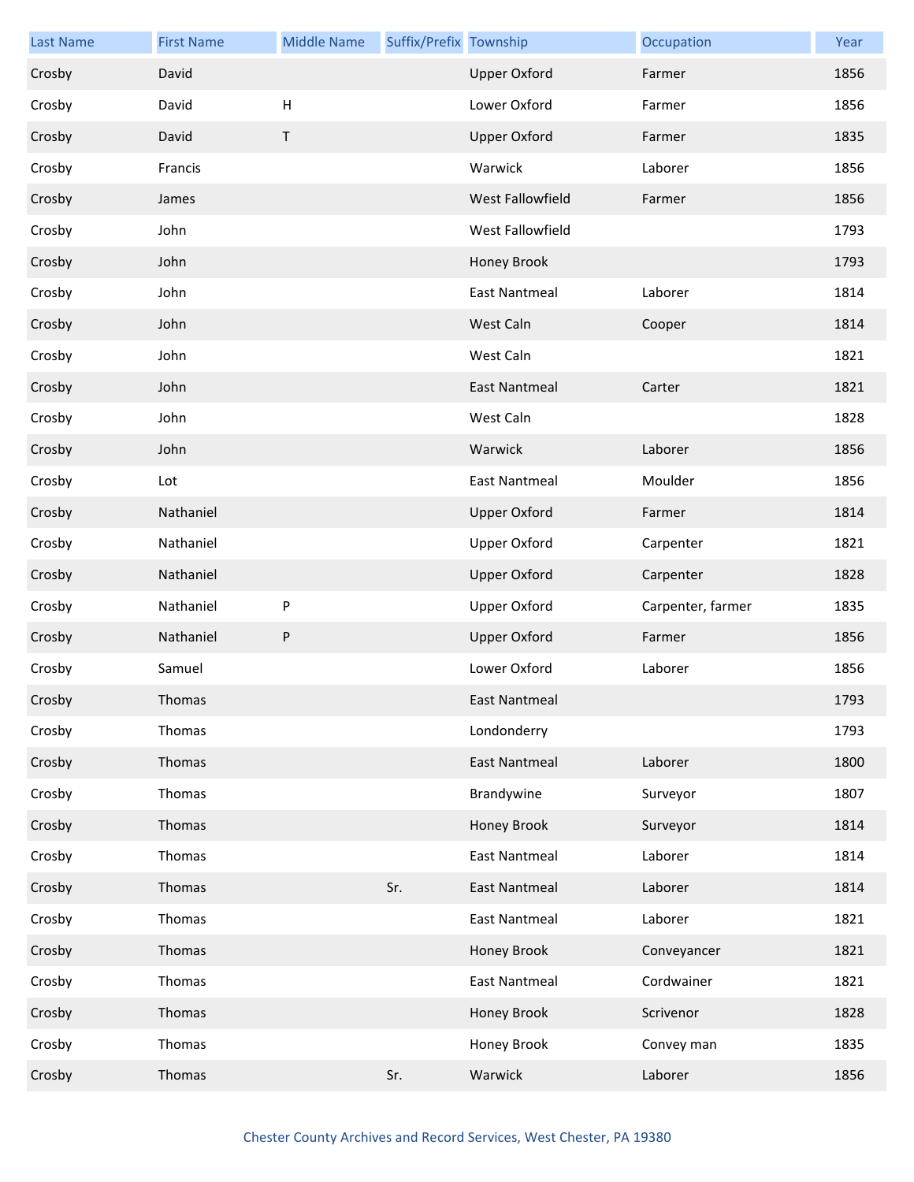| Last Name | First Name | Middle Name | Suffix/Prefix | Township | Occupation | Year |
| --- | --- | --- | --- | --- | --- | --- |
| Crosby | David | | | Upper Oxford | Farmer | 1856 |
| Crosby | David | H | | Lower Oxford | Farmer | 1856 |
| Crosby | David | T | | Upper Oxford | Farmer | 1835 |
| Crosby | Francis | | | Warwick | Laborer | 1856 |
| Crosby | James | | | West Fallowfield | Farmer | 1856 |
| Crosby | John | | | West Fallowfield | | 1793 |
| Crosby | John | | | Honey Brook | | 1793 |
| Crosby | John | | | East Nantmeal | Laborer | 1814 |
| Crosby | John | | | West Caln | Cooper | 1814 |
| Crosby | John | | | West Caln | | 1821 |
| Crosby | John | | | East Nantmeal | Carter | 1821 |
| Crosby | John | | | West Caln | | 1828 |
| Crosby | John | | | Warwick | Laborer | 1856 |
| Crosby | Lot | | | East Nantmeal | Moulder | 1856 |
| Crosby | Nathaniel | | | Upper Oxford | Farmer | 1814 |
| Crosby | Nathaniel | | | Upper Oxford | Carpenter | 1821 |
| Crosby | Nathaniel | | | Upper Oxford | Carpenter | 1828 |
| Crosby | Nathaniel | P | | Upper Oxford | Carpenter, farmer | 1835 |
| Crosby | Nathaniel | P | | Upper Oxford | Farmer | 1856 |
| Crosby | Samuel | | | Lower Oxford | Laborer | 1856 |
| Crosby | Thomas | | | East Nantmeal | | 1793 |
| Crosby | Thomas | | | Londonderry | | 1793 |
| Crosby | Thomas | | | East Nantmeal | Laborer | 1800 |
| Crosby | Thomas | | | Brandywine | Surveyor | 1807 |
| Crosby | Thomas | | | Honey Brook | Surveyor | 1814 |
| Crosby | Thomas | | | East Nantmeal | Laborer | 1814 |
| Crosby | Thomas | | Sr. | East Nantmeal | Laborer | 1814 |
| Crosby | Thomas | | | East Nantmeal | Laborer | 1821 |
| Crosby | Thomas | | | Honey Brook | Conveyancer | 1821 |
| Crosby | Thomas | | | East Nantmeal | Cordwainer | 1821 |
| Crosby | Thomas | | | Honey Brook | Scrivenor | 1828 |
| Crosby | Thomas | | | Honey Brook | Convey man | 1835 |
| Crosby | Thomas | | Sr. | Warwick | Laborer | 1856 |

Chester County Archives and Record Services, West Chester, PA 19380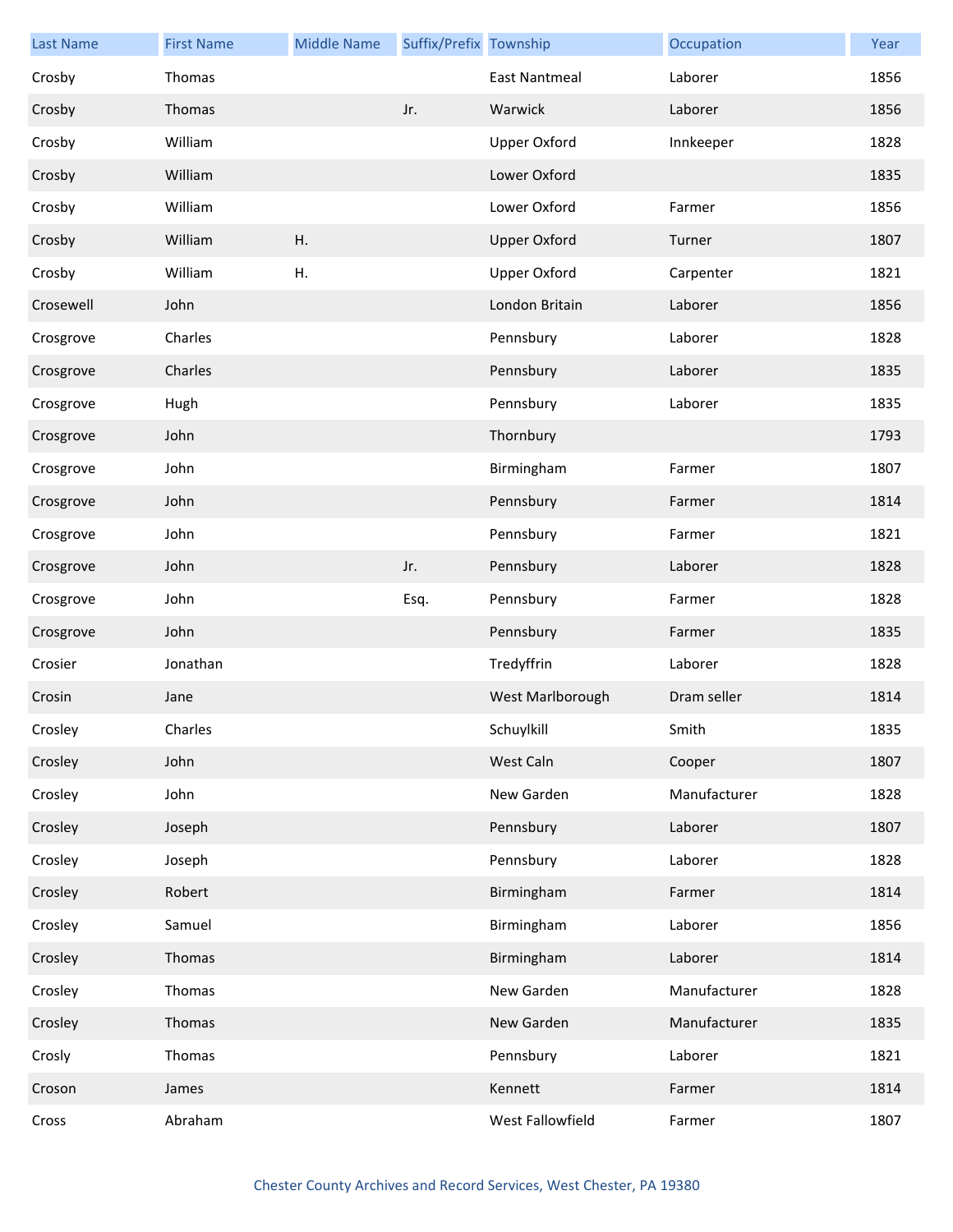| Last Name | First Name | Middle Name | Suffix/Prefix | Township | Occupation | Year |
|---|---|---|---|---|---|---|
| Crosby | Thomas | | | East Nantmeal | Laborer | 1856 |
| Crosby | Thomas | | Jr. | Warwick | Laborer | 1856 |
| Crosby | William | | | Upper Oxford | Innkeeper | 1828 |
| Crosby | William | | | Lower Oxford | | 1835 |
| Crosby | William | | | Lower Oxford | Farmer | 1856 |
| Crosby | William | H. | | Upper Oxford | Turner | 1807 |
| Crosby | William | H. | | Upper Oxford | Carpenter | 1821 |
| Crosewell | John | | | London Britain | Laborer | 1856 |
| Crosgrove | Charles | | | Pennsbury | Laborer | 1828 |
| Crosgrove | Charles | | | Pennsbury | Laborer | 1835 |
| Crosgrove | Hugh | | | Pennsbury | Laborer | 1835 |
| Crosgrove | John | | | Thornbury | | 1793 |
| Crosgrove | John | | | Birmingham | Farmer | 1807 |
| Crosgrove | John | | | Pennsbury | Farmer | 1814 |
| Crosgrove | John | | | Pennsbury | Farmer | 1821 |
| Crosgrove | John | | Jr. | Pennsbury | Laborer | 1828 |
| Crosgrove | John | | Esq. | Pennsbury | Farmer | 1828 |
| Crosgrove | John | | | Pennsbury | Farmer | 1835 |
| Crosier | Jonathan | | | Tredyffrin | Laborer | 1828 |
| Crosin | Jane | | | West Marlborough | Dram seller | 1814 |
| Crosley | Charles | | | Schuylkill | Smith | 1835 |
| Crosley | John | | | West Caln | Cooper | 1807 |
| Crosley | John | | | New Garden | Manufacturer | 1828 |
| Crosley | Joseph | | | Pennsbury | Laborer | 1807 |
| Crosley | Joseph | | | Pennsbury | Laborer | 1828 |
| Crosley | Robert | | | Birmingham | Farmer | 1814 |
| Crosley | Samuel | | | Birmingham | Laborer | 1856 |
| Crosley | Thomas | | | Birmingham | Laborer | 1814 |
| Crosley | Thomas | | | New Garden | Manufacturer | 1828 |
| Crosley | Thomas | | | New Garden | Manufacturer | 1835 |
| Crosly | Thomas | | | Pennsbury | Laborer | 1821 |
| Croson | James | | | Kennett | Farmer | 1814 |
| Cross | Abraham | | | West Fallowfield | Farmer | 1807 |

Chester County Archives and Record Services, West Chester, PA 19380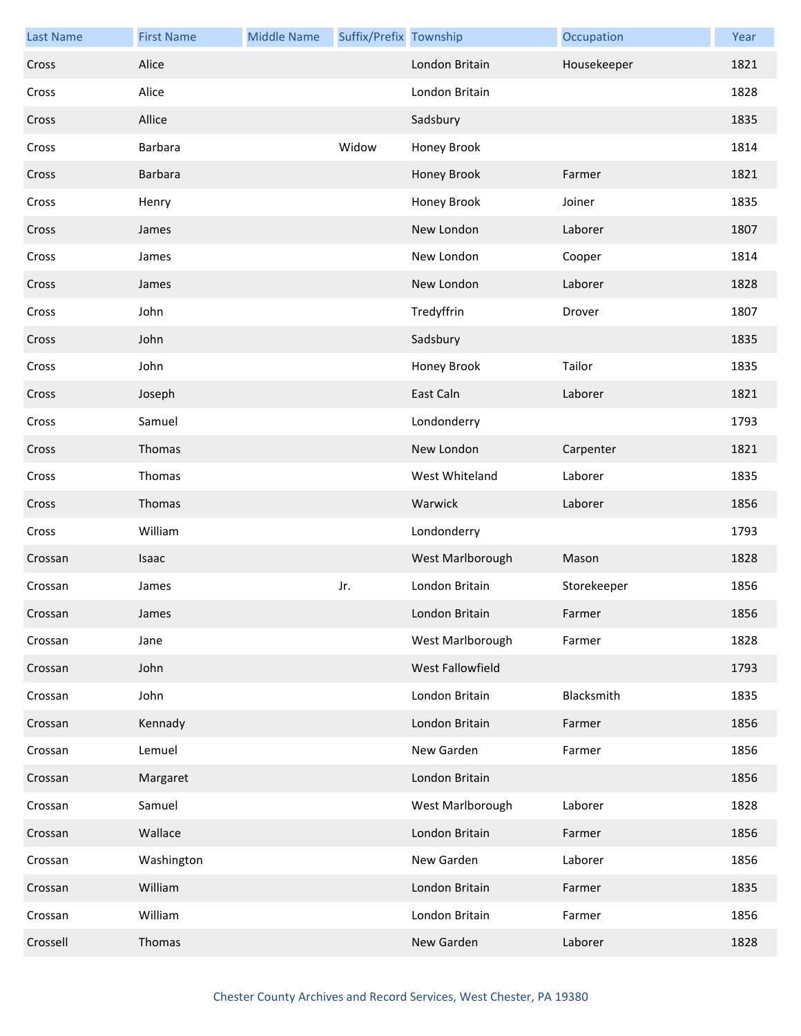| Last Name | First Name | Middle Name | Suffix/Prefix | Township | Occupation | Year |
|---|---|---|---|---|---|---|
| Cross | Alice | | | London Britain | Housekeeper | 1821 |
| Cross | Alice | | | London Britain | | 1828 |
| Cross | Allice | | | Sadsbury | | 1835 |
| Cross | Barbara | | Widow | Honey Brook | | 1814 |
| Cross | Barbara | | | Honey Brook | Farmer | 1821 |
| Cross | Henry | | | Honey Brook | Joiner | 1835 |
| Cross | James | | | New London | Laborer | 1807 |
| Cross | James | | | New London | Cooper | 1814 |
| Cross | James | | | New London | Laborer | 1828 |
| Cross | John | | | Tredyffrin | Drover | 1807 |
| Cross | John | | | Sadsbury | | 1835 |
| Cross | John | | | Honey Brook | Tailor | 1835 |
| Cross | Joseph | | | East Caln | Laborer | 1821 |
| Cross | Samuel | | | Londonderry | | 1793 |
| Cross | Thomas | | | New London | Carpenter | 1821 |
| Cross | Thomas | | | West Whiteland | Laborer | 1835 |
| Cross | Thomas | | | Warwick | Laborer | 1856 |
| Cross | William | | | Londonderry | | 1793 |
| Crossan | Isaac | | | West Marlborough | Mason | 1828 |
| Crossan | James | | Jr. | London Britain | Storekeeper | 1856 |
| Crossan | James | | | London Britain | Farmer | 1856 |
| Crossan | Jane | | | West Marlborough | Farmer | 1828 |
| Crossan | John | | | West Fallowfield | | 1793 |
| Crossan | John | | | London Britain | Blacksmith | 1835 |
| Crossan | Kennady | | | London Britain | Farmer | 1856 |
| Crossan | Lemuel | | | New Garden | Farmer | 1856 |
| Crossan | Margaret | | | London Britain | | 1856 |
| Crossan | Samuel | | | West Marlborough | Laborer | 1828 |
| Crossan | Wallace | | | London Britain | Farmer | 1856 |
| Crossan | Washington | | | New Garden | Laborer | 1856 |
| Crossan | William | | | London Britain | Farmer | 1835 |
| Crossan | William | | | London Britain | Farmer | 1856 |
| Crossell | Thomas | | | New Garden | Laborer | 1828 |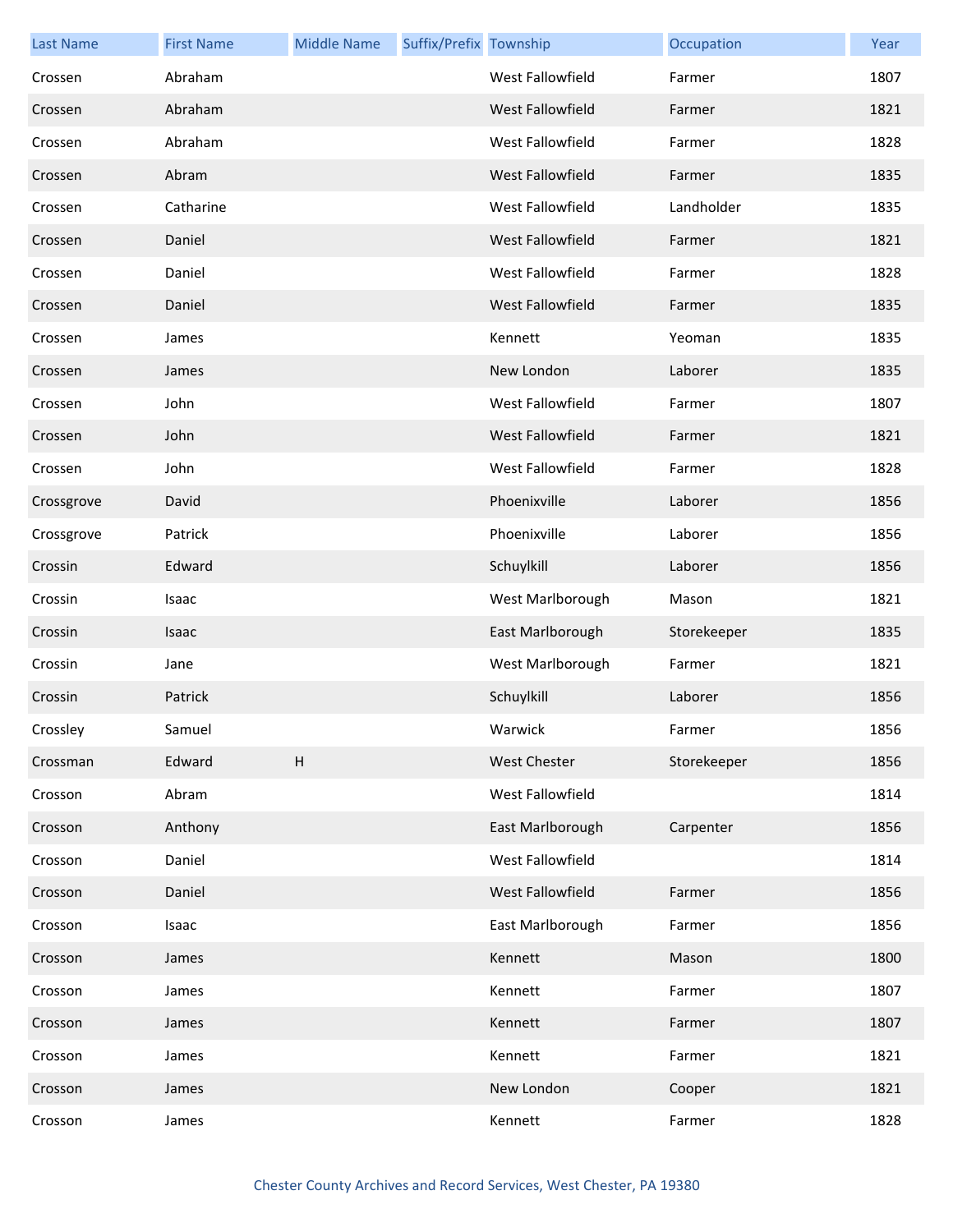| Last Name | First Name | Middle Name | Suffix/Prefix | Township | Occupation | Year |
|---|---|---|---|---|---|---|
| Crossen | Abraham | | | West Fallowfield | Farmer | 1807 |
| Crossen | Abraham | | | West Fallowfield | Farmer | 1821 |
| Crossen | Abraham | | | West Fallowfield | Farmer | 1828 |
| Crossen | Abram | | | West Fallowfield | Farmer | 1835 |
| Crossen | Catharine | | | West Fallowfield | Landholder | 1835 |
| Crossen | Daniel | | | West Fallowfield | Farmer | 1821 |
| Crossen | Daniel | | | West Fallowfield | Farmer | 1828 |
| Crossen | Daniel | | | West Fallowfield | Farmer | 1835 |
| Crossen | James | | | Kennett | Yeoman | 1835 |
| Crossen | James | | | New London | Laborer | 1835 |
| Crossen | John | | | West Fallowfield | Farmer | 1807 |
| Crossen | John | | | West Fallowfield | Farmer | 1821 |
| Crossen | John | | | West Fallowfield | Farmer | 1828 |
| Crossgrove | David | | | Phoenixville | Laborer | 1856 |
| Crossgrove | Patrick | | | Phoenixville | Laborer | 1856 |
| Crossin | Edward | | | Schuylkill | Laborer | 1856 |
| Crossin | Isaac | | | West Marlborough | Mason | 1821 |
| Crossin | Isaac | | | East Marlborough | Storekeeper | 1835 |
| Crossin | Jane | | | West Marlborough | Farmer | 1821 |
| Crossin | Patrick | | | Schuylkill | Laborer | 1856 |
| Crossley | Samuel | | | Warwick | Farmer | 1856 |
| Crossman | Edward | H | | West Chester | Storekeeper | 1856 |
| Crosson | Abram | | | West Fallowfield | | 1814 |
| Crosson | Anthony | | | East Marlborough | Carpenter | 1856 |
| Crosson | Daniel | | | West Fallowfield | | 1814 |
| Crosson | Daniel | | | West Fallowfield | Farmer | 1856 |
| Crosson | Isaac | | | East Marlborough | Farmer | 1856 |
| Crosson | James | | | Kennett | Mason | 1800 |
| Crosson | James | | | Kennett | Farmer | 1807 |
| Crosson | James | | | Kennett | Farmer | 1807 |
| Crosson | James | | | Kennett | Farmer | 1821 |
| Crosson | James | | | New London | Cooper | 1821 |
| Crosson | James | | | Kennett | Farmer | 1828 |

Chester County Archives and Record Services, West Chester, PA 19380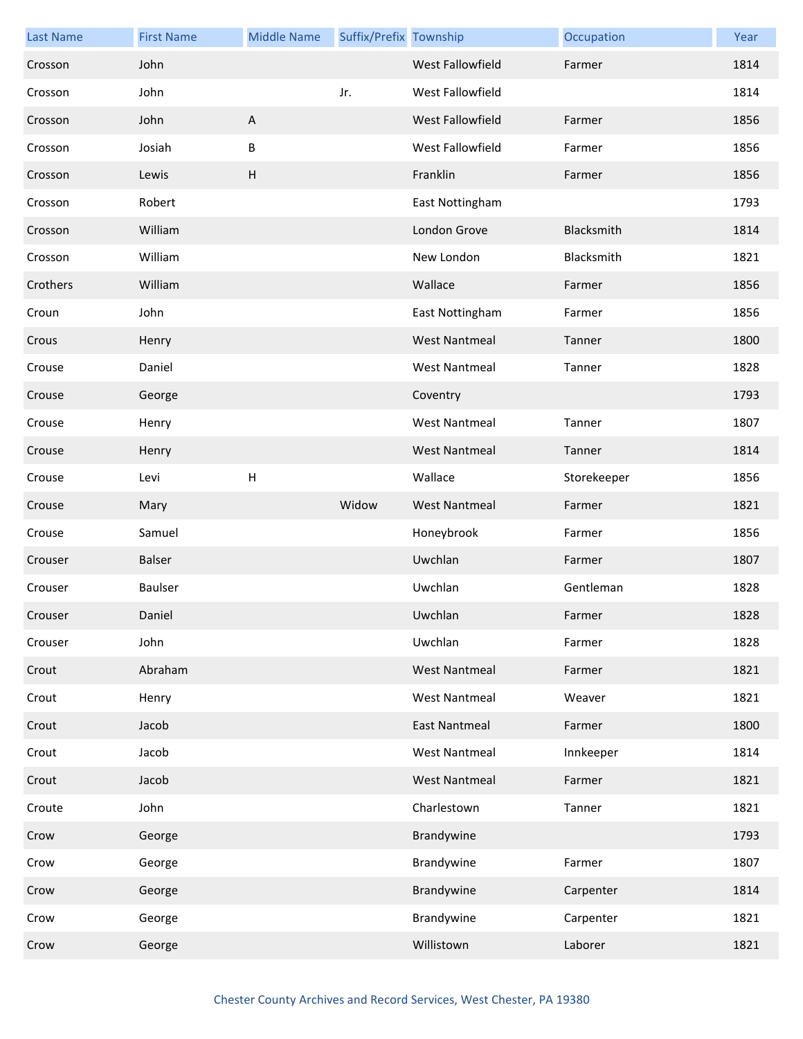| Last Name | First Name | Middle Name | Suffix/Prefix | Township | Occupation | Year |
|---|---|---|---|---|---|---|
| Crosson | John | | | West Fallowfield | Farmer | 1814 |
| Crosson | John | | Jr. | West Fallowfield | | 1814 |
| Crosson | John | A | | West Fallowfield | Farmer | 1856 |
| Crosson | Josiah | B | | West Fallowfield | Farmer | 1856 |
| Crosson | Lewis | H | | Franklin | Farmer | 1856 |
| Crosson | Robert | | | East Nottingham | | 1793 |
| Crosson | William | | | London Grove | Blacksmith | 1814 |
| Crosson | William | | | New London | Blacksmith | 1821 |
| Crothers | William | | | Wallace | Farmer | 1856 |
| Croun | John | | | East Nottingham | Farmer | 1856 |
| Crous | Henry | | | West Nantmeal | Tanner | 1800 |
| Crouse | Daniel | | | West Nantmeal | Tanner | 1828 |
| Crouse | George | | | Coventry | | 1793 |
| Crouse | Henry | | | West Nantmeal | Tanner | 1807 |
| Crouse | Henry | | | West Nantmeal | Tanner | 1814 |
| Crouse | Levi | H | | Wallace | Storekeeper | 1856 |
| Crouse | Mary | | Widow | West Nantmeal | Farmer | 1821 |
| Crouse | Samuel | | | Honeybrook | Farmer | 1856 |
| Crouser | Balser | | | Uwchlan | Farmer | 1807 |
| Crouser | Baulser | | | Uwchlan | Gentleman | 1828 |
| Crouser | Daniel | | | Uwchlan | Farmer | 1828 |
| Crouser | John | | | Uwchlan | Farmer | 1828 |
| Crout | Abraham | | | West Nantmeal | Farmer | 1821 |
| Crout | Henry | | | West Nantmeal | Weaver | 1821 |
| Crout | Jacob | | | East Nantmeal | Farmer | 1800 |
| Crout | Jacob | | | West Nantmeal | Innkeeper | 1814 |
| Crout | Jacob | | | West Nantmeal | Farmer | 1821 |
| Croute | John | | | Charlestown | Tanner | 1821 |
| Crow | George | | | Brandywine | | 1793 |
| Crow | George | | | Brandywine | Farmer | 1807 |
| Crow | George | | | Brandywine | Carpenter | 1814 |
| Crow | George | | | Brandywine | Carpenter | 1821 |
| Crow | George | | | Willistown | Laborer | 1821 |

Chester County Archives and Record Services, West Chester, PA 19380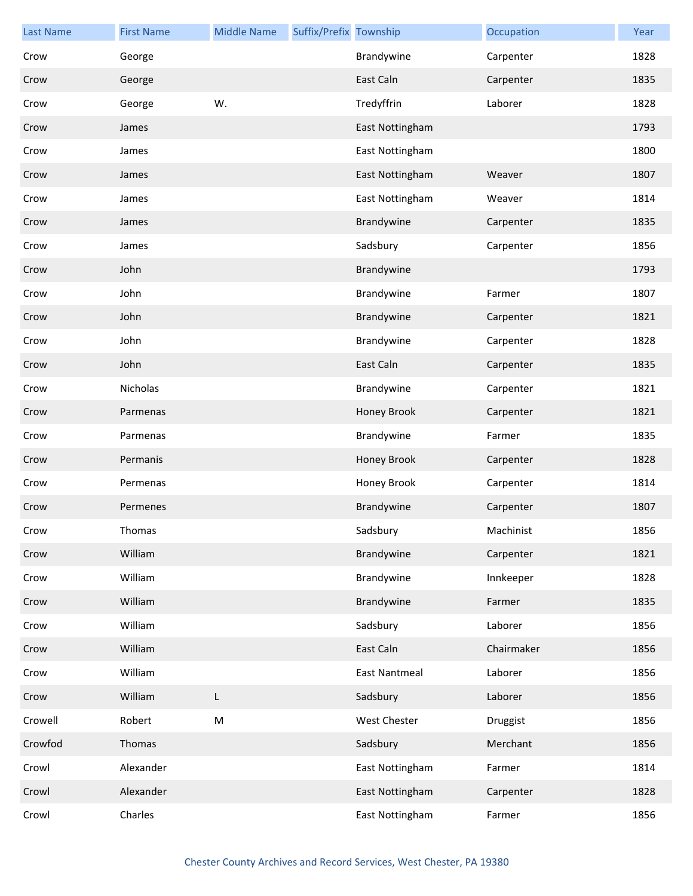| Last Name | First Name | Middle Name | Suffix/Prefix | Township | Occupation | Year |
|---|---|---|---|---|---|---|
| Crow | George | | | Brandywine | Carpenter | 1828 |
| Crow | George | | | East Caln | Carpenter | 1835 |
| Crow | George | W. | | Tredyffrin | Laborer | 1828 |
| Crow | James | | | East Nottingham | | 1793 |
| Crow | James | | | East Nottingham | | 1800 |
| Crow | James | | | East Nottingham | Weaver | 1807 |
| Crow | James | | | East Nottingham | Weaver | 1814 |
| Crow | James | | | Brandywine | Carpenter | 1835 |
| Crow | James | | | Sadsbury | Carpenter | 1856 |
| Crow | John | | | Brandywine | | 1793 |
| Crow | John | | | Brandywine | Farmer | 1807 |
| Crow | John | | | Brandywine | Carpenter | 1821 |
| Crow | John | | | Brandywine | Carpenter | 1828 |
| Crow | John | | | East Caln | Carpenter | 1835 |
| Crow | Nicholas | | | Brandywine | Carpenter | 1821 |
| Crow | Parmenas | | | Honey Brook | Carpenter | 1821 |
| Crow | Parmenas | | | Brandywine | Farmer | 1835 |
| Crow | Permanis | | | Honey Brook | Carpenter | 1828 |
| Crow | Permenas | | | Honey Brook | Carpenter | 1814 |
| Crow | Permenes | | | Brandywine | Carpenter | 1807 |
| Crow | Thomas | | | Sadsbury | Machinist | 1856 |
| Crow | William | | | Brandywine | Carpenter | 1821 |
| Crow | William | | | Brandywine | Innkeeper | 1828 |
| Crow | William | | | Brandywine | Farmer | 1835 |
| Crow | William | | | Sadsbury | Laborer | 1856 |
| Crow | William | | | East Caln | Chairmaker | 1856 |
| Crow | William | | | East Nantmeal | Laborer | 1856 |
| Crow | William | L | | Sadsbury | Laborer | 1856 |
| Crowell | Robert | M | | West Chester | Druggist | 1856 |
| Crowfod | Thomas | | | Sadsbury | Merchant | 1856 |
| Crowl | Alexander | | | East Nottingham | Farmer | 1814 |
| Crowl | Alexander | | | East Nottingham | Carpenter | 1828 |
| Crowl | Charles | | | East Nottingham | Farmer | 1856 |

Chester County Archives and Record Services, West Chester, PA 19380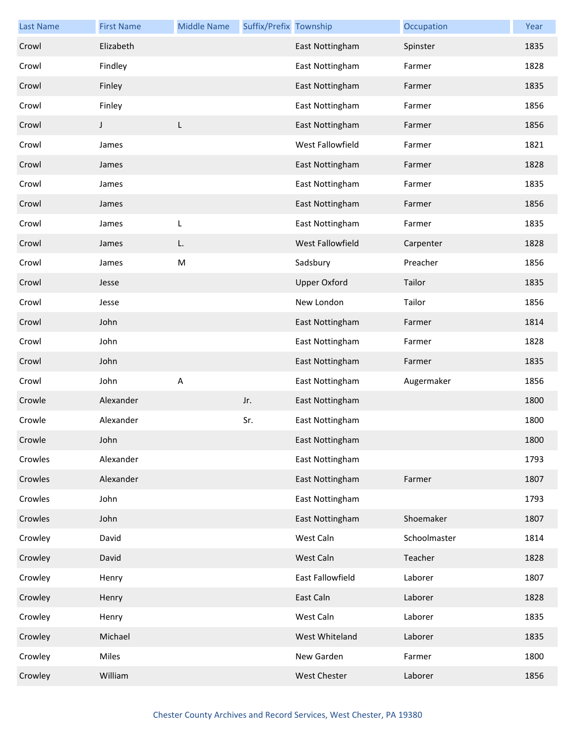| Last Name | First Name | Middle Name | Suffix/Prefix | Township | Occupation | Year |
| --- | --- | --- | --- | --- | --- | --- |
| Crowl | Elizabeth | | | East Nottingham | Spinster | 1835 |
| Crowl | Findley | | | East Nottingham | Farmer | 1828 |
| Crowl | Finley | | | East Nottingham | Farmer | 1835 |
| Crowl | Finley | | | East Nottingham | Farmer | 1856 |
| Crowl | J | L | | East Nottingham | Farmer | 1856 |
| Crowl | James | | | West Fallowfield | Farmer | 1821 |
| Crowl | James | | | East Nottingham | Farmer | 1828 |
| Crowl | James | | | East Nottingham | Farmer | 1835 |
| Crowl | James | | | East Nottingham | Farmer | 1856 |
| Crowl | James | L | | East Nottingham | Farmer | 1835 |
| Crowl | James | L. | | West Fallowfield | Carpenter | 1828 |
| Crowl | James | M | | Sadsbury | Preacher | 1856 |
| Crowl | Jesse | | | Upper Oxford | Tailor | 1835 |
| Crowl | Jesse | | | New London | Tailor | 1856 |
| Crowl | John | | | East Nottingham | Farmer | 1814 |
| Crowl | John | | | East Nottingham | Farmer | 1828 |
| Crowl | John | | | East Nottingham | Farmer | 1835 |
| Crowl | John | A | | East Nottingham | Augermaker | 1856 |
| Crowle | Alexander | | Jr. | East Nottingham | | 1800 |
| Crowle | Alexander | | Sr. | East Nottingham | | 1800 |
| Crowle | John | | | East Nottingham | | 1800 |
| Crowles | Alexander | | | East Nottingham | | 1793 |
| Crowles | Alexander | | | East Nottingham | Farmer | 1807 |
| Crowles | John | | | East Nottingham | | 1793 |
| Crowles | John | | | East Nottingham | Shoemaker | 1807 |
| Crowley | David | | | West Caln | Schoolmaster | 1814 |
| Crowley | David | | | West Caln | Teacher | 1828 |
| Crowley | Henry | | | East Fallowfield | Laborer | 1807 |
| Crowley | Henry | | | East Caln | Laborer | 1828 |
| Crowley | Henry | | | West Caln | Laborer | 1835 |
| Crowley | Michael | | | West Whiteland | Laborer | 1835 |
| Crowley | Miles | | | New Garden | Farmer | 1800 |
| Crowley | William | | | West Chester | Laborer | 1856 |

Chester County Archives and Record Services, West Chester, PA 19380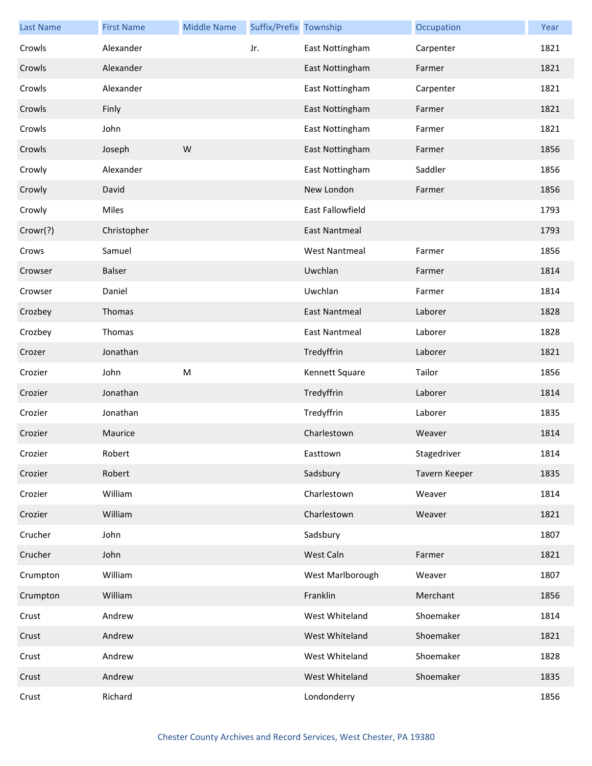| Last Name | First Name | Middle Name | Suffix/Prefix | Township | Occupation | Year |
|---|---|---|---|---|---|---|
| Crowls | Alexander | | Jr. | East Nottingham | Carpenter | 1821 |
| Crowls | Alexander | | | East Nottingham | Farmer | 1821 |
| Crowls | Alexander | | | East Nottingham | Carpenter | 1821 |
| Crowls | Finly | | | East Nottingham | Farmer | 1821 |
| Crowls | John | | | East Nottingham | Farmer | 1821 |
| Crowls | Joseph | W | | East Nottingham | Farmer | 1856 |
| Crowly | Alexander | | | East Nottingham | Saddler | 1856 |
| Crowly | David | | | New London | Farmer | 1856 |
| Crowly | Miles | | | East Fallowfield | | 1793 |
| Crowr(?) | Christopher | | | East Nantmeal | | 1793 |
| Crows | Samuel | | | West Nantmeal | Farmer | 1856 |
| Crowser | Balser | | | Uwchlan | Farmer | 1814 |
| Crowser | Daniel | | | Uwchlan | Farmer | 1814 |
| Crozbey | Thomas | | | East Nantmeal | Laborer | 1828 |
| Crozbey | Thomas | | | East Nantmeal | Laborer | 1828 |
| Crozer | Jonathan | | | Tredyffrin | Laborer | 1821 |
| Crozier | John | M | | Kennett Square | Tailor | 1856 |
| Crozier | Jonathan | | | Tredyffrin | Laborer | 1814 |
| Crozier | Jonathan | | | Tredyffrin | Laborer | 1835 |
| Crozier | Maurice | | | Charlestown | Weaver | 1814 |
| Crozier | Robert | | | Easttown | Stagedriver | 1814 |
| Crozier | Robert | | | Sadsbury | Tavern Keeper | 1835 |
| Crozier | William | | | Charlestown | Weaver | 1814 |
| Crozier | William | | | Charlestown | Weaver | 1821 |
| Crucher | John | | | Sadsbury | | 1807 |
| Crucher | John | | | West Caln | Farmer | 1821 |
| Crumpton | William | | | West Marlborough | Weaver | 1807 |
| Crumpton | William | | | Franklin | Merchant | 1856 |
| Crust | Andrew | | | West Whiteland | Shoemaker | 1814 |
| Crust | Andrew | | | West Whiteland | Shoemaker | 1821 |
| Crust | Andrew | | | West Whiteland | Shoemaker | 1828 |
| Crust | Andrew | | | West Whiteland | Shoemaker | 1835 |
| Crust | Richard | | | Londonderry | | 1856 |

Chester County Archives and Record Services, West Chester, PA 19380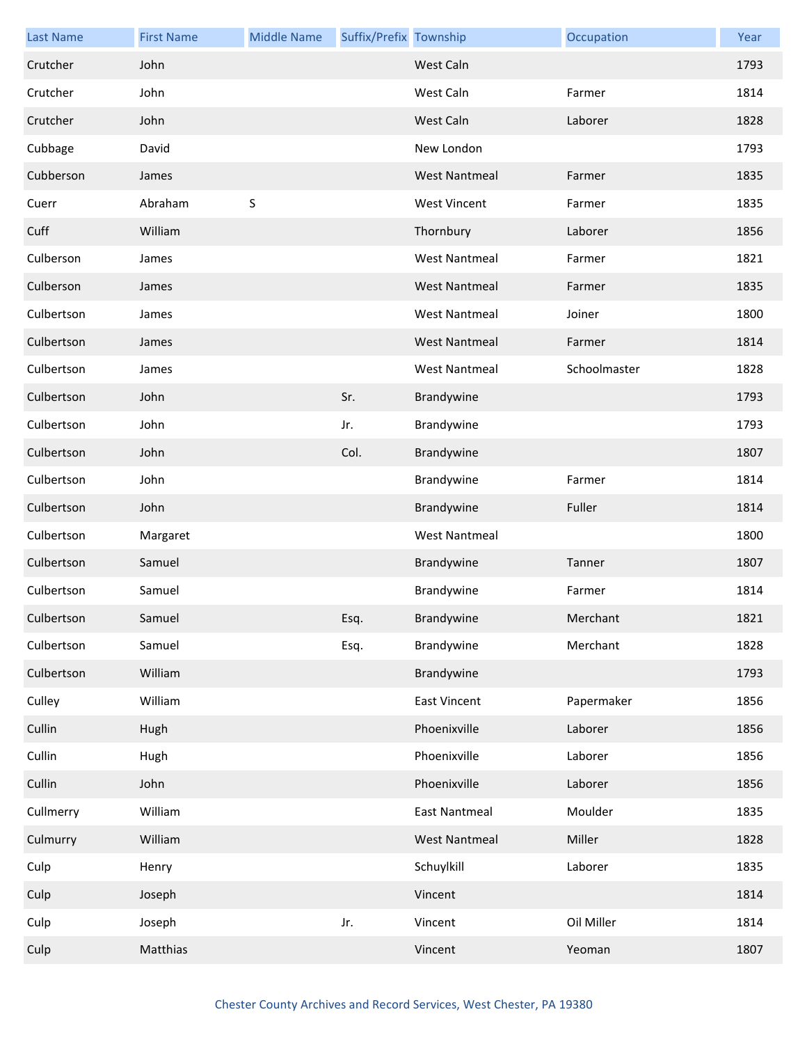| Last Name | First Name | Middle Name | Suffix/Prefix | Township | Occupation | Year |
|---|---|---|---|---|---|---|
| Crutcher | John | | | West Caln | | 1793 |
| Crutcher | John | | | West Caln | Farmer | 1814 |
| Crutcher | John | | | West Caln | Laborer | 1828 |
| Cubbage | David | | | New London | | 1793 |
| Cubberson | James | | | West Nantmeal | Farmer | 1835 |
| Cuerr | Abraham | S | | West Vincent | Farmer | 1835 |
| Cuff | William | | | Thornbury | Laborer | 1856 |
| Culberson | James | | | West Nantmeal | Farmer | 1821 |
| Culberson | James | | | West Nantmeal | Farmer | 1835 |
| Culbertson | James | | | West Nantmeal | Joiner | 1800 |
| Culbertson | James | | | West Nantmeal | Farmer | 1814 |
| Culbertson | James | | | West Nantmeal | Schoolmaster | 1828 |
| Culbertson | John | | Sr. | Brandywine | | 1793 |
| Culbertson | John | | Jr. | Brandywine | | 1793 |
| Culbertson | John | | Col. | Brandywine | | 1807 |
| Culbertson | John | | | Brandywine | Farmer | 1814 |
| Culbertson | John | | | Brandywine | Fuller | 1814 |
| Culbertson | Margaret | | | West Nantmeal | | 1800 |
| Culbertson | Samuel | | | Brandywine | Tanner | 1807 |
| Culbertson | Samuel | | | Brandywine | Farmer | 1814 |
| Culbertson | Samuel | | Esq. | Brandywine | Merchant | 1821 |
| Culbertson | Samuel | | Esq. | Brandywine | Merchant | 1828 |
| Culbertson | William | | | Brandywine | | 1793 |
| Culley | William | | | East Vincent | Papermaker | 1856 |
| Cullin | Hugh | | | Phoenixville | Laborer | 1856 |
| Cullin | Hugh | | | Phoenixville | Laborer | 1856 |
| Cullin | John | | | Phoenixville | Laborer | 1856 |
| Cullmerry | William | | | East Nantmeal | Moulder | 1835 |
| Culmurry | William | | | West Nantmeal | Miller | 1828 |
| Culp | Henry | | | Schuylkill | Laborer | 1835 |
| Culp | Joseph | | | Vincent | | 1814 |
| Culp | Joseph | | Jr. | Vincent | Oil Miller | 1814 |
| Culp | Matthias | | | Vincent | Yeoman | 1807 |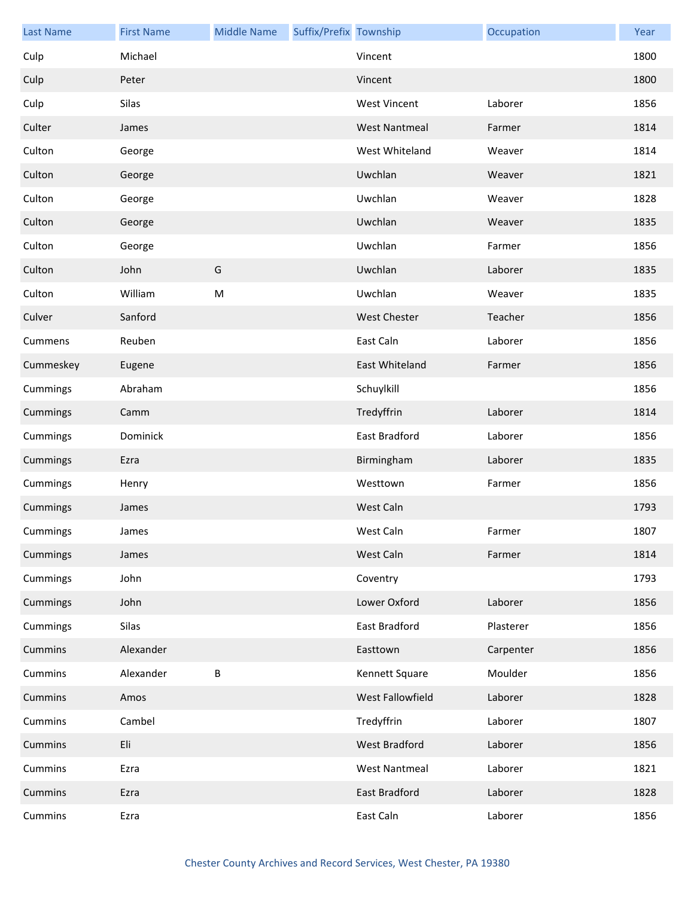| Last Name | First Name | Middle Name | Suffix/Prefix | Township | Occupation | Year |
|---|---|---|---|---|---|---|
| Culp | Michael | | | Vincent | | 1800 |
| Culp | Peter | | | Vincent | | 1800 |
| Culp | Silas | | | West Vincent | Laborer | 1856 |
| Culter | James | | | West Nantmeal | Farmer | 1814 |
| Culton | George | | | West Whiteland | Weaver | 1814 |
| Culton | George | | | Uwchlan | Weaver | 1821 |
| Culton | George | | | Uwchlan | Weaver | 1828 |
| Culton | George | | | Uwchlan | Weaver | 1835 |
| Culton | George | | | Uwchlan | Farmer | 1856 |
| Culton | John | G | | Uwchlan | Laborer | 1835 |
| Culton | William | M | | Uwchlan | Weaver | 1835 |
| Culver | Sanford | | | West Chester | Teacher | 1856 |
| Cummens | Reuben | | | East Caln | Laborer | 1856 |
| Cummeskey | Eugene | | | East Whiteland | Farmer | 1856 |
| Cummings | Abraham | | | Schuylkill | | 1856 |
| Cummings | Camm | | | Tredyffrin | Laborer | 1814 |
| Cummings | Dominick | | | East Bradford | Laborer | 1856 |
| Cummings | Ezra | | | Birmingham | Laborer | 1835 |
| Cummings | Henry | | | Westtown | Farmer | 1856 |
| Cummings | James | | | West Caln | | 1793 |
| Cummings | James | | | West Caln | Farmer | 1807 |
| Cummings | James | | | West Caln | Farmer | 1814 |
| Cummings | John | | | Coventry | | 1793 |
| Cummings | John | | | Lower Oxford | Laborer | 1856 |
| Cummings | Silas | | | East Bradford | Plasterer | 1856 |
| Cummins | Alexander | | | Easttown | Carpenter | 1856 |
| Cummins | Alexander | B | | Kennett Square | Moulder | 1856 |
| Cummins | Amos | | | West Fallowfield | Laborer | 1828 |
| Cummins | Cambel | | | Tredyffrin | Laborer | 1807 |
| Cummins | Eli | | | West Bradford | Laborer | 1856 |
| Cummins | Ezra | | | West Nantmeal | Laborer | 1821 |
| Cummins | Ezra | | | East Bradford | Laborer | 1828 |
| Cummins | Ezra | | | East Caln | Laborer | 1856 |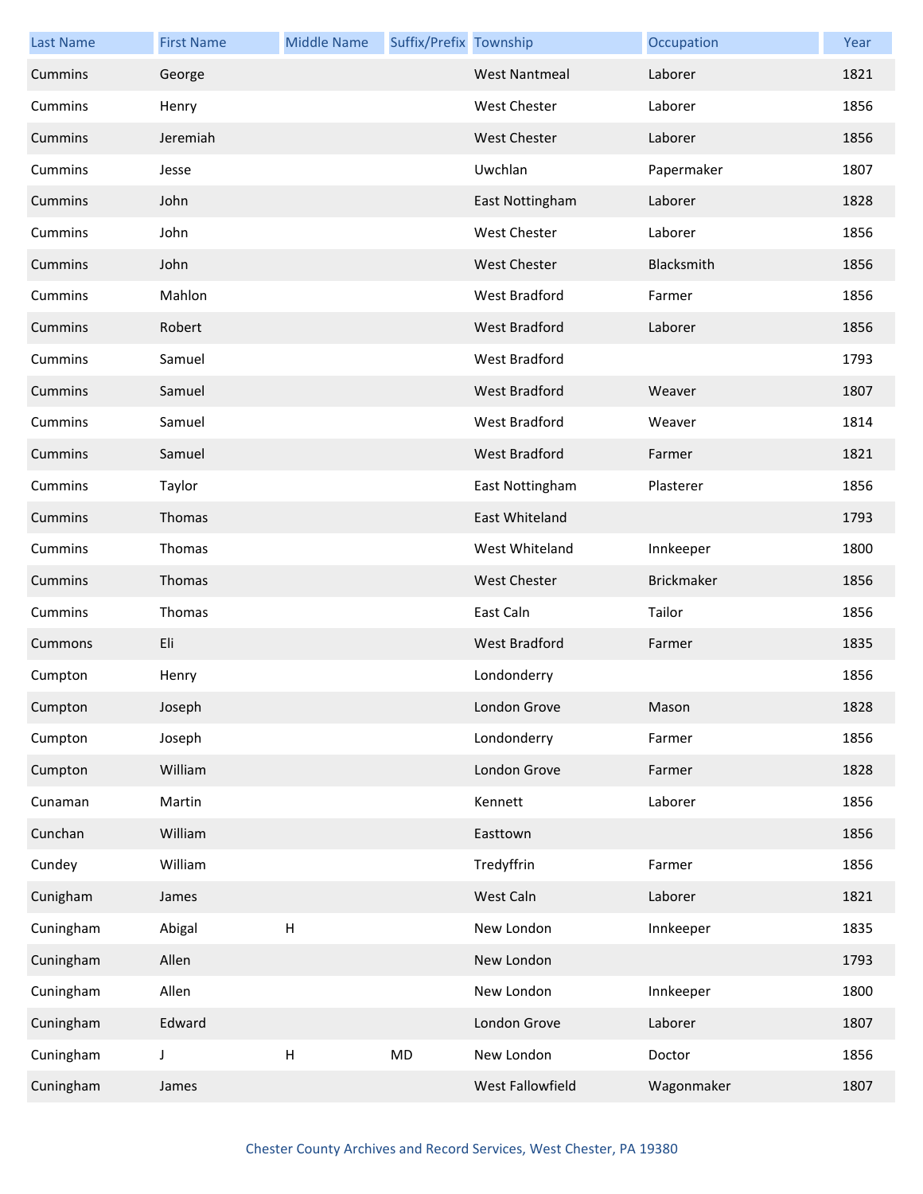| Last Name | First Name | Middle Name | Suffix/Prefix | Township | Occupation | Year |
|---|---|---|---|---|---|---|
| Cummins | George | | | West Nantmeal | Laborer | 1821 |
| Cummins | Henry | | | West Chester | Laborer | 1856 |
| Cummins | Jeremiah | | | West Chester | Laborer | 1856 |
| Cummins | Jesse | | | Uwchlan | Papermaker | 1807 |
| Cummins | John | | | East Nottingham | Laborer | 1828 |
| Cummins | John | | | West Chester | Laborer | 1856 |
| Cummins | John | | | West Chester | Blacksmith | 1856 |
| Cummins | Mahlon | | | West Bradford | Farmer | 1856 |
| Cummins | Robert | | | West Bradford | Laborer | 1856 |
| Cummins | Samuel | | | West Bradford | | 1793 |
| Cummins | Samuel | | | West Bradford | Weaver | 1807 |
| Cummins | Samuel | | | West Bradford | Weaver | 1814 |
| Cummins | Samuel | | | West Bradford | Farmer | 1821 |
| Cummins | Taylor | | | East Nottingham | Plasterer | 1856 |
| Cummins | Thomas | | | East Whiteland | | 1793 |
| Cummins | Thomas | | | West Whiteland | Innkeeper | 1800 |
| Cummins | Thomas | | | West Chester | Brickmaker | 1856 |
| Cummins | Thomas | | | East Caln | Tailor | 1856 |
| Cummons | Eli | | | West Bradford | Farmer | 1835 |
| Cumpton | Henry | | | Londonderry | | 1856 |
| Cumpton | Joseph | | | London Grove | Mason | 1828 |
| Cumpton | Joseph | | | Londonderry | Farmer | 1856 |
| Cumpton | William | | | London Grove | Farmer | 1828 |
| Cunaman | Martin | | | Kennett | Laborer | 1856 |
| Cunchan | William | | | Easttown | | 1856 |
| Cundey | William | | | Tredyffrin | Farmer | 1856 |
| Cunigham | James | | | West Caln | Laborer | 1821 |
| Cuningham | Abigal | H | | New London | Innkeeper | 1835 |
| Cuningham | Allen | | | New London | | 1793 |
| Cuningham | Allen | | | New London | Innkeeper | 1800 |
| Cuningham | Edward | | | London Grove | Laborer | 1807 |
| Cuningham | J | H | MD | New London | Doctor | 1856 |
| Cuningham | James | | | West Fallowfield | Wagonmaker | 1807 |

Chester County Archives and Record Services, West Chester, PA 19380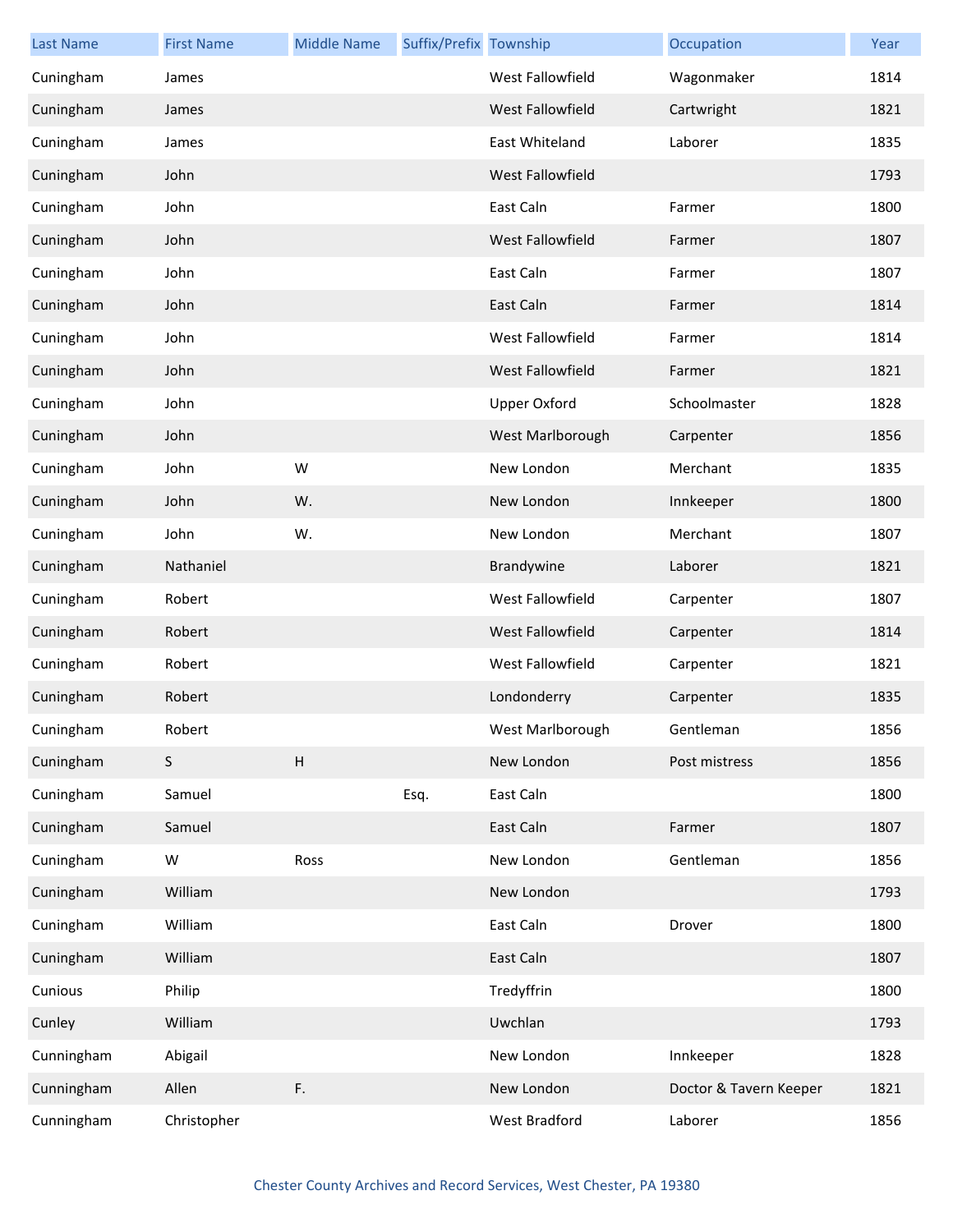| Last Name | First Name | Middle Name | Suffix/Prefix | Township | Occupation | Year |
|---|---|---|---|---|---|---|
| Cuningham | James | | | West Fallowfield | Wagonmaker | 1814 |
| Cuningham | James | | | West Fallowfield | Cartwright | 1821 |
| Cuningham | James | | | East Whiteland | Laborer | 1835 |
| Cuningham | John | | | West Fallowfield | | 1793 |
| Cuningham | John | | | East Caln | Farmer | 1800 |
| Cuningham | John | | | West Fallowfield | Farmer | 1807 |
| Cuningham | John | | | East Caln | Farmer | 1807 |
| Cuningham | John | | | East Caln | Farmer | 1814 |
| Cuningham | John | | | West Fallowfield | Farmer | 1814 |
| Cuningham | John | | | West Fallowfield | Farmer | 1821 |
| Cuningham | John | | | Upper Oxford | Schoolmaster | 1828 |
| Cuningham | John | | | West Marlborough | Carpenter | 1856 |
| Cuningham | John | W | | New London | Merchant | 1835 |
| Cuningham | John | W. | | New London | Innkeeper | 1800 |
| Cuningham | John | W. | | New London | Merchant | 1807 |
| Cuningham | Nathaniel | | | Brandywine | Laborer | 1821 |
| Cuningham | Robert | | | West Fallowfield | Carpenter | 1807 |
| Cuningham | Robert | | | West Fallowfield | Carpenter | 1814 |
| Cuningham | Robert | | | West Fallowfield | Carpenter | 1821 |
| Cuningham | Robert | | | Londonderry | Carpenter | 1835 |
| Cuningham | Robert | | | West Marlborough | Gentleman | 1856 |
| Cuningham | S | H | | New London | Post mistress | 1856 |
| Cuningham | Samuel | | Esq. | East Caln | | 1800 |
| Cuningham | Samuel | | | East Caln | Farmer | 1807 |
| Cuningham | W | Ross | | New London | Gentleman | 1856 |
| Cuningham | William | | | New London | | 1793 |
| Cuningham | William | | | East Caln | Drover | 1800 |
| Cuningham | William | | | East Caln | | 1807 |
| Cunious | Philip | | | Tredyffrin | | 1800 |
| Cunley | William | | | Uwchlan | | 1793 |
| Cunningham | Abigail | | | New London | Innkeeper | 1828 |
| Cunningham | Allen | F. | | New London | Doctor & Tavern Keeper | 1821 |
| Cunningham | Christopher | | | West Bradford | Laborer | 1856 |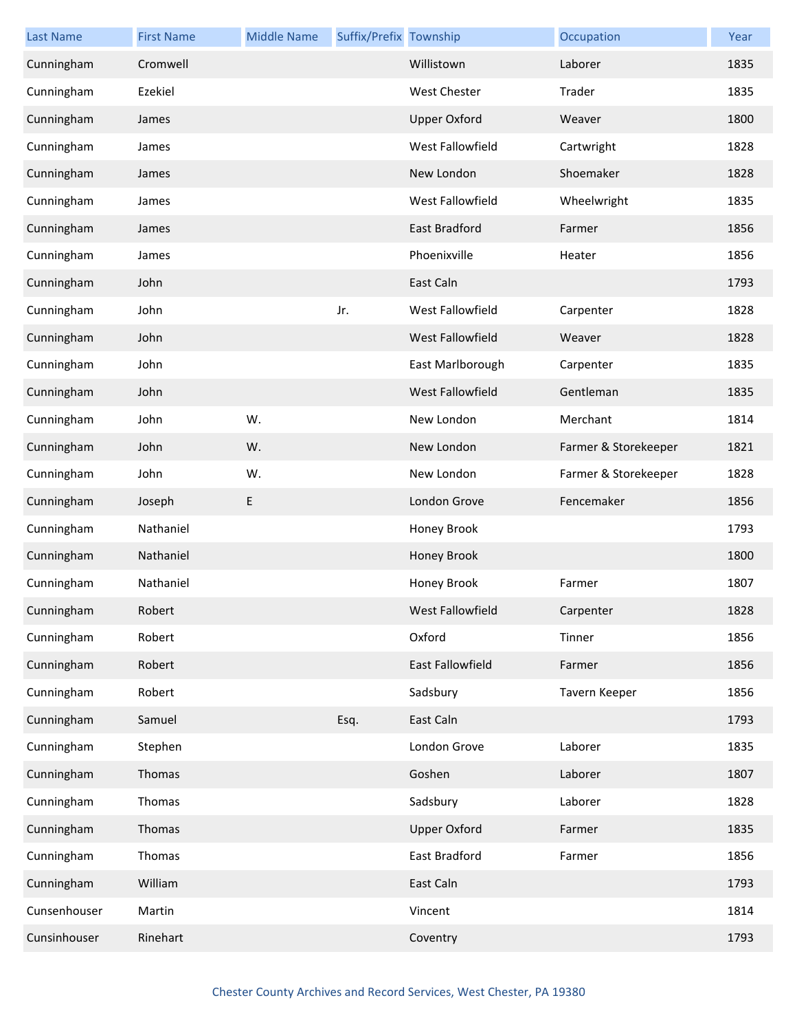| Last Name | First Name | Middle Name | Suffix/Prefix | Township | Occupation | Year |
|---|---|---|---|---|---|---|
| Cunningham | Cromwell | | | Willistown | Laborer | 1835 |
| Cunningham | Ezekiel | | | West Chester | Trader | 1835 |
| Cunningham | James | | | Upper Oxford | Weaver | 1800 |
| Cunningham | James | | | West Fallowfield | Cartwright | 1828 |
| Cunningham | James | | | New London | Shoemaker | 1828 |
| Cunningham | James | | | West Fallowfield | Wheelwright | 1835 |
| Cunningham | James | | | East Bradford | Farmer | 1856 |
| Cunningham | James | | | Phoenixville | Heater | 1856 |
| Cunningham | John | | | East Caln | | 1793 |
| Cunningham | John | | Jr. | West Fallowfield | Carpenter | 1828 |
| Cunningham | John | | | West Fallowfield | Weaver | 1828 |
| Cunningham | John | | | East Marlborough | Carpenter | 1835 |
| Cunningham | John | | | West Fallowfield | Gentleman | 1835 |
| Cunningham | John | W. | | New London | Merchant | 1814 |
| Cunningham | John | W. | | New London | Farmer & Storekeeper | 1821 |
| Cunningham | John | W. | | New London | Farmer & Storekeeper | 1828 |
| Cunningham | Joseph | E | | London Grove | Fencemaker | 1856 |
| Cunningham | Nathaniel | | | Honey Brook | | 1793 |
| Cunningham | Nathaniel | | | Honey Brook | | 1800 |
| Cunningham | Nathaniel | | | Honey Brook | Farmer | 1807 |
| Cunningham | Robert | | | West Fallowfield | Carpenter | 1828 |
| Cunningham | Robert | | | Oxford | Tinner | 1856 |
| Cunningham | Robert | | | East Fallowfield | Farmer | 1856 |
| Cunningham | Robert | | | Sadsbury | Tavern Keeper | 1856 |
| Cunningham | Samuel | | Esq. | East Caln | | 1793 |
| Cunningham | Stephen | | | London Grove | Laborer | 1835 |
| Cunningham | Thomas | | | Goshen | Laborer | 1807 |
| Cunningham | Thomas | | | Sadsbury | Laborer | 1828 |
| Cunningham | Thomas | | | Upper Oxford | Farmer | 1835 |
| Cunningham | Thomas | | | East Bradford | Farmer | 1856 |
| Cunningham | William | | | East Caln | | 1793 |
| Cunsenhouser | Martin | | | Vincent | | 1814 |
| Cunsinhouser | Rinehart | | | Coventry | | 1793 |

Chester County Archives and Record Services, West Chester, PA 19380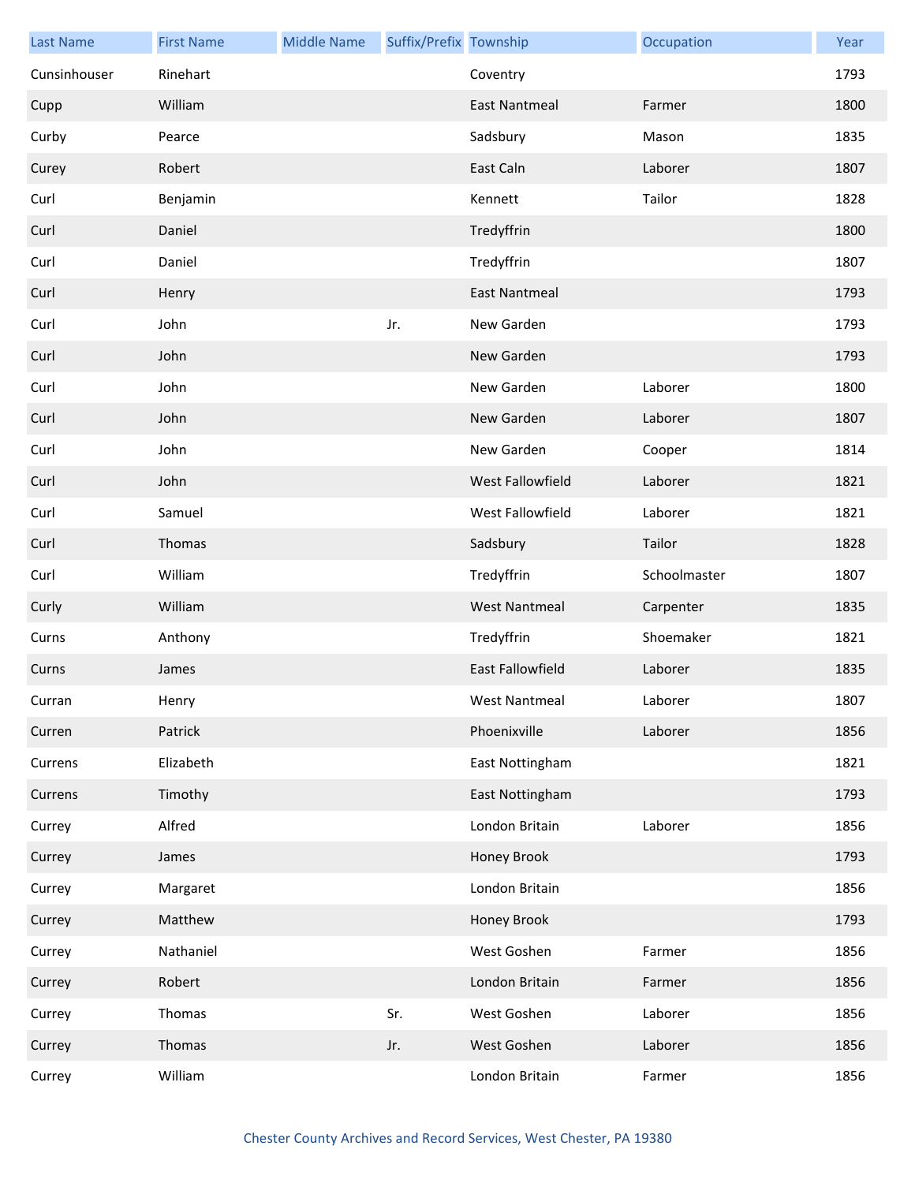| Last Name | First Name | Middle Name | Suffix/Prefix | Township | Occupation | Year |
|---|---|---|---|---|---|---|
| Cunsinhouser | Rinehart | | | Coventry | | 1793 |
| Cupp | William | | | East Nantmeal | Farmer | 1800 |
| Curby | Pearce | | | Sadsbury | Mason | 1835 |
| Curey | Robert | | | East Caln | Laborer | 1807 |
| Curl | Benjamin | | | Kennett | Tailor | 1828 |
| Curl | Daniel | | | Tredyffrin | | 1800 |
| Curl | Daniel | | | Tredyffrin | | 1807 |
| Curl | Henry | | | East Nantmeal | | 1793 |
| Curl | John | | Jr. | New Garden | | 1793 |
| Curl | John | | | New Garden | | 1793 |
| Curl | John | | | New Garden | Laborer | 1800 |
| Curl | John | | | New Garden | Laborer | 1807 |
| Curl | John | | | New Garden | Cooper | 1814 |
| Curl | John | | | West Fallowfield | Laborer | 1821 |
| Curl | Samuel | | | West Fallowfield | Laborer | 1821 |
| Curl | Thomas | | | Sadsbury | Tailor | 1828 |
| Curl | William | | | Tredyffrin | Schoolmaster | 1807 |
| Curly | William | | | West Nantmeal | Carpenter | 1835 |
| Curns | Anthony | | | Tredyffrin | Shoemaker | 1821 |
| Curns | James | | | East Fallowfield | Laborer | 1835 |
| Curran | Henry | | | West Nantmeal | Laborer | 1807 |
| Curren | Patrick | | | Phoenixville | Laborer | 1856 |
| Currens | Elizabeth | | | East Nottingham | | 1821 |
| Currens | Timothy | | | East Nottingham | | 1793 |
| Currey | Alfred | | | London Britain | Laborer | 1856 |
| Currey | James | | | Honey Brook | | 1793 |
| Currey | Margaret | | | London Britain | | 1856 |
| Currey | Matthew | | | Honey Brook | | 1793 |
| Currey | Nathaniel | | | West Goshen | Farmer | 1856 |
| Currey | Robert | | | London Britain | Farmer | 1856 |
| Currey | Thomas | | Sr. | West Goshen | Laborer | 1856 |
| Currey | Thomas | | Jr. | West Goshen | Laborer | 1856 |
| Currey | William | | | London Britain | Farmer | 1856 |

Chester County Archives and Record Services, West Chester, PA 19380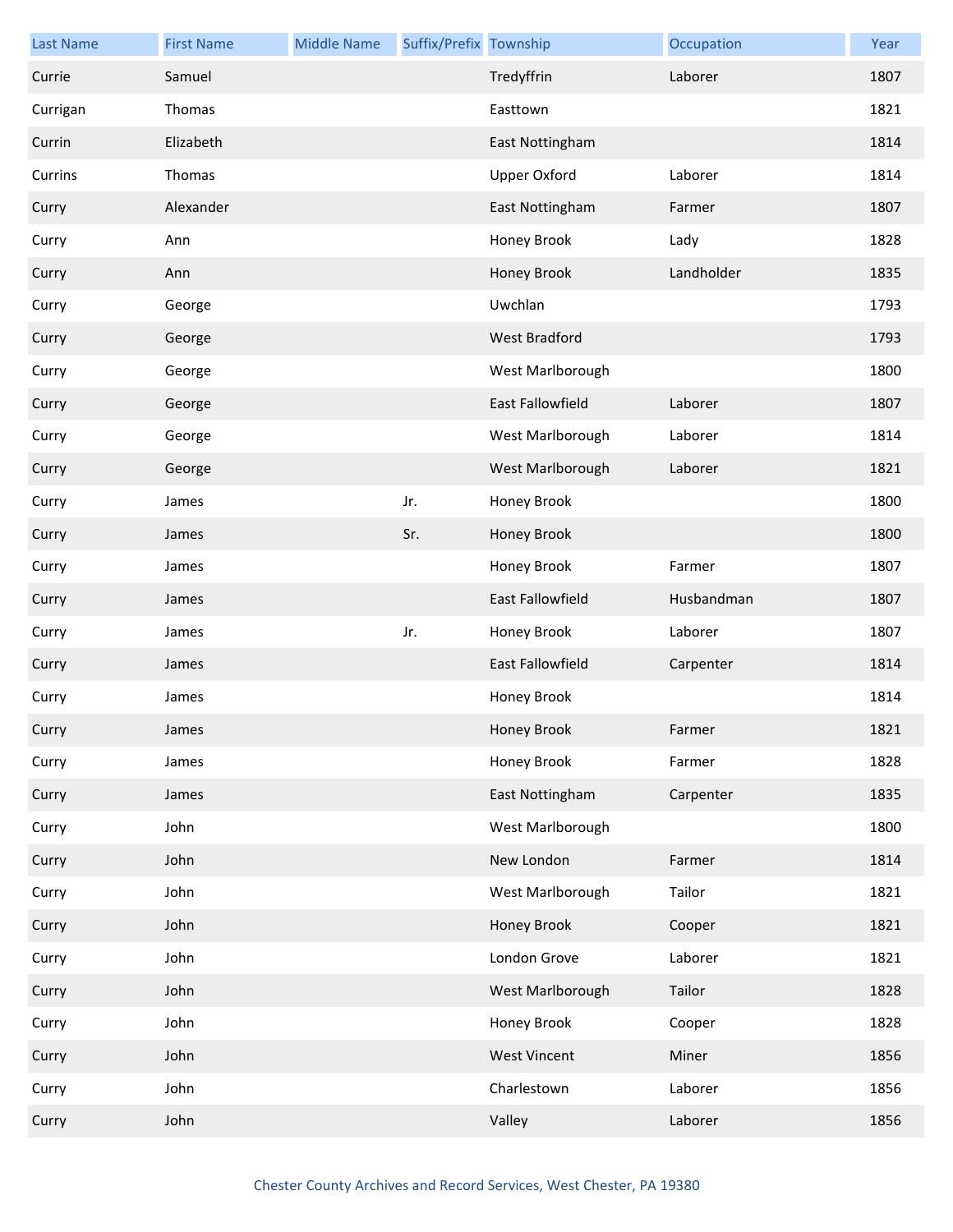| Last Name | First Name | Middle Name | Suffix/Prefix | Township | Occupation | Year |
| --- | --- | --- | --- | --- | --- | --- |
| Currie | Samuel | | | Tredyffrin | Laborer | 1807 |
| Currigan | Thomas | | | Easttown | | 1821 |
| Currin | Elizabeth | | | East Nottingham | | 1814 |
| Currins | Thomas | | | Upper Oxford | Laborer | 1814 |
| Curry | Alexander | | | East Nottingham | Farmer | 1807 |
| Curry | Ann | | | Honey Brook | Lady | 1828 |
| Curry | Ann | | | Honey Brook | Landholder | 1835 |
| Curry | George | | | Uwchlan | | 1793 |
| Curry | George | | | West Bradford | | 1793 |
| Curry | George | | | West Marlborough | | 1800 |
| Curry | George | | | East Fallowfield | Laborer | 1807 |
| Curry | George | | | West Marlborough | Laborer | 1814 |
| Curry | George | | | West Marlborough | Laborer | 1821 |
| Curry | James | | Jr. | Honey Brook | | 1800 |
| Curry | James | | Sr. | Honey Brook | | 1800 |
| Curry | James | | | Honey Brook | Farmer | 1807 |
| Curry | James | | | East Fallowfield | Husbandman | 1807 |
| Curry | James | | Jr. | Honey Brook | Laborer | 1807 |
| Curry | James | | | East Fallowfield | Carpenter | 1814 |
| Curry | James | | | Honey Brook | | 1814 |
| Curry | James | | | Honey Brook | Farmer | 1821 |
| Curry | James | | | Honey Brook | Farmer | 1828 |
| Curry | James | | | East Nottingham | Carpenter | 1835 |
| Curry | John | | | West Marlborough | | 1800 |
| Curry | John | | | New London | Farmer | 1814 |
| Curry | John | | | West Marlborough | Tailor | 1821 |
| Curry | John | | | Honey Brook | Cooper | 1821 |
| Curry | John | | | London Grove | Laborer | 1821 |
| Curry | John | | | West Marlborough | Tailor | 1828 |
| Curry | John | | | Honey Brook | Cooper | 1828 |
| Curry | John | | | West Vincent | Miner | 1856 |
| Curry | John | | | Charlestown | Laborer | 1856 |
| Curry | John | | | Valley | Laborer | 1856 |

Chester County Archives and Record Services, West Chester, PA 19380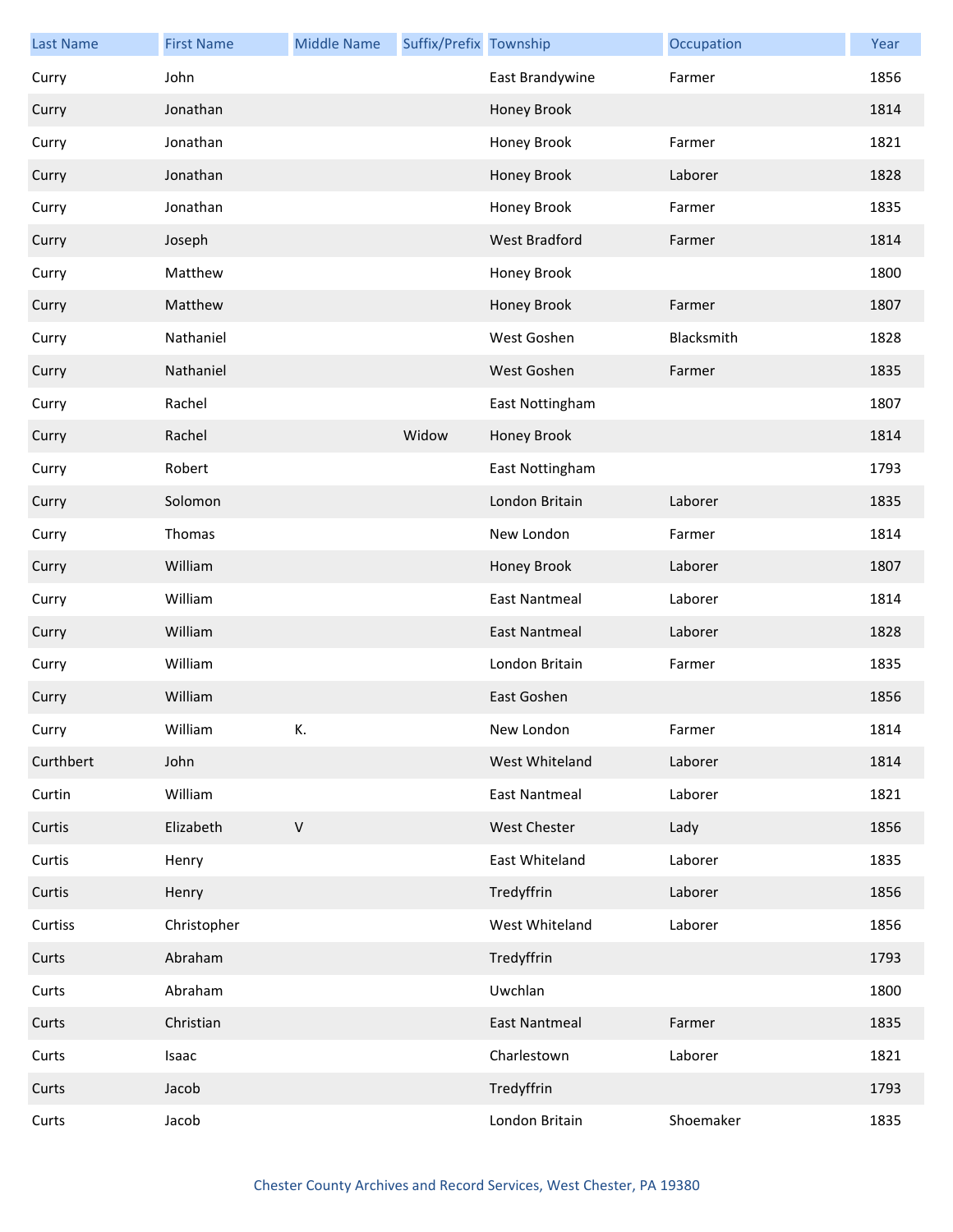| Last Name | First Name | Middle Name | Suffix/Prefix | Township | Occupation | Year |
|---|---|---|---|---|---|---|
| Curry | John | | | East Brandywine | Farmer | 1856 |
| Curry | Jonathan | | | Honey Brook | | 1814 |
| Curry | Jonathan | | | Honey Brook | Farmer | 1821 |
| Curry | Jonathan | | | Honey Brook | Laborer | 1828 |
| Curry | Jonathan | | | Honey Brook | Farmer | 1835 |
| Curry | Joseph | | | West Bradford | Farmer | 1814 |
| Curry | Matthew | | | Honey Brook | | 1800 |
| Curry | Matthew | | | Honey Brook | Farmer | 1807 |
| Curry | Nathaniel | | | West Goshen | Blacksmith | 1828 |
| Curry | Nathaniel | | | West Goshen | Farmer | 1835 |
| Curry | Rachel | | | East Nottingham | | 1807 |
| Curry | Rachel | | Widow | Honey Brook | | 1814 |
| Curry | Robert | | | East Nottingham | | 1793 |
| Curry | Solomon | | | London Britain | Laborer | 1835 |
| Curry | Thomas | | | New London | Farmer | 1814 |
| Curry | William | | | Honey Brook | Laborer | 1807 |
| Curry | William | | | East Nantmeal | Laborer | 1814 |
| Curry | William | | | East Nantmeal | Laborer | 1828 |
| Curry | William | | | London Britain | Farmer | 1835 |
| Curry | William | | | East Goshen | | 1856 |
| Curry | William | K. | | New London | Farmer | 1814 |
| Curthbert | John | | | West Whiteland | Laborer | 1814 |
| Curtin | William | | | East Nantmeal | Laborer | 1821 |
| Curtis | Elizabeth | V | | West Chester | Lady | 1856 |
| Curtis | Henry | | | East Whiteland | Laborer | 1835 |
| Curtis | Henry | | | Tredyffrin | Laborer | 1856 |
| Curtiss | Christopher | | | West Whiteland | Laborer | 1856 |
| Curts | Abraham | | | Tredyffrin | | 1793 |
| Curts | Abraham | | | Uwchlan | | 1800 |
| Curts | Christian | | | East Nantmeal | Farmer | 1835 |
| Curts | Isaac | | | Charlestown | Laborer | 1821 |
| Curts | Jacob | | | Tredyffrin | | 1793 |
| Curts | Jacob | | | London Britain | Shoemaker | 1835 |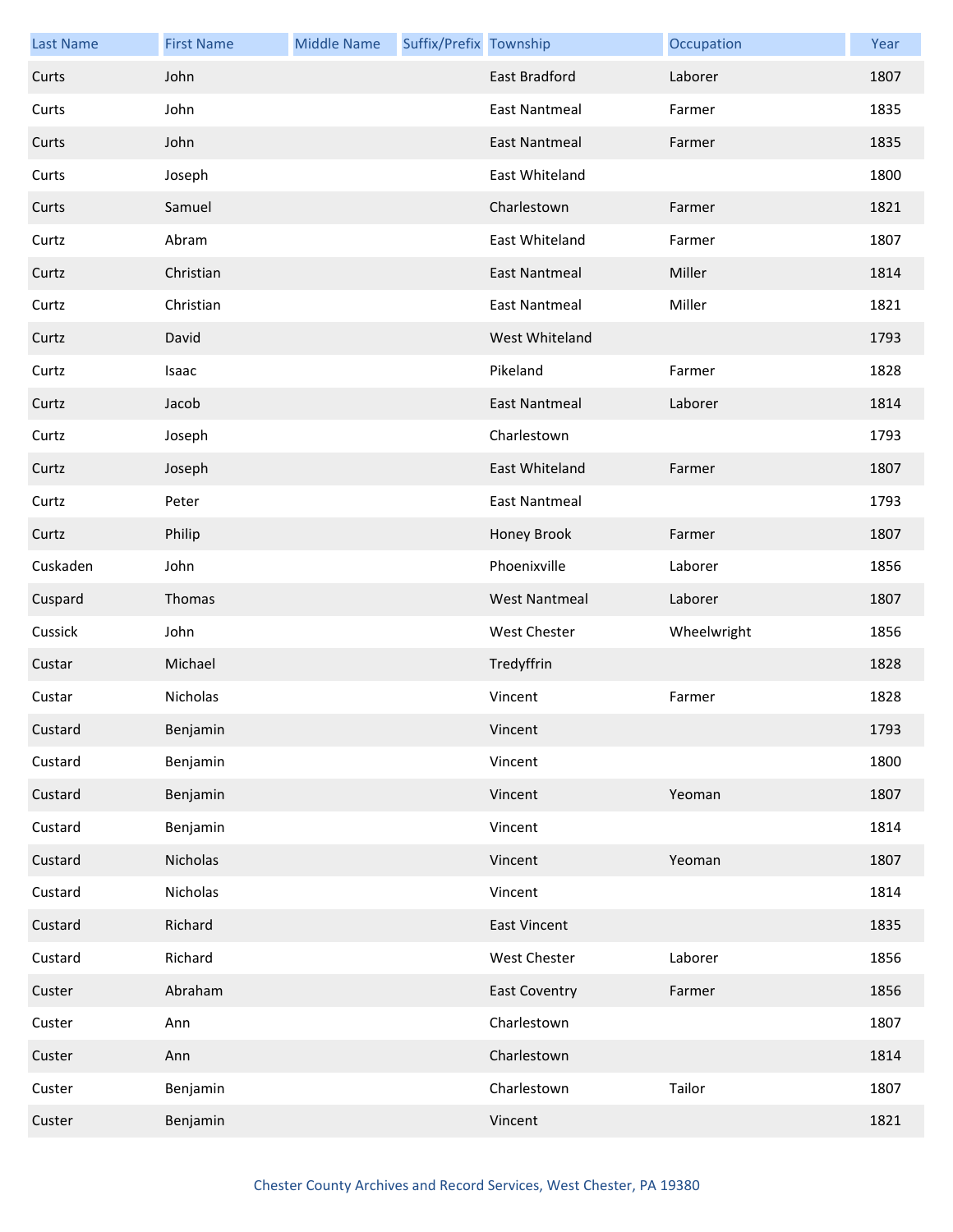| Last Name | First Name | Middle Name | Suffix/Prefix | Township | Occupation | Year |
|---|---|---|---|---|---|---|
| Curts | John | | | East Bradford | Laborer | 1807 |
| Curts | John | | | East Nantmeal | Farmer | 1835 |
| Curts | John | | | East Nantmeal | Farmer | 1835 |
| Curts | Joseph | | | East Whiteland | | 1800 |
| Curts | Samuel | | | Charlestown | Farmer | 1821 |
| Curtz | Abram | | | East Whiteland | Farmer | 1807 |
| Curtz | Christian | | | East Nantmeal | Miller | 1814 |
| Curtz | Christian | | | East Nantmeal | Miller | 1821 |
| Curtz | David | | | West Whiteland | | 1793 |
| Curtz | Isaac | | | Pikeland | Farmer | 1828 |
| Curtz | Jacob | | | East Nantmeal | Laborer | 1814 |
| Curtz | Joseph | | | Charlestown | | 1793 |
| Curtz | Joseph | | | East Whiteland | Farmer | 1807 |
| Curtz | Peter | | | East Nantmeal | | 1793 |
| Curtz | Philip | | | Honey Brook | Farmer | 1807 |
| Cuskaden | John | | | Phoenixville | Laborer | 1856 |
| Cuspard | Thomas | | | West Nantmeal | Laborer | 1807 |
| Cussick | John | | | West Chester | Wheelwright | 1856 |
| Custar | Michael | | | Tredyffrin | | 1828 |
| Custar | Nicholas | | | Vincent | Farmer | 1828 |
| Custard | Benjamin | | | Vincent | | 1793 |
| Custard | Benjamin | | | Vincent | | 1800 |
| Custard | Benjamin | | | Vincent | Yeoman | 1807 |
| Custard | Benjamin | | | Vincent | | 1814 |
| Custard | Nicholas | | | Vincent | Yeoman | 1807 |
| Custard | Nicholas | | | Vincent | | 1814 |
| Custard | Richard | | | East Vincent | | 1835 |
| Custard | Richard | | | West Chester | Laborer | 1856 |
| Custer | Abraham | | | East Coventry | Farmer | 1856 |
| Custer | Ann | | | Charlestown | | 1807 |
| Custer | Ann | | | Charlestown | | 1814 |
| Custer | Benjamin | | | Charlestown | Tailor | 1807 |
| Custer | Benjamin | | | Vincent | | 1821 |

Chester County Archives and Record Services, West Chester, PA 19380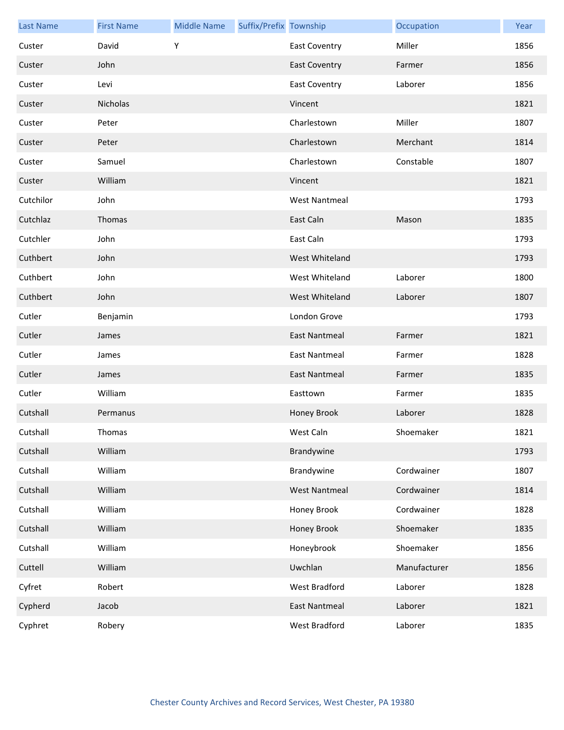| Last Name | First Name | Middle Name | Suffix/Prefix | Township | Occupation | Year |
|---|---|---|---|---|---|---|
| Custer | David | Y | | East Coventry | Miller | 1856 |
| Custer | John | | | East Coventry | Farmer | 1856 |
| Custer | Levi | | | East Coventry | Laborer | 1856 |
| Custer | Nicholas | | | Vincent | | 1821 |
| Custer | Peter | | | Charlestown | Miller | 1807 |
| Custer | Peter | | | Charlestown | Merchant | 1814 |
| Custer | Samuel | | | Charlestown | Constable | 1807 |
| Custer | William | | | Vincent | | 1821 |
| Cutchilor | John | | | West Nantmeal | | 1793 |
| Cutchlaz | Thomas | | | East Caln | Mason | 1835 |
| Cutchler | John | | | East Caln | | 1793 |
| Cuthbert | John | | | West Whiteland | | 1793 |
| Cuthbert | John | | | West Whiteland | Laborer | 1800 |
| Cuthbert | John | | | West Whiteland | Laborer | 1807 |
| Cutler | Benjamin | | | London Grove | | 1793 |
| Cutler | James | | | East Nantmeal | Farmer | 1821 |
| Cutler | James | | | East Nantmeal | Farmer | 1828 |
| Cutler | James | | | East Nantmeal | Farmer | 1835 |
| Cutler | William | | | Easttown | Farmer | 1835 |
| Cutshall | Permanus | | | Honey Brook | Laborer | 1828 |
| Cutshall | Thomas | | | West Caln | Shoemaker | 1821 |
| Cutshall | William | | | Brandywine | | 1793 |
| Cutshall | William | | | Brandywine | Cordwainer | 1807 |
| Cutshall | William | | | West Nantmeal | Cordwainer | 1814 |
| Cutshall | William | | | Honey Brook | Cordwainer | 1828 |
| Cutshall | William | | | Honey Brook | Shoemaker | 1835 |
| Cutshall | William | | | Honeybrook | Shoemaker | 1856 |
| Cuttell | William | | | Uwchlan | Manufacturer | 1856 |
| Cyfret | Robert | | | West Bradford | Laborer | 1828 |
| Cypherd | Jacob | | | East Nantmeal | Laborer | 1821 |
| Cyphret | Robery | | | West Bradford | Laborer | 1835 |